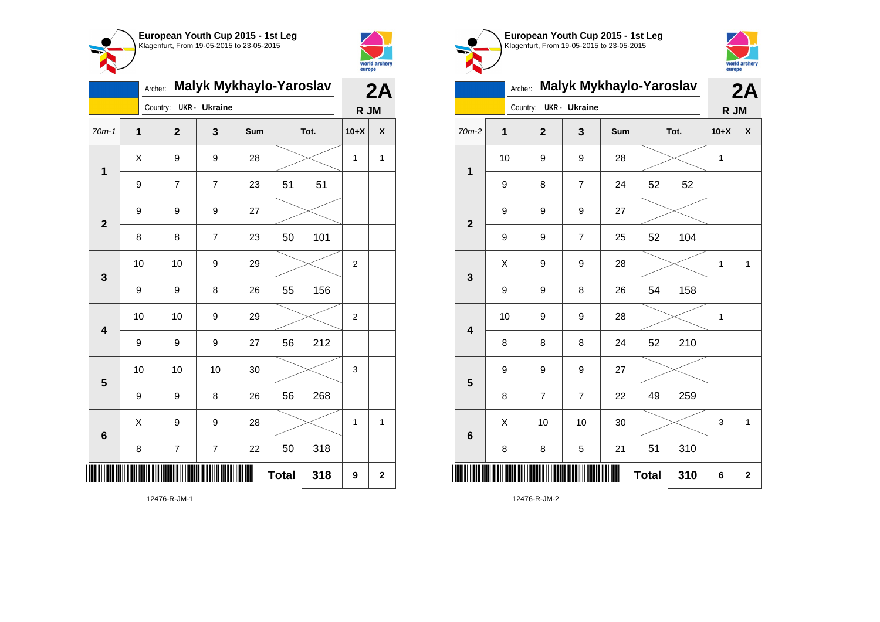## European Youth Cup 2015 - 1st Leg
Klagenfurt, From 19-05-2015 to 23-05-2015

Archer: **Malyk Mykhaylo-Yaroslav** — **2A**

Country: **UKR - Ukraine** — **R JM**

| 70m-1 | 1 | 2 | 3 | Sum | Tot. | | 10+X | X |
|---|---|---|---|---|---|---|---|---|
| 1 | X | 9 | 9 | 28 | | | 1 | 1 |
| | 9 | 7 | 7 | 23 | 51 | 51 | | |
| 2 | 9 | 9 | 9 | 27 | | | | |
| | 8 | 8 | 7 | 23 | 50 | 101 | | |
| 3 | 10 | 10 | 9 | 29 | | | 2 | |
| | 9 | 9 | 8 | 26 | 55 | 156 | | |
| 4 | 10 | 10 | 9 | 29 | | | 2 | |
| | 9 | 9 | 9 | 27 | 56 | 212 | | |
| 5 | 10 | 10 | 10 | 30 | | | 3 | |
| | 9 | 9 | 8 | 26 | 56 | 268 | | |
| 6 | X | 9 | 9 | 28 | | | 1 | 1 |
| | 8 | 7 | 7 | 22 | 50 | 318 | | |
| | | | | | **Total** | **318** | **9** | **2** |

12476-R-JM-1

## European Youth Cup 2015 - 1st Leg
Klagenfurt, From 19-05-2015 to 23-05-2015

Archer: **Malyk Mykhaylo-Yaroslav** — **2A**

Country: **UKR - Ukraine** — **R JM**

| 70m-2 | 1 | 2 | 3 | Sum | Tot. | | 10+X | X |
|---|---|---|---|---|---|---|---|---|
| 1 | 10 | 9 | 9 | 28 | | | 1 | |
| | 9 | 8 | 7 | 24 | 52 | 52 | | |
| 2 | 9 | 9 | 9 | 27 | | | | |
| | 9 | 9 | 7 | 25 | 52 | 104 | | |
| 3 | X | 9 | 9 | 28 | | | 1 | 1 |
| | 9 | 9 | 8 | 26 | 54 | 158 | | |
| 4 | 10 | 9 | 9 | 28 | | | 1 | |
| | 8 | 8 | 8 | 24 | 52 | 210 | | |
| 5 | 9 | 9 | 9 | 27 | | | | |
| | 8 | 7 | 7 | 22 | 49 | 259 | | |
| 6 | X | 10 | 10 | 30 | | | 3 | 1 |
| | 8 | 8 | 5 | 21 | 51 | 310 | | |
| | | | | | **Total** | **310** | **6** | **2** |

12476-R-JM-2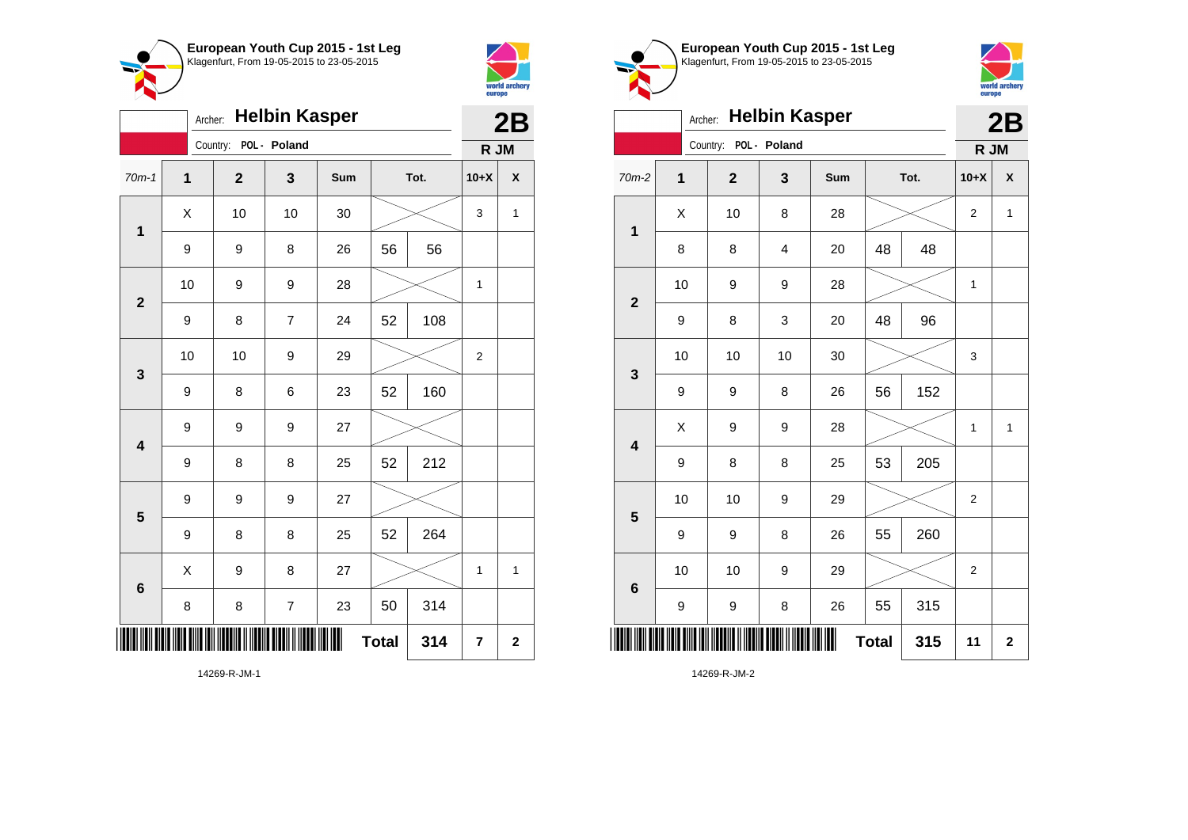## European Youth Cup 2015 - 1st Leg
Klagenfurt, From 19-05-2015 to 23-05-2015

Archer: **Helbin Kasper**
Country: POL - Poland

**2B**
**R JM**

| 70m-1 | 1 | 2 | 3 | Sum | Tot. | | 10+X | X |
|---|---|---|---|---|---|---|---|---|
| 1 | X | 10 | 10 | 30 | | | 3 | 1 |
| | 9 | 9 | 8 | 26 | 56 | 56 | | |
| 2 | 10 | 9 | 9 | 28 | | | 1 | |
| | 9 | 8 | 7 | 24 | 52 | 108 | | |
| 3 | 10 | 10 | 9 | 29 | | | 2 | |
| | 9 | 8 | 6 | 23 | 52 | 160 | | |
| 4 | 9 | 9 | 9 | 27 | | | | |
| | 9 | 8 | 8 | 25 | 52 | 212 | | |
| 5 | 9 | 9 | 9 | 27 | | | | |
| | 9 | 8 | 8 | 25 | 52 | 264 | | |
| 6 | X | 9 | 8 | 27 | | | 1 | 1 |
| | 8 | 8 | 7 | 23 | 50 | 314 | | |
| | | | | | **Total** | **314** | **7** | **2** |

14269-R-JM-1

## European Youth Cup 2015 - 1st Leg
Klagenfurt, From 19-05-2015 to 23-05-2015

Archer: **Helbin Kasper**
Country: POL - Poland

**2B**
**R JM**

| 70m-2 | 1 | 2 | 3 | Sum | Tot. | | 10+X | X |
|---|---|---|---|---|---|---|---|---|
| 1 | X | 10 | 8 | 28 | | | 2 | 1 |
| | 8 | 8 | 4 | 20 | 48 | 48 | | |
| 2 | 10 | 9 | 9 | 28 | | | 1 | |
| | 9 | 8 | 3 | 20 | 48 | 96 | | |
| 3 | 10 | 10 | 10 | 30 | | | 3 | |
| | 9 | 9 | 8 | 26 | 56 | 152 | | |
| 4 | X | 9 | 9 | 28 | | | 1 | 1 |
| | 9 | 8 | 8 | 25 | 53 | 205 | | |
| 5 | 10 | 10 | 9 | 29 | | | 2 | |
| | 9 | 9 | 8 | 26 | 55 | 260 | | |
| 6 | 10 | 10 | 9 | 29 | | | 2 | |
| | 9 | 9 | 8 | 26 | 55 | 315 | | |
| | | | | | **Total** | **315** | **11** | **2** |

14269-R-JM-2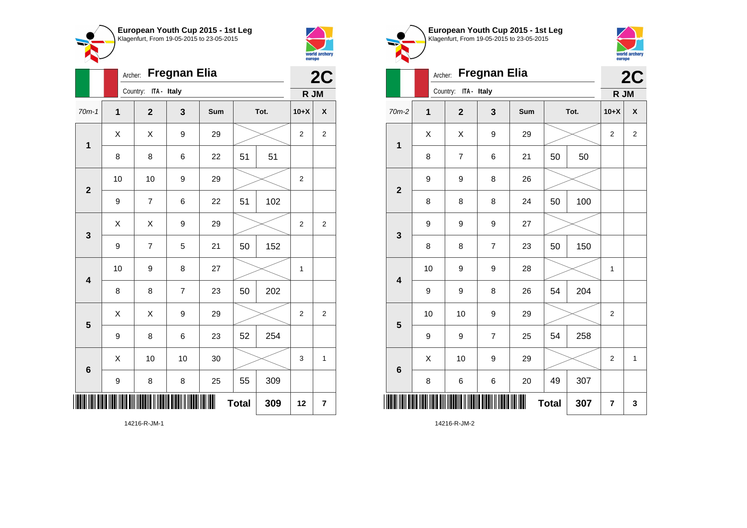## European Youth Cup 2015 - 1st Leg

Klagenfurt, From 19-05-2015 to 23-05-2015

Archer: **Fregnan Elia**

Country: ITA - Italy

**2C**

**R JM**

| 70m-1 | 1 | 2 | 3 | Sum | Tot. | | 10+X | X |
|---|---|---|---|---|---|---|---|---|
| 1 | X | X | 9 | 29 | | | 2 | 2 |
| | 8 | 8 | 6 | 22 | 51 | 51 | | |
| 2 | 10 | 10 | 9 | 29 | | | 2 | |
| | 9 | 7 | 6 | 22 | 51 | 102 | | |
| 3 | X | X | 9 | 29 | | | 2 | 2 |
| | 9 | 7 | 5 | 21 | 50 | 152 | | |
| 4 | 10 | 9 | 8 | 27 | | | 1 | |
| | 8 | 8 | 7 | 23 | 50 | 202 | | |
| 5 | X | X | 9 | 29 | | | 2 | 2 |
| | 9 | 8 | 6 | 23 | 52 | 254 | | |
| 6 | X | 10 | 10 | 30 | | | 3 | 1 |
| | 9 | 8 | 8 | 25 | 55 | 309 | | |
| | | | | | **Total** | **309** | **12** | **7** |

14216-R-JM-1

## European Youth Cup 2015 - 1st Leg

Klagenfurt, From 19-05-2015 to 23-05-2015

Archer: **Fregnan Elia**

Country: ITA - Italy

**2C**

**R JM**

| 70m-2 | 1 | 2 | 3 | Sum | Tot. | | 10+X | X |
|---|---|---|---|---|---|---|---|---|
| 1 | X | X | 9 | 29 | | | 2 | 2 |
| | 8 | 7 | 6 | 21 | 50 | 50 | | |
| 2 | 9 | 9 | 8 | 26 | | | | |
| | 8 | 8 | 8 | 24 | 50 | 100 | | |
| 3 | 9 | 9 | 9 | 27 | | | | |
| | 8 | 8 | 7 | 23 | 50 | 150 | | |
| 4 | 10 | 9 | 9 | 28 | | | 1 | |
| | 9 | 9 | 8 | 26 | 54 | 204 | | |
| 5 | 10 | 10 | 9 | 29 | | | 2 | |
| | 9 | 9 | 7 | 25 | 54 | 258 | | |
| 6 | X | 10 | 9 | 29 | | | 2 | 1 |
| | 8 | 6 | 6 | 20 | 49 | 307 | | |
| | | | | | **Total** | **307** | **7** | **3** |

14216-R-JM-2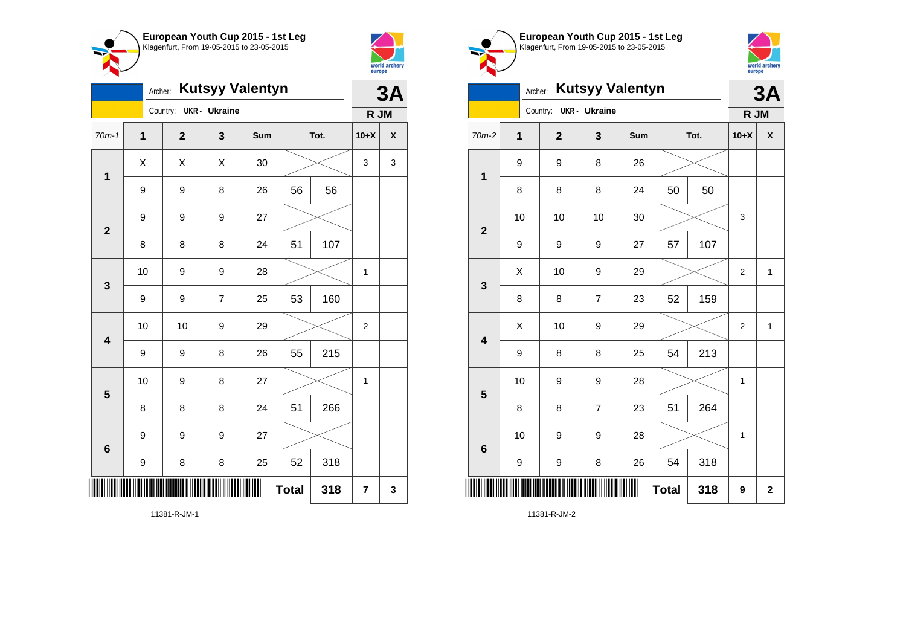## European Youth Cup 2015 - 1st Leg
Klagenfurt, From 19-05-2015 to 23-05-2015

Archer: **Kutsyy Valentyn** — **3A**
Country: UKR - Ukraine — R JM

| 70m-1 | 1 | 2 | 3 | Sum | Tot. | | 10+X | X |
|---|---|---|---|---|---|---|---|---|
| 1 | X | X | X | 30 | | | 3 | 3 |
| | 9 | 9 | 8 | 26 | 56 | 56 | | |
| 2 | 9 | 9 | 9 | 27 | | | | |
| | 8 | 8 | 8 | 24 | 51 | 107 | | |
| 3 | 10 | 9 | 9 | 28 | | | 1 | |
| | 9 | 9 | 7 | 25 | 53 | 160 | | |
| 4 | 10 | 10 | 9 | 29 | | | 2 | |
| | 9 | 9 | 8 | 26 | 55 | 215 | | |
| 5 | 10 | 9 | 8 | 27 | | | 1 | |
| | 8 | 8 | 8 | 24 | 51 | 266 | | |
| 6 | 9 | 9 | 9 | 27 | | | | |
| | 9 | 8 | 8 | 25 | 52 | 318 | | |
| | | | | | **Total** | **318** | **7** | **3** |

11381-R-JM-1

## European Youth Cup 2015 - 1st Leg
Klagenfurt, From 19-05-2015 to 23-05-2015

Archer: **Kutsyy Valentyn** — **3A**
Country: UKR - Ukraine — R JM

| 70m-2 | 1 | 2 | 3 | Sum | Tot. | | 10+X | X |
|---|---|---|---|---|---|---|---|---|
| 1 | 9 | 9 | 8 | 26 | | | | |
| | 8 | 8 | 8 | 24 | 50 | 50 | | |
| 2 | 10 | 10 | 10 | 30 | | | 3 | |
| | 9 | 9 | 9 | 27 | 57 | 107 | | |
| 3 | X | 10 | 9 | 29 | | | 2 | 1 |
| | 8 | 8 | 7 | 23 | 52 | 159 | | |
| 4 | X | 10 | 9 | 29 | | | 2 | 1 |
| | 9 | 8 | 8 | 25 | 54 | 213 | | |
| 5 | 10 | 9 | 9 | 28 | | | 1 | |
| | 8 | 8 | 7 | 23 | 51 | 264 | | |
| 6 | 10 | 9 | 9 | 28 | | | 1 | |
| | 9 | 9 | 8 | 26 | 54 | 318 | | |
| | | | | | **Total** | **318** | **9** | **2** |

11381-R-JM-2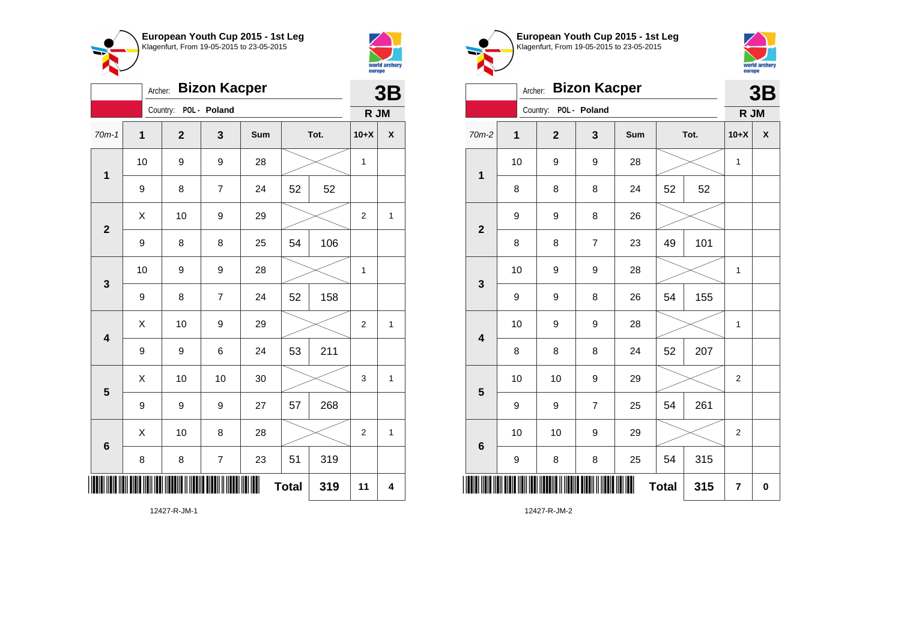**European Youth Cup 2015 - 1st Leg**
Klagenfurt, From 19-05-2015 to 23-05-2015

Archer: **Bizon Kacper** — **3B**
Country: POL - Poland — **R JM**

| 70m-1 | 1 | 2 | 3 | Sum | Tot. | | 10+X | X |
|---|---|---|---|---|---|---|---|---|
| 1 | 10 | 9 | 9 | 28 | | | 1 | |
| | 9 | 8 | 7 | 24 | 52 | 52 | | |
| 2 | X | 10 | 9 | 29 | | | 2 | 1 |
| | 9 | 8 | 8 | 25 | 54 | 106 | | |
| 3 | 10 | 9 | 9 | 28 | | | 1 | |
| | 9 | 8 | 7 | 24 | 52 | 158 | | |
| 4 | X | 10 | 9 | 29 | | | 2 | 1 |
| | 9 | 9 | 6 | 24 | 53 | 211 | | |
| 5 | X | 10 | 10 | 30 | | | 3 | 1 |
| | 9 | 9 | 9 | 27 | 57 | 268 | | |
| 6 | X | 10 | 8 | 28 | | | 2 | 1 |
| | 8 | 8 | 7 | 23 | 51 | 319 | | |
| | | | | | **Total** | **319** | **11** | **4** |

12427-R-JM-1

**European Youth Cup 2015 - 1st Leg**
Klagenfurt, From 19-05-2015 to 23-05-2015

Archer: **Bizon Kacper** — **3B**
Country: POL - Poland — **R JM**

| 70m-2 | 1 | 2 | 3 | Sum | Tot. | | 10+X | X |
|---|---|---|---|---|---|---|---|---|
| 1 | 10 | 9 | 9 | 28 | | | 1 | |
| | 8 | 8 | 8 | 24 | 52 | 52 | | |
| 2 | 9 | 9 | 8 | 26 | | | | |
| | 8 | 8 | 7 | 23 | 49 | 101 | | |
| 3 | 10 | 9 | 9 | 28 | | | 1 | |
| | 9 | 9 | 8 | 26 | 54 | 155 | | |
| 4 | 10 | 9 | 9 | 28 | | | 1 | |
| | 8 | 8 | 8 | 24 | 52 | 207 | | |
| 5 | 10 | 10 | 9 | 29 | | | 2 | |
| | 9 | 9 | 7 | 25 | 54 | 261 | | |
| 6 | 10 | 10 | 9 | 29 | | | 2 | |
| | 9 | 8 | 8 | 25 | 54 | 315 | | |
| | | | | | **Total** | **315** | **7** | **0** |

12427-R-JM-2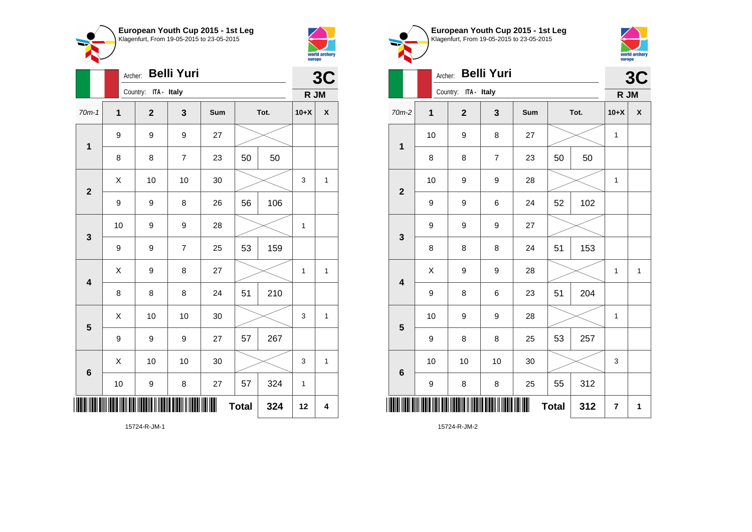## European Youth Cup 2015 - 1st Leg

Klagenfurt, From 19-05-2015 to 23-05-2015

Archer: **Belli Yuri**

Country: ITA - Italy

**3C**

**R JM**

| 70m-1 | 1 | 2 | 3 | Sum | Tot. | | 10+X | X |
|---|---|---|---|---|---|---|---|---|
| 1 | 9 | 9 | 9 | 27 | | | | |
| | 8 | 8 | 7 | 23 | 50 | 50 | | |
| 2 | X | 10 | 10 | 30 | | | 3 | 1 |
| | 9 | 9 | 8 | 26 | 56 | 106 | | |
| 3 | 10 | 9 | 9 | 28 | | | 1 | |
| | 9 | 9 | 7 | 25 | 53 | 159 | | |
| 4 | X | 9 | 8 | 27 | | | 1 | 1 |
| | 8 | 8 | 8 | 24 | 51 | 210 | | |
| 5 | X | 10 | 10 | 30 | | | 3 | 1 |
| | 9 | 9 | 9 | 27 | 57 | 267 | | |
| 6 | X | 10 | 10 | 30 | | | 3 | 1 |
| | 10 | 9 | 8 | 27 | 57 | 324 | 1 | |
| | | | | | **Total** | **324** | **12** | **4** |

15724-R-JM-1

## European Youth Cup 2015 - 1st Leg

Klagenfurt, From 19-05-2015 to 23-05-2015

Archer: **Belli Yuri**

Country: ITA - Italy

**3C**

**R JM**

| 70m-2 | 1 | 2 | 3 | Sum | Tot. | | 10+X | X |
|---|---|---|---|---|---|---|---|---|
| 1 | 10 | 9 | 8 | 27 | | | 1 | |
| | 8 | 8 | 7 | 23 | 50 | 50 | | |
| 2 | 10 | 9 | 9 | 28 | | | 1 | |
| | 9 | 9 | 6 | 24 | 52 | 102 | | |
| 3 | 9 | 9 | 9 | 27 | | | | |
| | 8 | 8 | 8 | 24 | 51 | 153 | | |
| 4 | X | 9 | 9 | 28 | | | 1 | 1 |
| | 9 | 8 | 6 | 23 | 51 | 204 | | |
| 5 | 10 | 9 | 9 | 28 | | | 1 | |
| | 9 | 8 | 8 | 25 | 53 | 257 | | |
| 6 | 10 | 10 | 10 | 30 | | | 3 | |
| | 9 | 8 | 8 | 25 | 55 | 312 | | |
| | | | | | **Total** | **312** | **7** | **1** |

15724-R-JM-2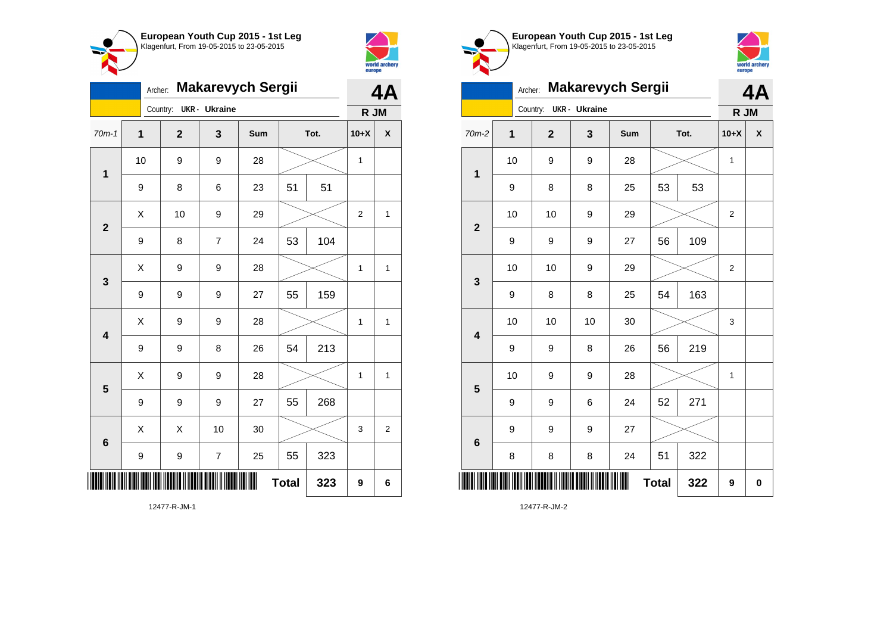**European Youth Cup 2015 - 1st Leg**
Klagenfurt, From 19-05-2015 to 23-05-2015

Archer: **Makarevych Sergii**
Country: UKR - Ukraine

**4A**
**R JM**

| 70m-1 | 1 | 2 | 3 | Sum | Tot. | | 10+X | X |
|---|---|---|---|---|---|---|---|---|
| 1 | 10 | 9 | 9 | 28 | | | 1 | |
| | 9 | 8 | 6 | 23 | 51 | 51 | | |
| 2 | X | 10 | 9 | 29 | | | 2 | 1 |
| | 9 | 8 | 7 | 24 | 53 | 104 | | |
| 3 | X | 9 | 9 | 28 | | | 1 | 1 |
| | 9 | 9 | 9 | 27 | 55 | 159 | | |
| 4 | X | 9 | 9 | 28 | | | 1 | 1 |
| | 9 | 9 | 8 | 26 | 54 | 213 | | |
| 5 | X | 9 | 9 | 28 | | | 1 | 1 |
| | 9 | 9 | 9 | 27 | 55 | 268 | | |
| 6 | X | X | 10 | 30 | | | 3 | 2 |
| | 9 | 9 | 7 | 25 | 55 | 323 | | |
| | | | | | **Total** | 323 | 9 | 6 |

12477-R-JM-1

**European Youth Cup 2015 - 1st Leg**
Klagenfurt, From 19-05-2015 to 23-05-2015

Archer: **Makarevych Sergii**
Country: UKR - Ukraine

**4A**
**R JM**

| 70m-2 | 1 | 2 | 3 | Sum | Tot. | | 10+X | X |
|---|---|---|---|---|---|---|---|---|
| 1 | 10 | 9 | 9 | 28 | | | 1 | |
| | 9 | 8 | 8 | 25 | 53 | 53 | | |
| 2 | 10 | 10 | 9 | 29 | | | 2 | |
| | 9 | 9 | 9 | 27 | 56 | 109 | | |
| 3 | 10 | 10 | 9 | 29 | | | 2 | |
| | 9 | 8 | 8 | 25 | 54 | 163 | | |
| 4 | 10 | 10 | 10 | 30 | | | 3 | |
| | 9 | 9 | 8 | 26 | 56 | 219 | | |
| 5 | 10 | 9 | 9 | 28 | | | 1 | |
| | 9 | 9 | 6 | 24 | 52 | 271 | | |
| 6 | 9 | 9 | 9 | 27 | | | | |
| | 8 | 8 | 8 | 24 | 51 | 322 | | |
| | | | | | **Total** | 322 | 9 | 0 |

12477-R-JM-2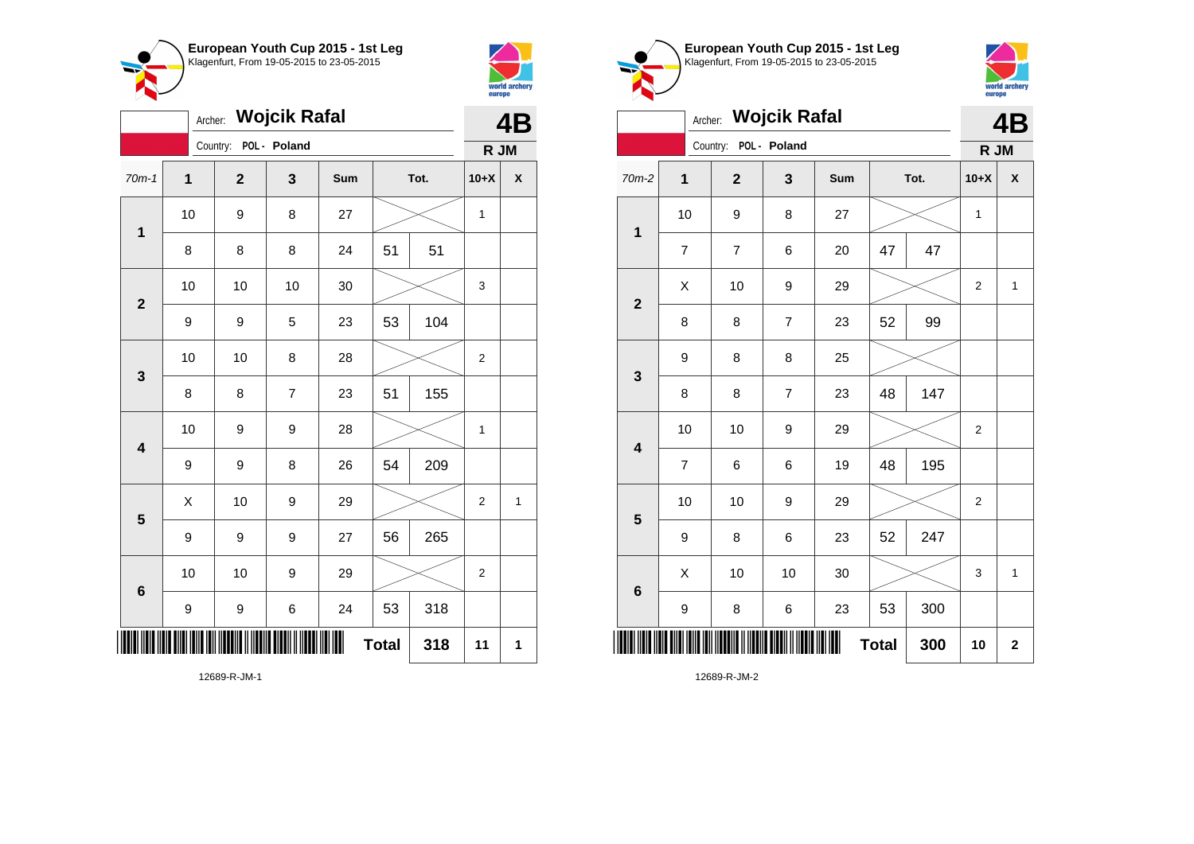## European Youth Cup 2015 - 1st Leg
Klagenfurt, From 19-05-2015 to 23-05-2015

Archer: **Wojcik Rafal**
Country: POL - Poland

**4B**
**R JM**

| 70m-1 | 1 | 2 | 3 | Sum | Tot. | | 10+X | X |
|---|---|---|---|---|---|---|---|---|
| 1 | 10 | 9 | 8 | 27 | | | 1 | |
| | 8 | 8 | 8 | 24 | 51 | 51 | | |
| 2 | 10 | 10 | 10 | 30 | | | 3 | |
| | 9 | 9 | 5 | 23 | 53 | 104 | | |
| 3 | 10 | 10 | 8 | 28 | | | 2 | |
| | 8 | 8 | 7 | 23 | 51 | 155 | | |
| 4 | 10 | 9 | 9 | 28 | | | 1 | |
| | 9 | 9 | 8 | 26 | 54 | 209 | | |
| 5 | X | 10 | 9 | 29 | | | 2 | 1 |
| | 9 | 9 | 9 | 27 | 56 | 265 | | |
| 6 | 10 | 10 | 9 | 29 | | | 2 | |
| | 9 | 9 | 6 | 24 | 53 | 318 | | |
| | | | | | **Total** | **318** | **11** | **1** |

12689-R-JM-1

## European Youth Cup 2015 - 1st Leg
Klagenfurt, From 19-05-2015 to 23-05-2015

Archer: **Wojcik Rafal**
Country: POL - Poland

**4B**
**R JM**

| 70m-2 | 1 | 2 | 3 | Sum | Tot. | | 10+X | X |
|---|---|---|---|---|---|---|---|---|
| 1 | 10 | 9 | 8 | 27 | | | 1 | |
| | 7 | 7 | 6 | 20 | 47 | 47 | | |
| 2 | X | 10 | 9 | 29 | | | 2 | 1 |
| | 8 | 8 | 7 | 23 | 52 | 99 | | |
| 3 | 9 | 8 | 8 | 25 | | | | |
| | 8 | 8 | 7 | 23 | 48 | 147 | | |
| 4 | 10 | 10 | 9 | 29 | | | 2 | |
| | 7 | 6 | 6 | 19 | 48 | 195 | | |
| 5 | 10 | 10 | 9 | 29 | | | 2 | |
| | 9 | 8 | 6 | 23 | 52 | 247 | | |
| 6 | X | 10 | 10 | 30 | | | 3 | 1 |
| | 9 | 8 | 6 | 23 | 53 | 300 | | |
| | | | | | **Total** | **300** | **10** | **2** |

12689-R-JM-2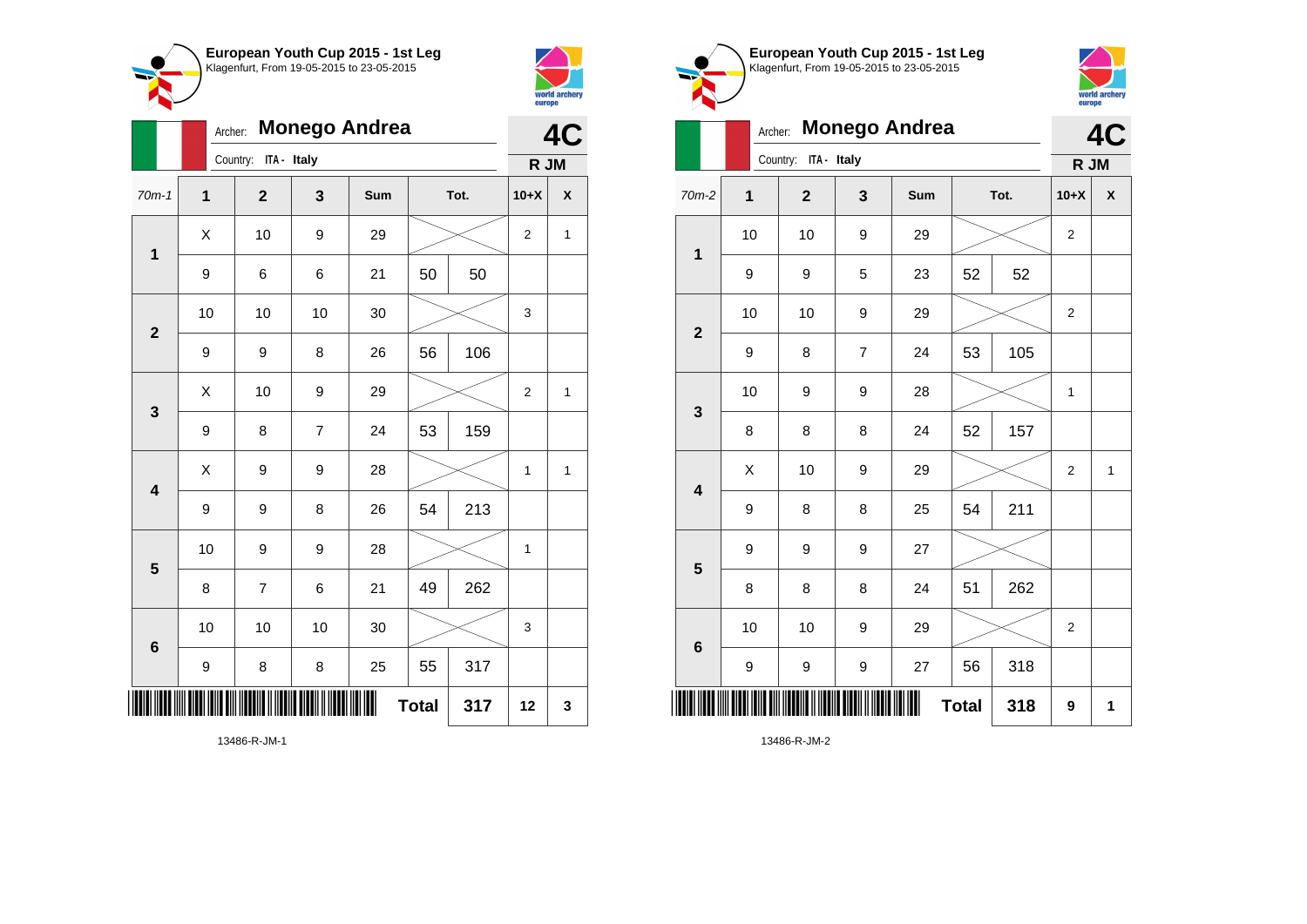## European Youth Cup 2015 - 1st Leg
Klagenfurt, From 19-05-2015 to 23-05-2015

Archer: **Monego Andrea**
Country: ITA - Italy

**4C**
**R JM**

| 70m-1 | 1 | 2 | 3 | Sum | Tot. | | 10+X | X |
|---|---|---|---|---|---|---|---|---|
| 1 | X | 10 | 9 | 29 | | | 2 | 1 |
| | 9 | 6 | 6 | 21 | 50 | 50 | | |
| 2 | 10 | 10 | 10 | 30 | | | 3 | |
| | 9 | 9 | 8 | 26 | 56 | 106 | | |
| 3 | X | 10 | 9 | 29 | | | 2 | 1 |
| | 9 | 8 | 7 | 24 | 53 | 159 | | |
| 4 | X | 9 | 9 | 28 | | | 1 | 1 |
| | 9 | 9 | 8 | 26 | 54 | 213 | | |
| 5 | 10 | 9 | 9 | 28 | | | 1 | |
| | 8 | 7 | 6 | 21 | 49 | 262 | | |
| 6 | 10 | 10 | 10 | 30 | | | 3 | |
| | 9 | 8 | 8 | 25 | 55 | 317 | | |
| | | | | Total | | 317 | 12 | 3 |

13486-R-JM-1

## European Youth Cup 2015 - 1st Leg
Klagenfurt, From 19-05-2015 to 23-05-2015

Archer: **Monego Andrea**
Country: ITA - Italy

**4C**
**R JM**

| 70m-2 | 1 | 2 | 3 | Sum | Tot. | | 10+X | X |
|---|---|---|---|---|---|---|---|---|
| 1 | 10 | 10 | 9 | 29 | | | 2 | |
| | 9 | 9 | 5 | 23 | 52 | 52 | | |
| 2 | 10 | 10 | 9 | 29 | | | 2 | |
| | 9 | 8 | 7 | 24 | 53 | 105 | | |
| 3 | 10 | 9 | 9 | 28 | | | 1 | |
| | 8 | 8 | 8 | 24 | 52 | 157 | | |
| 4 | X | 10 | 9 | 29 | | | 2 | 1 |
| | 9 | 8 | 8 | 25 | 54 | 211 | | |
| 5 | 9 | 9 | 9 | 27 | | | | |
| | 8 | 8 | 8 | 24 | 51 | 262 | | |
| 6 | 10 | 10 | 9 | 29 | | | 2 | |
| | 9 | 9 | 9 | 27 | 56 | 318 | | |
| | | | | Total | | 318 | 9 | 1 |

13486-R-JM-2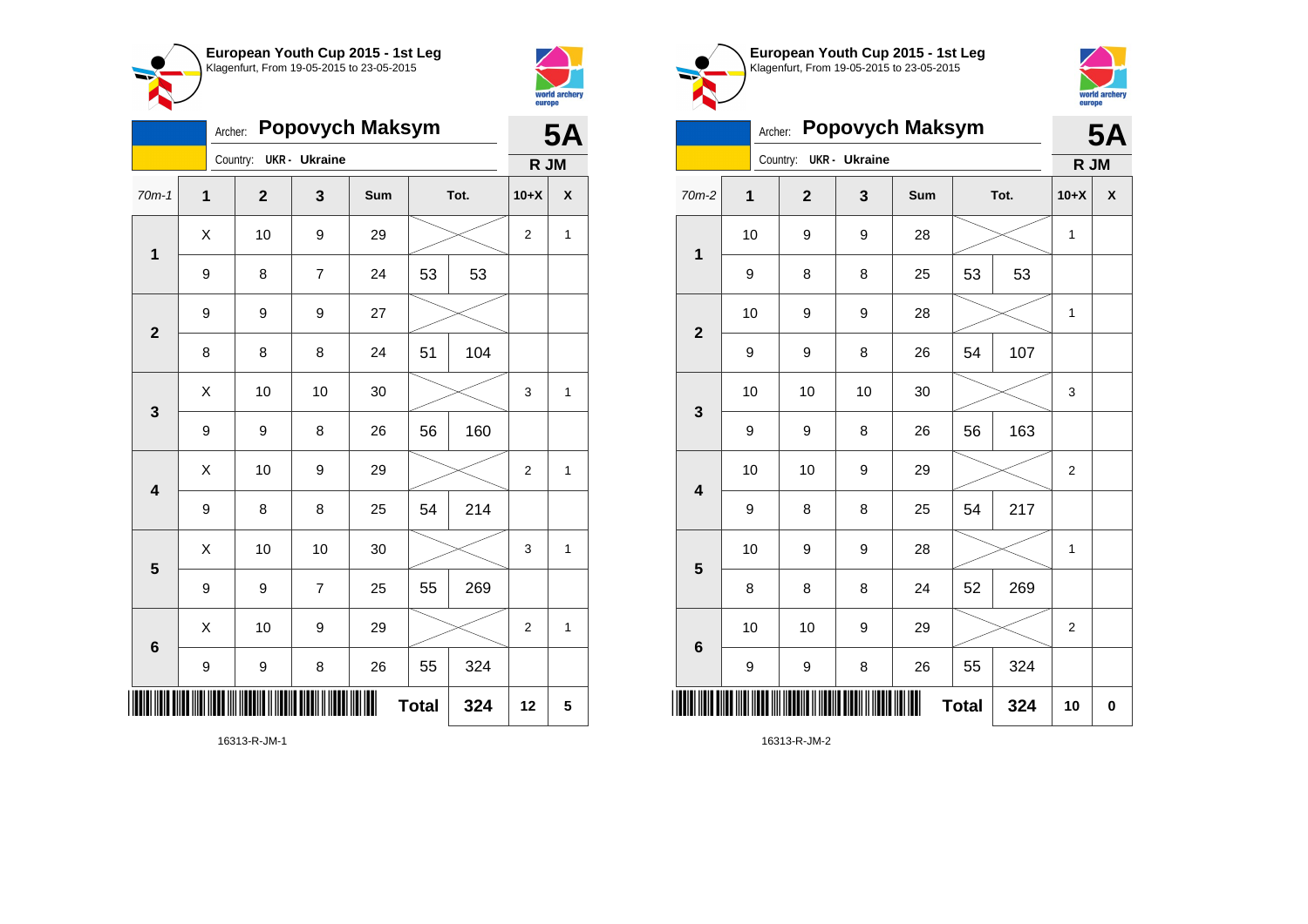**European Youth Cup 2015 - 1st Leg**
Klagenfurt, From 19-05-2015 to 23-05-2015

Archer: **Popovych Maksym** — **5A**
Country: **UKR - Ukraine** — **R JM**

| 70m-1 | 1 | 2 | 3 | Sum | Tot. | | 10+X | X |
|---|---|---|---|---|---|---|---|---|
| 1 | X | 10 | 9 | 29 | | | 2 | 1 |
| | 9 | 8 | 7 | 24 | 53 | 53 | | |
| 2 | 9 | 9 | 9 | 27 | | | | |
| | 8 | 8 | 8 | 24 | 51 | 104 | | |
| 3 | X | 10 | 10 | 30 | | | 3 | 1 |
| | 9 | 9 | 8 | 26 | 56 | 160 | | |
| 4 | X | 10 | 9 | 29 | | | 2 | 1 |
| | 9 | 8 | 8 | 25 | 54 | 214 | | |
| 5 | X | 10 | 10 | 30 | | | 3 | 1 |
| | 9 | 9 | 7 | 25 | 55 | 269 | | |
| 6 | X | 10 | 9 | 29 | | | 2 | 1 |
| | 9 | 9 | 8 | 26 | 55 | 324 | | |
| | | | | | **Total** | **324** | **12** | **5** |

16313-R-JM-1

**European Youth Cup 2015 - 1st Leg**
Klagenfurt, From 19-05-2015 to 23-05-2015

Archer: **Popovych Maksym** — **5A**
Country: **UKR - Ukraine** — **R JM**

| 70m-2 | 1 | 2 | 3 | Sum | Tot. | | 10+X | X |
|---|---|---|---|---|---|---|---|---|
| 1 | 10 | 9 | 9 | 28 | | | 1 | |
| | 9 | 8 | 8 | 25 | 53 | 53 | | |
| 2 | 10 | 9 | 9 | 28 | | | 1 | |
| | 9 | 9 | 8 | 26 | 54 | 107 | | |
| 3 | 10 | 10 | 10 | 30 | | | 3 | |
| | 9 | 9 | 8 | 26 | 56 | 163 | | |
| 4 | 10 | 10 | 9 | 29 | | | 2 | |
| | 9 | 8 | 8 | 25 | 54 | 217 | | |
| 5 | 10 | 9 | 9 | 28 | | | 1 | |
| | 8 | 8 | 8 | 24 | 52 | 269 | | |
| 6 | 10 | 10 | 9 | 29 | | | 2 | |
| | 9 | 9 | 8 | 26 | 55 | 324 | | |
| | | | | | **Total** | **324** | **10** | **0** |

16313-R-JM-2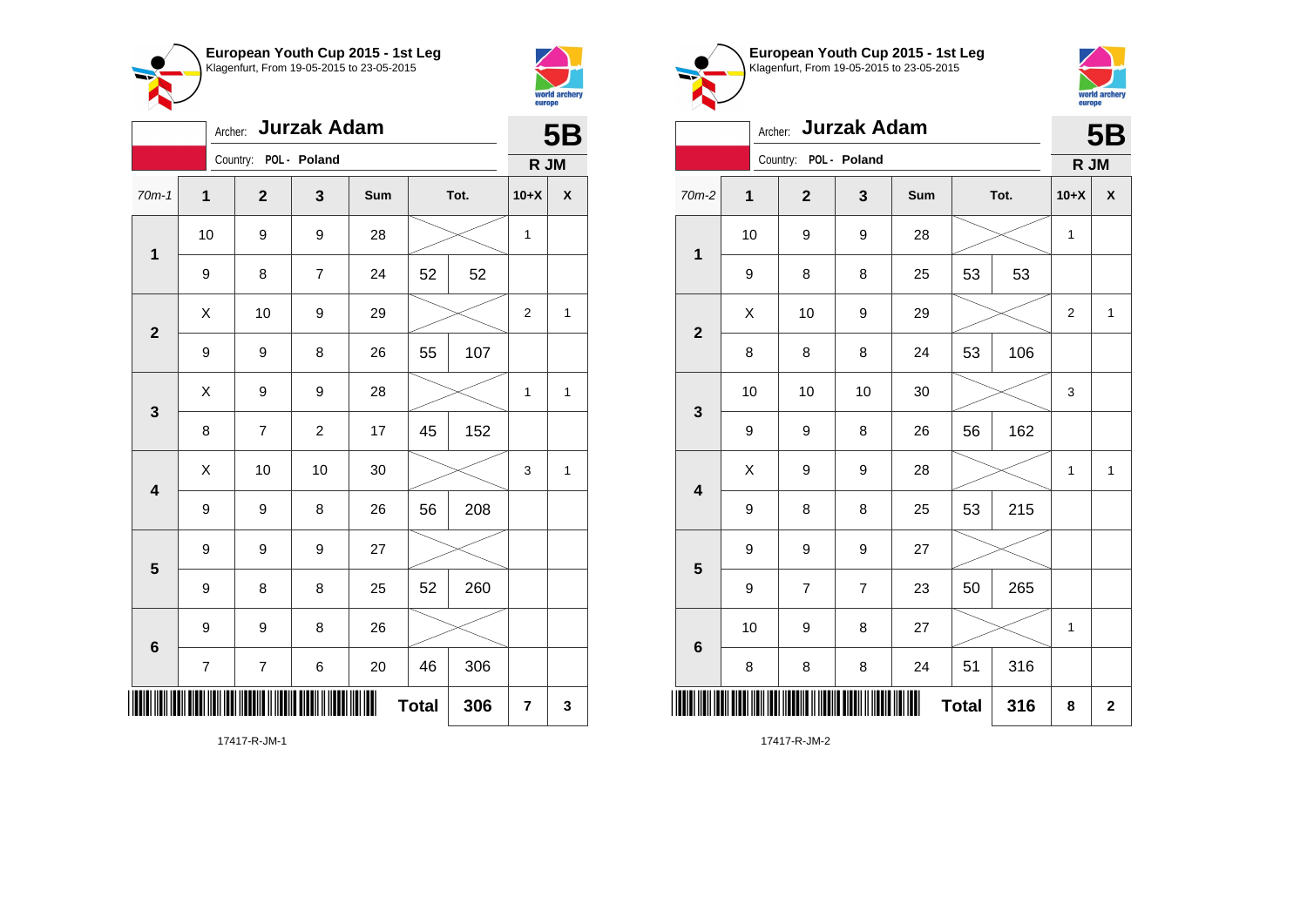## European Youth Cup 2015 - 1st Leg
Klagenfurt, From 19-05-2015 to 23-05-2015

Archer: **Jurzak Adam**
Country: POL - Poland

**5B**
**R JM**

| 70m-1 | 1 | 2 | 3 | Sum | Tot. | | 10+X | X |
|---|---|---|---|---|---|---|---|---|
| 1 | 10 | 9 | 9 | 28 | | | 1 | |
| | 9 | 8 | 7 | 24 | 52 | 52 | | |
| 2 | X | 10 | 9 | 29 | | | 2 | 1 |
| | 9 | 9 | 8 | 26 | 55 | 107 | | |
| 3 | X | 9 | 9 | 28 | | | 1 | 1 |
| | 8 | 7 | 2 | 17 | 45 | 152 | | |
| 4 | X | 10 | 10 | 30 | | | 3 | 1 |
| | 9 | 9 | 8 | 26 | 56 | 208 | | |
| 5 | 9 | 9 | 9 | 27 | | | | |
| | 9 | 8 | 8 | 25 | 52 | 260 | | |
| 6 | 9 | 9 | 8 | 26 | | | | |
| | 7 | 7 | 6 | 20 | 46 | 306 | | |
| | | | | | **Total** | **306** | **7** | **3** |

17417-R-JM-1

## European Youth Cup 2015 - 1st Leg
Klagenfurt, From 19-05-2015 to 23-05-2015

Archer: **Jurzak Adam**
Country: POL - Poland

**5B**
**R JM**

| 70m-2 | 1 | 2 | 3 | Sum | Tot. | | 10+X | X |
|---|---|---|---|---|---|---|---|---|
| 1 | 10 | 9 | 9 | 28 | | | 1 | |
| | 9 | 8 | 8 | 25 | 53 | 53 | | |
| 2 | X | 10 | 9 | 29 | | | 2 | 1 |
| | 8 | 8 | 8 | 24 | 53 | 106 | | |
| 3 | 10 | 10 | 10 | 30 | | | 3 | |
| | 9 | 9 | 8 | 26 | 56 | 162 | | |
| 4 | X | 9 | 9 | 28 | | | 1 | 1 |
| | 9 | 8 | 8 | 25 | 53 | 215 | | |
| 5 | 9 | 9 | 9 | 27 | | | | |
| | 9 | 7 | 7 | 23 | 50 | 265 | | |
| 6 | 10 | 9 | 8 | 27 | | | 1 | |
| | 8 | 8 | 8 | 24 | 51 | 316 | | |
| | | | | | **Total** | **316** | **8** | **2** |

17417-R-JM-2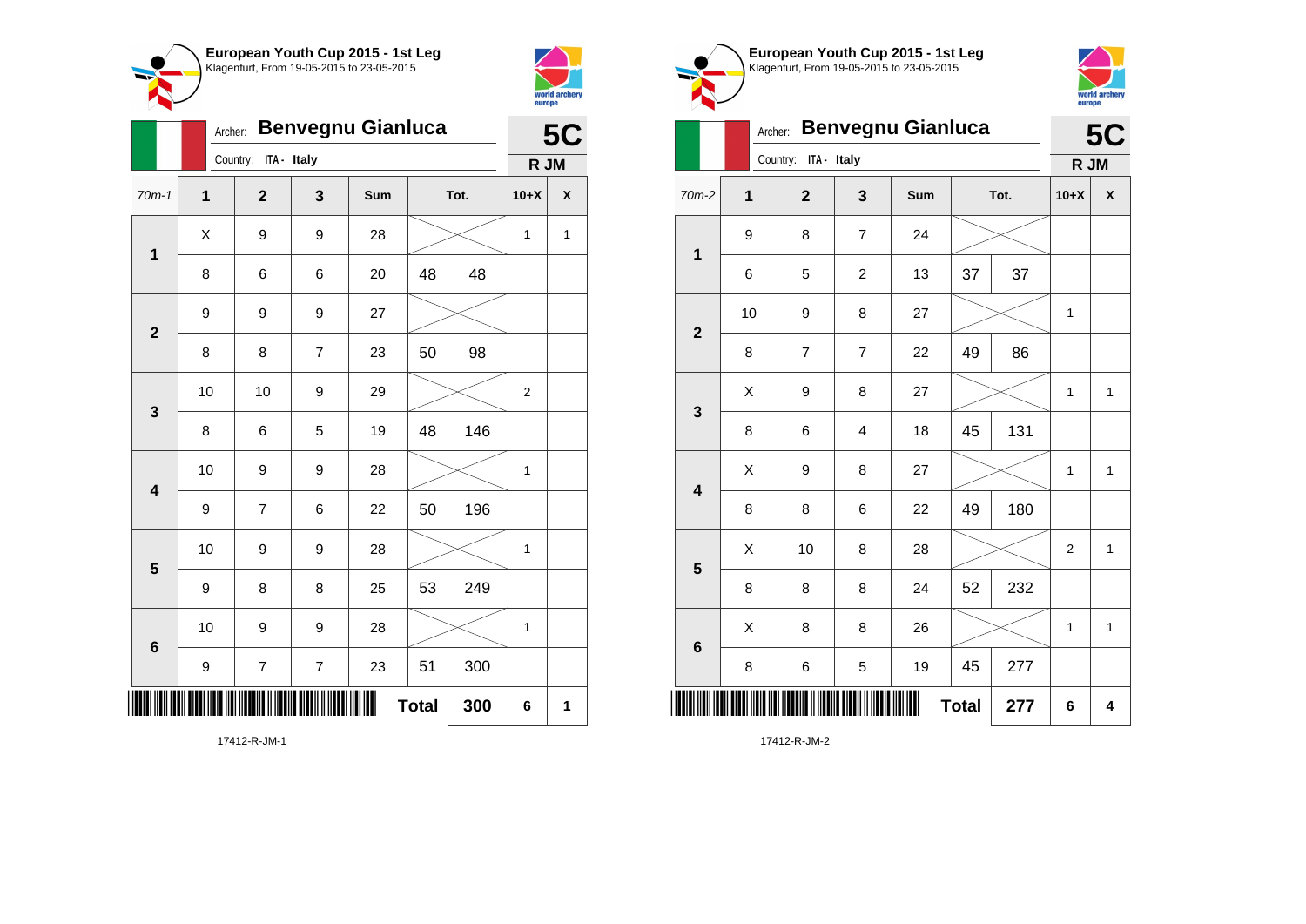**European Youth Cup 2015 - 1st Leg**
Klagenfurt, From 19-05-2015 to 23-05-2015

Archer: **Benvegnu Gianluca**
Country: ITA - Italy

**5C**
R JM

| 70m-1 | 1 | 2 | 3 | Sum | Tot. | | 10+X | X |
|---|---|---|---|---|---|---|---|---|
| 1 | X | 9 | 9 | 28 | | | 1 | 1 |
| | 8 | 6 | 6 | 20 | 48 | 48 | | |
| 2 | 9 | 9 | 9 | 27 | | | | |
| | 8 | 8 | 7 | 23 | 50 | 98 | | |
| 3 | 10 | 10 | 9 | 29 | | | 2 | |
| | 8 | 6 | 5 | 19 | 48 | 146 | | |
| 4 | 10 | 9 | 9 | 28 | | | 1 | |
| | 9 | 7 | 6 | 22 | 50 | 196 | | |
| 5 | 10 | 9 | 9 | 28 | | | 1 | |
| | 9 | 8 | 8 | 25 | 53 | 249 | | |
| 6 | 10 | 9 | 9 | 28 | | | 1 | |
| | 9 | 7 | 7 | 23 | 51 | 300 | | |
| | | | | | **Total** | 300 | 6 | 1 |

17412-R-JM-1

**European Youth Cup 2015 - 1st Leg**
Klagenfurt, From 19-05-2015 to 23-05-2015

Archer: **Benvegnu Gianluca**
Country: ITA - Italy

**5C**
R JM

| 70m-2 | 1 | 2 | 3 | Sum | Tot. | | 10+X | X |
|---|---|---|---|---|---|---|---|---|
| 1 | 9 | 8 | 7 | 24 | | | | |
| | 6 | 5 | 2 | 13 | 37 | 37 | | |
| 2 | 10 | 9 | 8 | 27 | | | 1 | |
| | 8 | 7 | 7 | 22 | 49 | 86 | | |
| 3 | X | 9 | 8 | 27 | | | 1 | 1 |
| | 8 | 6 | 4 | 18 | 45 | 131 | | |
| 4 | X | 9 | 8 | 27 | | | 1 | 1 |
| | 8 | 8 | 6 | 22 | 49 | 180 | | |
| 5 | X | 10 | 8 | 28 | | | 2 | 1 |
| | 8 | 8 | 8 | 24 | 52 | 232 | | |
| 6 | X | 8 | 8 | 26 | | | 1 | 1 |
| | 8 | 6 | 5 | 19 | 45 | 277 | | |
| | | | | | **Total** | 277 | 6 | 4 |

17412-R-JM-2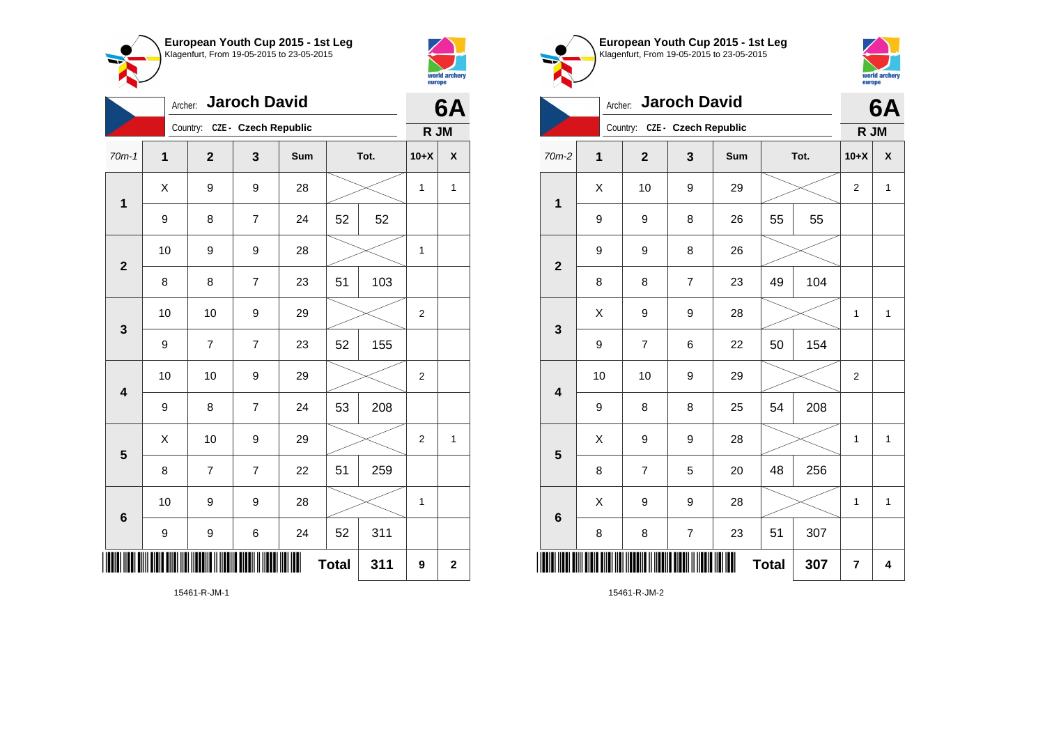**European Youth Cup 2015 - 1st Leg**
Klagenfurt, From 19-05-2015 to 23-05-2015

Archer: **Jaroch David**
Country: CZE - Czech Republic

**6A**
**R JM**

| 70m-1 | 1 | 2 | 3 | Sum | Tot. | | 10+X | X |
|---|---|---|---|---|---|---|---|---|
| 1 | X | 9 | 9 | 28 | | | 1 | 1 |
| | 9 | 8 | 7 | 24 | 52 | 52 | | |
| 2 | 10 | 9 | 9 | 28 | | | 1 | |
| | 8 | 8 | 7 | 23 | 51 | 103 | | |
| 3 | 10 | 10 | 9 | 29 | | | 2 | |
| | 9 | 7 | 7 | 23 | 52 | 155 | | |
| 4 | 10 | 10 | 9 | 29 | | | 2 | |
| | 9 | 8 | 7 | 24 | 53 | 208 | | |
| 5 | X | 10 | 9 | 29 | | | 2 | 1 |
| | 8 | 7 | 7 | 22 | 51 | 259 | | |
| 6 | 10 | 9 | 9 | 28 | | | 1 | |
| | 9 | 9 | 6 | 24 | 52 | 311 | | |
| | | | | | **Total** | **311** | **9** | **2** |

15461-R-JM-1

**European Youth Cup 2015 - 1st Leg**
Klagenfurt, From 19-05-2015 to 23-05-2015

Archer: **Jaroch David**
Country: CZE - Czech Republic

**6A**
**R JM**

| 70m-2 | 1 | 2 | 3 | Sum | Tot. | | 10+X | X |
|---|---|---|---|---|---|---|---|---|
| 1 | X | 10 | 9 | 29 | | | 2 | 1 |
| | 9 | 9 | 8 | 26 | 55 | 55 | | |
| 2 | 9 | 9 | 8 | 26 | | | | |
| | 8 | 8 | 7 | 23 | 49 | 104 | | |
| 3 | X | 9 | 9 | 28 | | | 1 | 1 |
| | 9 | 7 | 6 | 22 | 50 | 154 | | |
| 4 | 10 | 10 | 9 | 29 | | | 2 | |
| | 9 | 8 | 8 | 25 | 54 | 208 | | |
| 5 | X | 9 | 9 | 28 | | | 1 | 1 |
| | 8 | 7 | 5 | 20 | 48 | 256 | | |
| 6 | X | 9 | 9 | 28 | | | 1 | 1 |
| | 8 | 8 | 7 | 23 | 51 | 307 | | |
| | | | | | **Total** | **307** | **7** | **4** |

15461-R-JM-2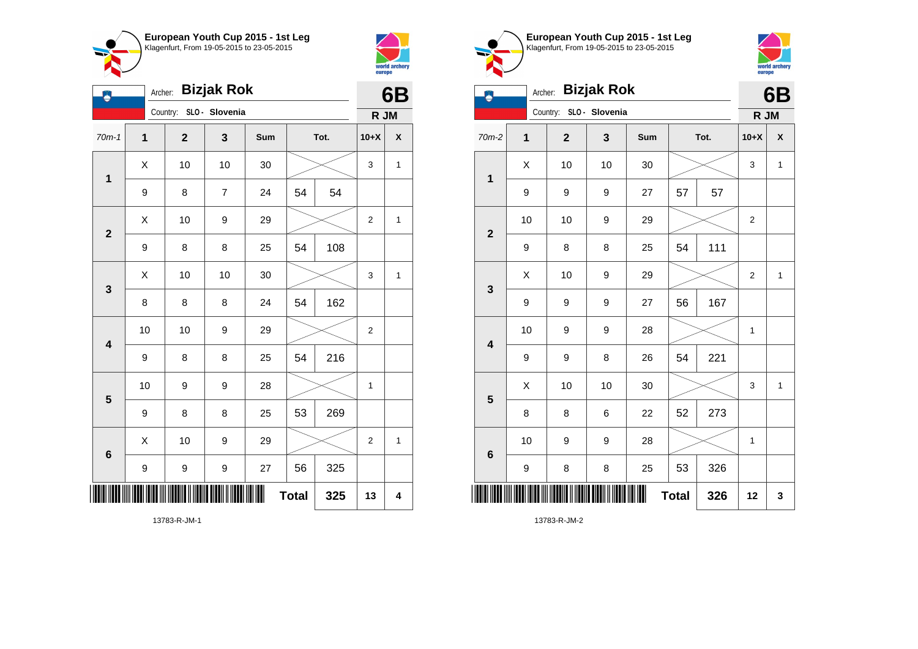## European Youth Cup 2015 - 1st Leg
Klagenfurt, From 19-05-2015 to 23-05-2015

Archer: **Bizjak Rok** — **6B**

Country: SLO - Slovenia — **R JM**

| 70m-1 | 1 | 2 | 3 | Sum | Tot. | | 10+X | X |
|---|---|---|---|---|---|---|---|---|
| 1 | X | 10 | 10 | 30 | | | 3 | 1 |
| | 9 | 8 | 7 | 24 | 54 | 54 | | |
| 2 | X | 10 | 9 | 29 | | | 2 | 1 |
| | 9 | 8 | 8 | 25 | 54 | 108 | | |
| 3 | X | 10 | 10 | 30 | | | 3 | 1 |
| | 8 | 8 | 8 | 24 | 54 | 162 | | |
| 4 | 10 | 10 | 9 | 29 | | | 2 | |
| | 9 | 8 | 8 | 25 | 54 | 216 | | |
| 5 | 10 | 9 | 9 | 28 | | | 1 | |
| | 9 | 8 | 8 | 25 | 53 | 269 | | |
| 6 | X | 10 | 9 | 29 | | | 2 | 1 |
| | 9 | 9 | 9 | 27 | 56 | 325 | | |
| | | | | | Total | 325 | 13 | 4 |

13783-R-JM-1

## European Youth Cup 2015 - 1st Leg
Klagenfurt, From 19-05-2015 to 23-05-2015

Archer: **Bizjak Rok** — **6B**

Country: SLO - Slovenia — **R JM**

| 70m-2 | 1 | 2 | 3 | Sum | Tot. | | 10+X | X |
|---|---|---|---|---|---|---|---|---|
| 1 | X | 10 | 10 | 30 | | | 3 | 1 |
| | 9 | 9 | 9 | 27 | 57 | 57 | | |
| 2 | 10 | 10 | 9 | 29 | | | 2 | |
| | 9 | 8 | 8 | 25 | 54 | 111 | | |
| 3 | X | 10 | 9 | 29 | | | 2 | 1 |
| | 9 | 9 | 9 | 27 | 56 | 167 | | |
| 4 | 10 | 9 | 9 | 28 | | | 1 | |
| | 9 | 9 | 8 | 26 | 54 | 221 | | |
| 5 | X | 10 | 10 | 30 | | | 3 | 1 |
| | 8 | 8 | 6 | 22 | 52 | 273 | | |
| 6 | 10 | 9 | 9 | 28 | | | 1 | |
| | 9 | 8 | 8 | 25 | 53 | 326 | | |
| | | | | | Total | 326 | 12 | 3 |

13783-R-JM-2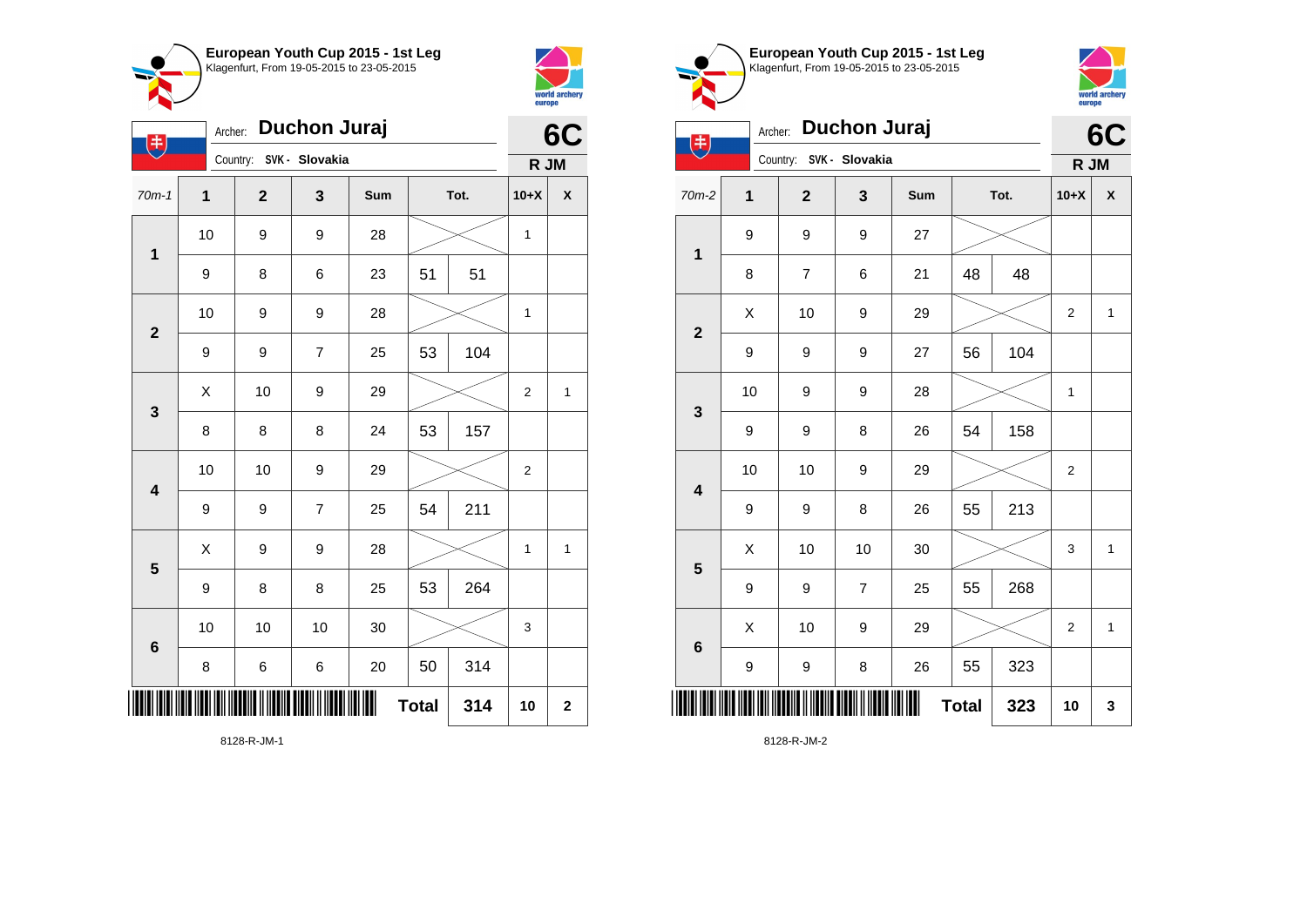## European Youth Cup 2015 - 1st Leg
Klagenfurt, From 19-05-2015 to 23-05-2015

Archer: **Duchon Juraj** — **6C**

Country: SVK - Slovakia — **R JM**

| 70m-1 | 1 | 2 | 3 | Sum | Tot. | | 10+X | X |
|---|---|---|---|---|---|---|---|---|
| 1 | 10 | 9 | 9 | 28 | | | 1 | |
| | 9 | 8 | 6 | 23 | 51 | 51 | | |
| 2 | 10 | 9 | 9 | 28 | | | 1 | |
| | 9 | 9 | 7 | 25 | 53 | 104 | | |
| 3 | X | 10 | 9 | 29 | | | 2 | 1 |
| | 8 | 8 | 8 | 24 | 53 | 157 | | |
| 4 | 10 | 10 | 9 | 29 | | | 2 | |
| | 9 | 9 | 7 | 25 | 54 | 211 | | |
| 5 | X | 9 | 9 | 28 | | | 1 | 1 |
| | 9 | 8 | 8 | 25 | 53 | 264 | | |
| 6 | 10 | 10 | 10 | 30 | | | 3 | |
| | 8 | 6 | 6 | 20 | 50 | 314 | | |
| | | | | | Total | 314 | 10 | 2 |

8128-R-JM-1

## European Youth Cup 2015 - 1st Leg
Klagenfurt, From 19-05-2015 to 23-05-2015

Archer: **Duchon Juraj** — **6C**

Country: SVK - Slovakia — **R JM**

| 70m-2 | 1 | 2 | 3 | Sum | Tot. | | 10+X | X |
|---|---|---|---|---|---|---|---|---|
| 1 | 9 | 9 | 9 | 27 | | | | |
| | 8 | 7 | 6 | 21 | 48 | 48 | | |
| 2 | X | 10 | 9 | 29 | | | 2 | 1 |
| | 9 | 9 | 9 | 27 | 56 | 104 | | |
| 3 | 10 | 9 | 9 | 28 | | | 1 | |
| | 9 | 9 | 8 | 26 | 54 | 158 | | |
| 4 | 10 | 10 | 9 | 29 | | | 2 | |
| | 9 | 9 | 8 | 26 | 55 | 213 | | |
| 5 | X | 10 | 10 | 30 | | | 3 | 1 |
| | 9 | 9 | 7 | 25 | 55 | 268 | | |
| 6 | X | 10 | 9 | 29 | | | 2 | 1 |
| | 9 | 9 | 8 | 26 | 55 | 323 | | |
| | | | | | Total | 323 | 10 | 3 |

8128-R-JM-2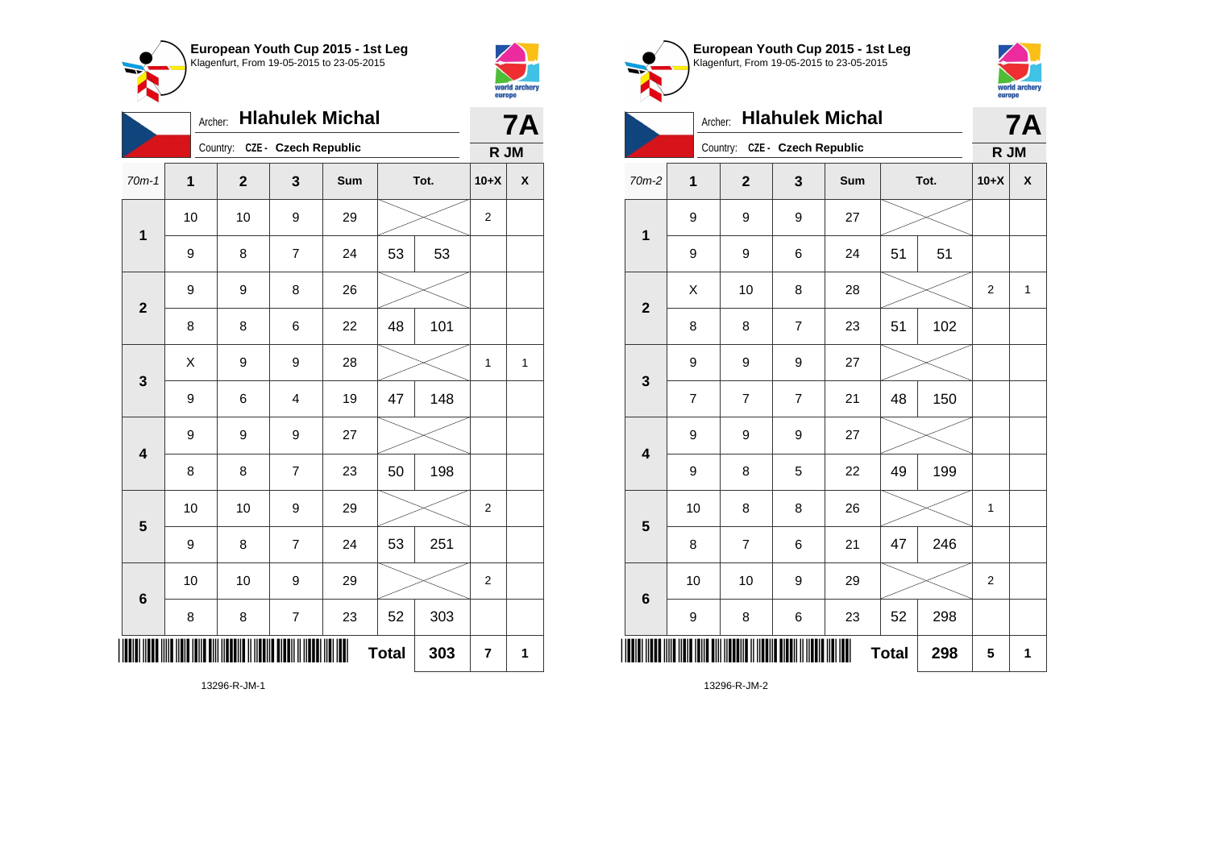**European Youth Cup 2015 - 1st Leg**
Klagenfurt, From 19-05-2015 to 23-05-2015

Archer: **Hlahulek Michal**
Country: CZE - Czech Republic

**7A**
**R JM**

| 70m-1 | 1 | 2 | 3 | Sum | Tot. | | 10+X | X |
|---|---|---|---|---|---|---|---|---|
| 1 | 10 | 10 | 9 | 29 | | | 2 | |
| | 9 | 8 | 7 | 24 | 53 | 53 | | |
| 2 | 9 | 9 | 8 | 26 | | | | |
| | 8 | 8 | 6 | 22 | 48 | 101 | | |
| 3 | X | 9 | 9 | 28 | | | 1 | 1 |
| | 9 | 6 | 4 | 19 | 47 | 148 | | |
| 4 | 9 | 9 | 9 | 27 | | | | |
| | 8 | 8 | 7 | 23 | 50 | 198 | | |
| 5 | 10 | 10 | 9 | 29 | | | 2 | |
| | 9 | 8 | 7 | 24 | 53 | 251 | | |
| 6 | 10 | 10 | 9 | 29 | | | 2 | |
| | 8 | 8 | 7 | 23 | 52 | 303 | | |
| | | | | | **Total** | **303** | **7** | **1** |

13296-R-JM-1

**European Youth Cup 2015 - 1st Leg**
Klagenfurt, From 19-05-2015 to 23-05-2015

Archer: **Hlahulek Michal**
Country: CZE - Czech Republic

**7A**
**R JM**

| 70m-2 | 1 | 2 | 3 | Sum | Tot. | | 10+X | X |
|---|---|---|---|---|---|---|---|---|
| 1 | 9 | 9 | 9 | 27 | | | | |
| | 9 | 9 | 6 | 24 | 51 | 51 | | |
| 2 | X | 10 | 8 | 28 | | | 2 | 1 |
| | 8 | 8 | 7 | 23 | 51 | 102 | | |
| 3 | 9 | 9 | 9 | 27 | | | | |
| | 7 | 7 | 7 | 21 | 48 | 150 | | |
| 4 | 9 | 9 | 9 | 27 | | | | |
| | 9 | 8 | 5 | 22 | 49 | 199 | | |
| 5 | 10 | 8 | 8 | 26 | | | 1 | |
| | 8 | 7 | 6 | 21 | 47 | 246 | | |
| 6 | 10 | 10 | 9 | 29 | | | 2 | |
| | 9 | 8 | 6 | 23 | 52 | 298 | | |
| | | | | | **Total** | **298** | **5** | **1** |

13296-R-JM-2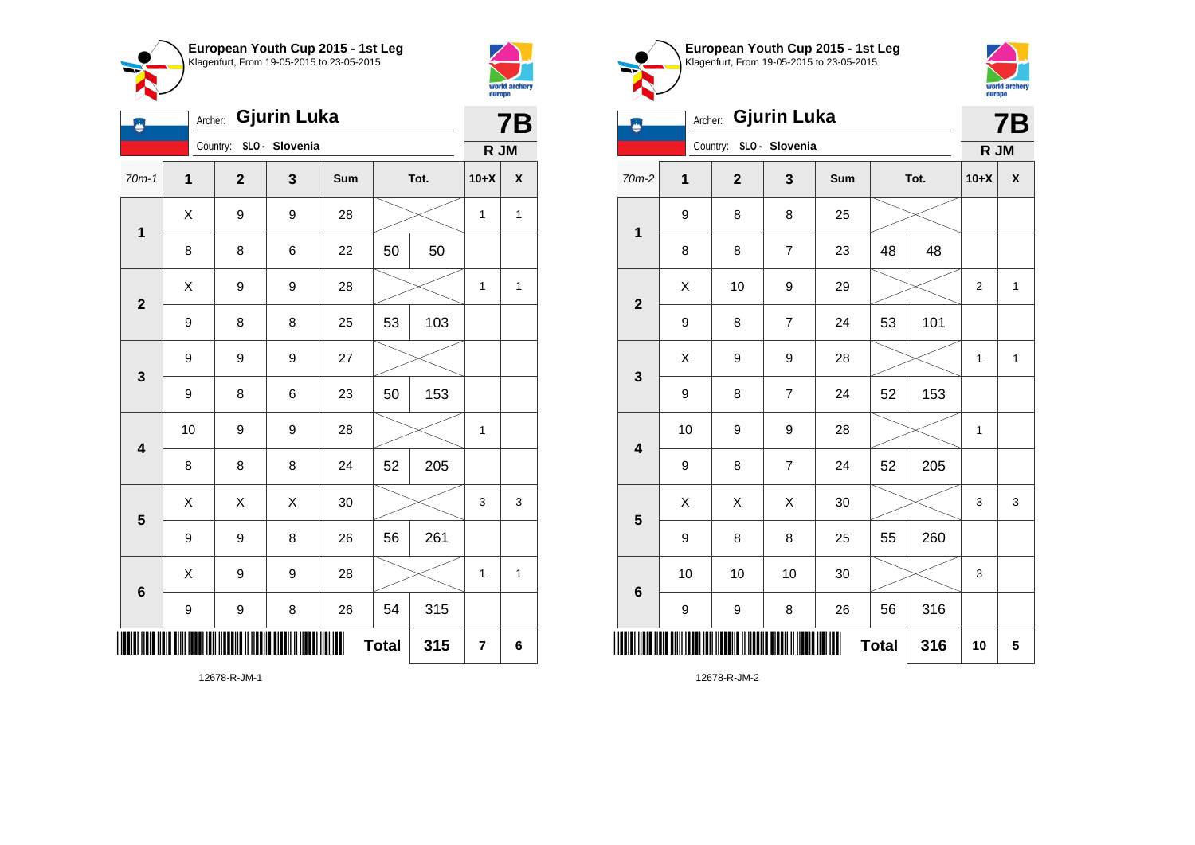**European Youth Cup 2015 - 1st Leg**
Klagenfurt, From 19-05-2015 to 23-05-2015

Archer: **Gjurin Luka**
Country: SLO - Slovenia

**7B**
**R JM**

| 70m-1 | 1 | 2 | 3 | Sum | Tot. | | 10+X | X |
|---|---|---|---|---|---|---|---|---|
| 1 | X | 9 | 9 | 28 | | | 1 | 1 |
| | 8 | 8 | 6 | 22 | 50 | 50 | | |
| 2 | X | 9 | 9 | 28 | | | 1 | 1 |
| | 9 | 8 | 8 | 25 | 53 | 103 | | |
| 3 | 9 | 9 | 9 | 27 | | | | |
| | 9 | 8 | 6 | 23 | 50 | 153 | | |
| 4 | 10 | 9 | 9 | 28 | | | 1 | |
| | 8 | 8 | 8 | 24 | 52 | 205 | | |
| 5 | X | X | X | 30 | | | 3 | 3 |
| | 9 | 9 | 8 | 26 | 56 | 261 | | |
| 6 | X | 9 | 9 | 28 | | | 1 | 1 |
| | 9 | 9 | 8 | 26 | 54 | 315 | | |
| | | | | | **Total** | **315** | **7** | **6** |

12678-R-JM-1

**European Youth Cup 2015 - 1st Leg**
Klagenfurt, From 19-05-2015 to 23-05-2015

Archer: **Gjurin Luka**
Country: SLO - Slovenia

**7B**
**R JM**

| 70m-2 | 1 | 2 | 3 | Sum | Tot. | | 10+X | X |
|---|---|---|---|---|---|---|---|---|
| 1 | 9 | 8 | 8 | 25 | | | | |
| | 8 | 8 | 7 | 23 | 48 | 48 | | |
| 2 | X | 10 | 9 | 29 | | | 2 | 1 |
| | 9 | 8 | 7 | 24 | 53 | 101 | | |
| 3 | X | 9 | 9 | 28 | | | 1 | 1 |
| | 9 | 8 | 7 | 24 | 52 | 153 | | |
| 4 | 10 | 9 | 9 | 28 | | | 1 | |
| | 9 | 8 | 7 | 24 | 52 | 205 | | |
| 5 | X | X | X | 30 | | | 3 | 3 |
| | 9 | 8 | 8 | 25 | 55 | 260 | | |
| 6 | 10 | 10 | 10 | 30 | | | 3 | |
| | 9 | 9 | 8 | 26 | 56 | 316 | | |
| | | | | | **Total** | **316** | **10** | **5** |

12678-R-JM-2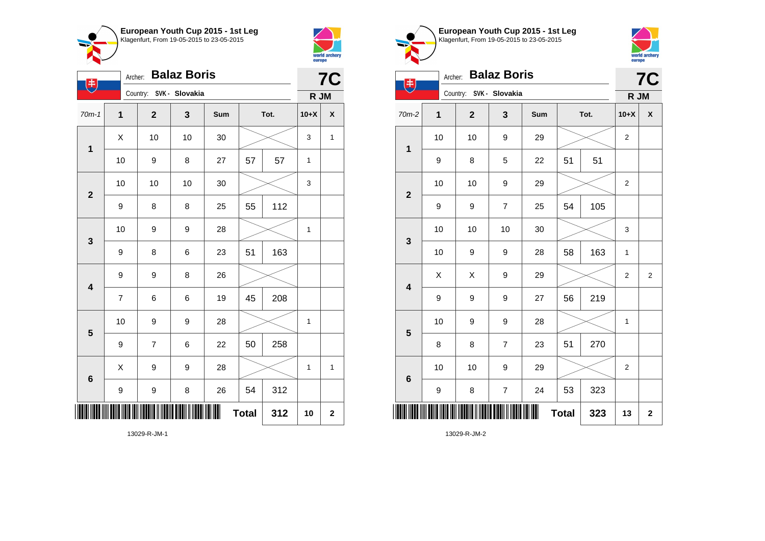## European Youth Cup 2015 - 1st Leg
Klagenfurt, From 19-05-2015 to 23-05-2015

Archer: **Balaz Boris**
Country: SVK - Slovakia

**7C**
**R JM**

| 70m-1 | 1 | 2 | 3 | Sum | Tot. | | 10+X | X |
|---|---|---|---|---|---|---|---|---|
| 1 | X | 10 | 10 | 30 | | | 3 | 1 |
| | 10 | 9 | 8 | 27 | 57 | 57 | 1 | |
| 2 | 10 | 10 | 10 | 30 | | | 3 | |
| | 9 | 8 | 8 | 25 | 55 | 112 | | |
| 3 | 10 | 9 | 9 | 28 | | | 1 | |
| | 9 | 8 | 6 | 23 | 51 | 163 | | |
| 4 | 9 | 9 | 8 | 26 | | | | |
| | 7 | 6 | 6 | 19 | 45 | 208 | | |
| 5 | 10 | 9 | 9 | 28 | | | 1 | |
| | 9 | 7 | 6 | 22 | 50 | 258 | | |
| 6 | X | 9 | 9 | 28 | | | 1 | 1 |
| | 9 | 9 | 8 | 26 | 54 | 312 | | |
| | | | | | Total | 312 | 10 | 2 |

13029-R-JM-1

## European Youth Cup 2015 - 1st Leg
Klagenfurt, From 19-05-2015 to 23-05-2015

Archer: **Balaz Boris**
Country: SVK - Slovakia

**7C**
**R JM**

| 70m-2 | 1 | 2 | 3 | Sum | Tot. | | 10+X | X |
|---|---|---|---|---|---|---|---|---|
| 1 | 10 | 10 | 9 | 29 | | | 2 | |
| | 9 | 8 | 5 | 22 | 51 | 51 | | |
| 2 | 10 | 10 | 9 | 29 | | | 2 | |
| | 9 | 9 | 7 | 25 | 54 | 105 | | |
| 3 | 10 | 10 | 10 | 30 | | | 3 | |
| | 10 | 9 | 9 | 28 | 58 | 163 | 1 | |
| 4 | X | X | 9 | 29 | | | 2 | 2 |
| | 9 | 9 | 9 | 27 | 56 | 219 | | |
| 5 | 10 | 9 | 9 | 28 | | | 1 | |
| | 8 | 8 | 7 | 23 | 51 | 270 | | |
| 6 | 10 | 10 | 9 | 29 | | | 2 | |
| | 9 | 8 | 7 | 24 | 53 | 323 | | |
| | | | | | Total | 323 | 13 | 2 |

13029-R-JM-2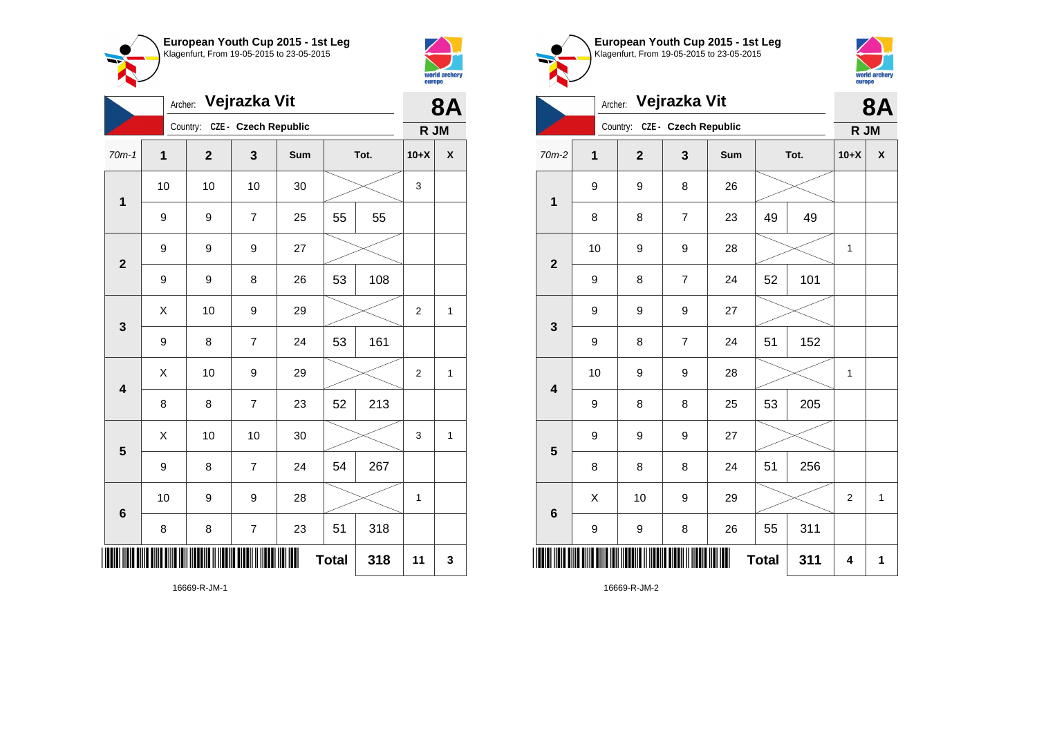**European Youth Cup 2015 - 1st Leg**
Klagenfurt, From 19-05-2015 to 23-05-2015

Archer: **Vejrazka Vit**
Country: CZE - Czech Republic

**8A**
**R JM**

| 70m-1 | 1 | 2 | 3 | Sum | Tot. | | 10+X | X |
|---|---|---|---|---|---|---|---|---|
| 1 | 10 | 10 | 10 | 30 | | | 3 | |
| | 9 | 9 | 7 | 25 | 55 | 55 | | |
| 2 | 9 | 9 | 9 | 27 | | | | |
| | 9 | 9 | 8 | 26 | 53 | 108 | | |
| 3 | X | 10 | 9 | 29 | | | 2 | 1 |
| | 9 | 8 | 7 | 24 | 53 | 161 | | |
| 4 | X | 10 | 9 | 29 | | | 2 | 1 |
| | 8 | 8 | 7 | 23 | 52 | 213 | | |
| 5 | X | 10 | 10 | 30 | | | 3 | 1 |
| | 9 | 8 | 7 | 24 | 54 | 267 | | |
| 6 | 10 | 9 | 9 | 28 | | | 1 | |
| | 8 | 8 | 7 | 23 | 51 | 318 | | |
| | | | | | Total | 318 | 11 | 3 |

16669-R-JM-1

**European Youth Cup 2015 - 1st Leg**
Klagenfurt, From 19-05-2015 to 23-05-2015

Archer: **Vejrazka Vit**
Country: CZE - Czech Republic

**8A**
**R JM**

| 70m-2 | 1 | 2 | 3 | Sum | Tot. | | 10+X | X |
|---|---|---|---|---|---|---|---|---|
| 1 | 9 | 9 | 8 | 26 | | | | |
| | 8 | 8 | 7 | 23 | 49 | 49 | | |
| 2 | 10 | 9 | 9 | 28 | | | 1 | |
| | 9 | 8 | 7 | 24 | 52 | 101 | | |
| 3 | 9 | 9 | 9 | 27 | | | | |
| | 9 | 8 | 7 | 24 | 51 | 152 | | |
| 4 | 10 | 9 | 9 | 28 | | | 1 | |
| | 9 | 8 | 8 | 25 | 53 | 205 | | |
| 5 | 9 | 9 | 9 | 27 | | | | |
| | 8 | 8 | 8 | 24 | 51 | 256 | | |
| 6 | X | 10 | 9 | 29 | | | 2 | 1 |
| | 9 | 9 | 8 | 26 | 55 | 311 | | |
| | | | | | Total | 311 | 4 | 1 |

16669-R-JM-2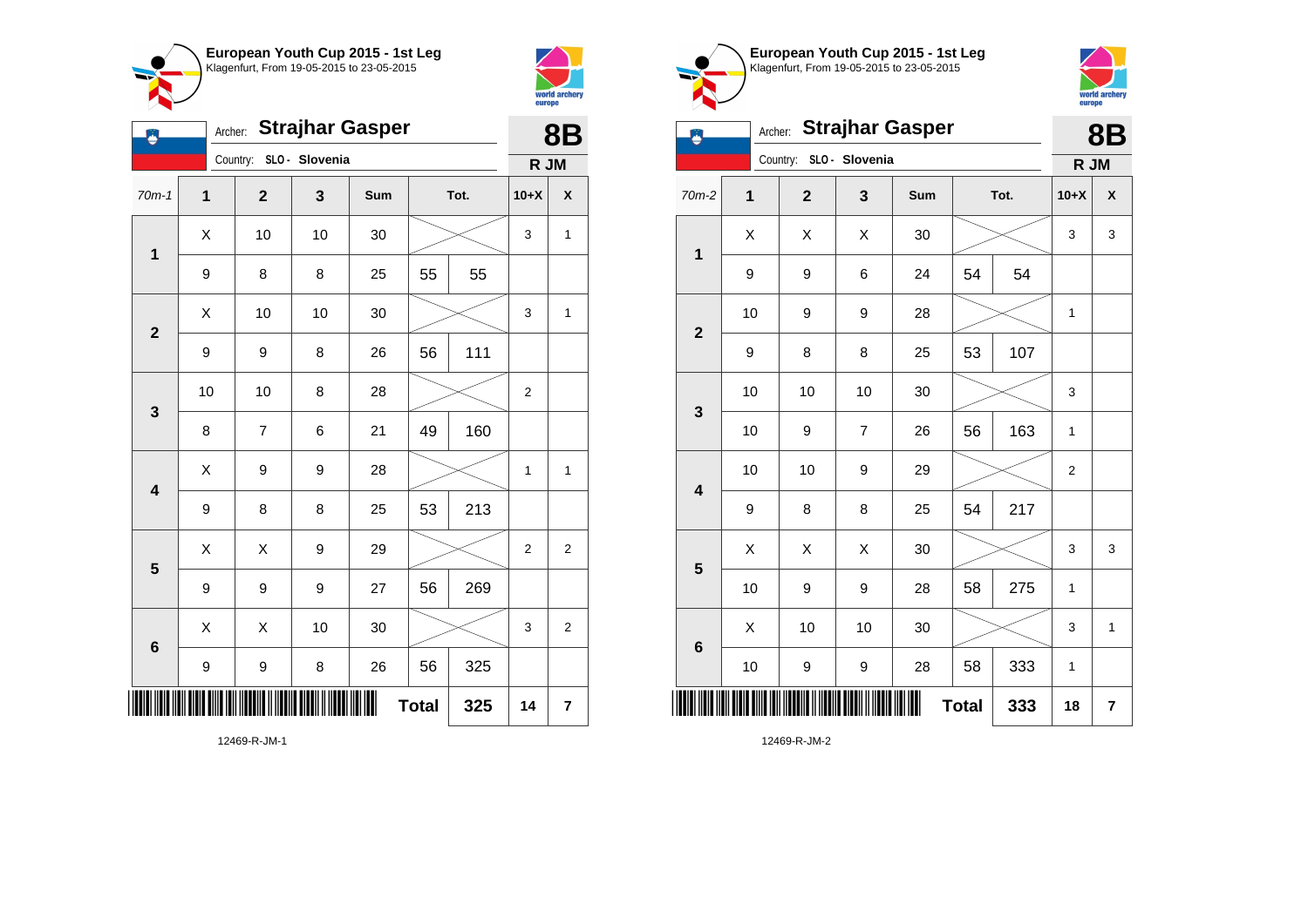## European Youth Cup 2015 - 1st Leg
Klagenfurt, From 19-05-2015 to 23-05-2015

Archer: **Strajhar Gasper**
Country: SLO - Slovenia

**8B**
**R JM**

| 70m-1 | 1 | 2 | 3 | Sum | Tot. | | 10+X | X |
|---|---|---|---|---|---|---|---|---|
| 1 | X | 10 | 10 | 30 | | | 3 | 1 |
| | 9 | 8 | 8 | 25 | 55 | 55 | | |
| 2 | X | 10 | 10 | 30 | | | 3 | 1 |
| | 9 | 9 | 8 | 26 | 56 | 111 | | |
| 3 | 10 | 10 | 8 | 28 | | | 2 | |
| | 8 | 7 | 6 | 21 | 49 | 160 | | |
| 4 | X | 9 | 9 | 28 | | | 1 | 1 |
| | 9 | 8 | 8 | 25 | 53 | 213 | | |
| 5 | X | X | 9 | 29 | | | 2 | 2 |
| | 9 | 9 | 9 | 27 | 56 | 269 | | |
| 6 | X | X | 10 | 30 | | | 3 | 2 |
| | 9 | 9 | 8 | 26 | 56 | 325 | | |
| | | | | | **Total** | **325** | **14** | **7** |

12469-R-JM-1

## European Youth Cup 2015 - 1st Leg
Klagenfurt, From 19-05-2015 to 23-05-2015

Archer: **Strajhar Gasper**
Country: SLO - Slovenia

**8B**
**R JM**

| 70m-2 | 1 | 2 | 3 | Sum | Tot. | | 10+X | X |
|---|---|---|---|---|---|---|---|---|
| 1 | X | X | X | 30 | | | 3 | 3 |
| | 9 | 9 | 6 | 24 | 54 | 54 | | |
| 2 | 10 | 9 | 9 | 28 | | | 1 | |
| | 9 | 8 | 8 | 25 | 53 | 107 | | |
| 3 | 10 | 10 | 10 | 30 | | | 3 | |
| | 10 | 9 | 7 | 26 | 56 | 163 | 1 | |
| 4 | 10 | 10 | 9 | 29 | | | 2 | |
| | 9 | 8 | 8 | 25 | 54 | 217 | | |
| 5 | X | X | X | 30 | | | 3 | 3 |
| | 10 | 9 | 9 | 28 | 58 | 275 | 1 | |
| 6 | X | 10 | 10 | 30 | | | 3 | 1 |
| | 10 | 9 | 9 | 28 | 58 | 333 | 1 | |
| | | | | | **Total** | **333** | **18** | **7** |

12469-R-JM-2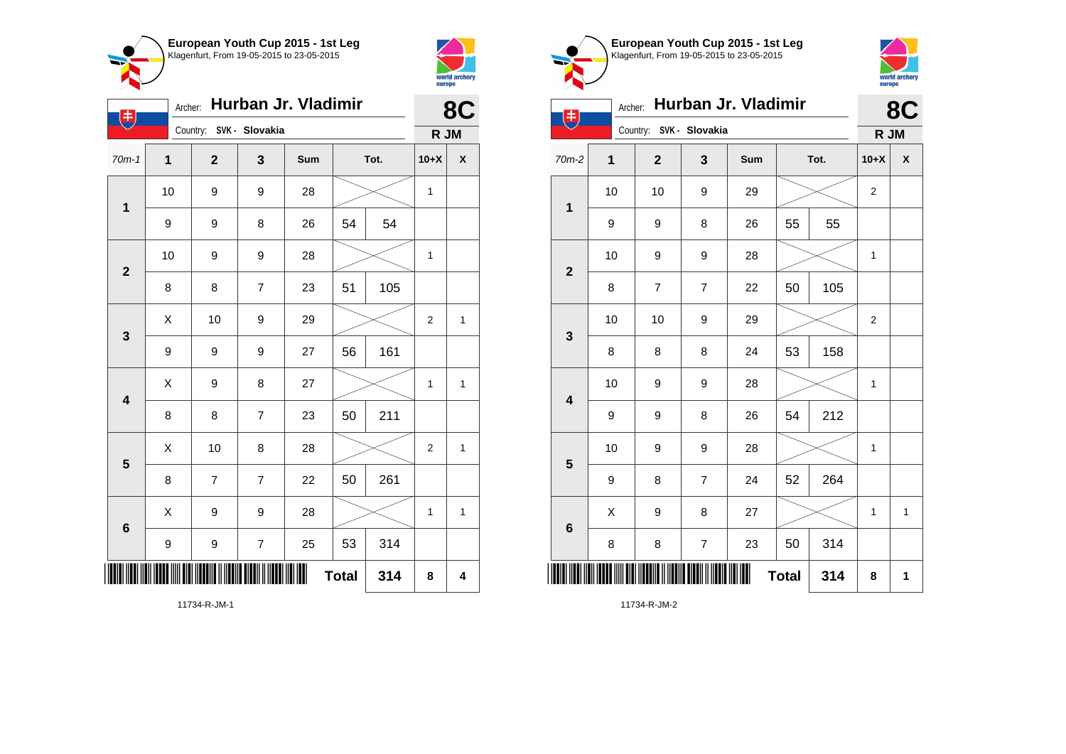## European Youth Cup 2015 - 1st Leg
Klagenfurt, From 19-05-2015 to 23-05-2015

Archer: **Hurban Jr. Vladimir**
Country: SVK - Slovakia

**8C**
**R JM**

| 70m-1 | 1 | 2 | 3 | Sum | Tot. | | 10+X | X |
|---|---|---|---|---|---|---|---|---|
| 1 | 10 | 9 | 9 | 28 | | | 1 | |
| | 9 | 9 | 8 | 26 | 54 | 54 | | |
| 2 | 10 | 9 | 9 | 28 | | | 1 | |
| | 8 | 8 | 7 | 23 | 51 | 105 | | |
| 3 | X | 10 | 9 | 29 | | | 2 | 1 |
| | 9 | 9 | 9 | 27 | 56 | 161 | | |
| 4 | X | 9 | 8 | 27 | | | 1 | 1 |
| | 8 | 8 | 7 | 23 | 50 | 211 | | |
| 5 | X | 10 | 8 | 28 | | | 2 | 1 |
| | 8 | 7 | 7 | 22 | 50 | 261 | | |
| 6 | X | 9 | 9 | 28 | | | 1 | 1 |
| | 9 | 9 | 7 | 25 | 53 | 314 | | |
| | | | | | **Total** | **314** | **8** | **4** |

11734-R-JM-1

## European Youth Cup 2015 - 1st Leg
Klagenfurt, From 19-05-2015 to 23-05-2015

Archer: **Hurban Jr. Vladimir**
Country: SVK - Slovakia

**8C**
**R JM**

| 70m-2 | 1 | 2 | 3 | Sum | Tot. | | 10+X | X |
|---|---|---|---|---|---|---|---|---|
| 1 | 10 | 10 | 9 | 29 | | | 2 | |
| | 9 | 9 | 8 | 26 | 55 | 55 | | |
| 2 | 10 | 9 | 9 | 28 | | | 1 | |
| | 8 | 7 | 7 | 22 | 50 | 105 | | |
| 3 | 10 | 10 | 9 | 29 | | | 2 | |
| | 8 | 8 | 8 | 24 | 53 | 158 | | |
| 4 | 10 | 9 | 9 | 28 | | | 1 | |
| | 9 | 9 | 8 | 26 | 54 | 212 | | |
| 5 | 10 | 9 | 9 | 28 | | | 1 | |
| | 9 | 8 | 7 | 24 | 52 | 264 | | |
| 6 | X | 9 | 8 | 27 | | | 1 | 1 |
| | 8 | 8 | 7 | 23 | 50 | 314 | | |
| | | | | | **Total** | **314** | **8** | **1** |

11734-R-JM-2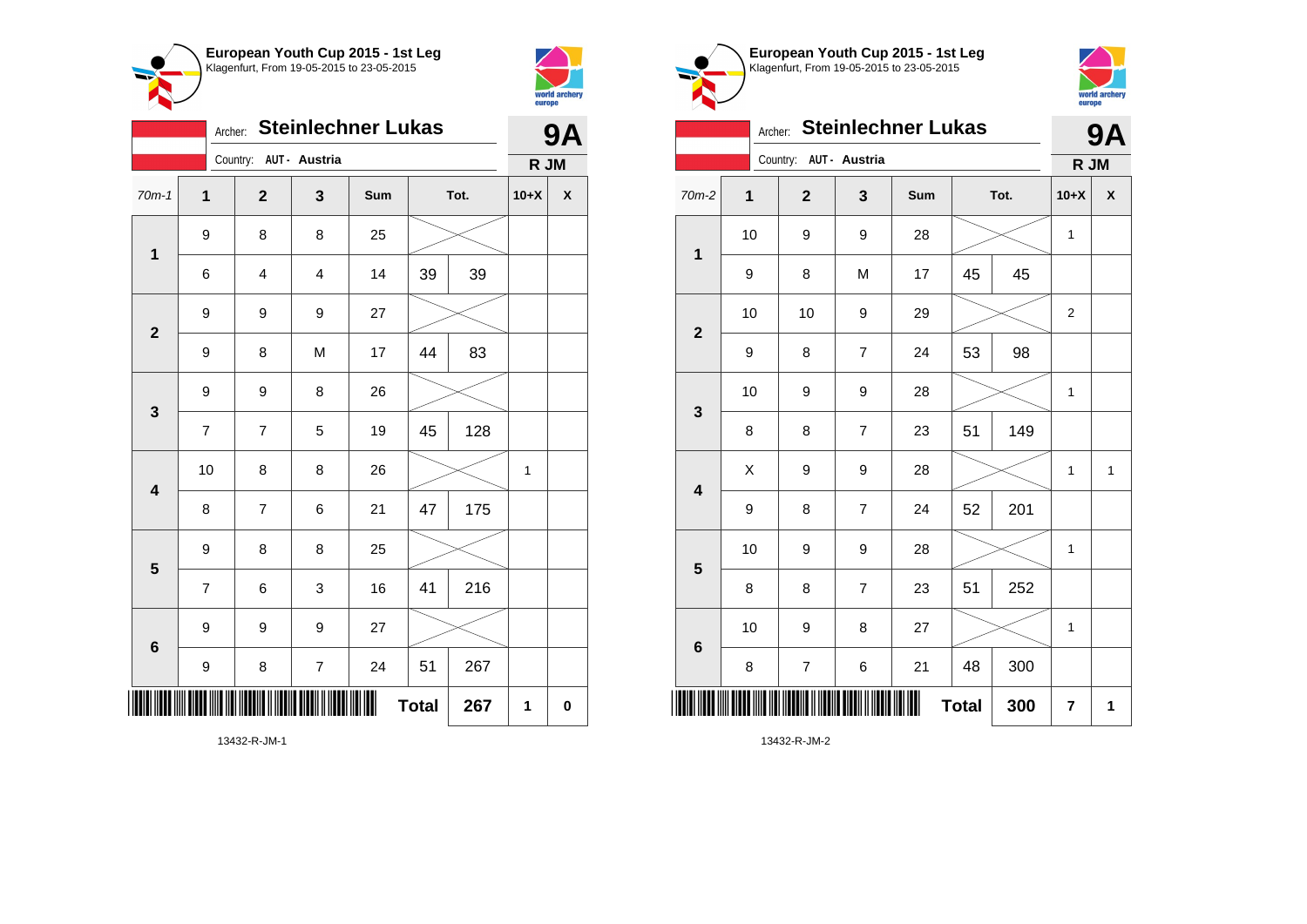## European Youth Cup 2015 - 1st Leg

Klagenfurt, From 19-05-2015 to 23-05-2015

Archer: **Steinlechner Lukas** — **9A**

Country: AUT - Austria — **R JM**

| 70m-1 | 1 | 2 | 3 | Sum | Tot. | | 10+X | X |
|---|---|---|---|---|---|---|---|---|
| 1 | 9 | 8 | 8 | 25 | | | | |
| | 6 | 4 | 4 | 14 | 39 | 39 | | |
| 2 | 9 | 9 | 9 | 27 | | | | |
| | 9 | 8 | M | 17 | 44 | 83 | | |
| 3 | 9 | 9 | 8 | 26 | | | | |
| | 7 | 7 | 5 | 19 | 45 | 128 | | |
| 4 | 10 | 8 | 8 | 26 | | | 1 | |
| | 8 | 7 | 6 | 21 | 47 | 175 | | |
| 5 | 9 | 8 | 8 | 25 | | | | |
| | 7 | 6 | 3 | 16 | 41 | 216 | | |
| 6 | 9 | 9 | 9 | 27 | | | | |
| | 9 | 8 | 7 | 24 | 51 | 267 | | |
| | | | | | Total | 267 | 1 | 0 |

13432-R-JM-1

## European Youth Cup 2015 - 1st Leg

Klagenfurt, From 19-05-2015 to 23-05-2015

Archer: **Steinlechner Lukas** — **9A**

Country: AUT - Austria — **R JM**

| 70m-2 | 1 | 2 | 3 | Sum | Tot. | | 10+X | X |
|---|---|---|---|---|---|---|---|---|
| 1 | 10 | 9 | 9 | 28 | | | 1 | |
| | 9 | 8 | M | 17 | 45 | 45 | | |
| 2 | 10 | 10 | 9 | 29 | | | 2 | |
| | 9 | 8 | 7 | 24 | 53 | 98 | | |
| 3 | 10 | 9 | 9 | 28 | | | 1 | |
| | 8 | 8 | 7 | 23 | 51 | 149 | | |
| 4 | X | 9 | 9 | 28 | | | 1 | 1 |
| | 9 | 8 | 7 | 24 | 52 | 201 | | |
| 5 | 10 | 9 | 9 | 28 | | | 1 | |
| | 8 | 8 | 7 | 23 | 51 | 252 | | |
| 6 | 10 | 9 | 8 | 27 | | | 1 | |
| | 8 | 7 | 6 | 21 | 48 | 300 | | |
| | | | | | Total | 300 | 7 | 1 |

13432-R-JM-2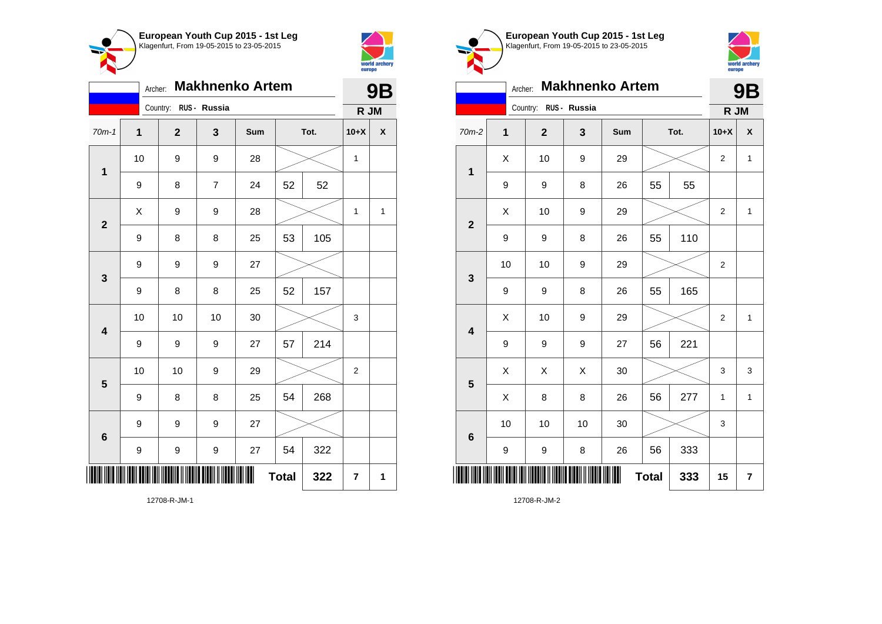**European Youth Cup 2015 - 1st Leg**
Klagenfurt, From 19-05-2015 to 23-05-2015

Archer: **Makhnenko Artem** — **9B**

Country: **RUS - Russia** — **R JM**

| 70m-1 | 1 | 2 | 3 | Sum | Tot. | | 10+X | X |
|---|---|---|---|---|---|---|---|---|
| 1 | 10 | 9 | 9 | 28 | | | 1 | |
| | 9 | 8 | 7 | 24 | 52 | 52 | | |
| 2 | X | 9 | 9 | 28 | | | 1 | 1 |
| | 9 | 8 | 8 | 25 | 53 | 105 | | |
| 3 | 9 | 9 | 9 | 27 | | | | |
| | 9 | 8 | 8 | 25 | 52 | 157 | | |
| 4 | 10 | 10 | 10 | 30 | | | 3 | |
| | 9 | 9 | 9 | 27 | 57 | 214 | | |
| 5 | 10 | 10 | 9 | 29 | | | 2 | |
| | 9 | 8 | 8 | 25 | 54 | 268 | | |
| 6 | 9 | 9 | 9 | 27 | | | | |
| | 9 | 9 | 9 | 27 | 54 | 322 | | |
| | | | | | **Total** | **322** | **7** | **1** |

12708-R-JM-1

**European Youth Cup 2015 - 1st Leg**
Klagenfurt, From 19-05-2015 to 23-05-2015

Archer: **Makhnenko Artem** — **9B**

Country: **RUS - Russia** — **R JM**

| 70m-2 | 1 | 2 | 3 | Sum | Tot. | | 10+X | X |
|---|---|---|---|---|---|---|---|---|
| 1 | X | 10 | 9 | 29 | | | 2 | 1 |
| | 9 | 9 | 8 | 26 | 55 | 55 | | |
| 2 | X | 10 | 9 | 29 | | | 2 | 1 |
| | 9 | 9 | 8 | 26 | 55 | 110 | | |
| 3 | 10 | 10 | 9 | 29 | | | 2 | |
| | 9 | 9 | 8 | 26 | 55 | 165 | | |
| 4 | X | 10 | 9 | 29 | | | 2 | 1 |
| | 9 | 9 | 9 | 27 | 56 | 221 | | |
| 5 | X | X | X | 30 | | | 3 | 3 |
| | X | 8 | 8 | 26 | 56 | 277 | 1 | 1 |
| 6 | 10 | 10 | 10 | 30 | | | 3 | |
| | 9 | 9 | 8 | 26 | 56 | 333 | | |
| | | | | | **Total** | **333** | **15** | **7** |

12708-R-JM-2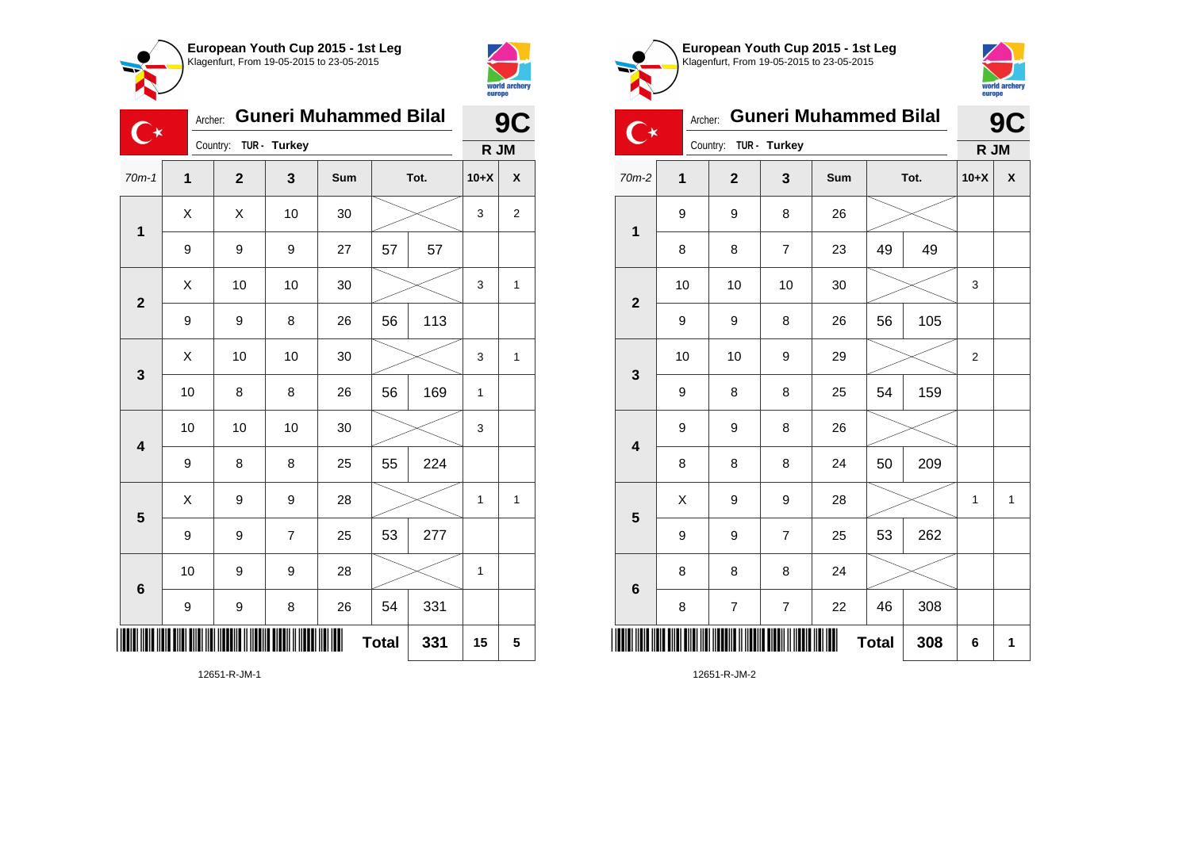**European Youth Cup 2015 - 1st Leg**
Klagenfurt, From 19-05-2015 to 23-05-2015

Archer: **Guneri Muhammed Bilal**
Country: TUR - Turkey

**9C**
**R JM**

| 70m-1 | 1 | 2 | 3 | Sum | Tot. | | 10+X | X |
|---|---|---|---|---|---|---|---|---|
| 1 | X | X | 10 | 30 | | | 3 | 2 |
| | 9 | 9 | 9 | 27 | 57 | 57 | | |
| 2 | X | 10 | 10 | 30 | | | 3 | 1 |
| | 9 | 9 | 8 | 26 | 56 | 113 | | |
| 3 | X | 10 | 10 | 30 | | | 3 | 1 |
| | 10 | 8 | 8 | 26 | 56 | 169 | 1 | |
| 4 | 10 | 10 | 10 | 30 | | | 3 | |
| | 9 | 8 | 8 | 25 | 55 | 224 | | |
| 5 | X | 9 | 9 | 28 | | | 1 | 1 |
| | 9 | 9 | 7 | 25 | 53 | 277 | | |
| 6 | 10 | 9 | 9 | 28 | | | 1 | |
| | 9 | 9 | 8 | 26 | 54 | 331 | | |
| | | | | | **Total** | **331** | **15** | **5** |

12651-R-JM-1

**European Youth Cup 2015 - 1st Leg**
Klagenfurt, From 19-05-2015 to 23-05-2015

Archer: **Guneri Muhammed Bilal**
Country: TUR - Turkey

**9C**
**R JM**

| 70m-2 | 1 | 2 | 3 | Sum | Tot. | | 10+X | X |
|---|---|---|---|---|---|---|---|---|
| 1 | 9 | 9 | 8 | 26 | | | | |
| | 8 | 8 | 7 | 23 | 49 | 49 | | |
| 2 | 10 | 10 | 10 | 30 | | | 3 | |
| | 9 | 9 | 8 | 26 | 56 | 105 | | |
| 3 | 10 | 10 | 9 | 29 | | | 2 | |
| | 9 | 8 | 8 | 25 | 54 | 159 | | |
| 4 | 9 | 9 | 8 | 26 | | | | |
| | 8 | 8 | 8 | 24 | 50 | 209 | | |
| 5 | X | 9 | 9 | 28 | | | 1 | 1 |
| | 9 | 9 | 7 | 25 | 53 | 262 | | |
| 6 | 8 | 8 | 8 | 24 | | | | |
| | 8 | 7 | 7 | 22 | 46 | 308 | | |
| | | | | | **Total** | **308** | **6** | **1** |

12651-R-JM-2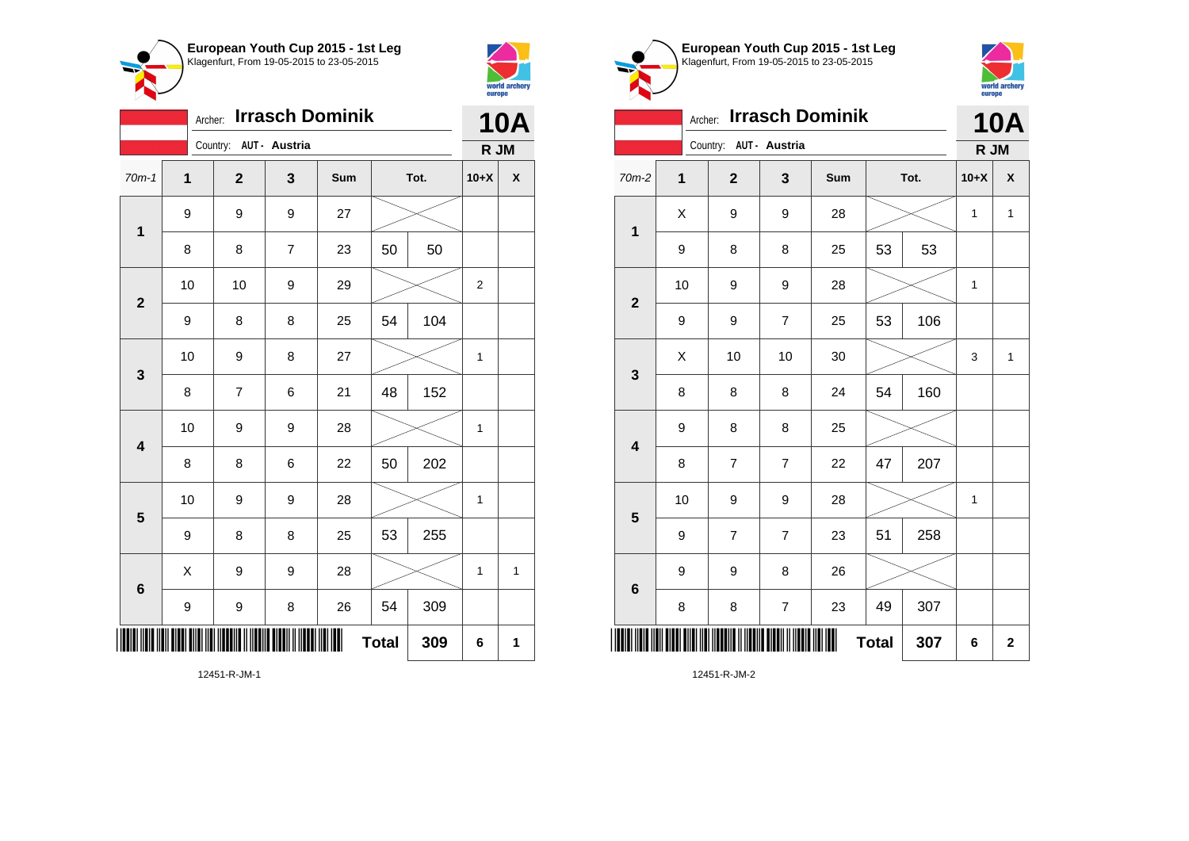**European Youth Cup 2015 - 1st Leg**
Klagenfurt, From 19-05-2015 to 23-05-2015

Archer: **Irrasch Dominik**
Country: AUT - Austria

**10A**
R JM

| 70m-1 | 1 | 2 | 3 | Sum | Tot. | | 10+X | X |
|---|---|---|---|---|---|---|---|---|
| 1 | 9 | 9 | 9 | 27 | | | | |
| | 8 | 8 | 7 | 23 | 50 | 50 | | |
| 2 | 10 | 10 | 9 | 29 | | | 2 | |
| | 9 | 8 | 8 | 25 | 54 | 104 | | |
| 3 | 10 | 9 | 8 | 27 | | | 1 | |
| | 8 | 7 | 6 | 21 | 48 | 152 | | |
| 4 | 10 | 9 | 9 | 28 | | | 1 | |
| | 8 | 8 | 6 | 22 | 50 | 202 | | |
| 5 | 10 | 9 | 9 | 28 | | | 1 | |
| | 9 | 8 | 8 | 25 | 53 | 255 | | |
| 6 | X | 9 | 9 | 28 | | | 1 | 1 |
| | 9 | 9 | 8 | 26 | 54 | 309 | | |
| | | | | | **Total** | **309** | **6** | **1** |

12451-R-JM-1

**European Youth Cup 2015 - 1st Leg**
Klagenfurt, From 19-05-2015 to 23-05-2015

Archer: **Irrasch Dominik**
Country: AUT - Austria

**10A**
R JM

| 70m-2 | 1 | 2 | 3 | Sum | Tot. | | 10+X | X |
|---|---|---|---|---|---|---|---|---|
| 1 | X | 9 | 9 | 28 | | | 1 | 1 |
| | 9 | 8 | 8 | 25 | 53 | 53 | | |
| 2 | 10 | 9 | 9 | 28 | | | 1 | |
| | 9 | 9 | 7 | 25 | 53 | 106 | | |
| 3 | X | 10 | 10 | 30 | | | 3 | 1 |
| | 8 | 8 | 8 | 24 | 54 | 160 | | |
| 4 | 9 | 8 | 8 | 25 | | | | |
| | 8 | 7 | 7 | 22 | 47 | 207 | | |
| 5 | 10 | 9 | 9 | 28 | | | 1 | |
| | 9 | 7 | 7 | 23 | 51 | 258 | | |
| 6 | 9 | 9 | 8 | 26 | | | | |
| | 8 | 8 | 7 | 23 | 49 | 307 | | |
| | | | | | **Total** | **307** | **6** | **2** |

12451-R-JM-2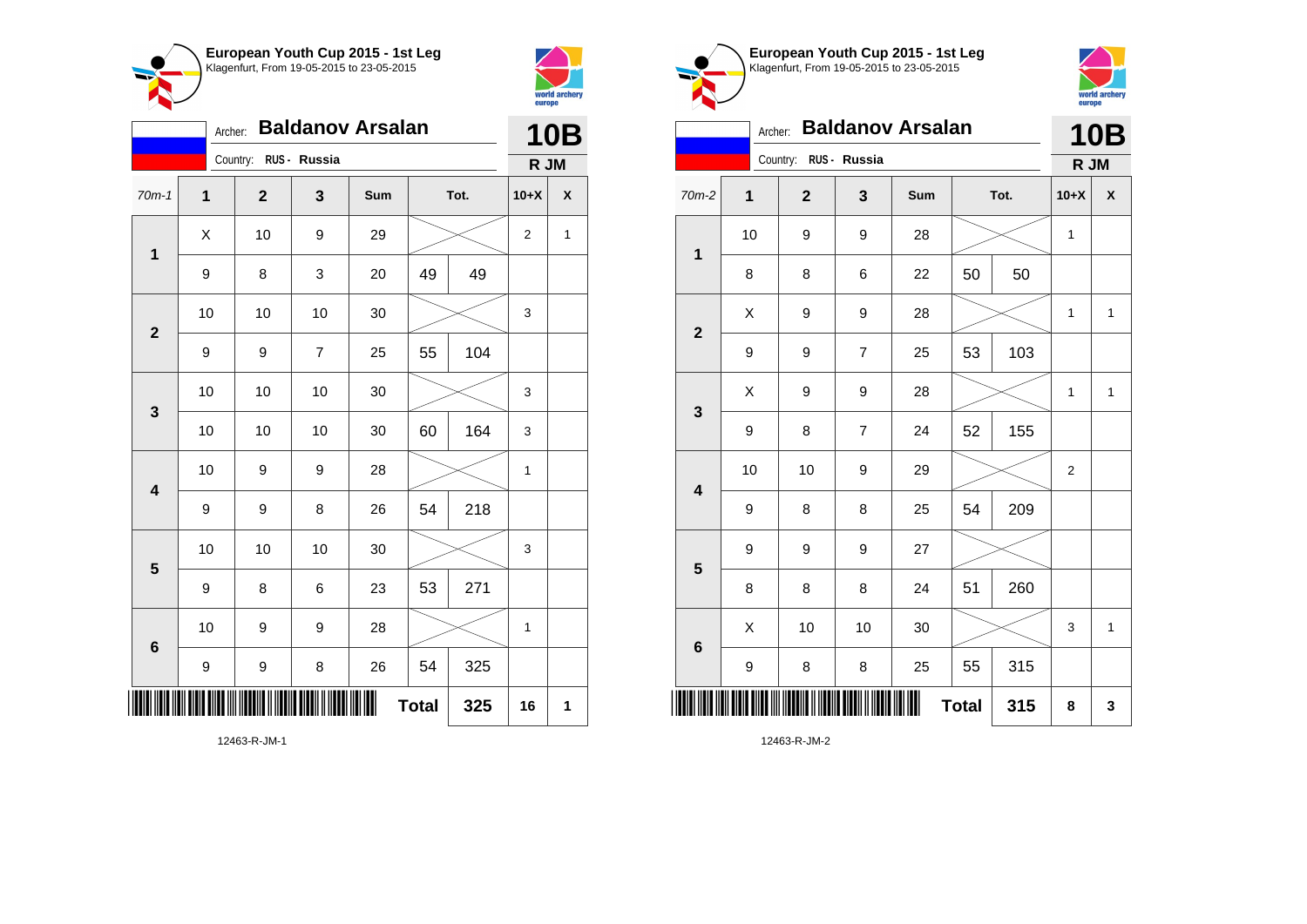**European Youth Cup 2015 - 1st Leg**
Klagenfurt, From 19-05-2015 to 23-05-2015

Archer: **Baldanov Arsalan**
Country: RUS - Russia

**10B**
**R JM**

| 70m-1 | 1 | 2 | 3 | Sum | Tot. | | 10+X | X |
|---|---|---|---|---|---|---|---|---|
| 1 | X | 10 | 9 | 29 | | | 2 | 1 |
| | 9 | 8 | 3 | 20 | 49 | 49 | | |
| 2 | 10 | 10 | 10 | 30 | | | 3 | |
| | 9 | 9 | 7 | 25 | 55 | 104 | | |
| 3 | 10 | 10 | 10 | 30 | | | 3 | |
| | 10 | 10 | 10 | 30 | 60 | 164 | 3 | |
| 4 | 10 | 9 | 9 | 28 | | | 1 | |
| | 9 | 9 | 8 | 26 | 54 | 218 | | |
| 5 | 10 | 10 | 10 | 30 | | | 3 | |
| | 9 | 8 | 6 | 23 | 53 | 271 | | |
| 6 | 10 | 9 | 9 | 28 | | | 1 | |
| | 9 | 9 | 8 | 26 | 54 | 325 | | |
| | | | | | **Total** | **325** | **16** | **1** |

12463-R-JM-1

**European Youth Cup 2015 - 1st Leg**
Klagenfurt, From 19-05-2015 to 23-05-2015

Archer: **Baldanov Arsalan**
Country: RUS - Russia

**10B**
**R JM**

| 70m-2 | 1 | 2 | 3 | Sum | Tot. | | 10+X | X |
|---|---|---|---|---|---|---|---|---|
| 1 | 10 | 9 | 9 | 28 | | | 1 | |
| | 8 | 8 | 6 | 22 | 50 | 50 | | |
| 2 | X | 9 | 9 | 28 | | | 1 | 1 |
| | 9 | 9 | 7 | 25 | 53 | 103 | | |
| 3 | X | 9 | 9 | 28 | | | 1 | 1 |
| | 9 | 8 | 7 | 24 | 52 | 155 | | |
| 4 | 10 | 10 | 9 | 29 | | | 2 | |
| | 9 | 8 | 8 | 25 | 54 | 209 | | |
| 5 | 9 | 9 | 9 | 27 | | | | |
| | 8 | 8 | 8 | 24 | 51 | 260 | | |
| 6 | X | 10 | 10 | 30 | | | 3 | 1 |
| | 9 | 8 | 8 | 25 | 55 | 315 | | |
| | | | | | **Total** | **315** | **8** | **3** |

12463-R-JM-2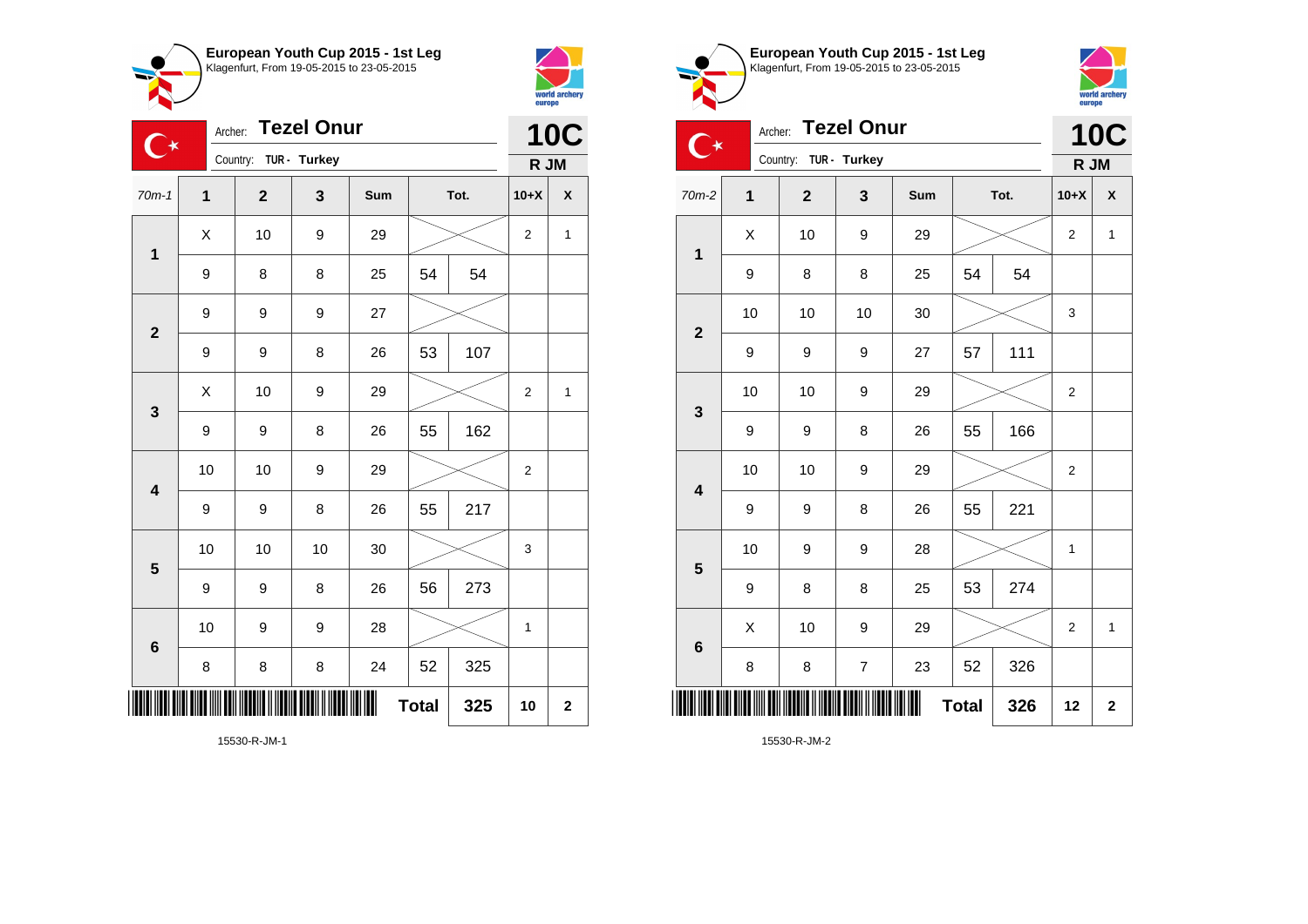## European Youth Cup 2015 - 1st Leg
Klagenfurt, From 19-05-2015 to 23-05-2015

Archer: **Tezel Onur**
Country: TUR - Turkey

**10C**
**R JM**

| 70m-1 | 1 | 2 | 3 | Sum | Tot. | | 10+X | X |
|---|---|---|---|---|---|---|---|---|
| 1 | X | 10 | 9 | 29 | | | 2 | 1 |
| | 9 | 8 | 8 | 25 | 54 | 54 | | |
| 2 | 9 | 9 | 9 | 27 | | | | |
| | 9 | 9 | 8 | 26 | 53 | 107 | | |
| 3 | X | 10 | 9 | 29 | | | 2 | 1 |
| | 9 | 9 | 8 | 26 | 55 | 162 | | |
| 4 | 10 | 10 | 9 | 29 | | | 2 | |
| | 9 | 9 | 8 | 26 | 55 | 217 | | |
| 5 | 10 | 10 | 10 | 30 | | | 3 | |
| | 9 | 9 | 8 | 26 | 56 | 273 | | |
| 6 | 10 | 9 | 9 | 28 | | | 1 | |
| | 8 | 8 | 8 | 24 | 52 | 325 | | |
| | | | | | **Total** | **325** | **10** | **2** |

15530-R-JM-1

## European Youth Cup 2015 - 1st Leg
Klagenfurt, From 19-05-2015 to 23-05-2015

Archer: **Tezel Onur**
Country: TUR - Turkey

**10C**
**R JM**

| 70m-2 | 1 | 2 | 3 | Sum | Tot. | | 10+X | X |
|---|---|---|---|---|---|---|---|---|
| 1 | X | 10 | 9 | 29 | | | 2 | 1 |
| | 9 | 8 | 8 | 25 | 54 | 54 | | |
| 2 | 10 | 10 | 10 | 30 | | | 3 | |
| | 9 | 9 | 9 | 27 | 57 | 111 | | |
| 3 | 10 | 10 | 9 | 29 | | | 2 | |
| | 9 | 9 | 8 | 26 | 55 | 166 | | |
| 4 | 10 | 10 | 9 | 29 | | | 2 | |
| | 9 | 9 | 8 | 26 | 55 | 221 | | |
| 5 | 10 | 9 | 9 | 28 | | | 1 | |
| | 9 | 8 | 8 | 25 | 53 | 274 | | |
| 6 | X | 10 | 9 | 29 | | | 2 | 1 |
| | 8 | 8 | 7 | 23 | 52 | 326 | | |
| | | | | | **Total** | **326** | **12** | **2** |

15530-R-JM-2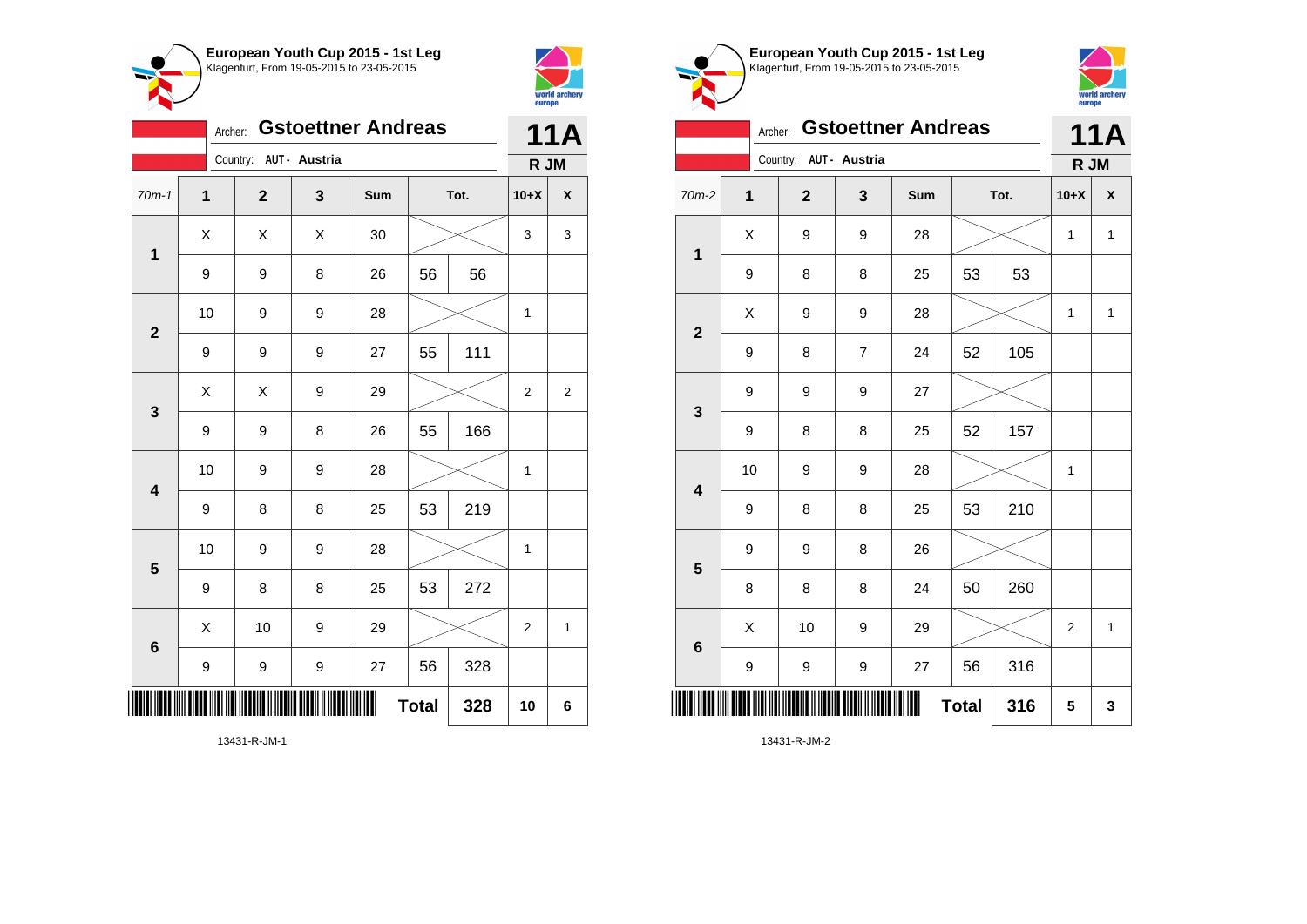## European Youth Cup 2015 - 1st Leg
Klagenfurt, From 19-05-2015 to 23-05-2015

Archer: **Gstoettner Andreas**
Country: AUT - Austria

**11A**
**R JM**

| 70m-1 | 1 | 2 | 3 | Sum | Tot. | | 10+X | X |
|---|---|---|---|---|---|---|---|---|
| 1 | X | X | X | 30 | | | 3 | 3 |
| | 9 | 9 | 8 | 26 | 56 | 56 | | |
| 2 | 10 | 9 | 9 | 28 | | | 1 | |
| | 9 | 9 | 9 | 27 | 55 | 111 | | |
| 3 | X | X | 9 | 29 | | | 2 | 2 |
| | 9 | 9 | 8 | 26 | 55 | 166 | | |
| 4 | 10 | 9 | 9 | 28 | | | 1 | |
| | 9 | 8 | 8 | 25 | 53 | 219 | | |
| 5 | 10 | 9 | 9 | 28 | | | 1 | |
| | 9 | 8 | 8 | 25 | 53 | 272 | | |
| 6 | X | 10 | 9 | 29 | | | 2 | 1 |
| | 9 | 9 | 9 | 27 | 56 | 328 | | |
| | | | | | **Total** | **328** | **10** | **6** |

13431-R-JM-1

## European Youth Cup 2015 - 1st Leg
Klagenfurt, From 19-05-2015 to 23-05-2015

Archer: **Gstoettner Andreas**
Country: AUT - Austria

**11A**
**R JM**

| 70m-2 | 1 | 2 | 3 | Sum | Tot. | | 10+X | X |
|---|---|---|---|---|---|---|---|---|
| 1 | X | 9 | 9 | 28 | | | 1 | 1 |
| | 9 | 8 | 8 | 25 | 53 | 53 | | |
| 2 | X | 9 | 9 | 28 | | | 1 | 1 |
| | 9 | 8 | 7 | 24 | 52 | 105 | | |
| 3 | 9 | 9 | 9 | 27 | | | | |
| | 9 | 8 | 8 | 25 | 52 | 157 | | |
| 4 | 10 | 9 | 9 | 28 | | | 1 | |
| | 9 | 8 | 8 | 25 | 53 | 210 | | |
| 5 | 9 | 9 | 8 | 26 | | | | |
| | 8 | 8 | 8 | 24 | 50 | 260 | | |
| 6 | X | 10 | 9 | 29 | | | 2 | 1 |
| | 9 | 9 | 9 | 27 | 56 | 316 | | |
| | | | | | **Total** | **316** | **5** | **3** |

13431-R-JM-2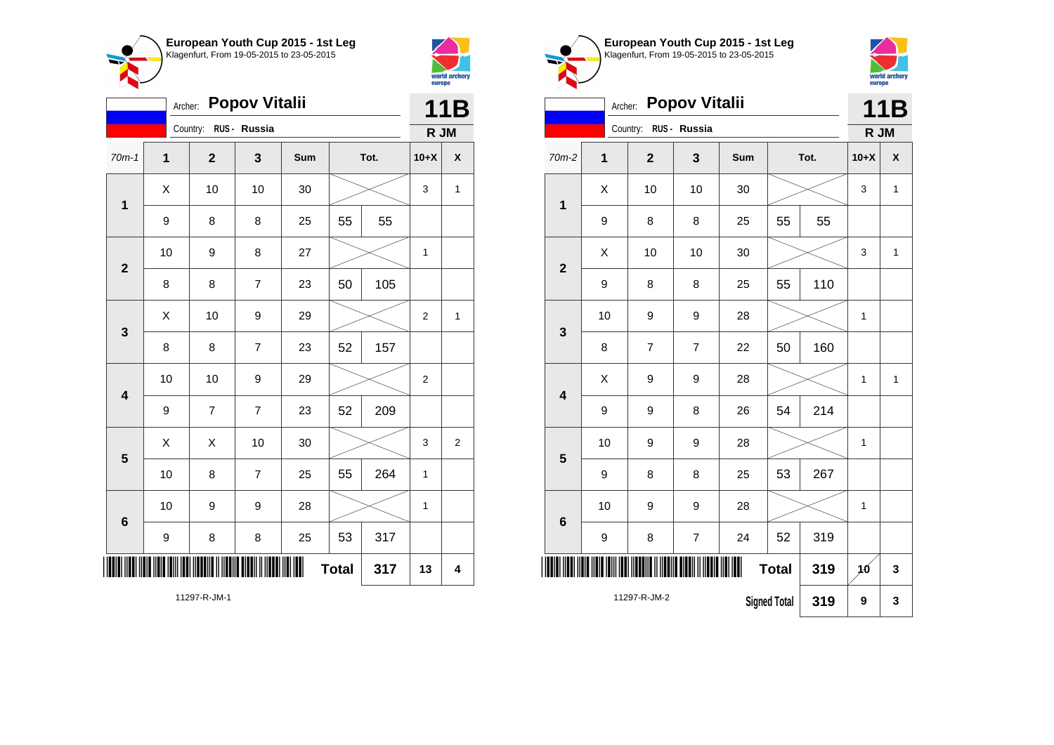## European Youth Cup 2015 - 1st Leg
Klagenfurt, From 19-05-2015 to 23-05-2015

Archer: **Popov Vitalii**
Country: RUS - Russia

**11B** — R JM

| 70m-1 | 1 | 2 | 3 | Sum | Tot. | | 10+X | X |
|---|---|---|---|---|---|---|---|---|
| 1 | X | 10 | 10 | 30 | | | 3 | 1 |
| | 9 | 8 | 8 | 25 | 55 | 55 | | |
| 2 | 10 | 9 | 8 | 27 | | | 1 | |
| | 8 | 8 | 7 | 23 | 50 | 105 | | |
| 3 | X | 10 | 9 | 29 | | | 2 | 1 |
| | 8 | 8 | 7 | 23 | 52 | 157 | | |
| 4 | 10 | 10 | 9 | 29 | | | 2 | |
| | 9 | 7 | 7 | 23 | 52 | 209 | | |
| 5 | X | X | 10 | 30 | | | 3 | 2 |
| | 10 | 8 | 7 | 25 | 55 | 264 | 1 | |
| 6 | 10 | 9 | 9 | 28 | | | 1 | |
| | 9 | 8 | 8 | 25 | 53 | 317 | | |
| | | | | | **Total** | **317** | **13** | **4** |

11297-R-JM-1

## European Youth Cup 2015 - 1st Leg
Klagenfurt, From 19-05-2015 to 23-05-2015

Archer: **Popov Vitalii**
Country: RUS - Russia

**11B** — R JM

| 70m-2 | 1 | 2 | 3 | Sum | Tot. | | 10+X | X |
|---|---|---|---|---|---|---|---|---|
| 1 | X | 10 | 10 | 30 | | | 3 | 1 |
| | 9 | 8 | 8 | 25 | 55 | 55 | | |
| 2 | X | 10 | 10 | 30 | | | 3 | 1 |
| | 9 | 8 | 8 | 25 | 55 | 110 | | |
| 3 | 10 | 9 | 9 | 28 | | | 1 | |
| | 8 | 7 | 7 | 22 | 50 | 160 | | |
| 4 | X | 9 | 9 | 28 | | | 1 | 1 |
| | 9 | 9 | 8 | 26 | 54 | 214 | | |
| 5 | 10 | 9 | 9 | 28 | | | 1 | |
| | 9 | 8 | 8 | 25 | 53 | 267 | | |
| 6 | 10 | 9 | 9 | 28 | | | 1 | |
| | 9 | 8 | 7 | 24 | 52 | 319 | | |
| | | | | | **Total** | **319** | **10** | **3** |
| | | | | | **Signed Total** | **319** | **9** | **3** |

11297-R-JM-2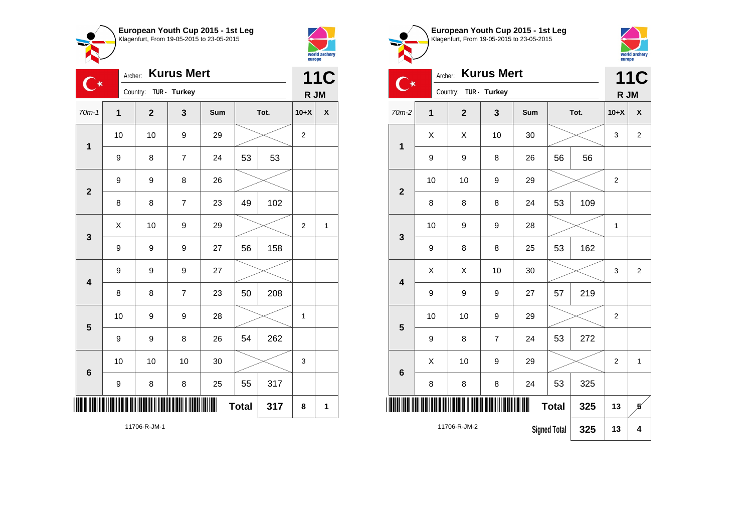## European Youth Cup 2015 - 1st Leg
Klagenfurt, From 19-05-2015 to 23-05-2015

Archer: **Kurus Mert**
Country: TUR - Turkey

**11C**
**R JM**

| 70m-1 | 1 | 2 | 3 | Sum | Tot. | | 10+X | X |
|---|---|---|---|---|---|---|---|---|
| 1 | 10 | 10 | 9 | 29 | | | 2 | |
| | 9 | 8 | 7 | 24 | 53 | 53 | | |
| 2 | 9 | 9 | 8 | 26 | | | | |
| | 8 | 8 | 7 | 23 | 49 | 102 | | |
| 3 | X | 10 | 9 | 29 | | | 2 | 1 |
| | 9 | 9 | 9 | 27 | 56 | 158 | | |
| 4 | 9 | 9 | 9 | 27 | | | | |
| | 8 | 8 | 7 | 23 | 50 | 208 | | |
| 5 | 10 | 9 | 9 | 28 | | | 1 | |
| | 9 | 9 | 8 | 26 | 54 | 262 | | |
| 6 | 10 | 10 | 10 | 30 | | | 3 | |
| | 9 | 8 | 8 | 25 | 55 | 317 | | |
| | | | | | **Total** | **317** | **8** | **1** |

11706-R-JM-1

## European Youth Cup 2015 - 1st Leg
Klagenfurt, From 19-05-2015 to 23-05-2015

Archer: **Kurus Mert**
Country: TUR - Turkey

**11C**
**R JM**

| 70m-2 | 1 | 2 | 3 | Sum | Tot. | | 10+X | X |
|---|---|---|---|---|---|---|---|---|
| 1 | X | X | 10 | 30 | | | 3 | 2 |
| | 9 | 9 | 8 | 26 | 56 | 56 | | |
| 2 | 10 | 10 | 9 | 29 | | | 2 | |
| | 8 | 8 | 8 | 24 | 53 | 109 | | |
| 3 | 10 | 9 | 9 | 28 | | | 1 | |
| | 9 | 8 | 8 | 25 | 53 | 162 | | |
| 4 | X | X | 10 | 30 | | | 3 | 2 |
| | 9 | 9 | 9 | 27 | 57 | 219 | | |
| 5 | 10 | 10 | 9 | 29 | | | 2 | |
| | 9 | 8 | 7 | 24 | 53 | 272 | | |
| 6 | X | 10 | 9 | 29 | | | 2 | 1 |
| | 8 | 8 | 8 | 24 | 53 | 325 | | |
| | | | | | **Total** | **325** | **13** | **5** (crossed out) |
| | | | | | **Signed Total** | **325** | **13** | **4** |

11706-R-JM-2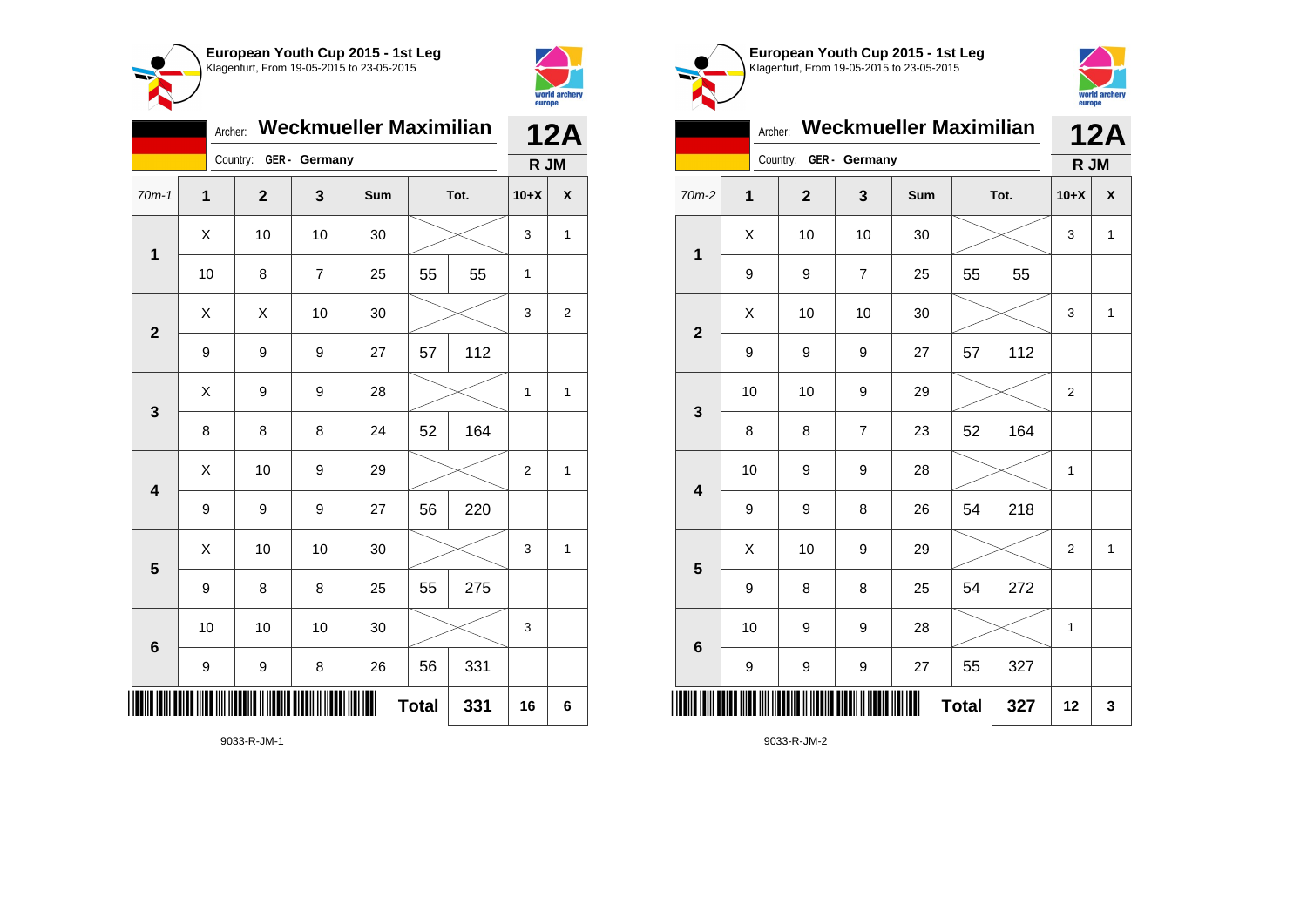**European Youth Cup 2015 - 1st Leg**
Klagenfurt, From 19-05-2015 to 23-05-2015

Archer: **Weckmueller Maximilian** — **12A**

Country: **GER - Germany** — **R JM**

| 70m-1 | 1 | 2 | 3 | Sum | Tot. | | 10+X | X |
|---|---|---|---|---|---|---|---|---|
| 1 | X | 10 | 10 | 30 | | | 3 | 1 |
| | 10 | 8 | 7 | 25 | 55 | 55 | 1 | |
| 2 | X | X | 10 | 30 | | | 3 | 2 |
| | 9 | 9 | 9 | 27 | 57 | 112 | | |
| 3 | X | 9 | 9 | 28 | | | 1 | 1 |
| | 8 | 8 | 8 | 24 | 52 | 164 | | |
| 4 | X | 10 | 9 | 29 | | | 2 | 1 |
| | 9 | 9 | 9 | 27 | 56 | 220 | | |
| 5 | X | 10 | 10 | 30 | | | 3 | 1 |
| | 9 | 8 | 8 | 25 | 55 | 275 | | |
| 6 | 10 | 10 | 10 | 30 | | | 3 | |
| | 9 | 9 | 8 | 26 | 56 | 331 | | |
| | | | | | **Total** | **331** | **16** | **6** |

9033-R-JM-1

**European Youth Cup 2015 - 1st Leg**
Klagenfurt, From 19-05-2015 to 23-05-2015

Archer: **Weckmueller Maximilian** — **12A**

Country: **GER - Germany** — **R JM**

| 70m-2 | 1 | 2 | 3 | Sum | Tot. | | 10+X | X |
|---|---|---|---|---|---|---|---|---|
| 1 | X | 10 | 10 | 30 | | | 3 | 1 |
| | 9 | 9 | 7 | 25 | 55 | 55 | | |
| 2 | X | 10 | 10 | 30 | | | 3 | 1 |
| | 9 | 9 | 9 | 27 | 57 | 112 | | |
| 3 | 10 | 10 | 9 | 29 | | | 2 | |
| | 8 | 8 | 7 | 23 | 52 | 164 | | |
| 4 | 10 | 9 | 9 | 28 | | | 1 | |
| | 9 | 9 | 8 | 26 | 54 | 218 | | |
| 5 | X | 10 | 9 | 29 | | | 2 | 1 |
| | 9 | 8 | 8 | 25 | 54 | 272 | | |
| 6 | 10 | 9 | 9 | 28 | | | 1 | |
| | 9 | 9 | 9 | 27 | 55 | 327 | | |
| | | | | | **Total** | **327** | **12** | **3** |

9033-R-JM-2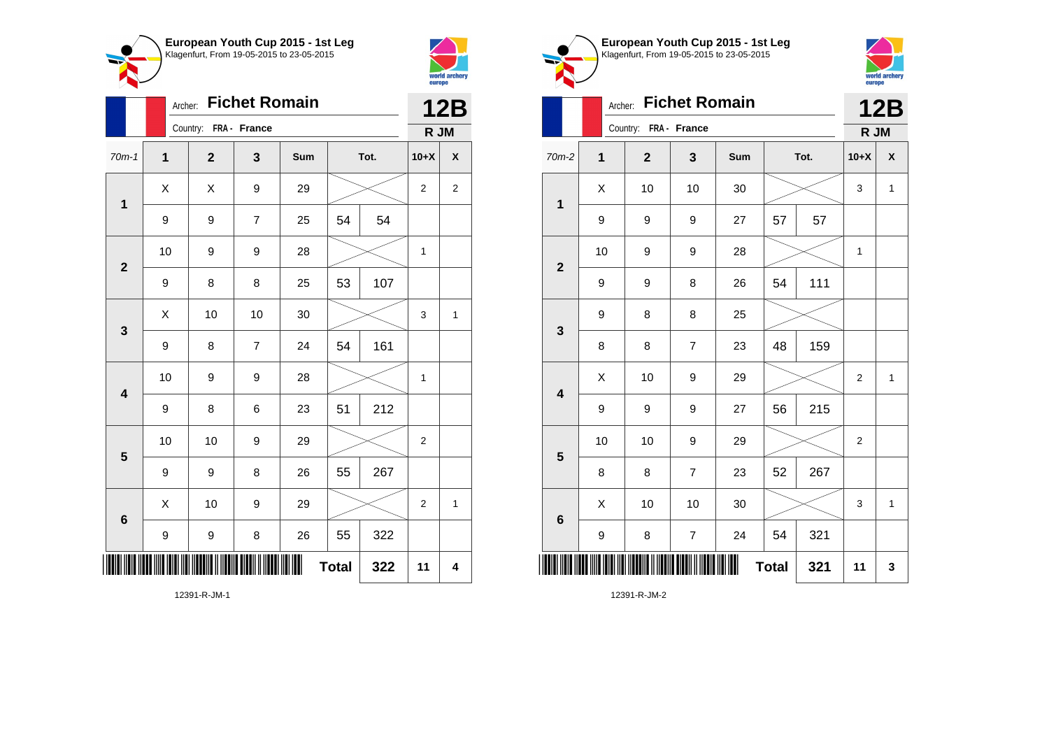## European Youth Cup 2015 - 1st Leg

Klagenfurt, From 19-05-2015 to 23-05-2015

Archer: **Fichet Romain**

Country: FRA - France

**12B**

**R JM**

| 70m-1 | 1 | 2 | 3 | Sum | Tot. | | 10+X | X |
|---|---|---|---|---|---|---|---|---|
| 1 | X | X | 9 | 29 | | | 2 | 2 |
| | 9 | 9 | 7 | 25 | 54 | 54 | | |
| 2 | 10 | 9 | 9 | 28 | | | 1 | |
| | 9 | 8 | 8 | 25 | 53 | 107 | | |
| 3 | X | 10 | 10 | 30 | | | 3 | 1 |
| | 9 | 8 | 7 | 24 | 54 | 161 | | |
| 4 | 10 | 9 | 9 | 28 | | | 1 | |
| | 9 | 8 | 6 | 23 | 51 | 212 | | |
| 5 | 10 | 10 | 9 | 29 | | | 2 | |
| | 9 | 9 | 8 | 26 | 55 | 267 | | |
| 6 | X | 10 | 9 | 29 | | | 2 | 1 |
| | 9 | 9 | 8 | 26 | 55 | 322 | | |
| | | | | | **Total** | **322** | **11** | **4** |

12391-R-JM-1

## European Youth Cup 2015 - 1st Leg

Klagenfurt, From 19-05-2015 to 23-05-2015

Archer: **Fichet Romain**

Country: FRA - France

**12B**

**R JM**

| 70m-2 | 1 | 2 | 3 | Sum | Tot. | | 10+X | X |
|---|---|---|---|---|---|---|---|---|
| 1 | X | 10 | 10 | 30 | | | 3 | 1 |
| | 9 | 9 | 9 | 27 | 57 | 57 | | |
| 2 | 10 | 9 | 9 | 28 | | | 1 | |
| | 9 | 9 | 8 | 26 | 54 | 111 | | |
| 3 | 9 | 8 | 8 | 25 | | | | |
| | 8 | 8 | 7 | 23 | 48 | 159 | | |
| 4 | X | 10 | 9 | 29 | | | 2 | 1 |
| | 9 | 9 | 9 | 27 | 56 | 215 | | |
| 5 | 10 | 10 | 9 | 29 | | | 2 | |
| | 8 | 8 | 7 | 23 | 52 | 267 | | |
| 6 | X | 10 | 10 | 30 | | | 3 | 1 |
| | 9 | 8 | 7 | 24 | 54 | 321 | | |
| | | | | | **Total** | **321** | **11** | **3** |

12391-R-JM-2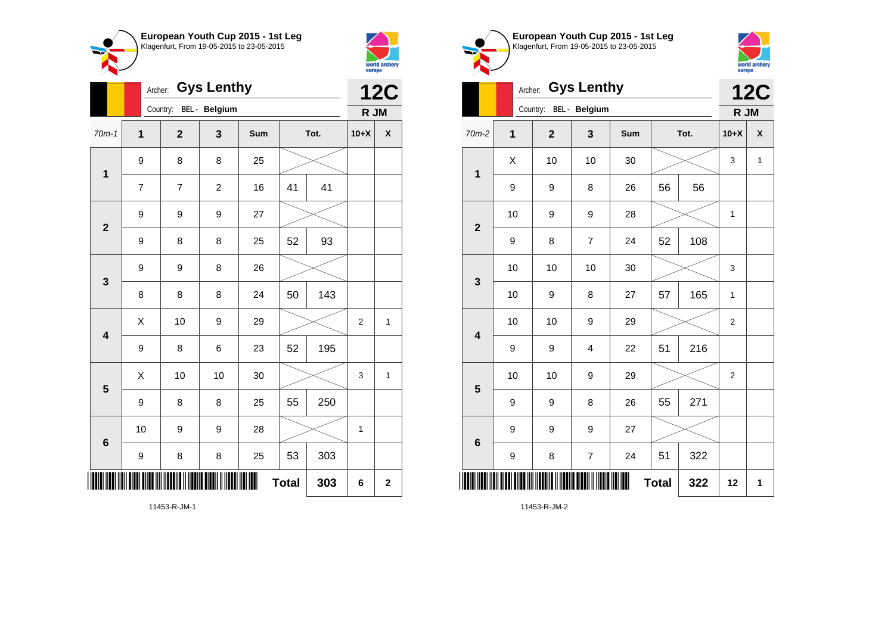**European Youth Cup 2015 - 1st Leg**
Klagenfurt, From 19-05-2015 to 23-05-2015

Archer: **Gys Lenthy**
Country: BEL - Belgium

**12C**
**R JM**

| 70m-1 | 1 | 2 | 3 | Sum | Tot. | | 10+X | X |
|---|---|---|---|---|---|---|---|---|
| 1 | 9 | 8 | 8 | 25 | | | | |
| | 7 | 7 | 2 | 16 | 41 | 41 | | |
| 2 | 9 | 9 | 9 | 27 | | | | |
| | 9 | 8 | 8 | 25 | 52 | 93 | | |
| 3 | 9 | 9 | 8 | 26 | | | | |
| | 8 | 8 | 8 | 24 | 50 | 143 | | |
| 4 | X | 10 | 9 | 29 | | | 2 | 1 |
| | 9 | 8 | 6 | 23 | 52 | 195 | | |
| 5 | X | 10 | 10 | 30 | | | 3 | 1 |
| | 9 | 8 | 8 | 25 | 55 | 250 | | |
| 6 | 10 | 9 | 9 | 28 | | | 1 | |
| | 9 | 8 | 8 | 25 | 53 | 303 | | |
| | | | | Total | | 303 | 6 | 2 |

11453-R-JM-1

**European Youth Cup 2015 - 1st Leg**
Klagenfurt, From 19-05-2015 to 23-05-2015

Archer: **Gys Lenthy**
Country: BEL - Belgium

**12C**
**R JM**

| 70m-2 | 1 | 2 | 3 | Sum | Tot. | | 10+X | X |
|---|---|---|---|---|---|---|---|---|
| 1 | X | 10 | 10 | 30 | | | 3 | 1 |
| | 9 | 9 | 8 | 26 | 56 | 56 | | |
| 2 | 10 | 9 | 9 | 28 | | | 1 | |
| | 9 | 8 | 7 | 24 | 52 | 108 | | |
| 3 | 10 | 10 | 10 | 30 | | | 3 | |
| | 10 | 9 | 8 | 27 | 57 | 165 | 1 | |
| 4 | 10 | 10 | 9 | 29 | | | 2 | |
| | 9 | 9 | 4 | 22 | 51 | 216 | | |
| 5 | 10 | 10 | 9 | 29 | | | 2 | |
| | 9 | 9 | 8 | 26 | 55 | 271 | | |
| 6 | 9 | 9 | 9 | 27 | | | | |
| | 9 | 8 | 7 | 24 | 51 | 322 | | |
| | | | | Total | | 322 | 12 | 1 |

11453-R-JM-2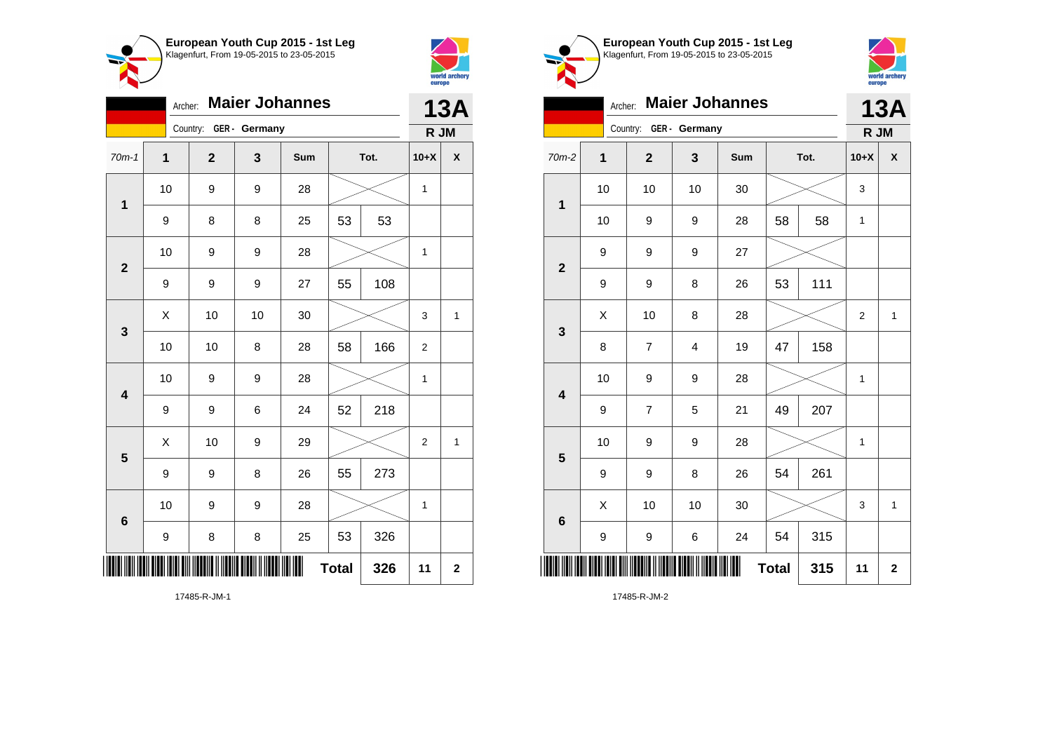## European Youth Cup 2015 - 1st Leg

Klagenfurt, From 19-05-2015 to 23-05-2015

Archer: **Maier Johannes**

Country: **GER - Germany**

**13A**

**R JM**

| 70m-1 | 1 | 2 | 3 | Sum | Tot. | | 10+X | X |
|---|---|---|---|---|---|---|---|---|
| 1 | 10 | 9 | 9 | 28 | | | 1 | |
| | 9 | 8 | 8 | 25 | 53 | 53 | | |
| 2 | 10 | 9 | 9 | 28 | | | 1 | |
| | 9 | 9 | 9 | 27 | 55 | 108 | | |
| 3 | X | 10 | 10 | 30 | | | 3 | 1 |
| | 10 | 10 | 8 | 28 | 58 | 166 | 2 | |
| 4 | 10 | 9 | 9 | 28 | | | 1 | |
| | 9 | 9 | 6 | 24 | 52 | 218 | | |
| 5 | X | 10 | 9 | 29 | | | 2 | 1 |
| | 9 | 9 | 8 | 26 | 55 | 273 | | |
| 6 | 10 | 9 | 9 | 28 | | | 1 | |
| | 9 | 8 | 8 | 25 | 53 | 326 | | |
| | | | | | **Total** | **326** | **11** | **2** |

17485-R-JM-1

## European Youth Cup 2015 - 1st Leg

Klagenfurt, From 19-05-2015 to 23-05-2015

Archer: **Maier Johannes**

Country: **GER - Germany**

**13A**

**R JM**

| 70m-2 | 1 | 2 | 3 | Sum | Tot. | | 10+X | X |
|---|---|---|---|---|---|---|---|---|
| 1 | 10 | 10 | 10 | 30 | | | 3 | |
| | 10 | 9 | 9 | 28 | 58 | 58 | 1 | |
| 2 | 9 | 9 | 9 | 27 | | | | |
| | 9 | 9 | 8 | 26 | 53 | 111 | | |
| 3 | X | 10 | 8 | 28 | | | 2 | 1 |
| | 8 | 7 | 4 | 19 | 47 | 158 | | |
| 4 | 10 | 9 | 9 | 28 | | | 1 | |
| | 9 | 7 | 5 | 21 | 49 | 207 | | |
| 5 | 10 | 9 | 9 | 28 | | | 1 | |
| | 9 | 9 | 8 | 26 | 54 | 261 | | |
| 6 | X | 10 | 10 | 30 | | | 3 | 1 |
| | 9 | 9 | 6 | 24 | 54 | 315 | | |
| | | | | | **Total** | **315** | **11** | **2** |

17485-R-JM-2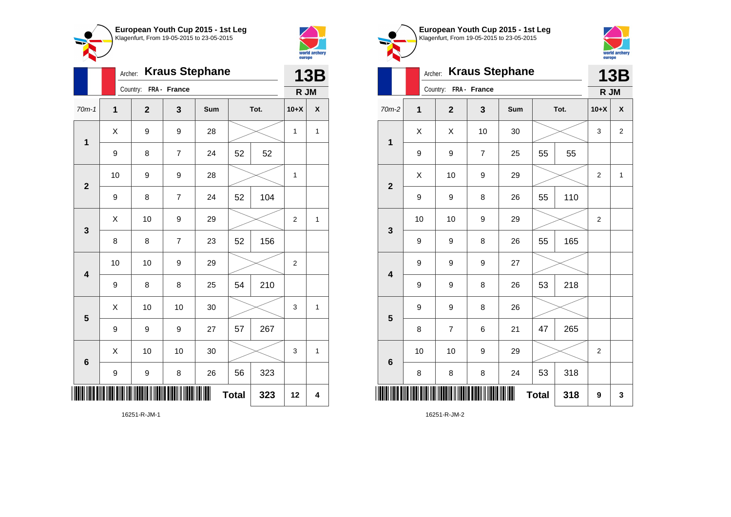## European Youth Cup 2015 - 1st Leg
Klagenfurt, From 19-05-2015 to 23-05-2015

Archer: **Kraus Stephane**
Country: FRA - France

**13B**
**R JM**

| 70m-1 | 1 | 2 | 3 | Sum | Tot. | | 10+X | X |
|---|---|---|---|---|---|---|---|---|
| 1 | X | 9 | 9 | 28 | | | 1 | 1 |
| | 9 | 8 | 7 | 24 | 52 | 52 | | |
| 2 | 10 | 9 | 9 | 28 | | | 1 | |
| | 9 | 8 | 7 | 24 | 52 | 104 | | |
| 3 | X | 10 | 9 | 29 | | | 2 | 1 |
| | 8 | 8 | 7 | 23 | 52 | 156 | | |
| 4 | 10 | 10 | 9 | 29 | | | 2 | |
| | 9 | 8 | 8 | 25 | 54 | 210 | | |
| 5 | X | 10 | 10 | 30 | | | 3 | 1 |
| | 9 | 9 | 9 | 27 | 57 | 267 | | |
| 6 | X | 10 | 10 | 30 | | | 3 | 1 |
| | 9 | 9 | 8 | 26 | 56 | 323 | | |
| | | | | | **Total** | **323** | **12** | **4** |

16251-R-JM-1

## European Youth Cup 2015 - 1st Leg
Klagenfurt, From 19-05-2015 to 23-05-2015

Archer: **Kraus Stephane**
Country: FRA - France

**13B**
**R JM**

| 70m-2 | 1 | 2 | 3 | Sum | Tot. | | 10+X | X |
|---|---|---|---|---|---|---|---|---|
| 1 | X | X | 10 | 30 | | | 3 | 2 |
| | 9 | 9 | 7 | 25 | 55 | 55 | | |
| 2 | X | 10 | 9 | 29 | | | 2 | 1 |
| | 9 | 9 | 8 | 26 | 55 | 110 | | |
| 3 | 10 | 10 | 9 | 29 | | | 2 | |
| | 9 | 9 | 8 | 26 | 55 | 165 | | |
| 4 | 9 | 9 | 9 | 27 | | | | |
| | 9 | 9 | 8 | 26 | 53 | 218 | | |
| 5 | 9 | 9 | 8 | 26 | | | | |
| | 8 | 7 | 6 | 21 | 47 | 265 | | |
| 6 | 10 | 10 | 9 | 29 | | | 2 | |
| | 8 | 8 | 8 | 24 | 53 | 318 | | |
| | | | | | **Total** | **318** | **9** | **3** |

16251-R-JM-2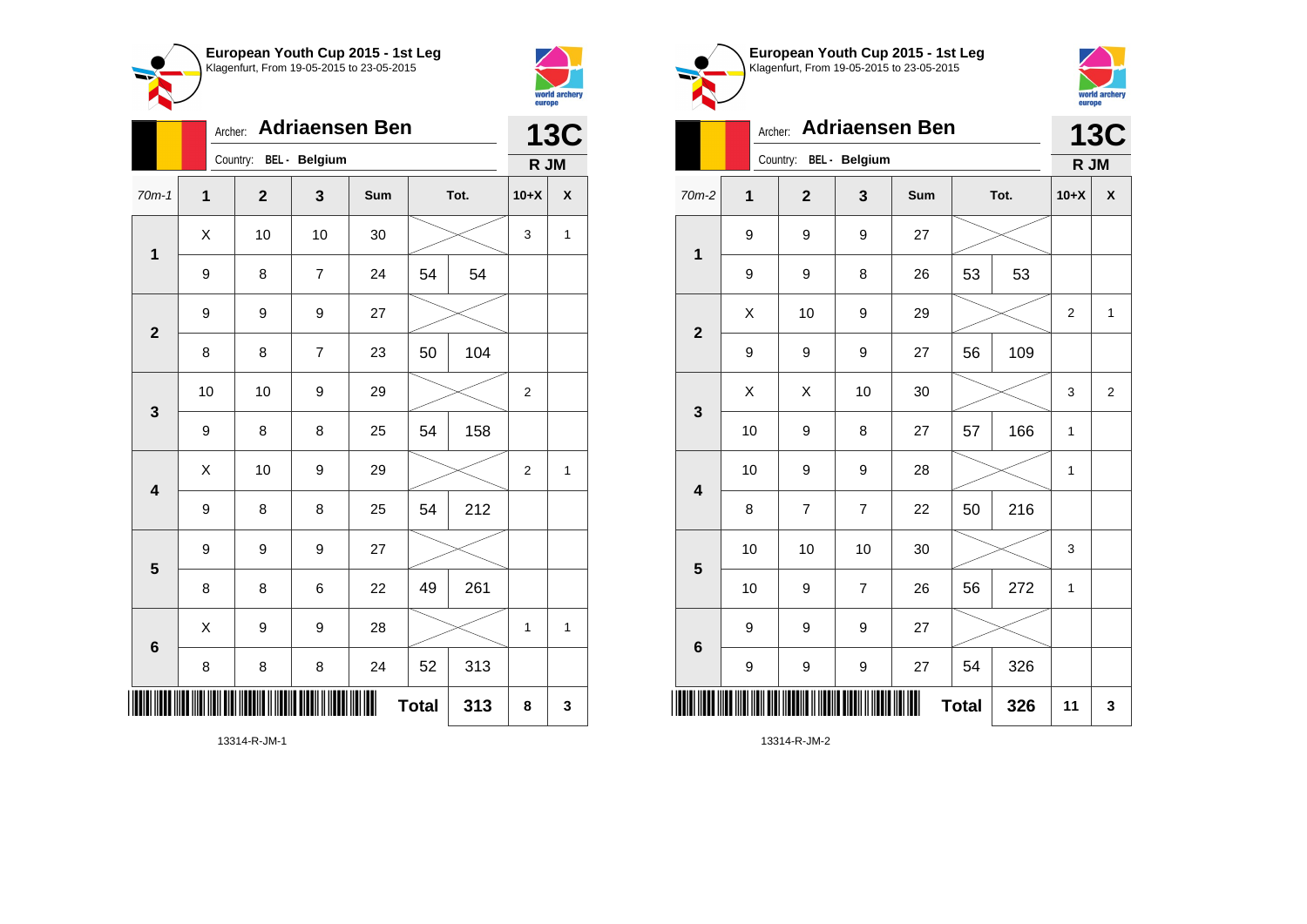## European Youth Cup 2015 - 1st Leg

Klagenfurt, From 19-05-2015 to 23-05-2015

Archer: **Adriaensen Ben**

Country: BEL - Belgium

**13C**

**R JM**

| 70m-1 | 1 | 2 | 3 | Sum | Tot. | | 10+X | X |
|---|---|---|---|---|---|---|---|---|
| 1 | X | 10 | 10 | 30 | | | 3 | 1 |
| | 9 | 8 | 7 | 24 | 54 | 54 | | |
| 2 | 9 | 9 | 9 | 27 | | | | |
| | 8 | 8 | 7 | 23 | 50 | 104 | | |
| 3 | 10 | 10 | 9 | 29 | | | 2 | |
| | 9 | 8 | 8 | 25 | 54 | 158 | | |
| 4 | X | 10 | 9 | 29 | | | 2 | 1 |
| | 9 | 8 | 8 | 25 | 54 | 212 | | |
| 5 | 9 | 9 | 9 | 27 | | | | |
| | 8 | 8 | 6 | 22 | 49 | 261 | | |
| 6 | X | 9 | 9 | 28 | | | 1 | 1 |
| | 8 | 8 | 8 | 24 | 52 | 313 | | |
| | | | | | **Total** | **313** | **8** | **3** |

13314-R-JM-1

## European Youth Cup 2015 - 1st Leg

Klagenfurt, From 19-05-2015 to 23-05-2015

Archer: **Adriaensen Ben**

Country: BEL - Belgium

**13C**

**R JM**

| 70m-2 | 1 | 2 | 3 | Sum | Tot. | | 10+X | X |
|---|---|---|---|---|---|---|---|---|
| 1 | 9 | 9 | 9 | 27 | | | | |
| | 9 | 9 | 8 | 26 | 53 | 53 | | |
| 2 | X | 10 | 9 | 29 | | | 2 | 1 |
| | 9 | 9 | 9 | 27 | 56 | 109 | | |
| 3 | X | X | 10 | 30 | | | 3 | 2 |
| | 10 | 9 | 8 | 27 | 57 | 166 | 1 | |
| 4 | 10 | 9 | 9 | 28 | | | 1 | |
| | 8 | 7 | 7 | 22 | 50 | 216 | | |
| 5 | 10 | 10 | 10 | 30 | | | 3 | |
| | 10 | 9 | 7 | 26 | 56 | 272 | 1 | |
| 6 | 9 | 9 | 9 | 27 | | | | |
| | 9 | 9 | 9 | 27 | 54 | 326 | | |
| | | | | | **Total** | **326** | **11** | **3** |

13314-R-JM-2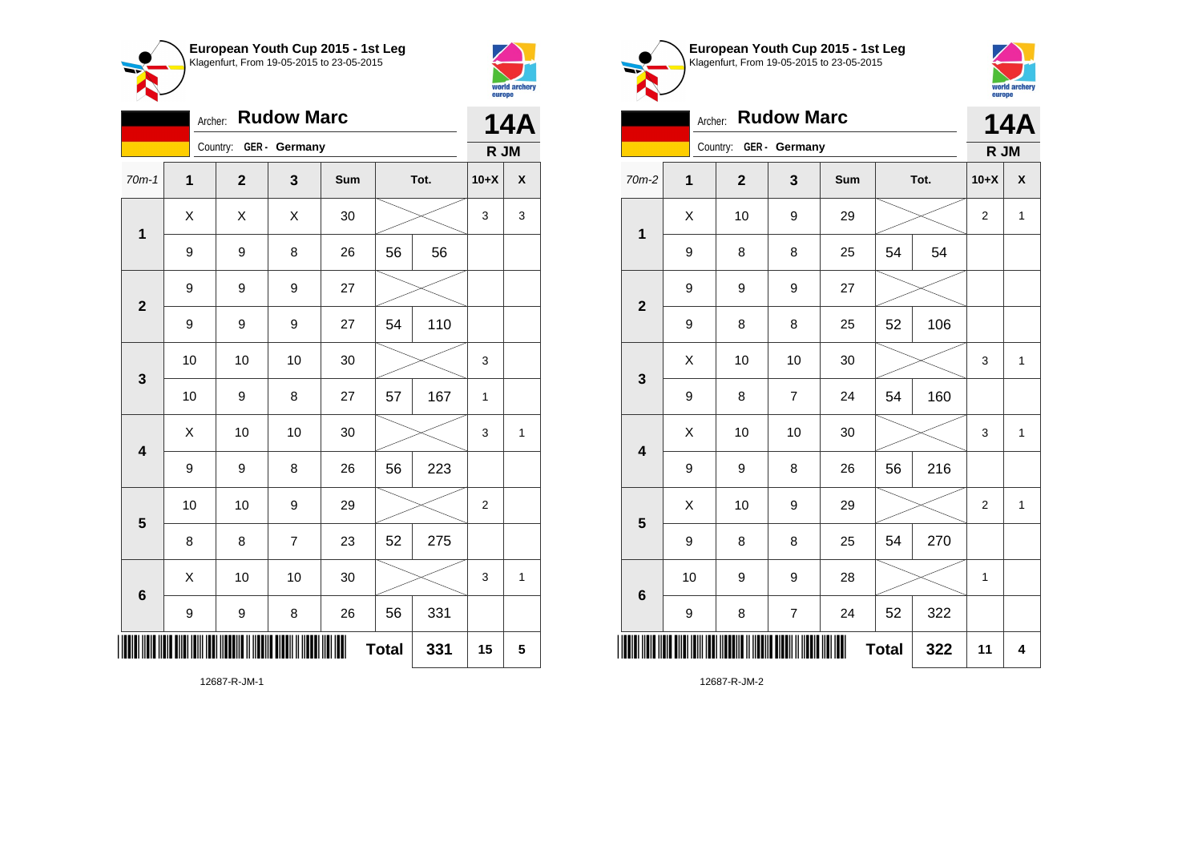**European Youth Cup 2015 - 1st Leg**
Klagenfurt, From 19-05-2015 to 23-05-2015

Archer: **Rudow Marc**
Country: GER - Germany

**14A**
**R JM**

| 70m-1 | 1 | 2 | 3 | Sum | Tot. | | 10+X | X |
|---|---|---|---|---|---|---|---|---|
| 1 | X | X | X | 30 | | | 3 | 3 |
| | 9 | 9 | 8 | 26 | 56 | 56 | | |
| 2 | 9 | 9 | 9 | 27 | | | | |
| | 9 | 9 | 9 | 27 | 54 | 110 | | |
| 3 | 10 | 10 | 10 | 30 | | | 3 | |
| | 10 | 9 | 8 | 27 | 57 | 167 | 1 | |
| 4 | X | 10 | 10 | 30 | | | 3 | 1 |
| | 9 | 9 | 8 | 26 | 56 | 223 | | |
| 5 | 10 | 10 | 9 | 29 | | | 2 | |
| | 8 | 8 | 7 | 23 | 52 | 275 | | |
| 6 | X | 10 | 10 | 30 | | | 3 | 1 |
| | 9 | 9 | 8 | 26 | 56 | 331 | | |
| | | | | | **Total** | **331** | **15** | **5** |

12687-R-JM-1

**European Youth Cup 2015 - 1st Leg**
Klagenfurt, From 19-05-2015 to 23-05-2015

Archer: **Rudow Marc**
Country: GER - Germany

**14A**
**R JM**

| 70m-2 | 1 | 2 | 3 | Sum | Tot. | | 10+X | X |
|---|---|---|---|---|---|---|---|---|
| 1 | X | 10 | 9 | 29 | | | 2 | 1 |
| | 9 | 8 | 8 | 25 | 54 | 54 | | |
| 2 | 9 | 9 | 9 | 27 | | | | |
| | 9 | 8 | 8 | 25 | 52 | 106 | | |
| 3 | X | 10 | 10 | 30 | | | 3 | 1 |
| | 9 | 8 | 7 | 24 | 54 | 160 | | |
| 4 | X | 10 | 10 | 30 | | | 3 | 1 |
| | 9 | 9 | 8 | 26 | 56 | 216 | | |
| 5 | X | 10 | 9 | 29 | | | 2 | 1 |
| | 9 | 8 | 8 | 25 | 54 | 270 | | |
| 6 | 10 | 9 | 9 | 28 | | | 1 | |
| | 9 | 8 | 7 | 24 | 52 | 322 | | |
| | | | | | **Total** | **322** | **11** | **4** |

12687-R-JM-2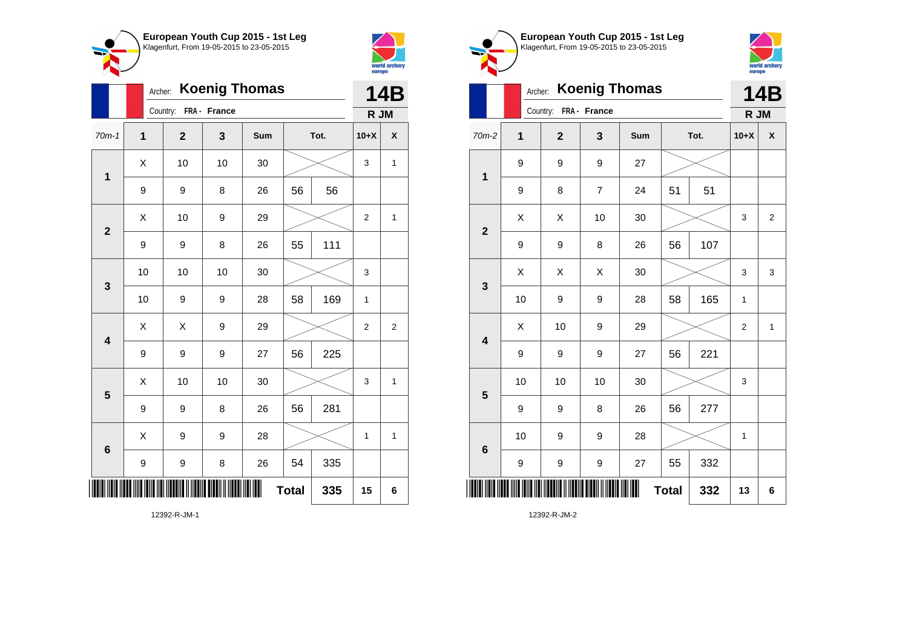**European Youth Cup 2015 - 1st Leg**
Klagenfurt, From 19-05-2015 to 23-05-2015

Archer: **Koenig Thomas**
Country: FRA - France

**14B**
**R JM**

| 70m-1 | 1 | 2 | 3 | Sum | Tot. | | 10+X | X |
|---|---|---|---|---|---|---|---|---|
| 1 | X | 10 | 10 | 30 | | | 3 | 1 |
| | 9 | 9 | 8 | 26 | 56 | 56 | | |
| 2 | X | 10 | 9 | 29 | | | 2 | 1 |
| | 9 | 9 | 8 | 26 | 55 | 111 | | |
| 3 | 10 | 10 | 10 | 30 | | | 3 | |
| | 10 | 9 | 9 | 28 | 58 | 169 | 1 | |
| 4 | X | X | 9 | 29 | | | 2 | 2 |
| | 9 | 9 | 9 | 27 | 56 | 225 | | |
| 5 | X | 10 | 10 | 30 | | | 3 | 1 |
| | 9 | 9 | 8 | 26 | 56 | 281 | | |
| 6 | X | 9 | 9 | 28 | | | 1 | 1 |
| | 9 | 9 | 8 | 26 | 54 | 335 | | |
| | | | | | **Total** | 335 | 15 | 6 |

12392-R-JM-1

**European Youth Cup 2015 - 1st Leg**
Klagenfurt, From 19-05-2015 to 23-05-2015

Archer: **Koenig Thomas**
Country: FRA - France

**14B**
**R JM**

| 70m-2 | 1 | 2 | 3 | Sum | Tot. | | 10+X | X |
|---|---|---|---|---|---|---|---|---|
| 1 | 9 | 9 | 9 | 27 | | | | |
| | 9 | 8 | 7 | 24 | 51 | 51 | | |
| 2 | X | X | 10 | 30 | | | 3 | 2 |
| | 9 | 9 | 8 | 26 | 56 | 107 | | |
| 3 | X | X | X | 30 | | | 3 | 3 |
| | 10 | 9 | 9 | 28 | 58 | 165 | 1 | |
| 4 | X | 10 | 9 | 29 | | | 2 | 1 |
| | 9 | 9 | 9 | 27 | 56 | 221 | | |
| 5 | 10 | 10 | 10 | 30 | | | 3 | |
| | 9 | 9 | 8 | 26 | 56 | 277 | | |
| 6 | 10 | 9 | 9 | 28 | | | 1 | |
| | 9 | 9 | 9 | 27 | 55 | 332 | | |
| | | | | | **Total** | 332 | 13 | 6 |

12392-R-JM-2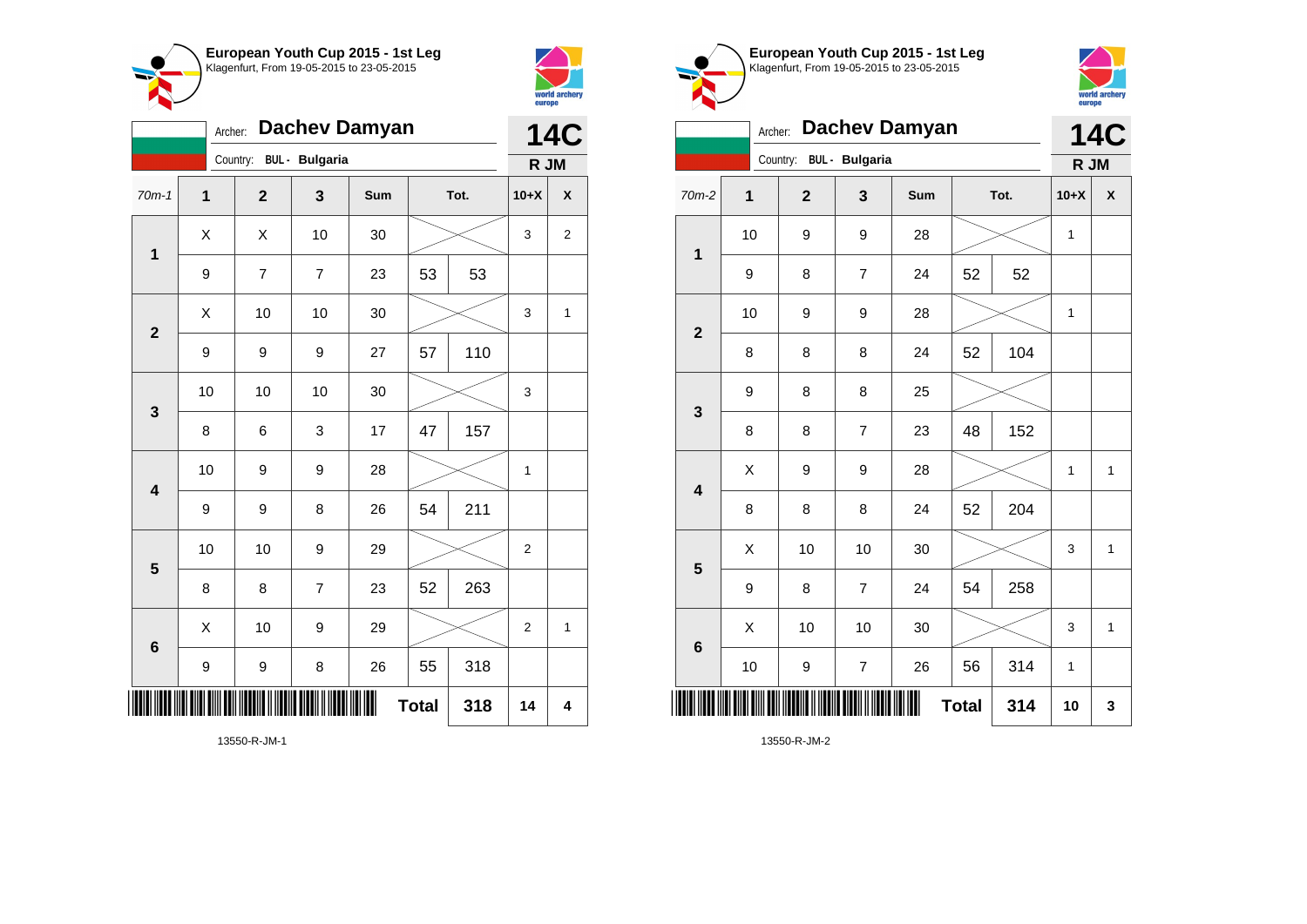## European Youth Cup 2015 - 1st Leg
Klagenfurt, From 19-05-2015 to 23-05-2015

Archer: **Dachev Damyan**
Country: BUL - Bulgaria

**14C**
**R JM**

| 70m-1 | 1 | 2 | 3 | Sum | Tot. | | 10+X | X |
|---|---|---|---|---|---|---|---|---|
| 1 | X | X | 10 | 30 | | | 3 | 2 |
| | 9 | 7 | 7 | 23 | 53 | 53 | | |
| 2 | X | 10 | 10 | 30 | | | 3 | 1 |
| | 9 | 9 | 9 | 27 | 57 | 110 | | |
| 3 | 10 | 10 | 10 | 30 | | | 3 | |
| | 8 | 6 | 3 | 17 | 47 | 157 | | |
| 4 | 10 | 9 | 9 | 28 | | | 1 | |
| | 9 | 9 | 8 | 26 | 54 | 211 | | |
| 5 | 10 | 10 | 9 | 29 | | | 2 | |
| | 8 | 8 | 7 | 23 | 52 | 263 | | |
| 6 | X | 10 | 9 | 29 | | | 2 | 1 |
| | 9 | 9 | 8 | 26 | 55 | 318 | | |
| | | | | | **Total** | **318** | **14** | **4** |

13550-R-JM-1

## European Youth Cup 2015 - 1st Leg
Klagenfurt, From 19-05-2015 to 23-05-2015

Archer: **Dachev Damyan**
Country: BUL - Bulgaria

**14C**
**R JM**

| 70m-2 | 1 | 2 | 3 | Sum | Tot. | | 10+X | X |
|---|---|---|---|---|---|---|---|---|
| 1 | 10 | 9 | 9 | 28 | | | 1 | |
| | 9 | 8 | 7 | 24 | 52 | 52 | | |
| 2 | 10 | 9 | 9 | 28 | | | 1 | |
| | 8 | 8 | 8 | 24 | 52 | 104 | | |
| 3 | 9 | 8 | 8 | 25 | | | | |
| | 8 | 8 | 7 | 23 | 48 | 152 | | |
| 4 | X | 9 | 9 | 28 | | | 1 | 1 |
| | 8 | 8 | 8 | 24 | 52 | 204 | | |
| 5 | X | 10 | 10 | 30 | | | 3 | 1 |
| | 9 | 8 | 7 | 24 | 54 | 258 | | |
| 6 | X | 10 | 10 | 30 | | | 3 | 1 |
| | 10 | 9 | 7 | 26 | 56 | 314 | 1 | |
| | | | | | **Total** | **314** | **10** | **3** |

13550-R-JM-2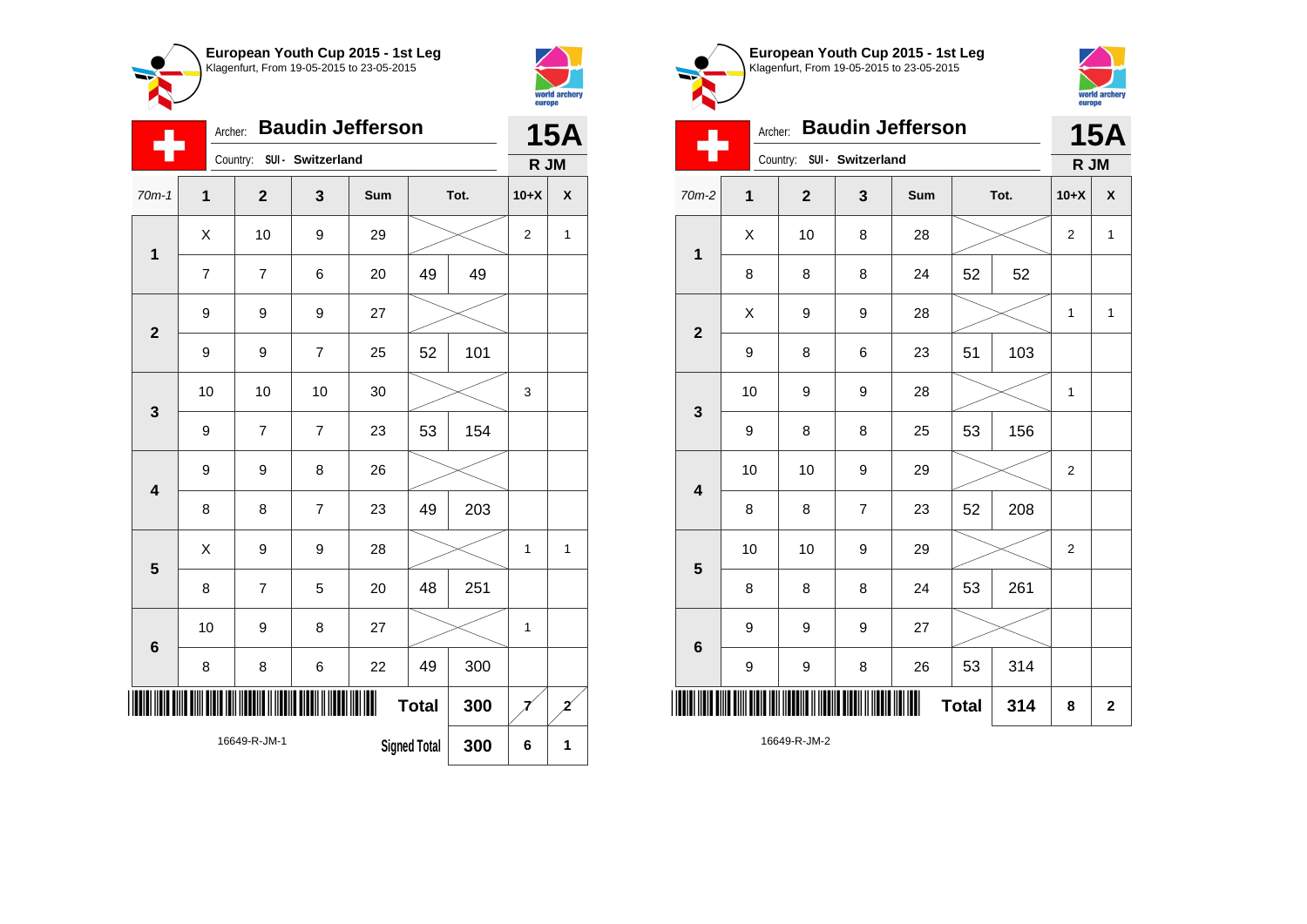## European Youth Cup 2015 - 1st Leg
Klagenfurt, From 19-05-2015 to 23-05-2015

Archer: **Baudin Jefferson**
Country: SUI - Switzerland

**15A**
**R JM**

| 70m-1 | 1 | 2 | 3 | Sum | Tot. | | 10+X | X |
|---|---|---|---|---|---|---|---|---|
| 1 | X | 10 | 9 | 29 | | | 2 | 1 |
| | 7 | 7 | 6 | 20 | 49 | 49 | | |
| 2 | 9 | 9 | 9 | 27 | | | | |
| | 9 | 9 | 7 | 25 | 52 | 101 | | |
| 3 | 10 | 10 | 10 | 30 | | | 3 | |
| | 9 | 7 | 7 | 23 | 53 | 154 | | |
| 4 | 9 | 9 | 8 | 26 | | | | |
| | 8 | 8 | 7 | 23 | 49 | 203 | | |
| 5 | X | 9 | 9 | 28 | | | 1 | 1 |
| | 8 | 7 | 5 | 20 | 48 | 251 | | |
| 6 | 10 | 9 | 8 | 27 | | | 1 | |
| | 8 | 8 | 6 | 22 | 49 | 300 | | |
| | | | | | Total | 300 | 7 | 2 |
| | | | | | Signed Total | 300 | 6 | 1 |

16649-R-JM-1

## European Youth Cup 2015 - 1st Leg
Klagenfurt, From 19-05-2015 to 23-05-2015

Archer: **Baudin Jefferson**
Country: SUI - Switzerland

**15A**
**R JM**

| 70m-2 | 1 | 2 | 3 | Sum | Tot. | | 10+X | X |
|---|---|---|---|---|---|---|---|---|
| 1 | X | 10 | 8 | 28 | | | 2 | 1 |
| | 8 | 8 | 8 | 24 | 52 | 52 | | |
| 2 | X | 9 | 9 | 28 | | | 1 | 1 |
| | 9 | 8 | 6 | 23 | 51 | 103 | | |
| 3 | 10 | 9 | 9 | 28 | | | 1 | |
| | 9 | 8 | 8 | 25 | 53 | 156 | | |
| 4 | 10 | 10 | 9 | 29 | | | 2 | |
| | 8 | 8 | 7 | 23 | 52 | 208 | | |
| 5 | 10 | 10 | 9 | 29 | | | 2 | |
| | 8 | 8 | 8 | 24 | 53 | 261 | | |
| 6 | 9 | 9 | 9 | 27 | | | | |
| | 9 | 9 | 8 | 26 | 53 | 314 | | |
| | | | | | Total | 314 | 8 | 2 |

16649-R-JM-2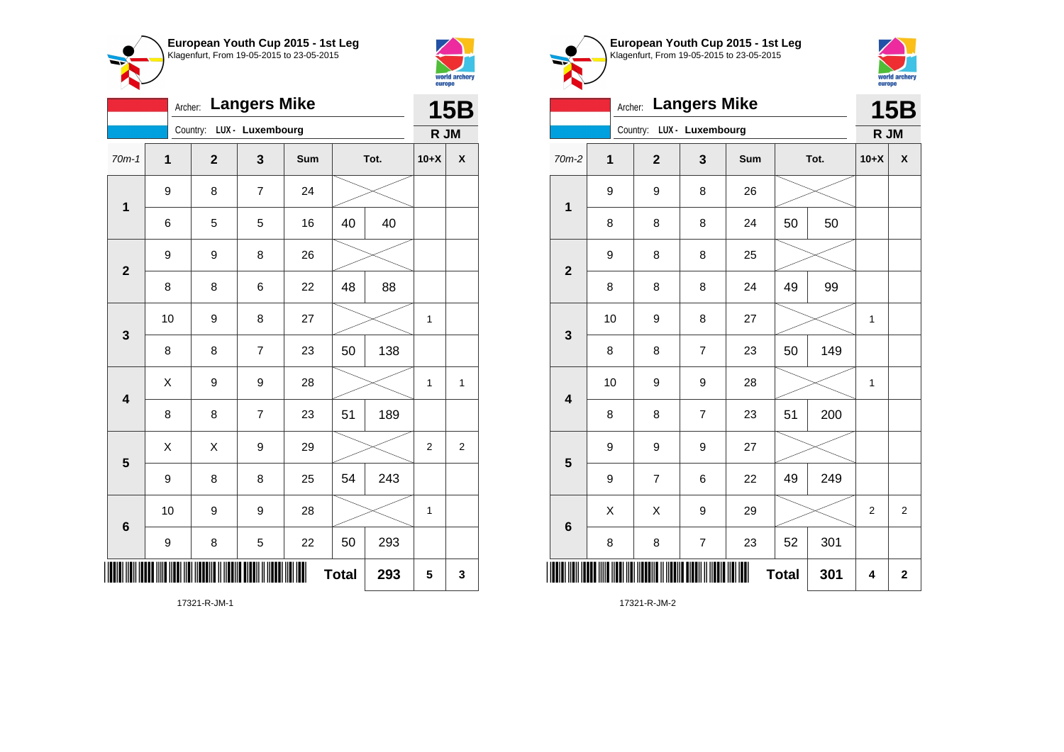## European Youth Cup 2015 - 1st Leg

Klagenfurt, From 19-05-2015 to 23-05-2015

Archer: **Langers Mike** — **15B**

Country: LUX - Luxembourg — **R JM**

| 70m-1 | 1 | 2 | 3 | Sum | Tot. | | 10+X | X |
|---|---|---|---|---|---|---|---|---|
| 1 | 9 | 8 | 7 | 24 | | | | |
| | 6 | 5 | 5 | 16 | 40 | 40 | | |
| 2 | 9 | 9 | 8 | 26 | | | | |
| | 8 | 8 | 6 | 22 | 48 | 88 | | |
| 3 | 10 | 9 | 8 | 27 | | | 1 | |
| | 8 | 8 | 7 | 23 | 50 | 138 | | |
| 4 | X | 9 | 9 | 28 | | | 1 | 1 |
| | 8 | 8 | 7 | 23 | 51 | 189 | | |
| 5 | X | X | 9 | 29 | | | 2 | 2 |
| | 9 | 8 | 8 | 25 | 54 | 243 | | |
| 6 | 10 | 9 | 9 | 28 | | | 1 | |
| | 9 | 8 | 5 | 22 | 50 | 293 | | |
| | | | | | **Total** | **293** | **5** | **3** |

17321-R-JM-1

## European Youth Cup 2015 - 1st Leg

Klagenfurt, From 19-05-2015 to 23-05-2015

Archer: **Langers Mike** — **15B**

Country: LUX - Luxembourg — **R JM**

| 70m-2 | 1 | 2 | 3 | Sum | Tot. | | 10+X | X |
|---|---|---|---|---|---|---|---|---|
| 1 | 9 | 9 | 8 | 26 | | | | |
| | 8 | 8 | 8 | 24 | 50 | 50 | | |
| 2 | 9 | 8 | 8 | 25 | | | | |
| | 8 | 8 | 8 | 24 | 49 | 99 | | |
| 3 | 10 | 9 | 8 | 27 | | | 1 | |
| | 8 | 8 | 7 | 23 | 50 | 149 | | |
| 4 | 10 | 9 | 9 | 28 | | | 1 | |
| | 8 | 8 | 7 | 23 | 51 | 200 | | |
| 5 | 9 | 9 | 9 | 27 | | | | |
| | 9 | 7 | 6 | 22 | 49 | 249 | | |
| 6 | X | X | 9 | 29 | | | 2 | 2 |
| | 8 | 8 | 7 | 23 | 52 | 301 | | |
| | | | | | **Total** | **301** | **4** | **2** |

17321-R-JM-2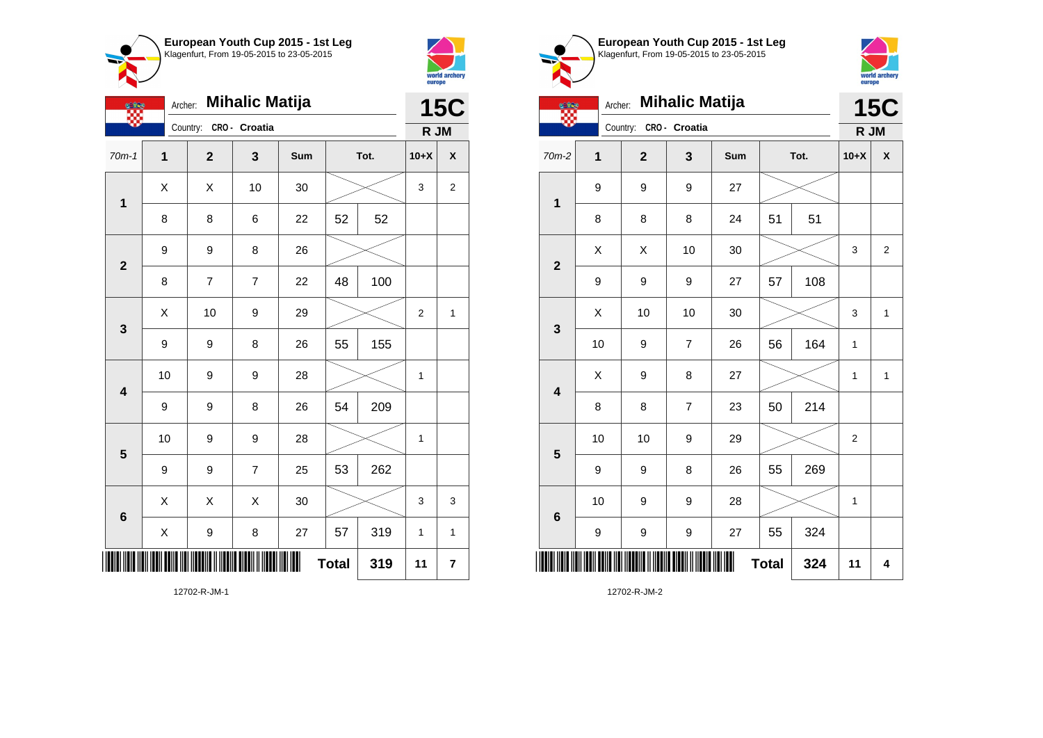## European Youth Cup 2015 - 1st Leg
Klagenfurt, From 19-05-2015 to 23-05-2015

Archer: **Mihalic Matija**
Country: CRO - Croatia

**15C**
**R JM**

| 70m-1 | 1 | 2 | 3 | Sum | Tot. | | 10+X | X |
|---|---|---|---|---|---|---|---|---|
| 1 | X | X | 10 | 30 | | | 3 | 2 |
| | 8 | 8 | 6 | 22 | 52 | 52 | | |
| 2 | 9 | 9 | 8 | 26 | | | | |
| | 8 | 7 | 7 | 22 | 48 | 100 | | |
| 3 | X | 10 | 9 | 29 | | | 2 | 1 |
| | 9 | 9 | 8 | 26 | 55 | 155 | | |
| 4 | 10 | 9 | 9 | 28 | | | 1 | |
| | 9 | 9 | 8 | 26 | 54 | 209 | | |
| 5 | 10 | 9 | 9 | 28 | | | 1 | |
| | 9 | 9 | 7 | 25 | 53 | 262 | | |
| 6 | X | X | X | 30 | | | 3 | 3 |
| | X | 9 | 8 | 27 | 57 | 319 | 1 | 1 |
| | | | | | **Total** | **319** | **11** | **7** |

12702-R-JM-1

## European Youth Cup 2015 - 1st Leg
Klagenfurt, From 19-05-2015 to 23-05-2015

Archer: **Mihalic Matija**
Country: CRO - Croatia

**15C**
**R JM**

| 70m-2 | 1 | 2 | 3 | Sum | Tot. | | 10+X | X |
|---|---|---|---|---|---|---|---|---|
| 1 | 9 | 9 | 9 | 27 | | | | |
| | 8 | 8 | 8 | 24 | 51 | 51 | | |
| 2 | X | X | 10 | 30 | | | 3 | 2 |
| | 9 | 9 | 9 | 27 | 57 | 108 | | |
| 3 | X | 10 | 10 | 30 | | | 3 | 1 |
| | 10 | 9 | 7 | 26 | 56 | 164 | 1 | |
| 4 | X | 9 | 8 | 27 | | | 1 | 1 |
| | 8 | 8 | 7 | 23 | 50 | 214 | | |
| 5 | 10 | 10 | 9 | 29 | | | 2 | |
| | 9 | 9 | 8 | 26 | 55 | 269 | | |
| 6 | 10 | 9 | 9 | 28 | | | 1 | |
| | 9 | 9 | 9 | 27 | 55 | 324 | | |
| | | | | | **Total** | **324** | **11** | **4** |

12702-R-JM-2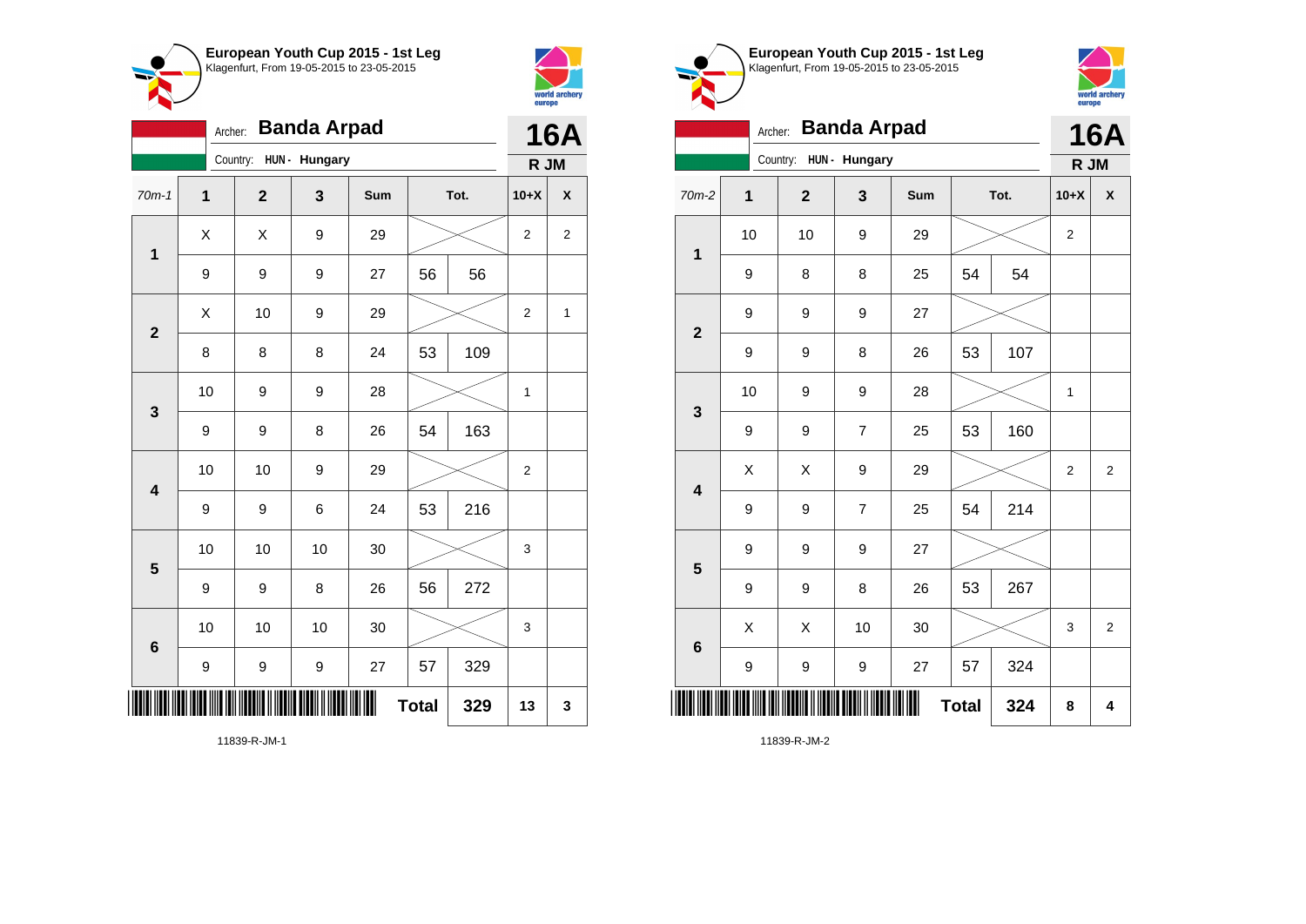## European Youth Cup 2015 - 1st Leg
Klagenfurt, From 19-05-2015 to 23-05-2015

Archer: **Banda Arpad**
Country: HUN - Hungary

**16A**
**R JM**

| 70m-1 | 1 | 2 | 3 | Sum | Tot. | | 10+X | X |
|---|---|---|---|---|---|---|---|---|
| 1 | X | X | 9 | 29 | | | 2 | 2 |
| | 9 | 9 | 9 | 27 | 56 | 56 | | |
| 2 | X | 10 | 9 | 29 | | | 2 | 1 |
| | 8 | 8 | 8 | 24 | 53 | 109 | | |
| 3 | 10 | 9 | 9 | 28 | | | 1 | |
| | 9 | 9 | 8 | 26 | 54 | 163 | | |
| 4 | 10 | 10 | 9 | 29 | | | 2 | |
| | 9 | 9 | 6 | 24 | 53 | 216 | | |
| 5 | 10 | 10 | 10 | 30 | | | 3 | |
| | 9 | 9 | 8 | 26 | 56 | 272 | | |
| 6 | 10 | 10 | 10 | 30 | | | 3 | |
| | 9 | 9 | 9 | 27 | 57 | 329 | | |
| | | | | | **Total** | **329** | **13** | **3** |

11839-R-JM-1

## European Youth Cup 2015 - 1st Leg
Klagenfurt, From 19-05-2015 to 23-05-2015

Archer: **Banda Arpad**
Country: HUN - Hungary

**16A**
**R JM**

| 70m-2 | 1 | 2 | 3 | Sum | Tot. | | 10+X | X |
|---|---|---|---|---|---|---|---|---|
| 1 | 10 | 10 | 9 | 29 | | | 2 | |
| | 9 | 8 | 8 | 25 | 54 | 54 | | |
| 2 | 9 | 9 | 9 | 27 | | | | |
| | 9 | 9 | 8 | 26 | 53 | 107 | | |
| 3 | 10 | 9 | 9 | 28 | | | 1 | |
| | 9 | 9 | 7 | 25 | 53 | 160 | | |
| 4 | X | X | 9 | 29 | | | 2 | 2 |
| | 9 | 9 | 7 | 25 | 54 | 214 | | |
| 5 | 9 | 9 | 9 | 27 | | | | |
| | 9 | 9 | 8 | 26 | 53 | 267 | | |
| 6 | X | X | 10 | 30 | | | 3 | 2 |
| | 9 | 9 | 9 | 27 | 57 | 324 | | |
| | | | | | **Total** | **324** | **8** | **4** |

11839-R-JM-2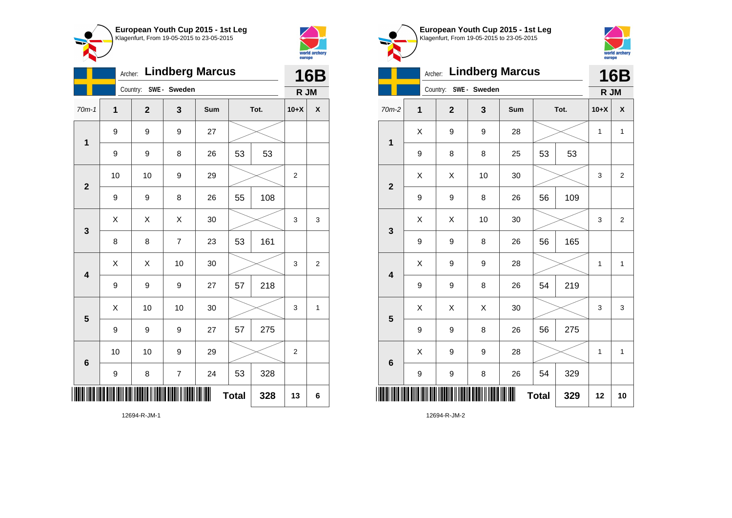## European Youth Cup 2015 - 1st Leg

Klagenfurt, From 19-05-2015 to 23-05-2015

Archer: **Lindberg Marcus**

Country: SWE - Sweden

**16B**

**R JM**

| 70m-1 | 1 | 2 | 3 | Sum | Tot. | | 10+X | X |
|---|---|---|---|---|---|---|---|---|
| 1 | 9 | 9 | 9 | 27 | | | | |
| | 9 | 9 | 8 | 26 | 53 | 53 | | |
| 2 | 10 | 10 | 9 | 29 | | | 2 | |
| | 9 | 9 | 8 | 26 | 55 | 108 | | |
| 3 | X | X | X | 30 | | | 3 | 3 |
| | 8 | 8 | 7 | 23 | 53 | 161 | | |
| 4 | X | X | 10 | 30 | | | 3 | 2 |
| | 9 | 9 | 9 | 27 | 57 | 218 | | |
| 5 | X | 10 | 10 | 30 | | | 3 | 1 |
| | 9 | 9 | 9 | 27 | 57 | 275 | | |
| 6 | 10 | 10 | 9 | 29 | | | 2 | |
| | 9 | 8 | 7 | 24 | 53 | 328 | | |
| | | | | | **Total** | **328** | **13** | **6** |

12694-R-JM-1

## European Youth Cup 2015 - 1st Leg

Klagenfurt, From 19-05-2015 to 23-05-2015

Archer: **Lindberg Marcus**

Country: SWE - Sweden

**16B**

**R JM**

| 70m-2 | 1 | 2 | 3 | Sum | Tot. | | 10+X | X |
|---|---|---|---|---|---|---|---|---|
| 1 | X | 9 | 9 | 28 | | | 1 | 1 |
| | 9 | 8 | 8 | 25 | 53 | 53 | | |
| 2 | X | X | 10 | 30 | | | 3 | 2 |
| | 9 | 9 | 8 | 26 | 56 | 109 | | |
| 3 | X | X | 10 | 30 | | | 3 | 2 |
| | 9 | 9 | 8 | 26 | 56 | 165 | | |
| 4 | X | 9 | 9 | 28 | | | 1 | 1 |
| | 9 | 9 | 8 | 26 | 54 | 219 | | |
| 5 | X | X | X | 30 | | | 3 | 3 |
| | 9 | 9 | 8 | 26 | 56 | 275 | | |
| 6 | X | 9 | 9 | 28 | | | 1 | 1 |
| | 9 | 9 | 8 | 26 | 54 | 329 | | |
| | | | | | **Total** | **329** | **12** | **10** |

12694-R-JM-2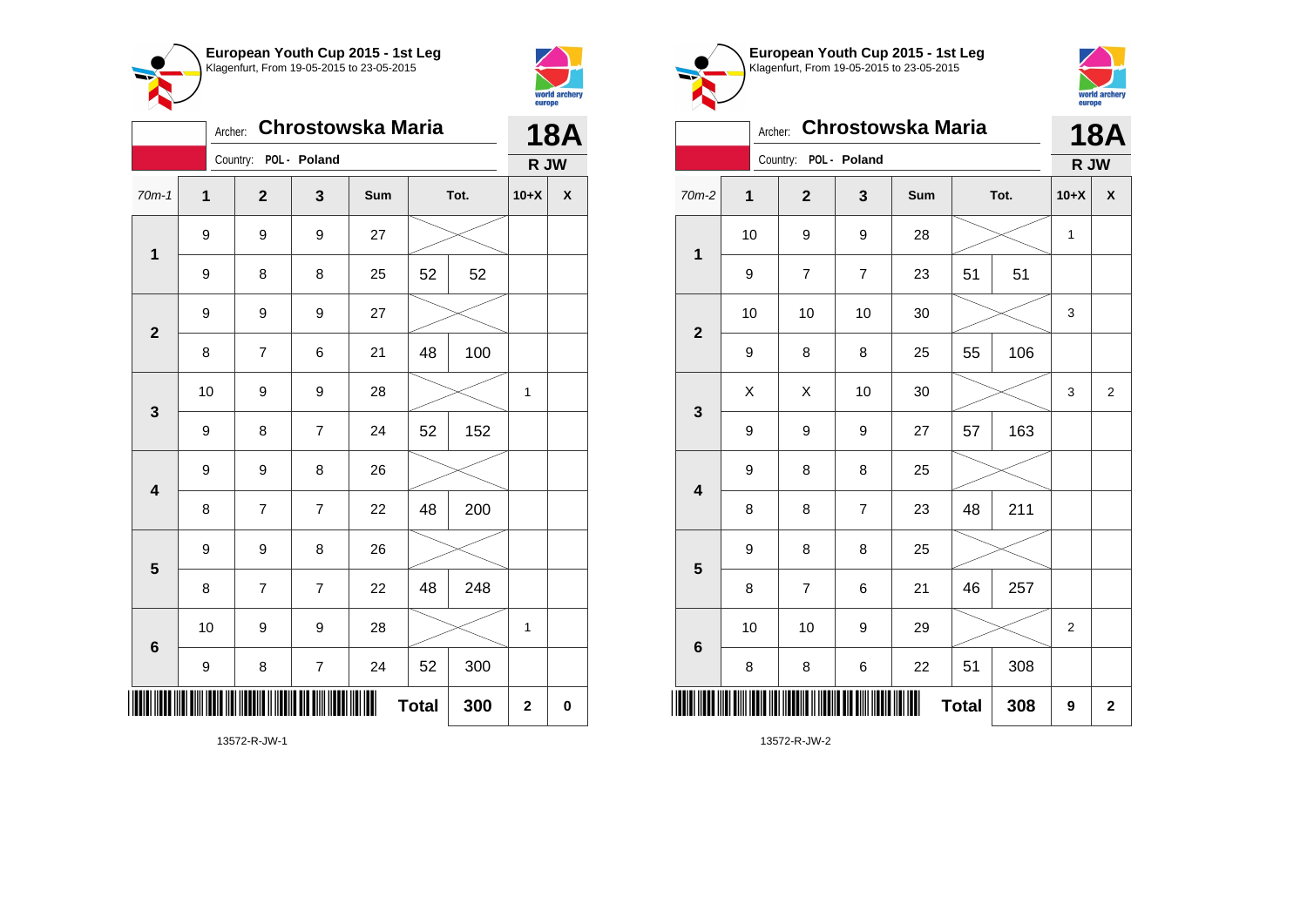**European Youth Cup 2015 - 1st Leg**
Klagenfurt, From 19-05-2015 to 23-05-2015

Archer: **Chrostowska Maria** — **18A**
Country: POL - Poland — **R JW**

| 70m-1 | 1 | 2 | 3 | Sum | Tot. | | 10+X | X |
|---|---|---|---|---|---|---|---|---|
| 1 | 9 | 9 | 9 | 27 | | | | |
| | 9 | 8 | 8 | 25 | 52 | 52 | | |
| 2 | 9 | 9 | 9 | 27 | | | | |
| | 8 | 7 | 6 | 21 | 48 | 100 | | |
| 3 | 10 | 9 | 9 | 28 | | | 1 | |
| | 9 | 8 | 7 | 24 | 52 | 152 | | |
| 4 | 9 | 9 | 8 | 26 | | | | |
| | 8 | 7 | 7 | 22 | 48 | 200 | | |
| 5 | 9 | 9 | 8 | 26 | | | | |
| | 8 | 7 | 7 | 22 | 48 | 248 | | |
| 6 | 10 | 9 | 9 | 28 | | | 1 | |
| | 9 | 8 | 7 | 24 | 52 | 300 | | |
| | | | | **Total** | | **300** | **2** | **0** |

13572-R-JW-1

**European Youth Cup 2015 - 1st Leg**
Klagenfurt, From 19-05-2015 to 23-05-2015

Archer: **Chrostowska Maria** — **18A**
Country: POL - Poland — **R JW**

| 70m-2 | 1 | 2 | 3 | Sum | Tot. | | 10+X | X |
|---|---|---|---|---|---|---|---|---|
| 1 | 10 | 9 | 9 | 28 | | | 1 | |
| | 9 | 7 | 7 | 23 | 51 | 51 | | |
| 2 | 10 | 10 | 10 | 30 | | | 3 | |
| | 9 | 8 | 8 | 25 | 55 | 106 | | |
| 3 | X | X | 10 | 30 | | | 3 | 2 |
| | 9 | 9 | 9 | 27 | 57 | 163 | | |
| 4 | 9 | 8 | 8 | 25 | | | | |
| | 8 | 8 | 7 | 23 | 48 | 211 | | |
| 5 | 9 | 8 | 8 | 25 | | | | |
| | 8 | 7 | 6 | 21 | 46 | 257 | | |
| 6 | 10 | 10 | 9 | 29 | | | 2 | |
| | 8 | 8 | 6 | 22 | 51 | 308 | | |
| | | | | **Total** | | **308** | **9** | **2** |

13572-R-JW-2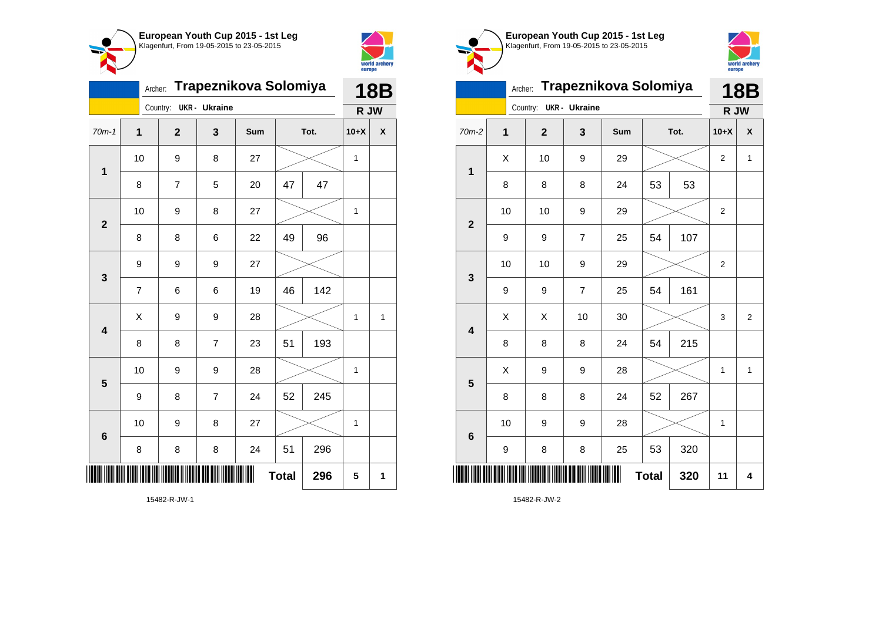## European Youth Cup 2015 - 1st Leg
Klagenfurt, From 19-05-2015 to 23-05-2015

Archer: **Trapeznikova Solomiya** — **18B**

Country: **UKR - Ukraine** — **R JW**

| 70m-1 | 1 | 2 | 3 | Sum | Tot. | | 10+X | X |
|---|---|---|---|---|---|---|---|---|
| 1 | 10 | 9 | 8 | 27 | | | 1 | |
| | 8 | 7 | 5 | 20 | 47 | 47 | | |
| 2 | 10 | 9 | 8 | 27 | | | 1 | |
| | 8 | 8 | 6 | 22 | 49 | 96 | | |
| 3 | 9 | 9 | 9 | 27 | | | | |
| | 7 | 6 | 6 | 19 | 46 | 142 | | |
| 4 | X | 9 | 9 | 28 | | | 1 | 1 |
| | 8 | 8 | 7 | 23 | 51 | 193 | | |
| 5 | 10 | 9 | 9 | 28 | | | 1 | |
| | 9 | 8 | 7 | 24 | 52 | 245 | | |
| 6 | 10 | 9 | 8 | 27 | | | 1 | |
| | 8 | 8 | 8 | 24 | 51 | 296 | | |
| | | | | | **Total** | **296** | **5** | **1** |

15482-R-JW-1

## European Youth Cup 2015 - 1st Leg
Klagenfurt, From 19-05-2015 to 23-05-2015

Archer: **Trapeznikova Solomiya** — **18B**

Country: **UKR - Ukraine** — **R JW**

| 70m-2 | 1 | 2 | 3 | Sum | Tot. | | 10+X | X |
|---|---|---|---|---|---|---|---|---|
| 1 | X | 10 | 9 | 29 | | | 2 | 1 |
| | 8 | 8 | 8 | 24 | 53 | 53 | | |
| 2 | 10 | 10 | 9 | 29 | | | 2 | |
| | 9 | 9 | 7 | 25 | 54 | 107 | | |
| 3 | 10 | 10 | 9 | 29 | | | 2 | |
| | 9 | 9 | 7 | 25 | 54 | 161 | | |
| 4 | X | X | 10 | 30 | | | 3 | 2 |
| | 8 | 8 | 8 | 24 | 54 | 215 | | |
| 5 | X | 9 | 9 | 28 | | | 1 | 1 |
| | 8 | 8 | 8 | 24 | 52 | 267 | | |
| 6 | 10 | 9 | 9 | 28 | | | 1 | |
| | 9 | 8 | 8 | 25 | 53 | 320 | | |
| | | | | | **Total** | **320** | **11** | **4** |

15482-R-JW-2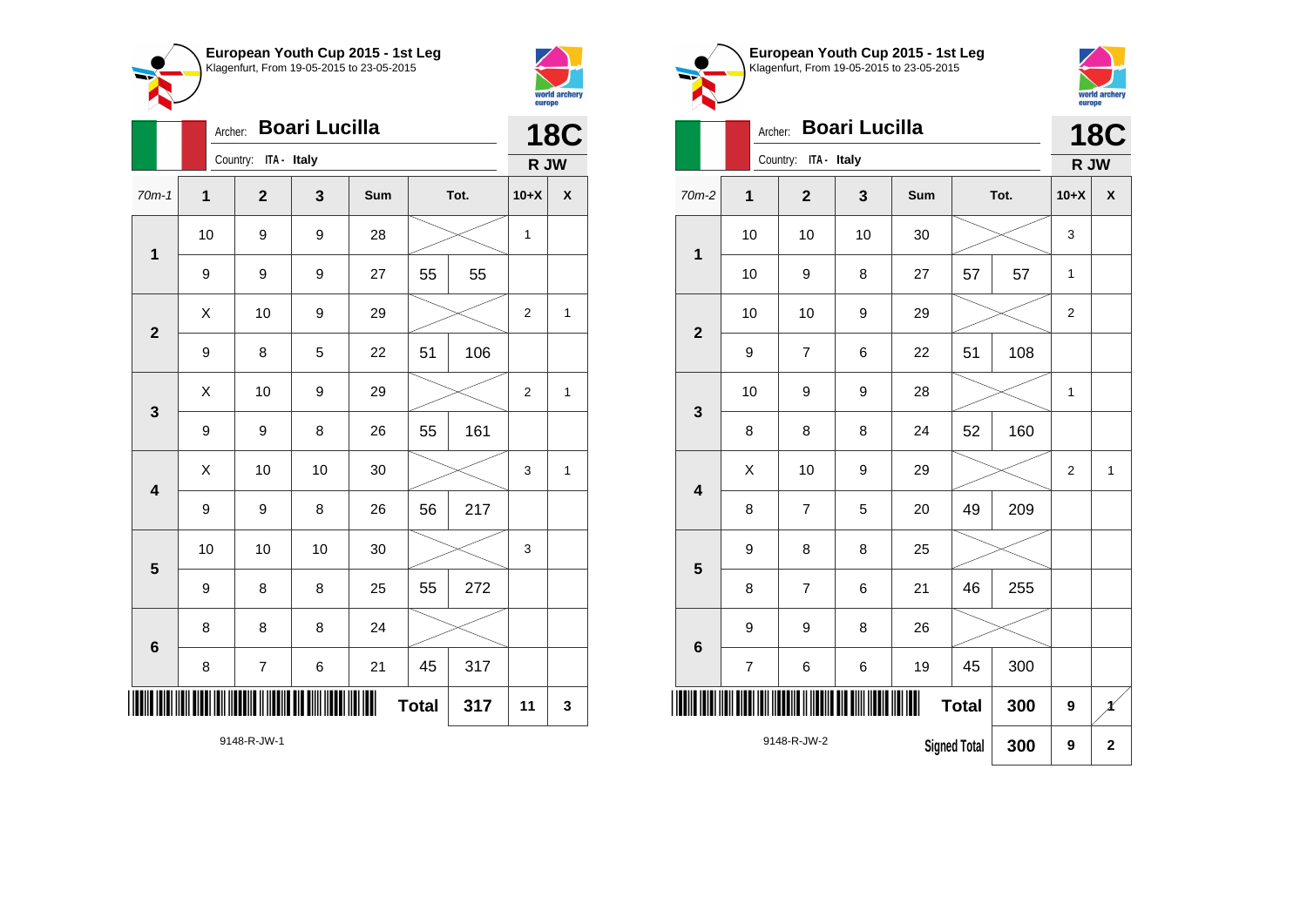## European Youth Cup 2015 - 1st Leg
Klagenfurt, From 19-05-2015 to 23-05-2015

Archer: **Boari Lucilla**
Country: ITA - Italy

**18C**
**R JW**

| 70m-1 | 1 | 2 | 3 | Sum | Tot. | | 10+X | X |
|---|---|---|---|---|---|---|---|---|
| 1 | 10 | 9 | 9 | 28 | | | 1 | |
| | 9 | 9 | 9 | 27 | 55 | 55 | | |
| 2 | X | 10 | 9 | 29 | | | 2 | 1 |
| | 9 | 8 | 5 | 22 | 51 | 106 | | |
| 3 | X | 10 | 9 | 29 | | | 2 | 1 |
| | 9 | 9 | 8 | 26 | 55 | 161 | | |
| 4 | X | 10 | 10 | 30 | | | 3 | 1 |
| | 9 | 9 | 8 | 26 | 56 | 217 | | |
| 5 | 10 | 10 | 10 | 30 | | | 3 | |
| | 9 | 8 | 8 | 25 | 55 | 272 | | |
| 6 | 8 | 8 | 8 | 24 | | | | |
| | 8 | 7 | 6 | 21 | 45 | 317 | | |
| | | | | | **Total** | **317** | **11** | **3** |

9148-R-JW-1

## European Youth Cup 2015 - 1st Leg
Klagenfurt, From 19-05-2015 to 23-05-2015

Archer: **Boari Lucilla**
Country: ITA - Italy

**18C**
**R JW**

| 70m-2 | 1 | 2 | 3 | Sum | Tot. | | 10+X | X |
|---|---|---|---|---|---|---|---|---|
| 1 | 10 | 10 | 10 | 30 | | | 3 | |
| | 10 | 9 | 8 | 27 | 57 | 57 | 1 | |
| 2 | 10 | 10 | 9 | 29 | | | 2 | |
| | 9 | 7 | 6 | 22 | 51 | 108 | | |
| 3 | 10 | 9 | 9 | 28 | | | 1 | |
| | 8 | 8 | 8 | 24 | 52 | 160 | | |
| 4 | X | 10 | 9 | 29 | | | 2 | 1 |
| | 8 | 7 | 5 | 20 | 49 | 209 | | |
| 5 | 9 | 8 | 8 | 25 | | | | |
| | 8 | 7 | 6 | 21 | 46 | 255 | | |
| 6 | 9 | 9 | 8 | 26 | | | | |
| | 7 | 6 | 6 | 19 | 45 | 300 | | |
| | | | | | **Total** | **300** | **9** | **1** |
| | | | | | **Signed Total** | **300** | **9** | **2** |

9148-R-JW-2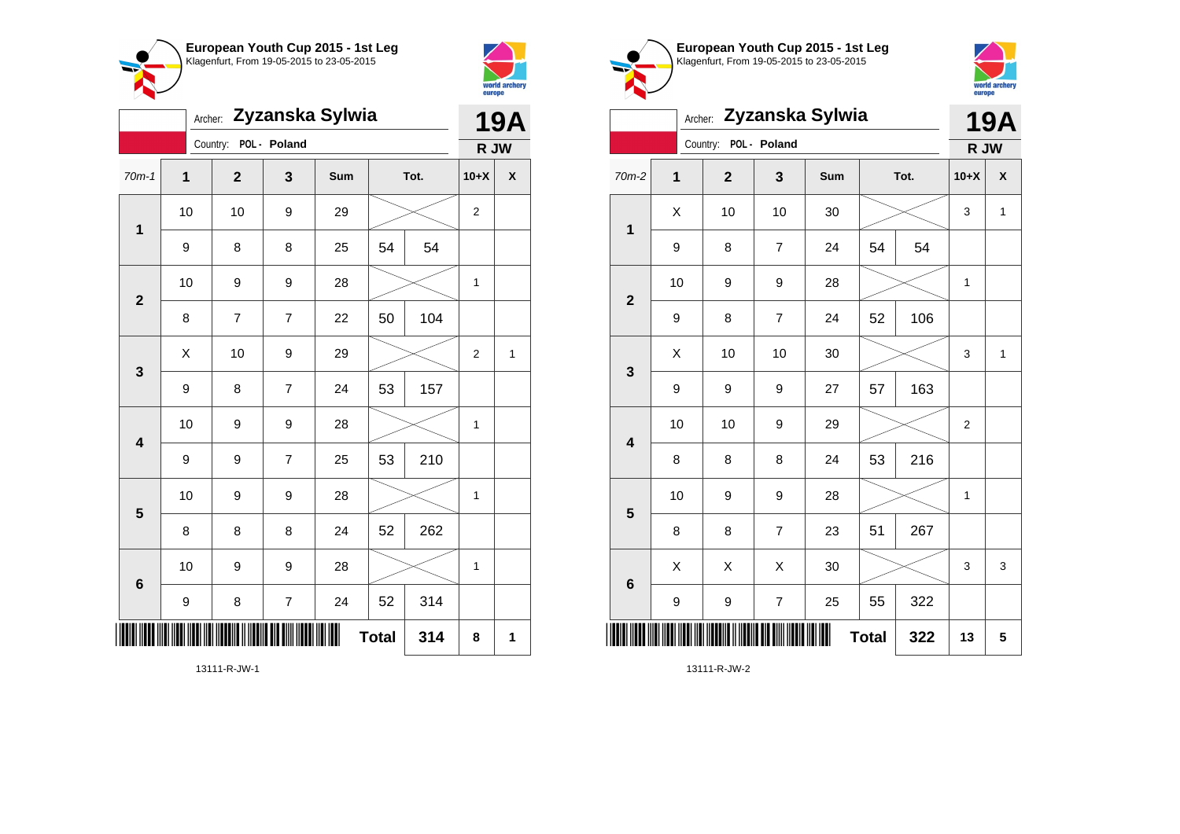**European Youth Cup 2015 - 1st Leg**
Klagenfurt, From 19-05-2015 to 23-05-2015

Archer: **Zyzanska Sylwia** — **19A**

Country: POL - Poland — **R JW**

| 70m-1 | 1 | 2 | 3 | Sum | Tot. | | 10+X | X |
|---|---|---|---|---|---|---|---|---|
| 1 | 10 | 10 | 9 | 29 | | | 2 | |
| | 9 | 8 | 8 | 25 | 54 | 54 | | |
| 2 | 10 | 9 | 9 | 28 | | | 1 | |
| | 8 | 7 | 7 | 22 | 50 | 104 | | |
| 3 | X | 10 | 9 | 29 | | | 2 | 1 |
| | 9 | 8 | 7 | 24 | 53 | 157 | | |
| 4 | 10 | 9 | 9 | 28 | | | 1 | |
| | 9 | 9 | 7 | 25 | 53 | 210 | | |
| 5 | 10 | 9 | 9 | 28 | | | 1 | |
| | 8 | 8 | 8 | 24 | 52 | 262 | | |
| 6 | 10 | 9 | 9 | 28 | | | 1 | |
| | 9 | 8 | 7 | 24 | 52 | 314 | | |
| | | | | | **Total** | **314** | **8** | **1** |

13111-R-JW-1

**European Youth Cup 2015 - 1st Leg**
Klagenfurt, From 19-05-2015 to 23-05-2015

Archer: **Zyzanska Sylwia** — **19A**

Country: POL - Poland — **R JW**

| 70m-2 | 1 | 2 | 3 | Sum | Tot. | | 10+X | X |
|---|---|---|---|---|---|---|---|---|
| 1 | X | 10 | 10 | 30 | | | 3 | 1 |
| | 9 | 8 | 7 | 24 | 54 | 54 | | |
| 2 | 10 | 9 | 9 | 28 | | | 1 | |
| | 9 | 8 | 7 | 24 | 52 | 106 | | |
| 3 | X | 10 | 10 | 30 | | | 3 | 1 |
| | 9 | 9 | 9 | 27 | 57 | 163 | | |
| 4 | 10 | 10 | 9 | 29 | | | 2 | |
| | 8 | 8 | 8 | 24 | 53 | 216 | | |
| 5 | 10 | 9 | 9 | 28 | | | 1 | |
| | 8 | 8 | 7 | 23 | 51 | 267 | | |
| 6 | X | X | X | 30 | | | 3 | 3 |
| | 9 | 9 | 7 | 25 | 55 | 322 | | |
| | | | | | **Total** | **322** | **13** | **5** |

13111-R-JW-2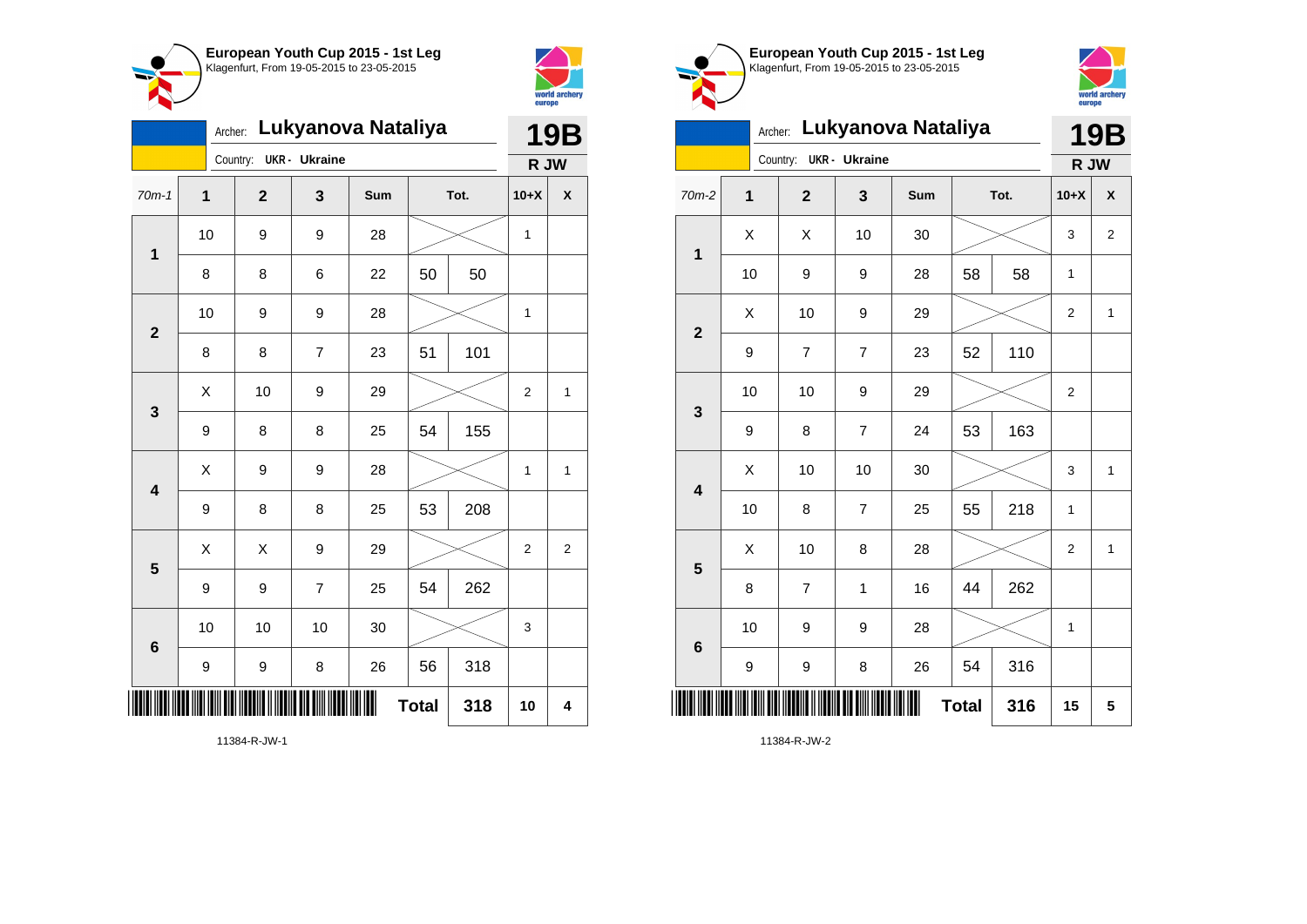## European Youth Cup 2015 - 1st Leg

Klagenfurt, From 19-05-2015 to 23-05-2015

Archer: **Lukyanova Nataliya**

Country: UKR - Ukraine

**19B**

**R JW**

| 70m-1 | 1 | 2 | 3 | Sum | Tot. | | 10+X | X |
|---|---|---|---|---|---|---|---|---|
| 1 | 10 | 9 | 9 | 28 | | | 1 | |
| | 8 | 8 | 6 | 22 | 50 | 50 | | |
| 2 | 10 | 9 | 9 | 28 | | | 1 | |
| | 8 | 8 | 7 | 23 | 51 | 101 | | |
| 3 | X | 10 | 9 | 29 | | | 2 | 1 |
| | 9 | 8 | 8 | 25 | 54 | 155 | | |
| 4 | X | 9 | 9 | 28 | | | 1 | 1 |
| | 9 | 8 | 8 | 25 | 53 | 208 | | |
| 5 | X | X | 9 | 29 | | | 2 | 2 |
| | 9 | 9 | 7 | 25 | 54 | 262 | | |
| 6 | 10 | 10 | 10 | 30 | | | 3 | |
| | 9 | 9 | 8 | 26 | 56 | 318 | | |
| | | | | | **Total** | **318** | **10** | **4** |

11384-R-JW-1

## European Youth Cup 2015 - 1st Leg

Klagenfurt, From 19-05-2015 to 23-05-2015

Archer: **Lukyanova Nataliya**

Country: UKR - Ukraine

**19B**

**R JW**

| 70m-2 | 1 | 2 | 3 | Sum | Tot. | | 10+X | X |
|---|---|---|---|---|---|---|---|---|
| 1 | X | X | 10 | 30 | | | 3 | 2 |
| | 10 | 9 | 9 | 28 | 58 | 58 | 1 | |
| 2 | X | 10 | 9 | 29 | | | 2 | 1 |
| | 9 | 7 | 7 | 23 | 52 | 110 | | |
| 3 | 10 | 10 | 9 | 29 | | | 2 | |
| | 9 | 8 | 7 | 24 | 53 | 163 | | |
| 4 | X | 10 | 10 | 30 | | | 3 | 1 |
| | 10 | 8 | 7 | 25 | 55 | 218 | 1 | |
| 5 | X | 10 | 8 | 28 | | | 2 | 1 |
| | 8 | 7 | 1 | 16 | 44 | 262 | | |
| 6 | 10 | 9 | 9 | 28 | | | 1 | |
| | 9 | 9 | 8 | 26 | 54 | 316 | | |
| | | | | | **Total** | **316** | **15** | **5** |

11384-R-JW-2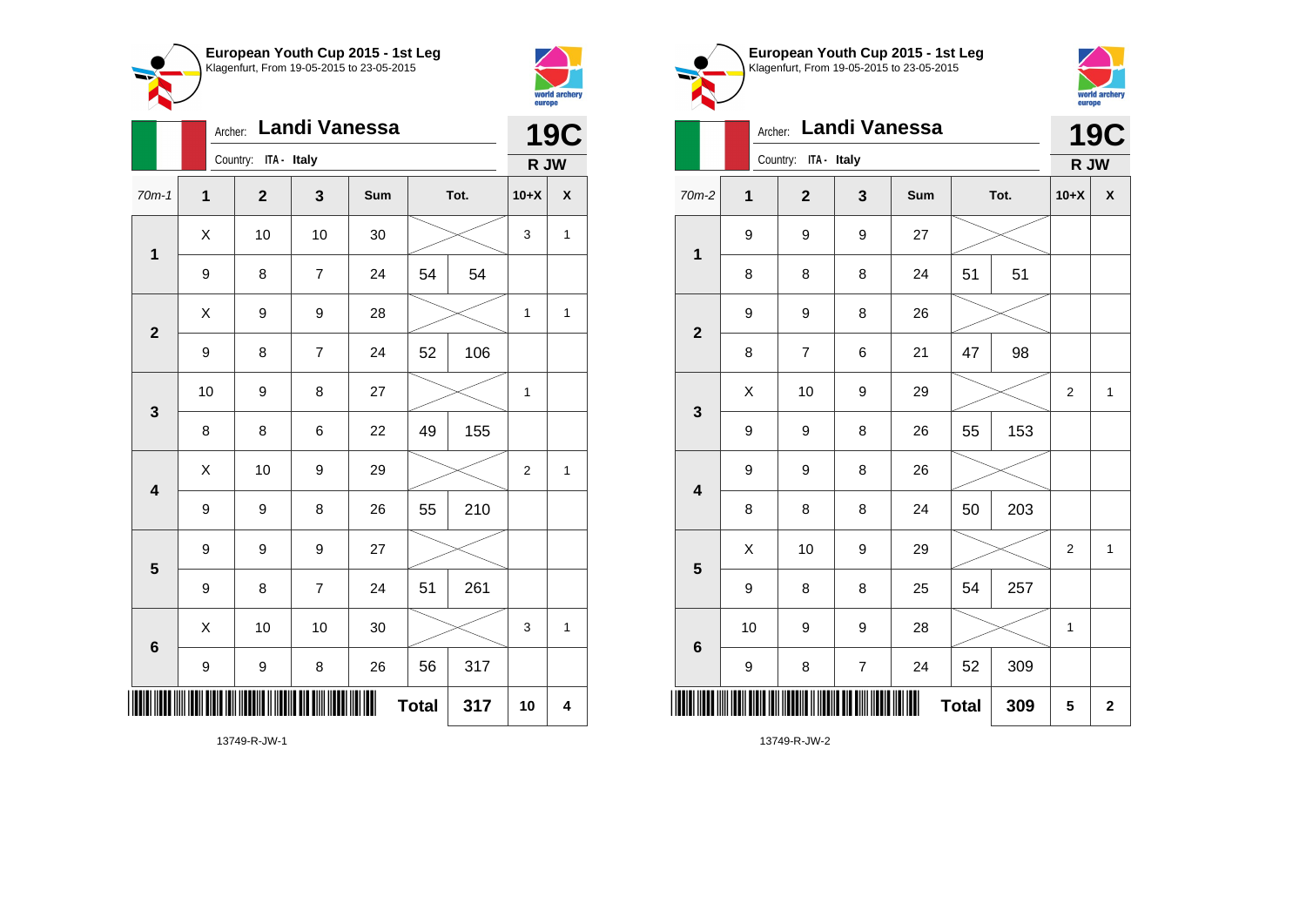## European Youth Cup 2015 - 1st Leg

Klagenfurt, From 19-05-2015 to 23-05-2015

Archer: **Landi Vanessa**

Country: ITA - Italy

**19C**

**R JW**

| 70m-1 | 1 | 2 | 3 | Sum | Tot. | | 10+X | X |
|---|---|---|---|---|---|---|---|---|
| 1 | X | 10 | 10 | 30 | | | 3 | 1 |
| | 9 | 8 | 7 | 24 | 54 | 54 | | |
| 2 | X | 9 | 9 | 28 | | | 1 | 1 |
| | 9 | 8 | 7 | 24 | 52 | 106 | | |
| 3 | 10 | 9 | 8 | 27 | | | 1 | |
| | 8 | 8 | 6 | 22 | 49 | 155 | | |
| 4 | X | 10 | 9 | 29 | | | 2 | 1 |
| | 9 | 9 | 8 | 26 | 55 | 210 | | |
| 5 | 9 | 9 | 9 | 27 | | | | |
| | 9 | 8 | 7 | 24 | 51 | 261 | | |
| 6 | X | 10 | 10 | 30 | | | 3 | 1 |
| | 9 | 9 | 8 | 26 | 56 | 317 | | |
| | | | | | **Total** | **317** | **10** | **4** |

13749-R-JW-1

## European Youth Cup 2015 - 1st Leg

Klagenfurt, From 19-05-2015 to 23-05-2015

Archer: **Landi Vanessa**

Country: ITA - Italy

**19C**

**R JW**

| 70m-2 | 1 | 2 | 3 | Sum | Tot. | | 10+X | X |
|---|---|---|---|---|---|---|---|---|
| 1 | 9 | 9 | 9 | 27 | | | | |
| | 8 | 8 | 8 | 24 | 51 | 51 | | |
| 2 | 9 | 9 | 8 | 26 | | | | |
| | 8 | 7 | 6 | 21 | 47 | 98 | | |
| 3 | X | 10 | 9 | 29 | | | 2 | 1 |
| | 9 | 9 | 8 | 26 | 55 | 153 | | |
| 4 | 9 | 9 | 8 | 26 | | | | |
| | 8 | 8 | 8 | 24 | 50 | 203 | | |
| 5 | X | 10 | 9 | 29 | | | 2 | 1 |
| | 9 | 8 | 8 | 25 | 54 | 257 | | |
| 6 | 10 | 9 | 9 | 28 | | | 1 | |
| | 9 | 8 | 7 | 24 | 52 | 309 | | |
| | | | | | **Total** | **309** | **5** | **2** |

13749-R-JW-2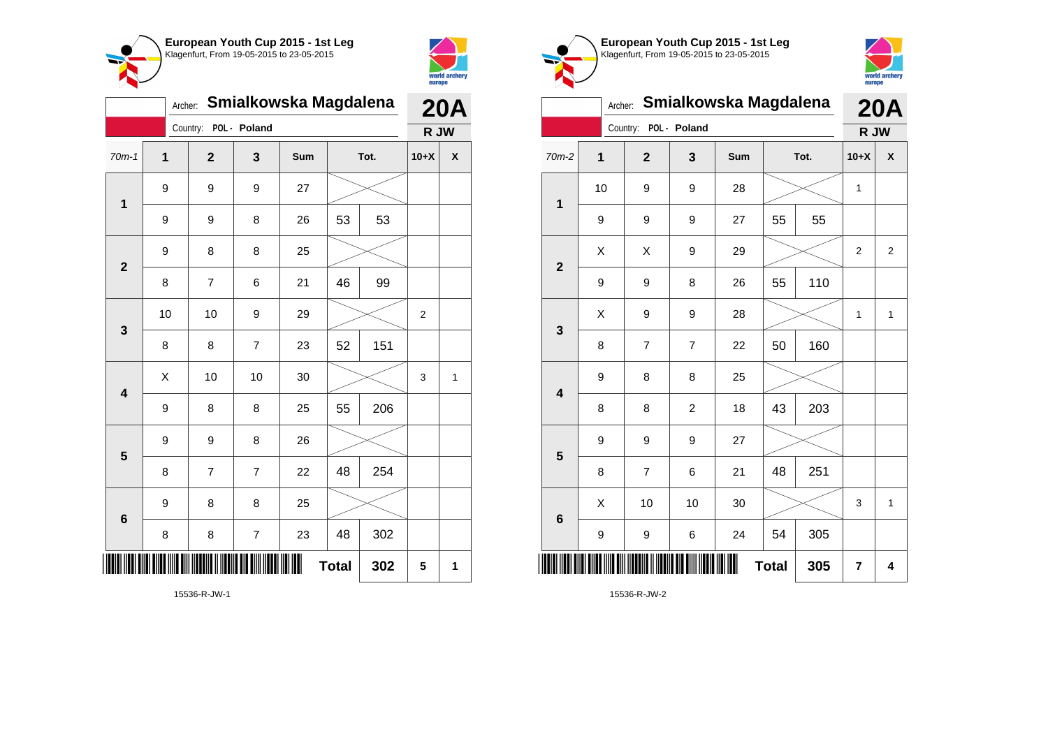**European Youth Cup 2015 - 1st Leg**
Klagenfurt, From 19-05-2015 to 23-05-2015

Archer: **Smialkowska Magdalena** — **20A**
Country: POL - Poland — **R JW**

| 70m-1 | 1 | 2 | 3 | Sum | Tot. | | 10+X | X |
|---|---|---|---|---|---|---|---|---|
| 1 | 9 | 9 | 9 | 27 | | | | |
| | 9 | 9 | 8 | 26 | 53 | 53 | | |
| 2 | 9 | 8 | 8 | 25 | | | | |
| | 8 | 7 | 6 | 21 | 46 | 99 | | |
| 3 | 10 | 10 | 9 | 29 | | | 2 | |
| | 8 | 8 | 7 | 23 | 52 | 151 | | |
| 4 | X | 10 | 10 | 30 | | | 3 | 1 |
| | 9 | 8 | 8 | 25 | 55 | 206 | | |
| 5 | 9 | 9 | 8 | 26 | | | | |
| | 8 | 7 | 7 | 22 | 48 | 254 | | |
| 6 | 9 | 8 | 8 | 25 | | | | |
| | 8 | 8 | 7 | 23 | 48 | 302 | | |
| | | | | | **Total** | **302** | **5** | **1** |

15536-R-JW-1

**European Youth Cup 2015 - 1st Leg**
Klagenfurt, From 19-05-2015 to 23-05-2015

Archer: **Smialkowska Magdalena** — **20A**
Country: POL - Poland — **R JW**

| 70m-2 | 1 | 2 | 3 | Sum | Tot. | | 10+X | X |
|---|---|---|---|---|---|---|---|---|
| 1 | 10 | 9 | 9 | 28 | | | 1 | |
| | 9 | 9 | 9 | 27 | 55 | 55 | | |
| 2 | X | X | 9 | 29 | | | 2 | 2 |
| | 9 | 9 | 8 | 26 | 55 | 110 | | |
| 3 | X | 9 | 9 | 28 | | | 1 | 1 |
| | 8 | 7 | 7 | 22 | 50 | 160 | | |
| 4 | 9 | 8 | 8 | 25 | | | | |
| | 8 | 8 | 2 | 18 | 43 | 203 | | |
| 5 | 9 | 9 | 9 | 27 | | | | |
| | 8 | 7 | 6 | 21 | 48 | 251 | | |
| 6 | X | 10 | 10 | 30 | | | 3 | 1 |
| | 9 | 9 | 6 | 24 | 54 | 305 | | |
| | | | | | **Total** | **305** | **7** | **4** |

15536-R-JW-2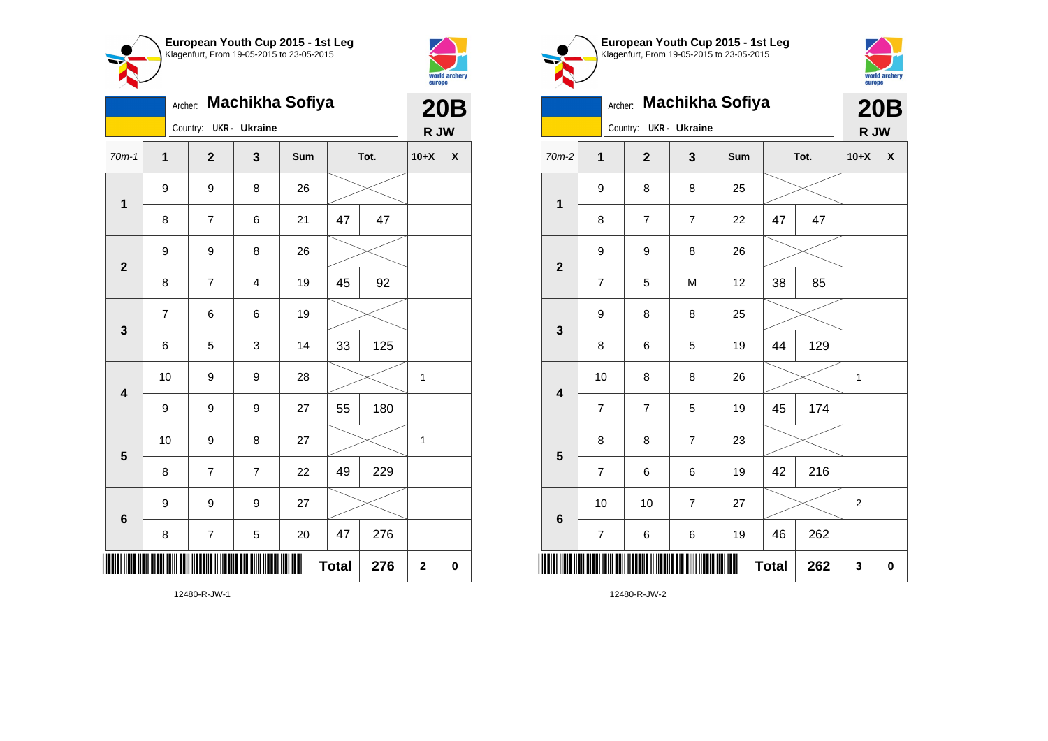**European Youth Cup 2015 - 1st Leg**
Klagenfurt, From 19-05-2015 to 23-05-2015

Archer: **Machikha Sofiya**
Country: UKR - Ukraine

**20B**
**R JW**

| 70m-1 | 1 | 2 | 3 | Sum | Tot. | | 10+X | X |
|---|---|---|---|---|---|---|---|---|
| 1 | 9 | 9 | 8 | 26 | | | | |
| | 8 | 7 | 6 | 21 | 47 | 47 | | |
| 2 | 9 | 9 | 8 | 26 | | | | |
| | 8 | 7 | 4 | 19 | 45 | 92 | | |
| 3 | 7 | 6 | 6 | 19 | | | | |
| | 6 | 5 | 3 | 14 | 33 | 125 | | |
| 4 | 10 | 9 | 9 | 28 | | | 1 | |
| | 9 | 9 | 9 | 27 | 55 | 180 | | |
| 5 | 10 | 9 | 8 | 27 | | | 1 | |
| | 8 | 7 | 7 | 22 | 49 | 229 | | |
| 6 | 9 | 9 | 9 | 27 | | | | |
| | 8 | 7 | 5 | 20 | 47 | 276 | | |
| | | | | | **Total** | **276** | **2** | **0** |

12480-R-JW-1

**European Youth Cup 2015 - 1st Leg**
Klagenfurt, From 19-05-2015 to 23-05-2015

Archer: **Machikha Sofiya**
Country: UKR - Ukraine

**20B**
**R JW**

| 70m-2 | 1 | 2 | 3 | Sum | Tot. | | 10+X | X |
|---|---|---|---|---|---|---|---|---|
| 1 | 9 | 8 | 8 | 25 | | | | |
| | 8 | 7 | 7 | 22 | 47 | 47 | | |
| 2 | 9 | 9 | 8 | 26 | | | | |
| | 7 | 5 | M | 12 | 38 | 85 | | |
| 3 | 9 | 8 | 8 | 25 | | | | |
| | 8 | 6 | 5 | 19 | 44 | 129 | | |
| 4 | 10 | 8 | 8 | 26 | | | 1 | |
| | 7 | 7 | 5 | 19 | 45 | 174 | | |
| 5 | 8 | 8 | 7 | 23 | | | | |
| | 7 | 6 | 6 | 19 | 42 | 216 | | |
| 6 | 10 | 10 | 7 | 27 | | | 2 | |
| | 7 | 6 | 6 | 19 | 46 | 262 | | |
| | | | | | **Total** | **262** | **3** | **0** |

12480-R-JW-2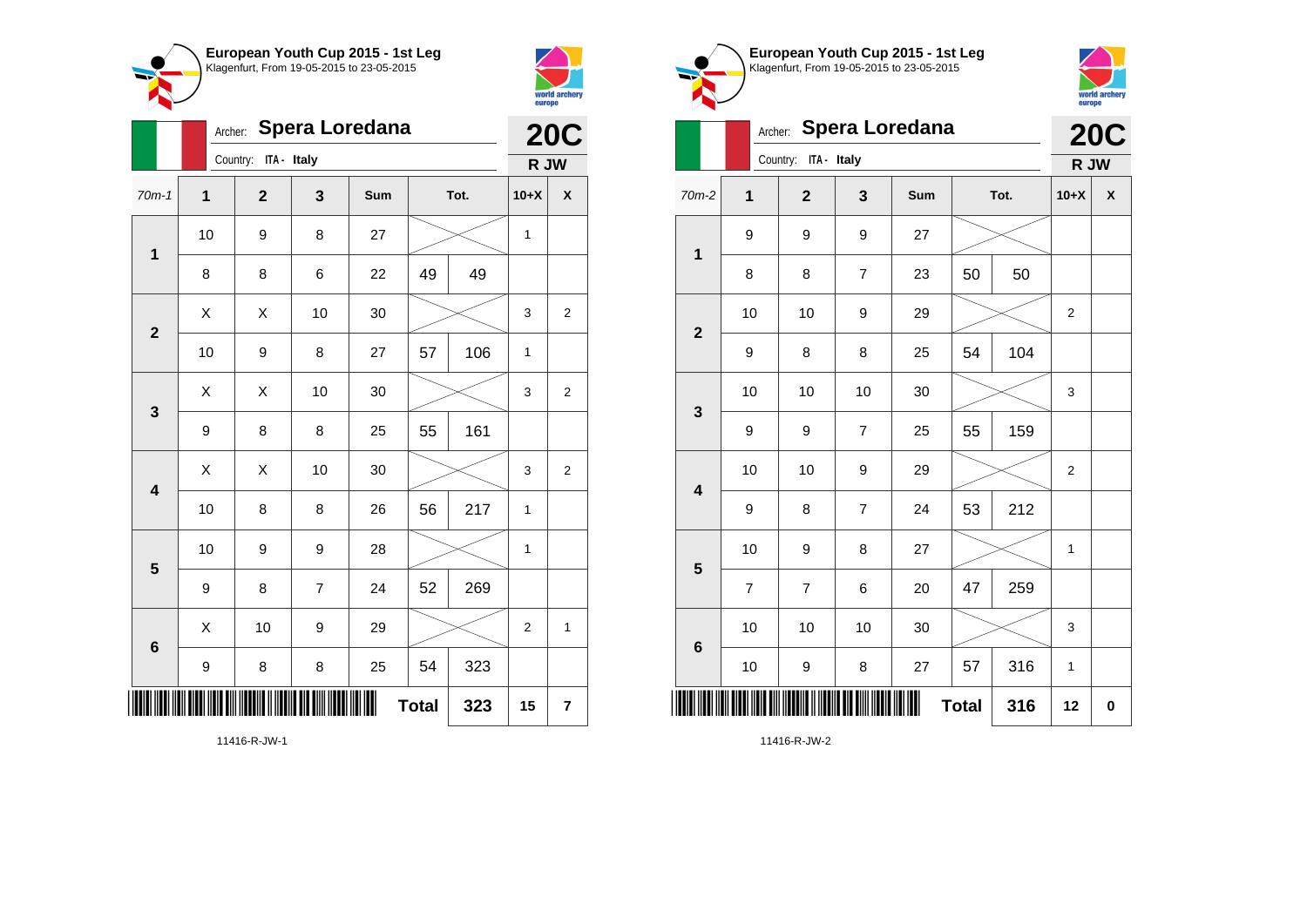## European Youth Cup 2015 - 1st Leg

Klagenfurt, From 19-05-2015 to 23-05-2015

Archer: **Spera Loredana**

Country: ITA - Italy

**20C**

**R JW**

| 70m-1 | 1 | 2 | 3 | Sum | Tot. | | 10+X | X |
|---|---|---|---|---|---|---|---|---|
| 1 | 10 | 9 | 8 | 27 | | | 1 | |
| | 8 | 8 | 6 | 22 | 49 | 49 | | |
| 2 | X | X | 10 | 30 | | | 3 | 2 |
| | 10 | 9 | 8 | 27 | 57 | 106 | 1 | |
| 3 | X | X | 10 | 30 | | | 3 | 2 |
| | 9 | 8 | 8 | 25 | 55 | 161 | | |
| 4 | X | X | 10 | 30 | | | 3 | 2 |
| | 10 | 8 | 8 | 26 | 56 | 217 | 1 | |
| 5 | 10 | 9 | 9 | 28 | | | 1 | |
| | 9 | 8 | 7 | 24 | 52 | 269 | | |
| 6 | X | 10 | 9 | 29 | | | 2 | 1 |
| | 9 | 8 | 8 | 25 | 54 | 323 | | |
| | | | | | **Total** | **323** | **15** | **7** |

11416-R-JW-1

## European Youth Cup 2015 - 1st Leg

Klagenfurt, From 19-05-2015 to 23-05-2015

Archer: **Spera Loredana**

Country: ITA - Italy

**20C**

**R JW**

| 70m-2 | 1 | 2 | 3 | Sum | Tot. | | 10+X | X |
|---|---|---|---|---|---|---|---|---|
| 1 | 9 | 9 | 9 | 27 | | | | |
| | 8 | 8 | 7 | 23 | 50 | 50 | | |
| 2 | 10 | 10 | 9 | 29 | | | 2 | |
| | 9 | 8 | 8 | 25 | 54 | 104 | | |
| 3 | 10 | 10 | 10 | 30 | | | 3 | |
| | 9 | 9 | 7 | 25 | 55 | 159 | | |
| 4 | 10 | 10 | 9 | 29 | | | 2 | |
| | 9 | 8 | 7 | 24 | 53 | 212 | | |
| 5 | 10 | 9 | 8 | 27 | | | 1 | |
| | 7 | 7 | 6 | 20 | 47 | 259 | | |
| 6 | 10 | 10 | 10 | 30 | | | 3 | |
| | 10 | 9 | 8 | 27 | 57 | 316 | 1 | |
| | | | | | **Total** | **316** | **12** | **0** |

11416-R-JW-2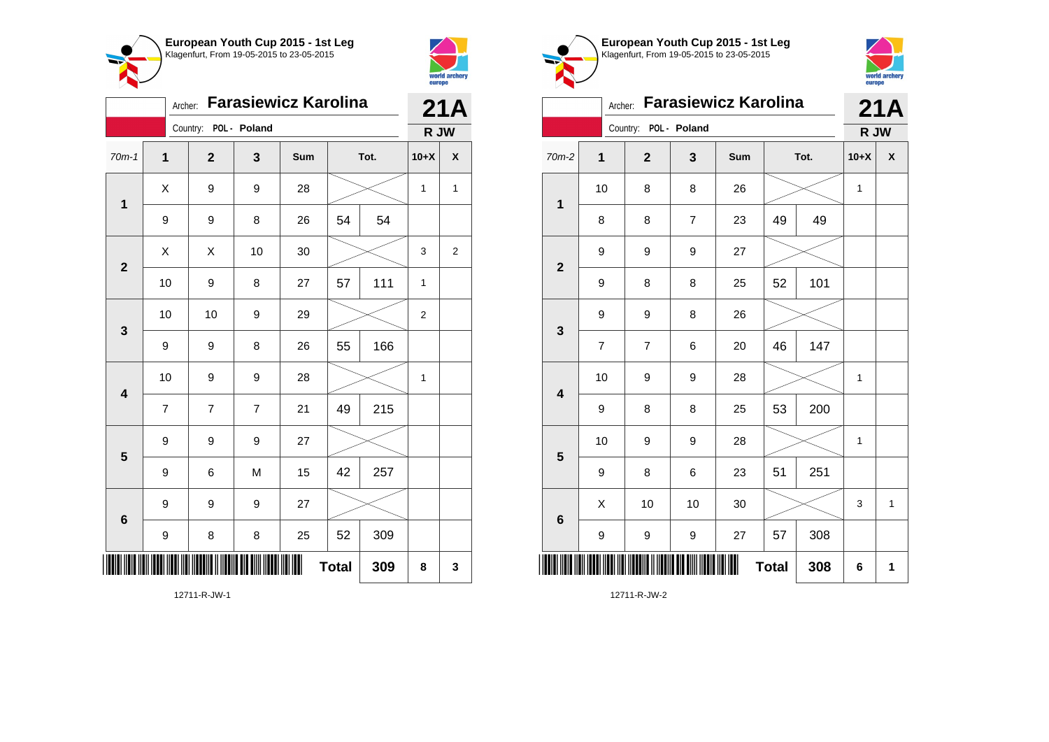## European Youth Cup 2015 - 1st Leg
Klagenfurt, From 19-05-2015 to 23-05-2015

Archer: **Farasiewicz Karolina** — **21A**

Country: POL - Poland — **R JW**

| 70m-1 | 1 | 2 | 3 | Sum | Tot. | | 10+X | X |
|---|---|---|---|---|---|---|---|---|
| 1 | X | 9 | 9 | 28 | | | 1 | 1 |
| | 9 | 9 | 8 | 26 | 54 | 54 | | |
| 2 | X | X | 10 | 30 | | | 3 | 2 |
| | 10 | 9 | 8 | 27 | 57 | 111 | 1 | |
| 3 | 10 | 10 | 9 | 29 | | | 2 | |
| | 9 | 9 | 8 | 26 | 55 | 166 | | |
| 4 | 10 | 9 | 9 | 28 | | | 1 | |
| | 7 | 7 | 7 | 21 | 49 | 215 | | |
| 5 | 9 | 9 | 9 | 27 | | | | |
| | 9 | 6 | M | 15 | 42 | 257 | | |
| 6 | 9 | 9 | 9 | 27 | | | | |
| | 9 | 8 | 8 | 25 | 52 | 309 | | |
| | | | | | **Total** | **309** | **8** | **3** |

12711-R-JW-1

## European Youth Cup 2015 - 1st Leg
Klagenfurt, From 19-05-2015 to 23-05-2015

Archer: **Farasiewicz Karolina** — **21A**

Country: POL - Poland — **R JW**

| 70m-2 | 1 | 2 | 3 | Sum | Tot. | | 10+X | X |
|---|---|---|---|---|---|---|---|---|
| 1 | 10 | 8 | 8 | 26 | | | 1 | |
| | 8 | 8 | 7 | 23 | 49 | 49 | | |
| 2 | 9 | 9 | 9 | 27 | | | | |
| | 9 | 8 | 8 | 25 | 52 | 101 | | |
| 3 | 9 | 9 | 8 | 26 | | | | |
| | 7 | 7 | 6 | 20 | 46 | 147 | | |
| 4 | 10 | 9 | 9 | 28 | | | 1 | |
| | 9 | 8 | 8 | 25 | 53 | 200 | | |
| 5 | 10 | 9 | 9 | 28 | | | 1 | |
| | 9 | 8 | 6 | 23 | 51 | 251 | | |
| 6 | X | 10 | 10 | 30 | | | 3 | 1 |
| | 9 | 9 | 9 | 27 | 57 | 308 | | |
| | | | | | **Total** | **308** | **6** | **1** |

12711-R-JW-2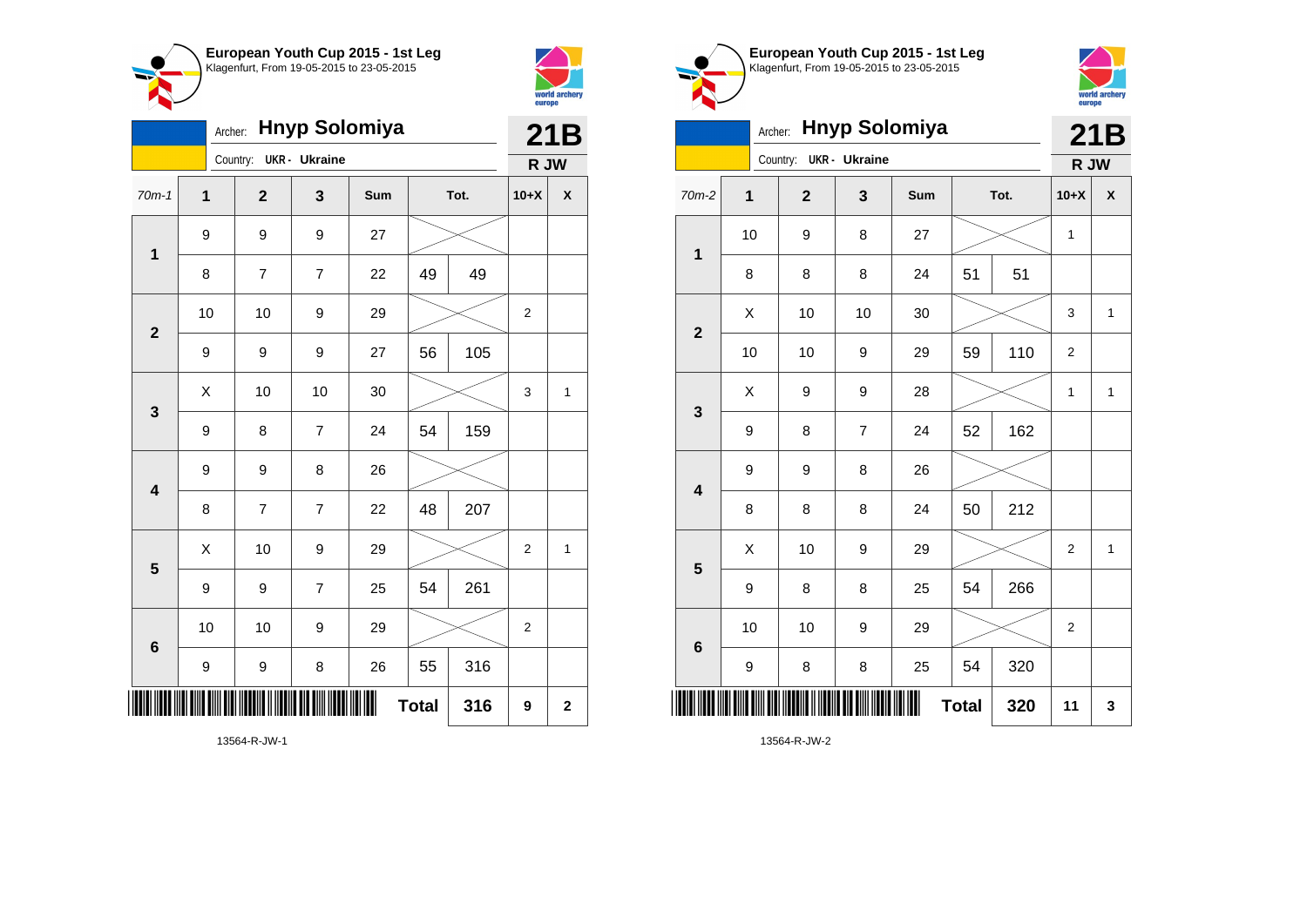## European Youth Cup 2015 - 1st Leg
Klagenfurt, From 19-05-2015 to 23-05-2015

Archer: **Hnyp Solomiya**
Country: UKR - Ukraine

**21B**
**R JW**

| 70m-1 | 1 | 2 | 3 | Sum | Tot. | | 10+X | X |
|---|---|---|---|---|---|---|---|---|
| 1 | 9 | 9 | 9 | 27 | | | | |
| | 8 | 7 | 7 | 22 | 49 | 49 | | |
| 2 | 10 | 10 | 9 | 29 | | | 2 | |
| | 9 | 9 | 9 | 27 | 56 | 105 | | |
| 3 | X | 10 | 10 | 30 | | | 3 | 1 |
| | 9 | 8 | 7 | 24 | 54 | 159 | | |
| 4 | 9 | 9 | 8 | 26 | | | | |
| | 8 | 7 | 7 | 22 | 48 | 207 | | |
| 5 | X | 10 | 9 | 29 | | | 2 | 1 |
| | 9 | 9 | 7 | 25 | 54 | 261 | | |
| 6 | 10 | 10 | 9 | 29 | | | 2 | |
| | 9 | 9 | 8 | 26 | 55 | 316 | | |
| | | | | | **Total** | **316** | **9** | **2** |

13564-R-JW-1

## European Youth Cup 2015 - 1st Leg
Klagenfurt, From 19-05-2015 to 23-05-2015

Archer: **Hnyp Solomiya**
Country: UKR - Ukraine

**21B**
**R JW**

| 70m-2 | 1 | 2 | 3 | Sum | Tot. | | 10+X | X |
|---|---|---|---|---|---|---|---|---|
| 1 | 10 | 9 | 8 | 27 | | | 1 | |
| | 8 | 8 | 8 | 24 | 51 | 51 | | |
| 2 | X | 10 | 10 | 30 | | | 3 | 1 |
| | 10 | 10 | 9 | 29 | 59 | 110 | 2 | |
| 3 | X | 9 | 9 | 28 | | | 1 | 1 |
| | 9 | 8 | 7 | 24 | 52 | 162 | | |
| 4 | 9 | 9 | 8 | 26 | | | | |
| | 8 | 8 | 8 | 24 | 50 | 212 | | |
| 5 | X | 10 | 9 | 29 | | | 2 | 1 |
| | 9 | 8 | 8 | 25 | 54 | 266 | | |
| 6 | 10 | 10 | 9 | 29 | | | 2 | |
| | 9 | 8 | 8 | 25 | 54 | 320 | | |
| | | | | | **Total** | **320** | **11** | **3** |

13564-R-JW-2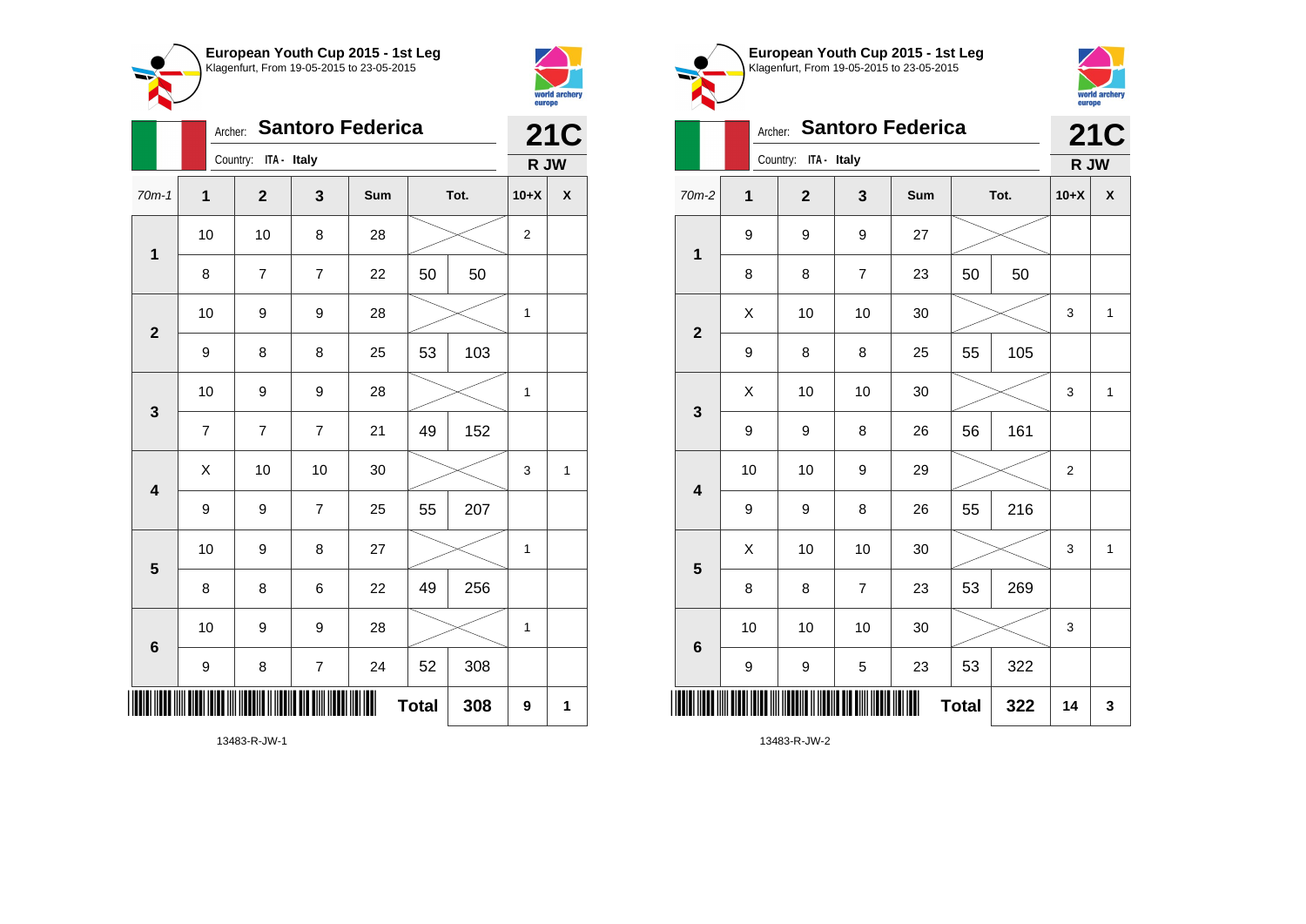## European Youth Cup 2015 - 1st Leg

Klagenfurt, From 19-05-2015 to 23-05-2015

Archer: **Santoro Federica**

Country: ITA - Italy

**21C**

**R JW**

| 70m-1 | 1 | 2 | 3 | Sum | Tot. | | 10+X | X |
|---|---|---|---|---|---|---|---|---|
| **1** | 10 | 10 | 8 | 28 | | | 2 | |
| | 8 | 7 | 7 | 22 | 50 | 50 | | |
| **2** | 10 | 9 | 9 | 28 | | | 1 | |
| | 9 | 8 | 8 | 25 | 53 | 103 | | |
| **3** | 10 | 9 | 9 | 28 | | | 1 | |
| | 7 | 7 | 7 | 21 | 49 | 152 | | |
| **4** | X | 10 | 10 | 30 | | | 3 | 1 |
| | 9 | 9 | 7 | 25 | 55 | 207 | | |
| **5** | 10 | 9 | 8 | 27 | | | 1 | |
| | 8 | 8 | 6 | 22 | 49 | 256 | | |
| **6** | 10 | 9 | 9 | 28 | | | 1 | |
| | 9 | 8 | 7 | 24 | 52 | 308 | | |
| | | | | | **Total** | **308** | **9** | **1** |

13483-R-JW-1

## European Youth Cup 2015 - 1st Leg

Klagenfurt, From 19-05-2015 to 23-05-2015

Archer: **Santoro Federica**

Country: ITA - Italy

**21C**

**R JW**

| 70m-2 | 1 | 2 | 3 | Sum | Tot. | | 10+X | X |
|---|---|---|---|---|---|---|---|---|
| **1** | 9 | 9 | 9 | 27 | | | | |
| | 8 | 8 | 7 | 23 | 50 | 50 | | |
| **2** | X | 10 | 10 | 30 | | | 3 | 1 |
| | 9 | 8 | 8 | 25 | 55 | 105 | | |
| **3** | X | 10 | 10 | 30 | | | 3 | 1 |
| | 9 | 9 | 8 | 26 | 56 | 161 | | |
| **4** | 10 | 10 | 9 | 29 | | | 2 | |
| | 9 | 9 | 8 | 26 | 55 | 216 | | |
| **5** | X | 10 | 10 | 30 | | | 3 | 1 |
| | 8 | 8 | 7 | 23 | 53 | 269 | | |
| **6** | 10 | 10 | 10 | 30 | | | 3 | |
| | 9 | 9 | 5 | 23 | 53 | 322 | | |
| | | | | | **Total** | **322** | **14** | **3** |

13483-R-JW-2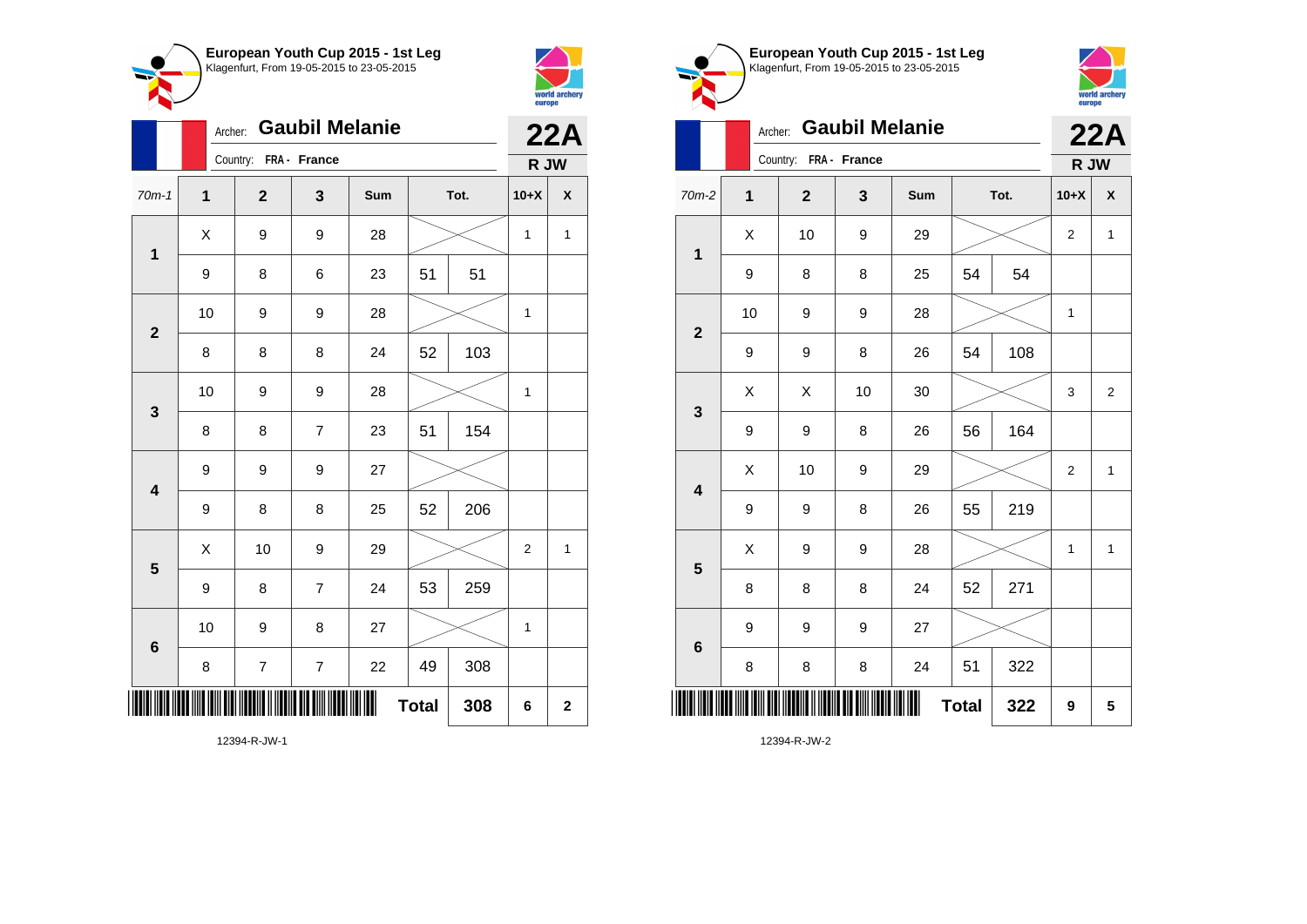## European Youth Cup 2015 - 1st Leg

Klagenfurt, From 19-05-2015 to 23-05-2015

Archer: **Gaubil Melanie**

Country: FRA - France

**22A**

**R JW**

| 70m-1 | 1 | 2 | 3 | Sum | Tot. | | 10+X | X |
|---|---|---|---|---|---|---|---|---|
| 1 | X | 9 | 9 | 28 | | | 1 | 1 |
| | 9 | 8 | 6 | 23 | 51 | 51 | | |
| 2 | 10 | 9 | 9 | 28 | | | 1 | |
| | 8 | 8 | 8 | 24 | 52 | 103 | | |
| 3 | 10 | 9 | 9 | 28 | | | 1 | |
| | 8 | 8 | 7 | 23 | 51 | 154 | | |
| 4 | 9 | 9 | 9 | 27 | | | | |
| | 9 | 8 | 8 | 25 | 52 | 206 | | |
| 5 | X | 10 | 9 | 29 | | | 2 | 1 |
| | 9 | 8 | 7 | 24 | 53 | 259 | | |
| 6 | 10 | 9 | 8 | 27 | | | 1 | |
| | 8 | 7 | 7 | 22 | 49 | 308 | | |
| | | | | | **Total** | **308** | **6** | **2** |

12394-R-JW-1

## European Youth Cup 2015 - 1st Leg

Klagenfurt, From 19-05-2015 to 23-05-2015

Archer: **Gaubil Melanie**

Country: FRA - France

**22A**

**R JW**

| 70m-2 | 1 | 2 | 3 | Sum | Tot. | | 10+X | X |
|---|---|---|---|---|---|---|---|---|
| 1 | X | 10 | 9 | 29 | | | 2 | 1 |
| | 9 | 8 | 8 | 25 | 54 | 54 | | |
| 2 | 10 | 9 | 9 | 28 | | | 1 | |
| | 9 | 9 | 8 | 26 | 54 | 108 | | |
| 3 | X | X | 10 | 30 | | | 3 | 2 |
| | 9 | 9 | 8 | 26 | 56 | 164 | | |
| 4 | X | 10 | 9 | 29 | | | 2 | 1 |
| | 9 | 9 | 8 | 26 | 55 | 219 | | |
| 5 | X | 9 | 9 | 28 | | | 1 | 1 |
| | 8 | 8 | 8 | 24 | 52 | 271 | | |
| 6 | 9 | 9 | 9 | 27 | | | | |
| | 8 | 8 | 8 | 24 | 51 | 322 | | |
| | | | | | **Total** | **322** | **9** | **5** |

12394-R-JW-2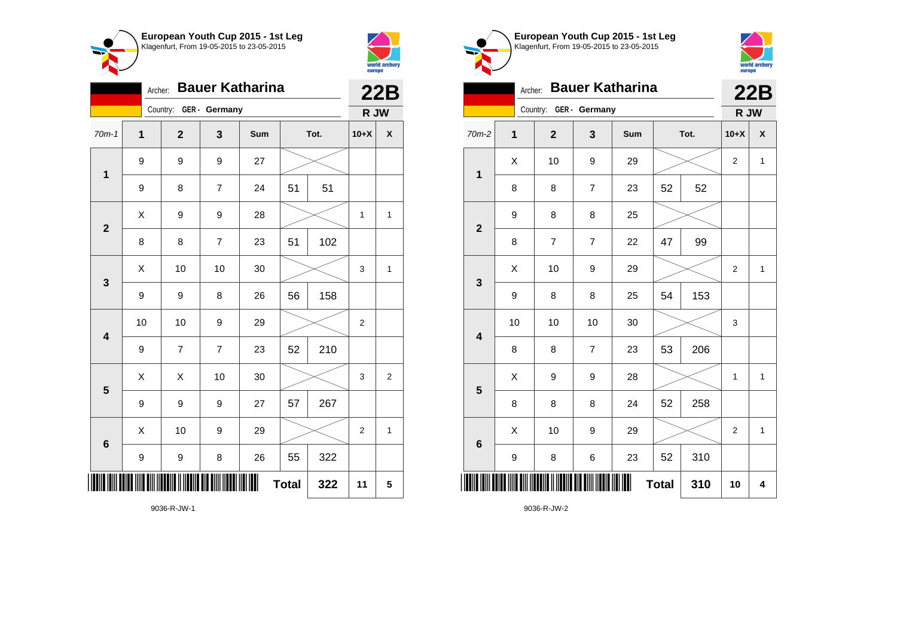## European Youth Cup 2015 - 1st Leg

Klagenfurt, From 19-05-2015 to 23-05-2015

Archer: **Bauer Katharina**

Country: GER - Germany

**22B**

**R JW**

| 70m-1 | 1 | 2 | 3 | Sum | Tot. | | 10+X | X |
|---|---|---|---|---|---|---|---|---|
| 1 | 9 | 9 | 9 | 27 | | | | |
| | 9 | 8 | 7 | 24 | 51 | 51 | | |
| 2 | X | 9 | 9 | 28 | | | 1 | 1 |
| | 8 | 8 | 7 | 23 | 51 | 102 | | |
| 3 | X | 10 | 10 | 30 | | | 3 | 1 |
| | 9 | 9 | 8 | 26 | 56 | 158 | | |
| 4 | 10 | 10 | 9 | 29 | | | 2 | |
| | 9 | 7 | 7 | 23 | 52 | 210 | | |
| 5 | X | X | 10 | 30 | | | 3 | 2 |
| | 9 | 9 | 9 | 27 | 57 | 267 | | |
| 6 | X | 10 | 9 | 29 | | | 2 | 1 |
| | 9 | 9 | 8 | 26 | 55 | 322 | | |
| | | | | | **Total** | **322** | **11** | **5** |

9036-R-JW-1

## European Youth Cup 2015 - 1st Leg

Klagenfurt, From 19-05-2015 to 23-05-2015

Archer: **Bauer Katharina**

Country: GER - Germany

**22B**

**R JW**

| 70m-2 | 1 | 2 | 3 | Sum | Tot. | | 10+X | X |
|---|---|---|---|---|---|---|---|---|
| 1 | X | 10 | 9 | 29 | | | 2 | 1 |
| | 8 | 8 | 7 | 23 | 52 | 52 | | |
| 2 | 9 | 8 | 8 | 25 | | | | |
| | 8 | 7 | 7 | 22 | 47 | 99 | | |
| 3 | X | 10 | 9 | 29 | | | 2 | 1 |
| | 9 | 8 | 8 | 25 | 54 | 153 | | |
| 4 | 10 | 10 | 10 | 30 | | | 3 | |
| | 8 | 8 | 7 | 23 | 53 | 206 | | |
| 5 | X | 9 | 9 | 28 | | | 1 | 1 |
| | 8 | 8 | 8 | 24 | 52 | 258 | | |
| 6 | X | 10 | 9 | 29 | | | 2 | 1 |
| | 9 | 8 | 6 | 23 | 52 | 310 | | |
| | | | | | **Total** | **310** | **10** | **4** |

9036-R-JW-2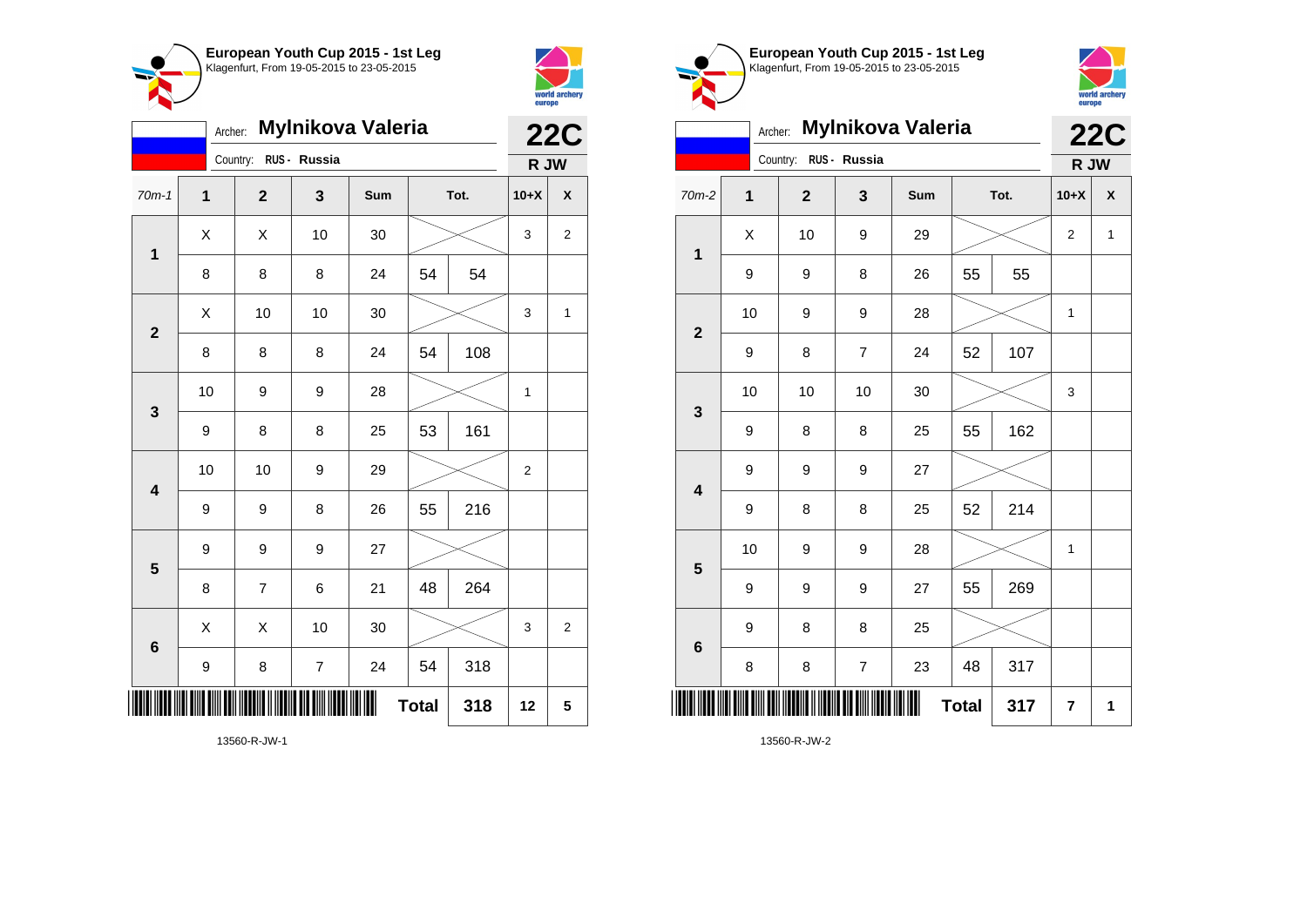## European Youth Cup 2015 - 1st Leg
Klagenfurt, From 19-05-2015 to 23-05-2015

Archer: **Mylnikova Valeria** — **22C**

Country: RUS - Russia — **R JW**

| 70m-1 | 1 | 2 | 3 | Sum | Tot. | | 10+X | X |
|---|---|---|---|---|---|---|---|---|
| 1 | X | X | 10 | 30 | | | 3 | 2 |
| | 8 | 8 | 8 | 24 | 54 | 54 | | |
| 2 | X | 10 | 10 | 30 | | | 3 | 1 |
| | 8 | 8 | 8 | 24 | 54 | 108 | | |
| 3 | 10 | 9 | 9 | 28 | | | 1 | |
| | 9 | 8 | 8 | 25 | 53 | 161 | | |
| 4 | 10 | 10 | 9 | 29 | | | 2 | |
| | 9 | 9 | 8 | 26 | 55 | 216 | | |
| 5 | 9 | 9 | 9 | 27 | | | | |
| | 8 | 7 | 6 | 21 | 48 | 264 | | |
| 6 | X | X | 10 | 30 | | | 3 | 2 |
| | 9 | 8 | 7 | 24 | 54 | 318 | | |
| | | | | | **Total** | **318** | **12** | **5** |

13560-R-JW-1

## European Youth Cup 2015 - 1st Leg
Klagenfurt, From 19-05-2015 to 23-05-2015

Archer: **Mylnikova Valeria** — **22C**

Country: RUS - Russia — **R JW**

| 70m-2 | 1 | 2 | 3 | Sum | Tot. | | 10+X | X |
|---|---|---|---|---|---|---|---|---|
| 1 | X | 10 | 9 | 29 | | | 2 | 1 |
| | 9 | 9 | 8 | 26 | 55 | 55 | | |
| 2 | 10 | 9 | 9 | 28 | | | 1 | |
| | 9 | 8 | 7 | 24 | 52 | 107 | | |
| 3 | 10 | 10 | 10 | 30 | | | 3 | |
| | 9 | 8 | 8 | 25 | 55 | 162 | | |
| 4 | 9 | 9 | 9 | 27 | | | | |
| | 9 | 8 | 8 | 25 | 52 | 214 | | |
| 5 | 10 | 9 | 9 | 28 | | | 1 | |
| | 9 | 9 | 9 | 27 | 55 | 269 | | |
| 6 | 9 | 8 | 8 | 25 | | | | |
| | 8 | 8 | 7 | 23 | 48 | 317 | | |
| | | | | | **Total** | **317** | **7** | **1** |

13560-R-JW-2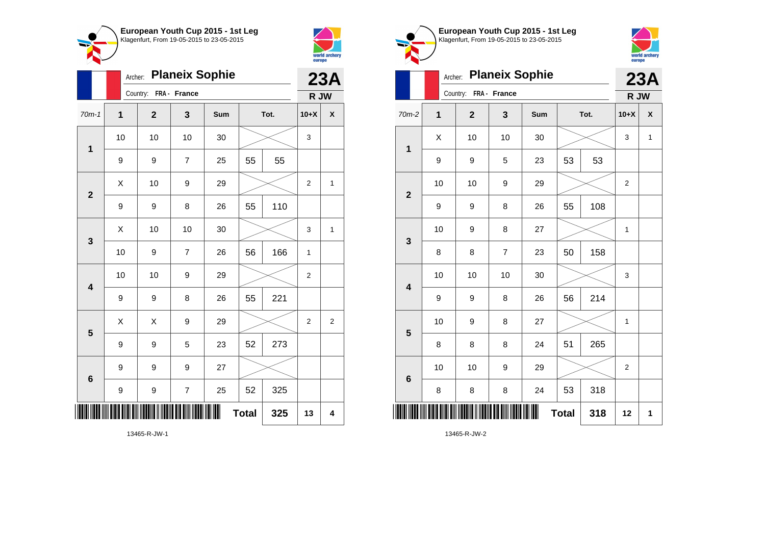**European Youth Cup 2015 - 1st Leg**
Klagenfurt, From 19-05-2015 to 23-05-2015

Archer: **Planeix Sophie** — **23A**
Country: FRA - France — **R JW**

| 70m-1 | 1 | 2 | 3 | Sum | Tot. | | 10+X | X |
|---|---|---|---|---|---|---|---|---|
| 1 | 10 | 10 | 10 | 30 | | | 3 | |
| | 9 | 9 | 7 | 25 | 55 | 55 | | |
| 2 | X | 10 | 9 | 29 | | | 2 | 1 |
| | 9 | 9 | 8 | 26 | 55 | 110 | | |
| 3 | X | 10 | 10 | 30 | | | 3 | 1 |
| | 10 | 9 | 7 | 26 | 56 | 166 | 1 | |
| 4 | 10 | 10 | 9 | 29 | | | 2 | |
| | 9 | 9 | 8 | 26 | 55 | 221 | | |
| 5 | X | X | 9 | 29 | | | 2 | 2 |
| | 9 | 9 | 5 | 23 | 52 | 273 | | |
| 6 | 9 | 9 | 9 | 27 | | | | |
| | 9 | 9 | 7 | 25 | 52 | 325 | | |
| | | | | | **Total** | 325 | 13 | 4 |

13465-R-JW-1

**European Youth Cup 2015 - 1st Leg**
Klagenfurt, From 19-05-2015 to 23-05-2015

Archer: **Planeix Sophie** — **23A**
Country: FRA - France — **R JW**

| 70m-2 | 1 | 2 | 3 | Sum | Tot. | | 10+X | X |
|---|---|---|---|---|---|---|---|---|
| 1 | X | 10 | 10 | 30 | | | 3 | 1 |
| | 9 | 9 | 5 | 23 | 53 | 53 | | |
| 2 | 10 | 10 | 9 | 29 | | | 2 | |
| | 9 | 9 | 8 | 26 | 55 | 108 | | |
| 3 | 10 | 9 | 8 | 27 | | | 1 | |
| | 8 | 8 | 7 | 23 | 50 | 158 | | |
| 4 | 10 | 10 | 10 | 30 | | | 3 | |
| | 9 | 9 | 8 | 26 | 56 | 214 | | |
| 5 | 10 | 9 | 8 | 27 | | | 1 | |
| | 8 | 8 | 8 | 24 | 51 | 265 | | |
| 6 | 10 | 10 | 9 | 29 | | | 2 | |
| | 8 | 8 | 8 | 24 | 53 | 318 | | |
| | | | | | **Total** | 318 | 12 | 1 |

13465-R-JW-2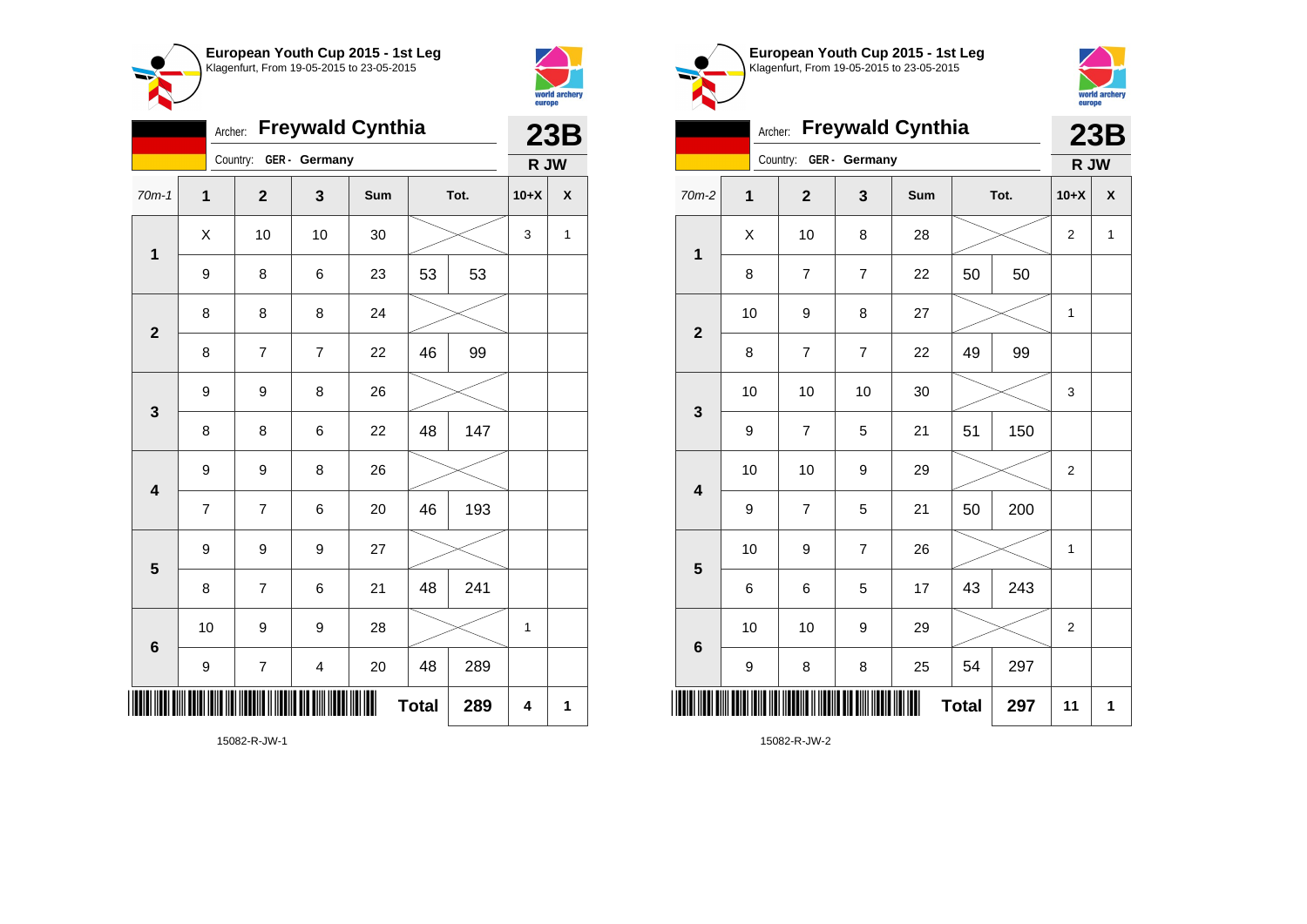**European Youth Cup 2015 - 1st Leg**
Klagenfurt, From 19-05-2015 to 23-05-2015

Archer: **Freywald Cynthia** — **23B**
Country: GER - Germany — **R JW**

| 70m-1 | 1 | 2 | 3 | Sum | Tot. | | 10+X | X |
|---|---|---|---|---|---|---|---|---|
| 1 | X | 10 | 10 | 30 | | | 3 | 1 |
| | 9 | 8 | 6 | 23 | 53 | 53 | | |
| 2 | 8 | 8 | 8 | 24 | | | | |
| | 8 | 7 | 7 | 22 | 46 | 99 | | |
| 3 | 9 | 9 | 8 | 26 | | | | |
| | 8 | 8 | 6 | 22 | 48 | 147 | | |
| 4 | 9 | 9 | 8 | 26 | | | | |
| | 7 | 7 | 6 | 20 | 46 | 193 | | |
| 5 | 9 | 9 | 9 | 27 | | | | |
| | 8 | 7 | 6 | 21 | 48 | 241 | | |
| 6 | 10 | 9 | 9 | 28 | | | 1 | |
| | 9 | 7 | 4 | 20 | 48 | 289 | | |
| | | | | Total | | 289 | 4 | 1 |

15082-R-JW-1

**European Youth Cup 2015 - 1st Leg**
Klagenfurt, From 19-05-2015 to 23-05-2015

Archer: **Freywald Cynthia** — **23B**
Country: GER - Germany — **R JW**

| 70m-2 | 1 | 2 | 3 | Sum | Tot. | | 10+X | X |
|---|---|---|---|---|---|---|---|---|
| 1 | X | 10 | 8 | 28 | | | 2 | 1 |
| | 8 | 7 | 7 | 22 | 50 | 50 | | |
| 2 | 10 | 9 | 8 | 27 | | | 1 | |
| | 8 | 7 | 7 | 22 | 49 | 99 | | |
| 3 | 10 | 10 | 10 | 30 | | | 3 | |
| | 9 | 7 | 5 | 21 | 51 | 150 | | |
| 4 | 10 | 10 | 9 | 29 | | | 2 | |
| | 9 | 7 | 5 | 21 | 50 | 200 | | |
| 5 | 10 | 9 | 7 | 26 | | | 1 | |
| | 6 | 6 | 5 | 17 | 43 | 243 | | |
| 6 | 10 | 10 | 9 | 29 | | | 2 | |
| | 9 | 8 | 8 | 25 | 54 | 297 | | |
| | | | | Total | | 297 | 11 | 1 |

15082-R-JW-2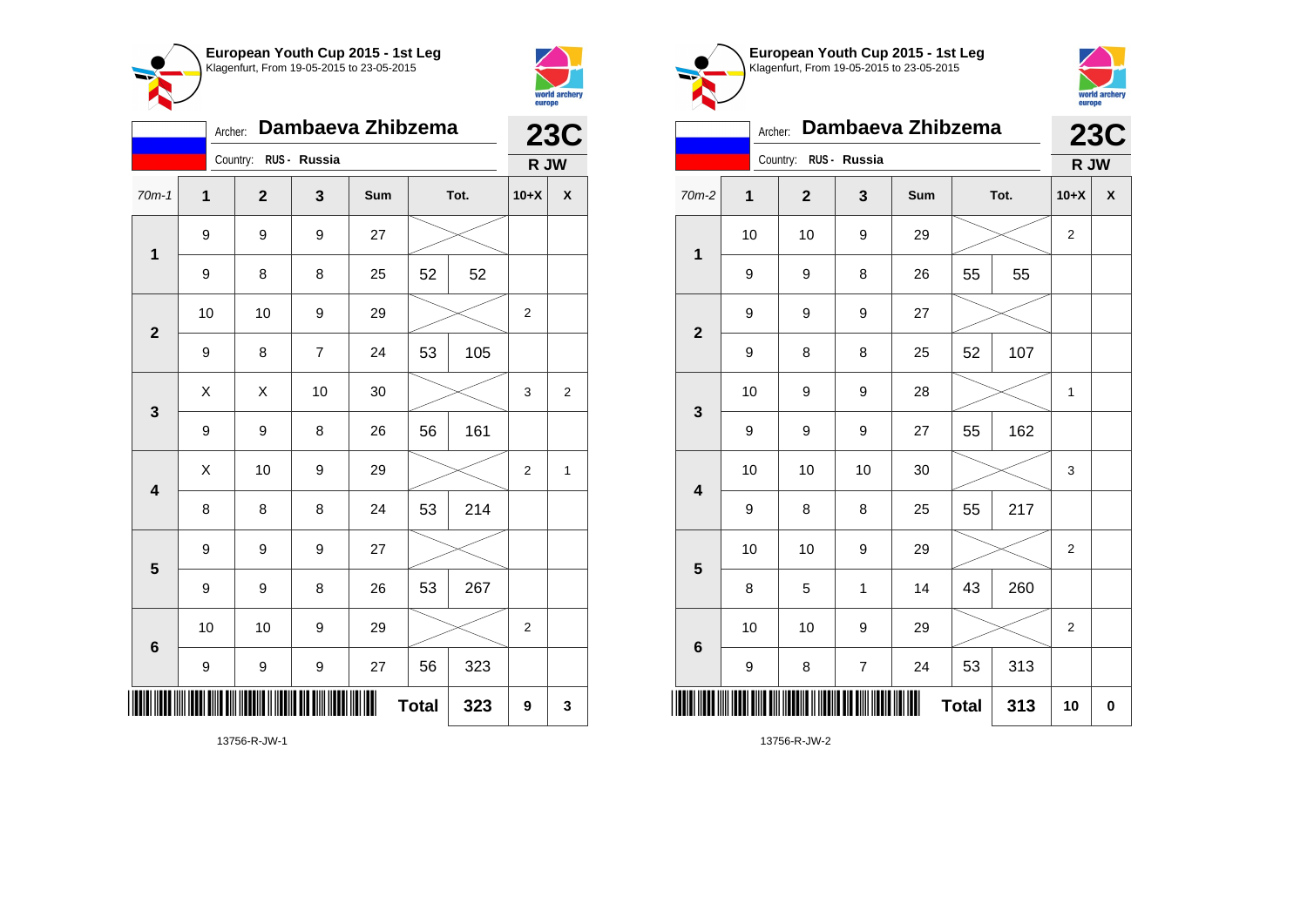**European Youth Cup 2015 - 1st Leg**
Klagenfurt, From 19-05-2015 to 23-05-2015

Archer: **Dambaeva Zhibzema**
Country: RUS - Russia

**23C**
**R JW**

| 70m-1 | 1 | 2 | 3 | Sum | | Tot. | 10+X | X |
|---|---|---|---|---|---|---|---|---|
| 1 | 9 | 9 | 9 | 27 | | | | |
| | 9 | 8 | 8 | 25 | 52 | 52 | | |
| 2 | 10 | 10 | 9 | 29 | | | 2 | |
| | 9 | 8 | 7 | 24 | 53 | 105 | | |
| 3 | X | X | 10 | 30 | | | 3 | 2 |
| | 9 | 9 | 8 | 26 | 56 | 161 | | |
| 4 | X | 10 | 9 | 29 | | | 2 | 1 |
| | 8 | 8 | 8 | 24 | 53 | 214 | | |
| 5 | 9 | 9 | 9 | 27 | | | | |
| | 9 | 9 | 8 | 26 | 53 | 267 | | |
| 6 | 10 | 10 | 9 | 29 | | | 2 | |
| | 9 | 9 | 9 | 27 | 56 | 323 | | |
| | | | | | Total | 323 | 9 | 3 |

13756-R-JW-1

**European Youth Cup 2015 - 1st Leg**
Klagenfurt, From 19-05-2015 to 23-05-2015

Archer: **Dambaeva Zhibzema**
Country: RUS - Russia

**23C**
**R JW**

| 70m-2 | 1 | 2 | 3 | Sum | | Tot. | 10+X | X |
|---|---|---|---|---|---|---|---|---|
| 1 | 10 | 10 | 9 | 29 | | | 2 | |
| | 9 | 9 | 8 | 26 | 55 | 55 | | |
| 2 | 9 | 9 | 9 | 27 | | | | |
| | 9 | 8 | 8 | 25 | 52 | 107 | | |
| 3 | 10 | 9 | 9 | 28 | | | 1 | |
| | 9 | 9 | 9 | 27 | 55 | 162 | | |
| 4 | 10 | 10 | 10 | 30 | | | 3 | |
| | 9 | 8 | 8 | 25 | 55 | 217 | | |
| 5 | 10 | 10 | 9 | 29 | | | 2 | |
| | 8 | 5 | 1 | 14 | 43 | 260 | | |
| 6 | 10 | 10 | 9 | 29 | | | 2 | |
| | 9 | 8 | 7 | 24 | 53 | 313 | | |
| | | | | | Total | 313 | 10 | 0 |

13756-R-JW-2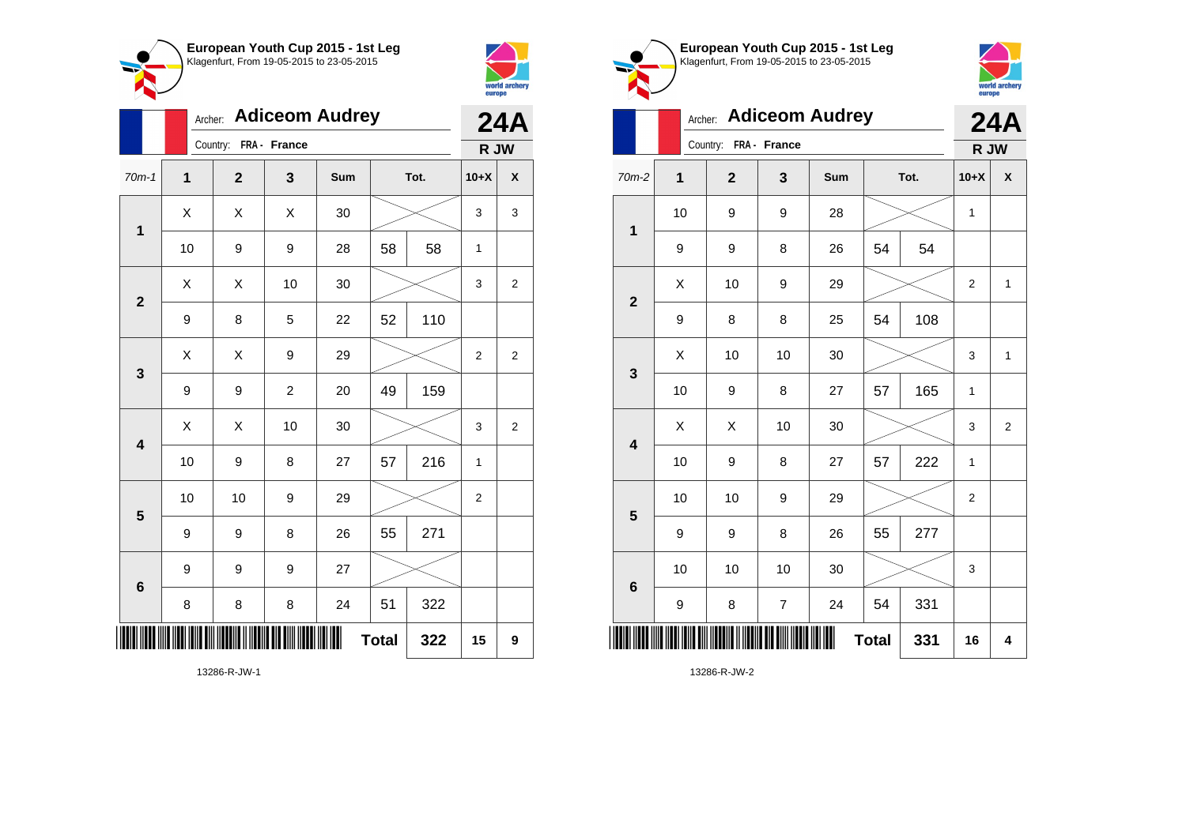**European Youth Cup 2015 - 1st Leg**
Klagenfurt, From 19-05-2015 to 23-05-2015

Archer: **Adiceom Audrey**
Country: FRA - France

**24A**
**R JW**

| 70m-1 | 1 | 2 | 3 | Sum | Tot. | | 10+X | X |
|---|---|---|---|---|---|---|---|---|
| 1 | X | X | X | 30 | | | 3 | 3 |
| | 10 | 9 | 9 | 28 | 58 | 58 | 1 | |
| 2 | X | X | 10 | 30 | | | 3 | 2 |
| | 9 | 8 | 5 | 22 | 52 | 110 | | |
| 3 | X | X | 9 | 29 | | | 2 | 2 |
| | 9 | 9 | 2 | 20 | 49 | 159 | | |
| 4 | X | X | 10 | 30 | | | 3 | 2 |
| | 10 | 9 | 8 | 27 | 57 | 216 | 1 | |
| 5 | 10 | 10 | 9 | 29 | | | 2 | |
| | 9 | 9 | 8 | 26 | 55 | 271 | | |
| 6 | 9 | 9 | 9 | 27 | | | | |
| | 8 | 8 | 8 | 24 | 51 | 322 | | |
| | | | | | **Total** | **322** | **15** | **9** |

13286-R-JW-1

**European Youth Cup 2015 - 1st Leg**
Klagenfurt, From 19-05-2015 to 23-05-2015

Archer: **Adiceom Audrey**
Country: FRA - France

**24A**
**R JW**

| 70m-2 | 1 | 2 | 3 | Sum | Tot. | | 10+X | X |
|---|---|---|---|---|---|---|---|---|
| 1 | 10 | 9 | 9 | 28 | | | 1 | |
| | 9 | 9 | 8 | 26 | 54 | 54 | | |
| 2 | X | 10 | 9 | 29 | | | 2 | 1 |
| | 9 | 8 | 8 | 25 | 54 | 108 | | |
| 3 | X | 10 | 10 | 30 | | | 3 | 1 |
| | 10 | 9 | 8 | 27 | 57 | 165 | 1 | |
| 4 | X | X | 10 | 30 | | | 3 | 2 |
| | 10 | 9 | 8 | 27 | 57 | 222 | 1 | |
| 5 | 10 | 10 | 9 | 29 | | | 2 | |
| | 9 | 9 | 8 | 26 | 55 | 277 | | |
| 6 | 10 | 10 | 10 | 30 | | | 3 | |
| | 9 | 8 | 7 | 24 | 54 | 331 | | |
| | | | | | **Total** | **331** | **16** | **4** |

13286-R-JW-2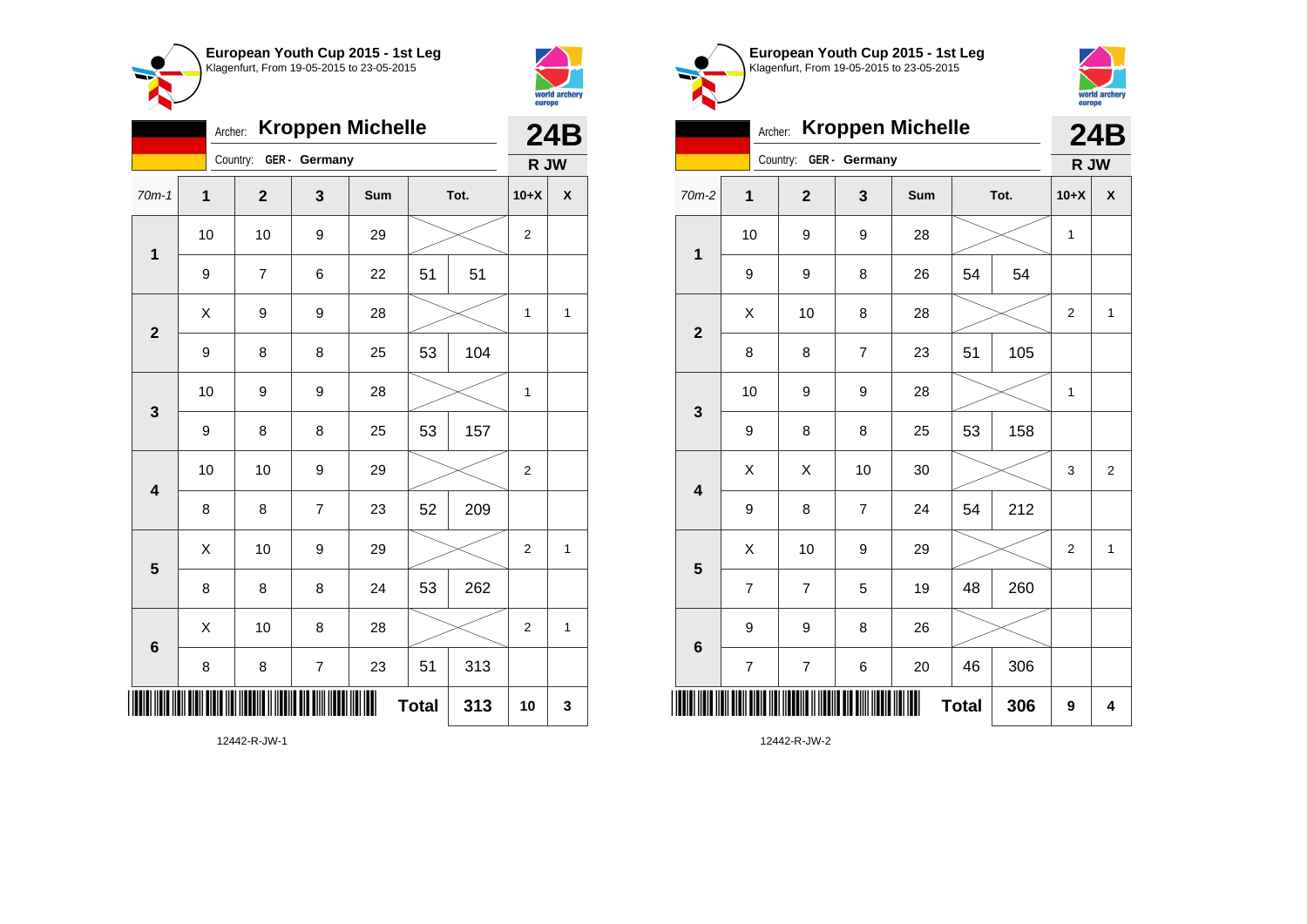## European Youth Cup 2015 - 1st Leg
Klagenfurt, From 19-05-2015 to 23-05-2015

Archer: **Kroppen Michelle**
Country: GER - Germany
**24B** R JW

| 70m-1 | 1 | 2 | 3 | Sum | Tot. | | 10+X | X |
|---|---|---|---|---|---|---|---|---|
| 1 | 10 | 10 | 9 | 29 | | | 2 | |
| | 9 | 7 | 6 | 22 | 51 | 51 | | |
| 2 | X | 9 | 9 | 28 | | | 1 | 1 |
| | 9 | 8 | 8 | 25 | 53 | 104 | | |
| 3 | 10 | 9 | 9 | 28 | | | 1 | |
| | 9 | 8 | 8 | 25 | 53 | 157 | | |
| 4 | 10 | 10 | 9 | 29 | | | 2 | |
| | 8 | 8 | 7 | 23 | 52 | 209 | | |
| 5 | X | 10 | 9 | 29 | | | 2 | 1 |
| | 8 | 8 | 8 | 24 | 53 | 262 | | |
| 6 | X | 10 | 8 | 28 | | | 2 | 1 |
| | 8 | 8 | 7 | 23 | 51 | 313 | | |
| | | | | | **Total** | **313** | **10** | **3** |

12442-R-JW-1

## European Youth Cup 2015 - 1st Leg
Klagenfurt, From 19-05-2015 to 23-05-2015

Archer: **Kroppen Michelle**
Country: GER - Germany
**24B** R JW

| 70m-2 | 1 | 2 | 3 | Sum | Tot. | | 10+X | X |
|---|---|---|---|---|---|---|---|---|
| 1 | 10 | 9 | 9 | 28 | | | 1 | |
| | 9 | 9 | 8 | 26 | 54 | 54 | | |
| 2 | X | 10 | 8 | 28 | | | 2 | 1 |
| | 8 | 8 | 7 | 23 | 51 | 105 | | |
| 3 | 10 | 9 | 9 | 28 | | | 1 | |
| | 9 | 8 | 8 | 25 | 53 | 158 | | |
| 4 | X | X | 10 | 30 | | | 3 | 2 |
| | 9 | 8 | 7 | 24 | 54 | 212 | | |
| 5 | X | 10 | 9 | 29 | | | 2 | 1 |
| | 7 | 7 | 5 | 19 | 48 | 260 | | |
| 6 | 9 | 9 | 8 | 26 | | | | |
| | 7 | 7 | 6 | 20 | 46 | 306 | | |
| | | | | | **Total** | **306** | **9** | **4** |

12442-R-JW-2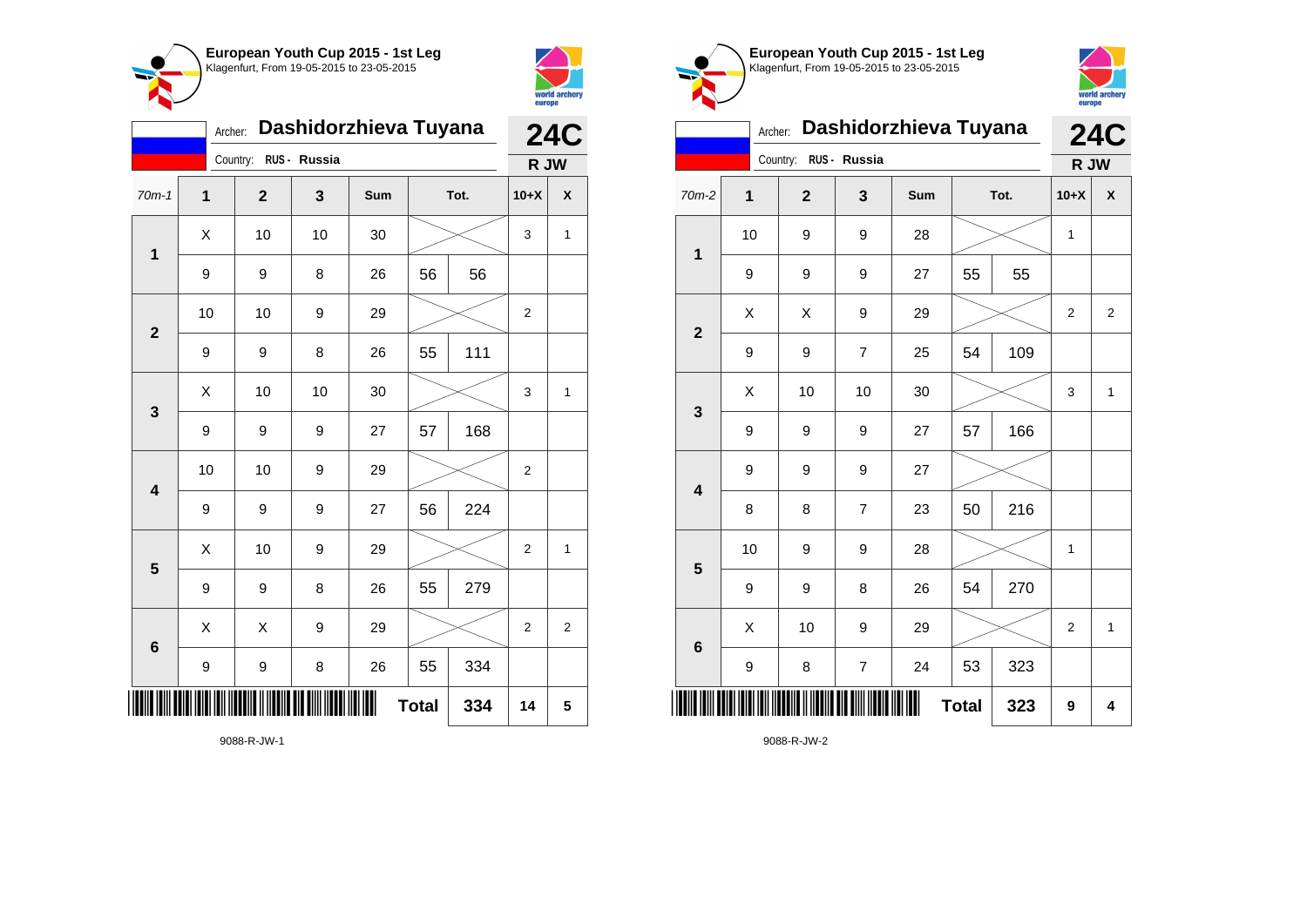## European Youth Cup 2015 - 1st Leg
Klagenfurt, From 19-05-2015 to 23-05-2015

Archer: **Dashidorzhieva Tuyana**
Country: RUS - Russia

**24C** R JW

| 70m-1 | 1 | 2 | 3 | Sum | Tot. | | 10+X | X |
|---|---|---|---|---|---|---|---|---|
| 1 | X | 10 | 10 | 30 | | | 3 | 1 |
| | 9 | 9 | 8 | 26 | 56 | 56 | | |
| 2 | 10 | 10 | 9 | 29 | | | 2 | |
| | 9 | 9 | 8 | 26 | 55 | 111 | | |
| 3 | X | 10 | 10 | 30 | | | 3 | 1 |
| | 9 | 9 | 9 | 27 | 57 | 168 | | |
| 4 | 10 | 10 | 9 | 29 | | | 2 | |
| | 9 | 9 | 9 | 27 | 56 | 224 | | |
| 5 | X | 10 | 9 | 29 | | | 2 | 1 |
| | 9 | 9 | 8 | 26 | 55 | 279 | | |
| 6 | X | X | 9 | 29 | | | 2 | 2 |
| | 9 | 9 | 8 | 26 | 55 | 334 | | |
| | | | | | Total | 334 | 14 | 5 |

9088-R-JW-1

## European Youth Cup 2015 - 1st Leg
Klagenfurt, From 19-05-2015 to 23-05-2015

Archer: **Dashidorzhieva Tuyana**
Country: RUS - Russia

**24C** R JW

| 70m-2 | 1 | 2 | 3 | Sum | Tot. | | 10+X | X |
|---|---|---|---|---|---|---|---|---|
| 1 | 10 | 9 | 9 | 28 | | | 1 | |
| | 9 | 9 | 9 | 27 | 55 | 55 | | |
| 2 | X | X | 9 | 29 | | | 2 | 2 |
| | 9 | 9 | 7 | 25 | 54 | 109 | | |
| 3 | X | 10 | 10 | 30 | | | 3 | 1 |
| | 9 | 9 | 9 | 27 | 57 | 166 | | |
| 4 | 9 | 9 | 9 | 27 | | | | |
| | 8 | 8 | 7 | 23 | 50 | 216 | | |
| 5 | 10 | 9 | 9 | 28 | | | 1 | |
| | 9 | 9 | 8 | 26 | 54 | 270 | | |
| 6 | X | 10 | 9 | 29 | | | 2 | 1 |
| | 9 | 8 | 7 | 24 | 53 | 323 | | |
| | | | | | Total | 323 | 9 | 4 |

9088-R-JW-2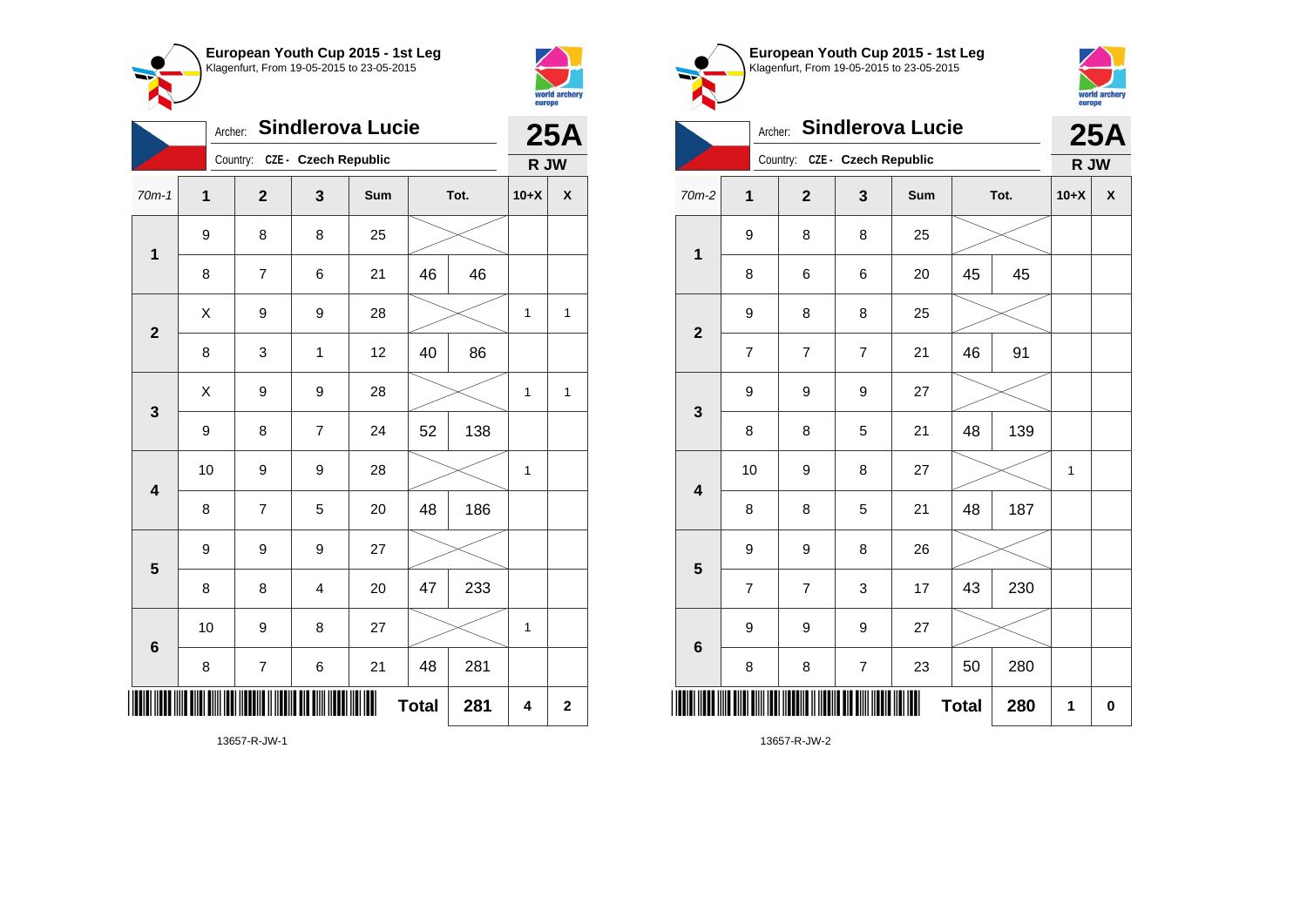## European Youth Cup 2015 - 1st Leg

Klagenfurt, From 19-05-2015 to 23-05-2015

Archer: **Sindlerova Lucie**

Country: CZE - Czech Republic

**25A**

**R JW**

| 70m-1 | 1 | 2 | 3 | Sum | Tot. | | 10+X | X |
|---|---|---|---|---|---|---|---|---|
| 1 | 9 | 8 | 8 | 25 | | | | |
| | 8 | 7 | 6 | 21 | 46 | 46 | | |
| 2 | X | 9 | 9 | 28 | | | 1 | 1 |
| | 8 | 3 | 1 | 12 | 40 | 86 | | |
| 3 | X | 9 | 9 | 28 | | | 1 | 1 |
| | 9 | 8 | 7 | 24 | 52 | 138 | | |
| 4 | 10 | 9 | 9 | 28 | | | 1 | |
| | 8 | 7 | 5 | 20 | 48 | 186 | | |
| 5 | 9 | 9 | 9 | 27 | | | | |
| | 8 | 8 | 4 | 20 | 47 | 233 | | |
| 6 | 10 | 9 | 8 | 27 | | | 1 | |
| | 8 | 7 | 6 | 21 | 48 | 281 | | |
| | | | | | **Total** | **281** | **4** | **2** |

13657-R-JW-1

## European Youth Cup 2015 - 1st Leg

Klagenfurt, From 19-05-2015 to 23-05-2015

Archer: **Sindlerova Lucie**

Country: CZE - Czech Republic

**25A**

**R JW**

| 70m-2 | 1 | 2 | 3 | Sum | Tot. | | 10+X | X |
|---|---|---|---|---|---|---|---|---|
| 1 | 9 | 8 | 8 | 25 | | | | |
| | 8 | 6 | 6 | 20 | 45 | 45 | | |
| 2 | 9 | 8 | 8 | 25 | | | | |
| | 7 | 7 | 7 | 21 | 46 | 91 | | |
| 3 | 9 | 9 | 9 | 27 | | | | |
| | 8 | 8 | 5 | 21 | 48 | 139 | | |
| 4 | 10 | 9 | 8 | 27 | | | 1 | |
| | 8 | 8 | 5 | 21 | 48 | 187 | | |
| 5 | 9 | 9 | 8 | 26 | | | | |
| | 7 | 7 | 3 | 17 | 43 | 230 | | |
| 6 | 9 | 9 | 9 | 27 | | | | |
| | 8 | 8 | 7 | 23 | 50 | 280 | | |
| | | | | | **Total** | **280** | **1** | **0** |

13657-R-JW-2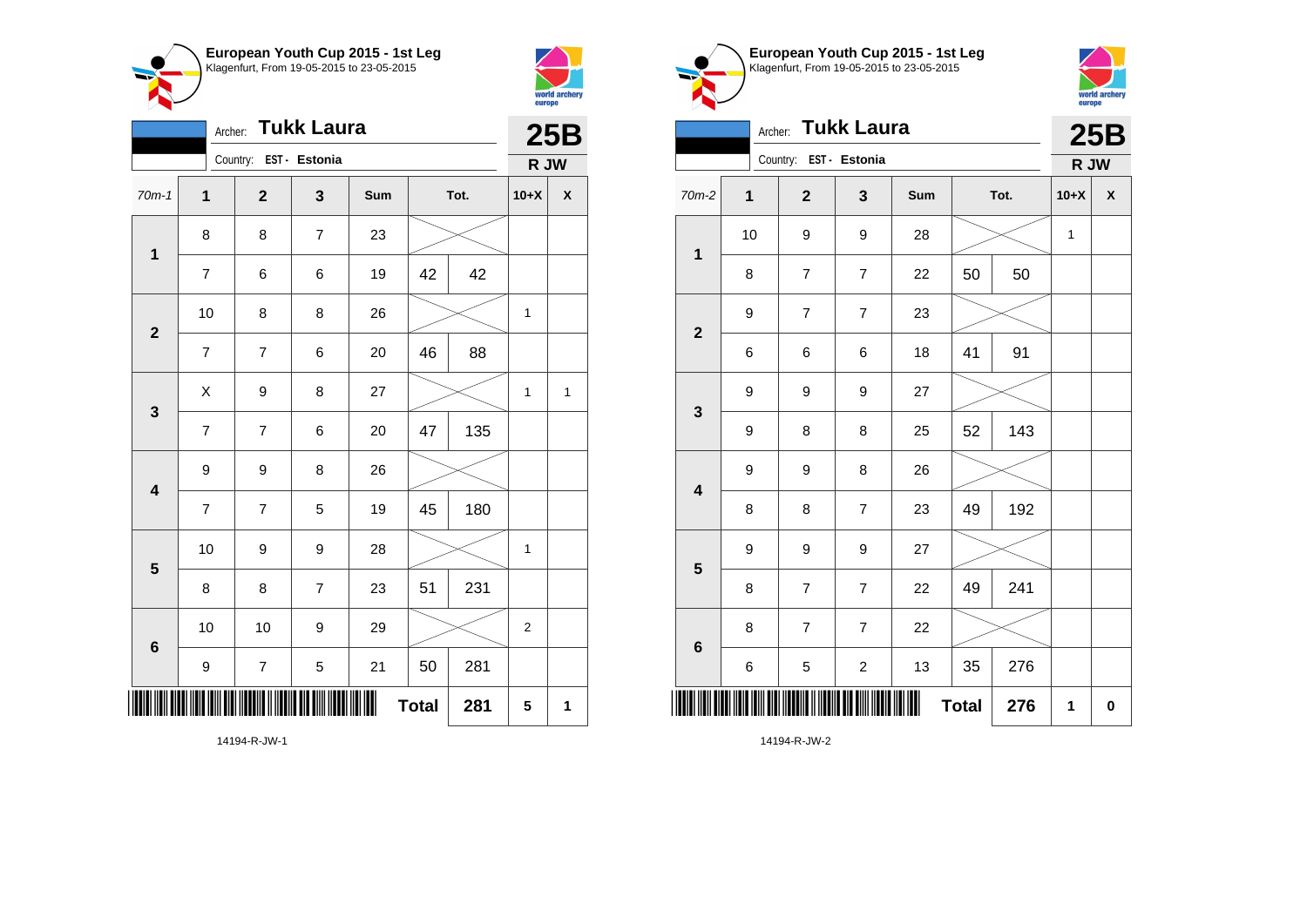**European Youth Cup 2015 - 1st Leg**
Klagenfurt, From 19-05-2015 to 23-05-2015

Archer: **Tukk Laura**
Country: EST - Estonia

**25B**
**R JW**

| 70m-1 | 1 | 2 | 3 | Sum | Tot. | | 10+X | X |
|---|---|---|---|---|---|---|---|---|
| 1 | 8 | 8 | 7 | 23 | | | | |
| | 7 | 6 | 6 | 19 | 42 | 42 | | |
| 2 | 10 | 8 | 8 | 26 | | | 1 | |
| | 7 | 7 | 6 | 20 | 46 | 88 | | |
| 3 | X | 9 | 8 | 27 | | | 1 | 1 |
| | 7 | 7 | 6 | 20 | 47 | 135 | | |
| 4 | 9 | 9 | 8 | 26 | | | | |
| | 7 | 7 | 5 | 19 | 45 | 180 | | |
| 5 | 10 | 9 | 9 | 28 | | | 1 | |
| | 8 | 8 | 7 | 23 | 51 | 231 | | |
| 6 | 10 | 10 | 9 | 29 | | | 2 | |
| | 9 | 7 | 5 | 21 | 50 | 281 | | |
| | | | | | **Total** | **281** | **5** | **1** |

14194-R-JW-1

**European Youth Cup 2015 - 1st Leg**
Klagenfurt, From 19-05-2015 to 23-05-2015

Archer: **Tukk Laura**
Country: EST - Estonia

**25B**
**R JW**

| 70m-2 | 1 | 2 | 3 | Sum | Tot. | | 10+X | X |
|---|---|---|---|---|---|---|---|---|
| 1 | 10 | 9 | 9 | 28 | | | 1 | |
| | 8 | 7 | 7 | 22 | 50 | 50 | | |
| 2 | 9 | 7 | 7 | 23 | | | | |
| | 6 | 6 | 6 | 18 | 41 | 91 | | |
| 3 | 9 | 9 | 9 | 27 | | | | |
| | 9 | 8 | 8 | 25 | 52 | 143 | | |
| 4 | 9 | 9 | 8 | 26 | | | | |
| | 8 | 8 | 7 | 23 | 49 | 192 | | |
| 5 | 9 | 9 | 9 | 27 | | | | |
| | 8 | 7 | 7 | 22 | 49 | 241 | | |
| 6 | 8 | 7 | 7 | 22 | | | | |
| | 6 | 5 | 2 | 13 | 35 | 276 | | |
| | | | | | **Total** | **276** | **1** | **0** |

14194-R-JW-2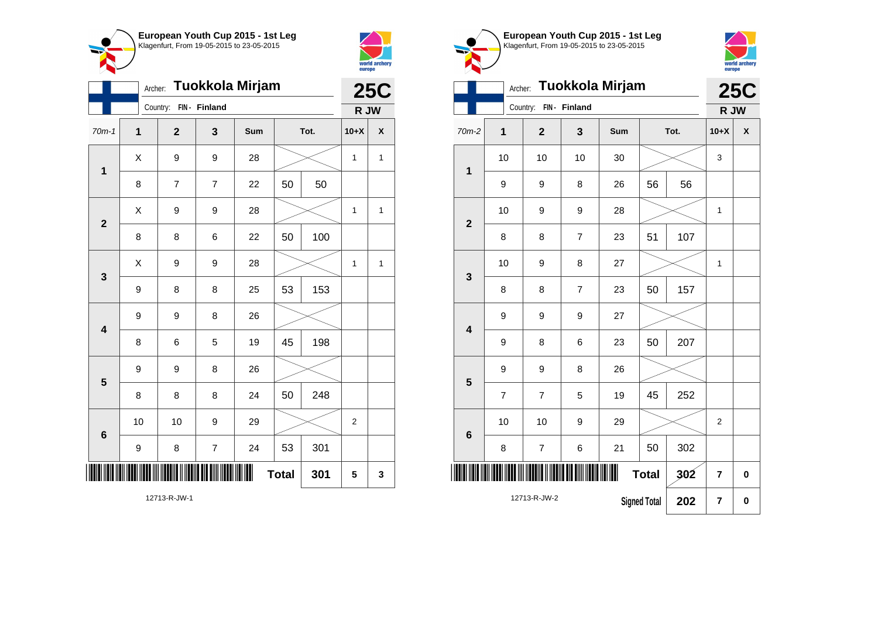**European Youth Cup 2015 - 1st Leg**
Klagenfurt, From 19-05-2015 to 23-05-2015

Archer: **Tuokkola Mirjam**
Country: FIN - Finland

**25C**
**R JW**

| 70m-1 | 1 | 2 | 3 | Sum | Tot. | | 10+X | X |
|---|---|---|---|---|---|---|---|---|
| 1 | X | 9 | 9 | 28 | | | 1 | 1 |
| | 8 | 7 | 7 | 22 | 50 | 50 | | |
| 2 | X | 9 | 9 | 28 | | | 1 | 1 |
| | 8 | 8 | 6 | 22 | 50 | 100 | | |
| 3 | X | 9 | 9 | 28 | | | 1 | 1 |
| | 9 | 8 | 8 | 25 | 53 | 153 | | |
| 4 | 9 | 9 | 8 | 26 | | | | |
| | 8 | 6 | 5 | 19 | 45 | 198 | | |
| 5 | 9 | 9 | 8 | 26 | | | | |
| | 8 | 8 | 8 | 24 | 50 | 248 | | |
| 6 | 10 | 10 | 9 | 29 | | | 2 | |
| | 9 | 8 | 7 | 24 | 53 | 301 | | |
| | | | | | Total | 301 | 5 | 3 |

12713-R-JW-1

**European Youth Cup 2015 - 1st Leg**
Klagenfurt, From 19-05-2015 to 23-05-2015

Archer: **Tuokkola Mirjam**
Country: FIN - Finland

**25C**
**R JW**

| 70m-2 | 1 | 2 | 3 | Sum | Tot. | | 10+X | X |
|---|---|---|---|---|---|---|---|---|
| 1 | 10 | 10 | 10 | 30 | | | 3 | |
| | 9 | 9 | 8 | 26 | 56 | 56 | | |
| 2 | 10 | 9 | 9 | 28 | | | 1 | |
| | 8 | 8 | 7 | 23 | 51 | 107 | | |
| 3 | 10 | 9 | 8 | 27 | | | 1 | |
| | 8 | 8 | 7 | 23 | 50 | 157 | | |
| 4 | 9 | 9 | 9 | 27 | | | | |
| | 9 | 8 | 6 | 23 | 50 | 207 | | |
| 5 | 9 | 9 | 8 | 26 | | | | |
| | 7 | 7 | 5 | 19 | 45 | 252 | | |
| 6 | 10 | 10 | 9 | 29 | | | 2 | |
| | 8 | 7 | 6 | 21 | 50 | 302 | | |
| | | | | | Total | 302 | 7 | 0 |
| | | | | | Signed Total | 202 | 7 | 0 |

12713-R-JW-2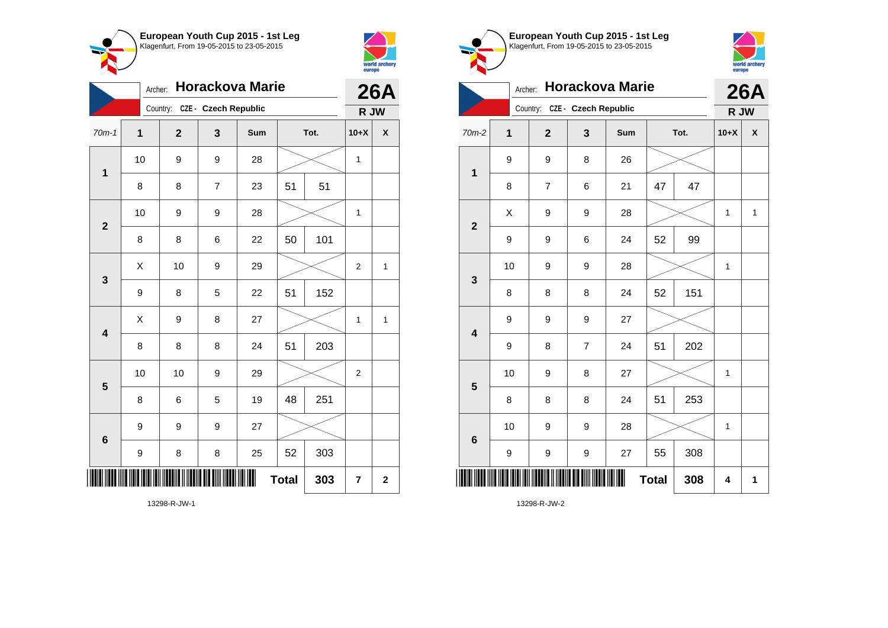## European Youth Cup 2015 - 1st Leg
Klagenfurt, From 19-05-2015 to 23-05-2015

Archer: **Horackova Marie**
Country: CZE - Czech Republic

**26A**
**R JW**

| 70m-1 | 1 | 2 | 3 | Sum | Tot. | | 10+X | X |
|---|---|---|---|---|---|---|---|---|
| 1 | 10 | 9 | 9 | 28 | | | 1 | |
| | 8 | 8 | 7 | 23 | 51 | 51 | | |
| 2 | 10 | 9 | 9 | 28 | | | 1 | |
| | 8 | 8 | 6 | 22 | 50 | 101 | | |
| 3 | X | 10 | 9 | 29 | | | 2 | 1 |
| | 9 | 8 | 5 | 22 | 51 | 152 | | |
| 4 | X | 9 | 8 | 27 | | | 1 | 1 |
| | 8 | 8 | 8 | 24 | 51 | 203 | | |
| 5 | 10 | 10 | 9 | 29 | | | 2 | |
| | 8 | 6 | 5 | 19 | 48 | 251 | | |
| 6 | 9 | 9 | 9 | 27 | | | | |
| | 9 | 8 | 8 | 25 | 52 | 303 | | |
| | | | | | **Total** | **303** | **7** | **2** |

13298-R-JW-1

## European Youth Cup 2015 - 1st Leg
Klagenfurt, From 19-05-2015 to 23-05-2015

Archer: **Horackova Marie**
Country: CZE - Czech Republic

**26A**
**R JW**

| 70m-2 | 1 | 2 | 3 | Sum | Tot. | | 10+X | X |
|---|---|---|---|---|---|---|---|---|
| 1 | 9 | 9 | 8 | 26 | | | | |
| | 8 | 7 | 6 | 21 | 47 | 47 | | |
| 2 | X | 9 | 9 | 28 | | | 1 | 1 |
| | 9 | 9 | 6 | 24 | 52 | 99 | | |
| 3 | 10 | 9 | 9 | 28 | | | 1 | |
| | 8 | 8 | 8 | 24 | 52 | 151 | | |
| 4 | 9 | 9 | 9 | 27 | | | | |
| | 9 | 8 | 7 | 24 | 51 | 202 | | |
| 5 | 10 | 9 | 8 | 27 | | | 1 | |
| | 8 | 8 | 8 | 24 | 51 | 253 | | |
| 6 | 10 | 9 | 9 | 28 | | | 1 | |
| | 9 | 9 | 9 | 27 | 55 | 308 | | |
| | | | | | **Total** | **308** | **4** | **1** |

13298-R-JW-2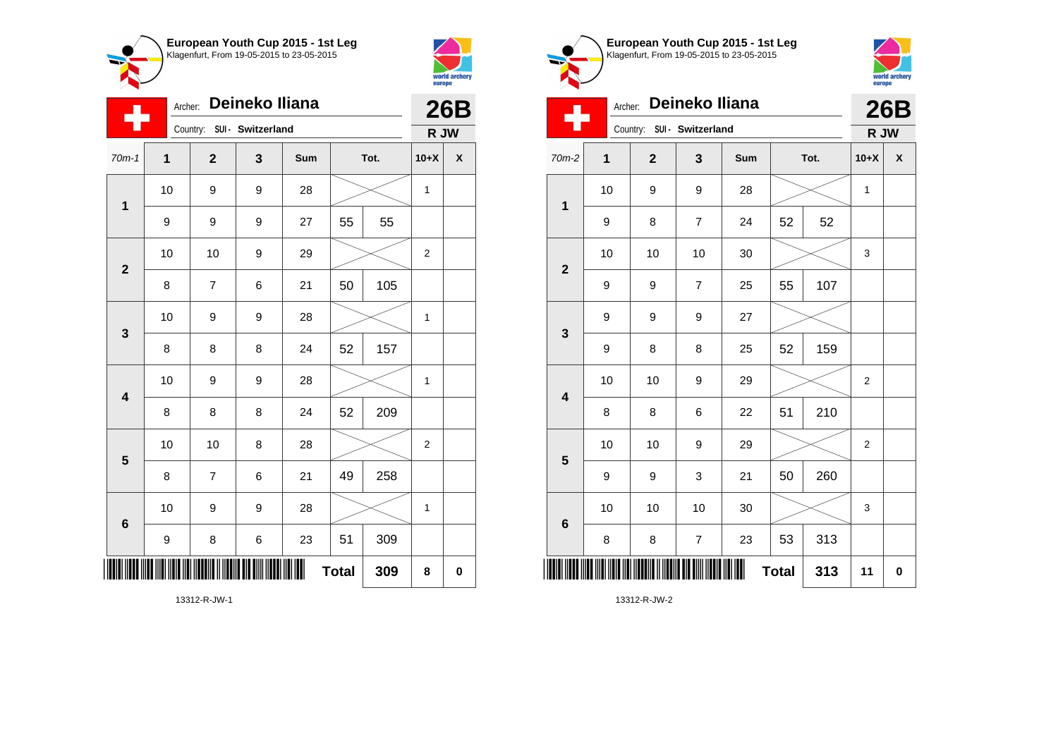## European Youth Cup 2015 - 1st Leg

Klagenfurt, From 19-05-2015 to 23-05-2015

Archer: **Deineko Iliana**
Country: SUI - Switzerland

**26B**
**R JW**

| 70m-1 | 1 | 2 | 3 | Sum | Tot. | | 10+X | X |
|---|---|---|---|---|---|---|---|---|
| **1** | 10 | 9 | 9 | 28 | | | 1 | |
| | 9 | 9 | 9 | 27 | 55 | 55 | | |
| **2** | 10 | 10 | 9 | 29 | | | 2 | |
| | 8 | 7 | 6 | 21 | 50 | 105 | | |
| **3** | 10 | 9 | 9 | 28 | | | 1 | |
| | 8 | 8 | 8 | 24 | 52 | 157 | | |
| **4** | 10 | 9 | 9 | 28 | | | 1 | |
| | 8 | 8 | 8 | 24 | 52 | 209 | | |
| **5** | 10 | 10 | 8 | 28 | | | 2 | |
| | 8 | 7 | 6 | 21 | 49 | 258 | | |
| **6** | 10 | 9 | 9 | 28 | | | 1 | |
| | 9 | 8 | 6 | 23 | 51 | 309 | | |
| | | | | | **Total** | **309** | **8** | **0** |

13312-R-JW-1

## European Youth Cup 2015 - 1st Leg

Klagenfurt, From 19-05-2015 to 23-05-2015

Archer: **Deineko Iliana**
Country: SUI - Switzerland

**26B**
**R JW**

| 70m-2 | 1 | 2 | 3 | Sum | Tot. | | 10+X | X |
|---|---|---|---|---|---|---|---|---|
| **1** | 10 | 9 | 9 | 28 | | | 1 | |
| | 9 | 8 | 7 | 24 | 52 | 52 | | |
| **2** | 10 | 10 | 10 | 30 | | | 3 | |
| | 9 | 9 | 7 | 25 | 55 | 107 | | |
| **3** | 9 | 9 | 9 | 27 | | | | |
| | 9 | 8 | 8 | 25 | 52 | 159 | | |
| **4** | 10 | 10 | 9 | 29 | | | 2 | |
| | 8 | 8 | 6 | 22 | 51 | 210 | | |
| **5** | 10 | 10 | 9 | 29 | | | 2 | |
| | 9 | 9 | 3 | 21 | 50 | 260 | | |
| **6** | 10 | 10 | 10 | 30 | | | 3 | |
| | 8 | 8 | 7 | 23 | 53 | 313 | | |
| | | | | | **Total** | **313** | **11** | **0** |

13312-R-JW-2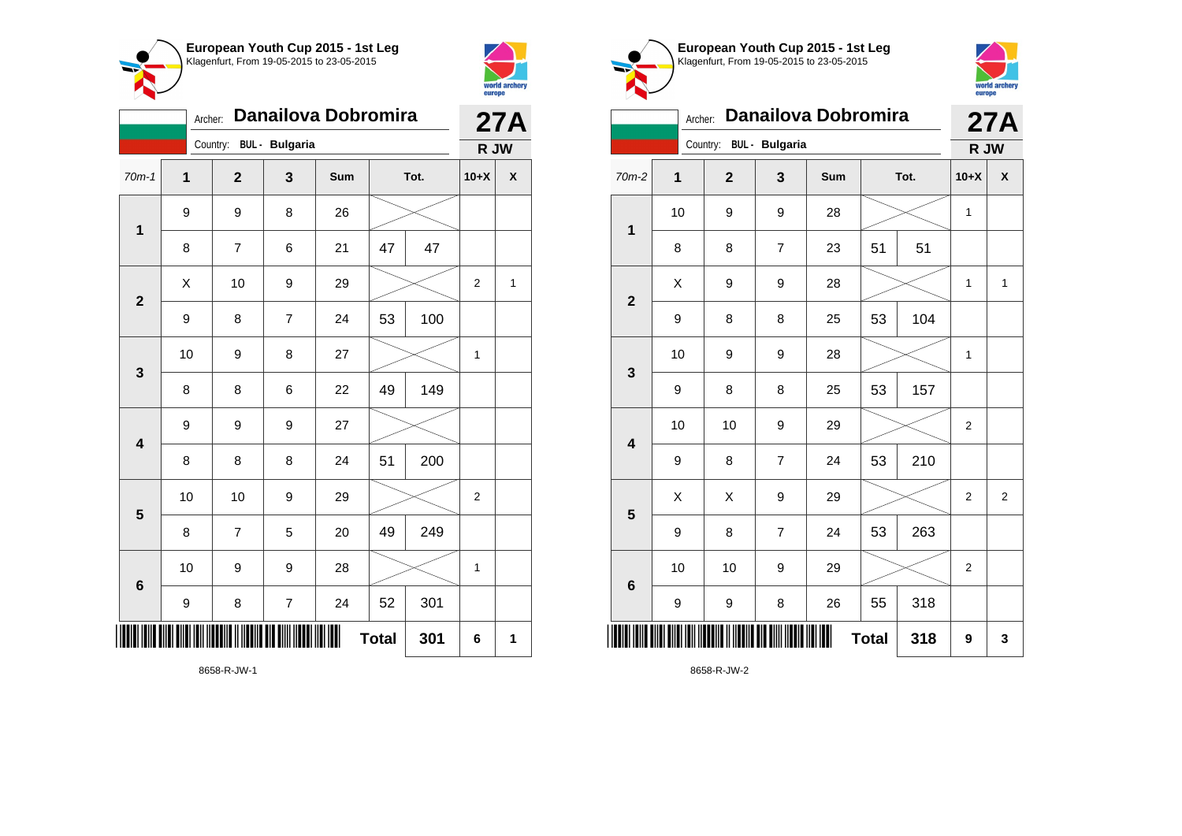**European Youth Cup 2015 - 1st Leg**
Klagenfurt, From 19-05-2015 to 23-05-2015

Archer: **Danailova Dobromira**
Country: **BUL - Bulgaria**

**27A**
**R JW**

| 70m-1 | 1 | 2 | 3 | Sum | | Tot. | 10+X | X |
|---|---|---|---|---|---|---|---|---|
| 1 | 9 | 9 | 8 | 26 | | | | |
| | 8 | 7 | 6 | 21 | 47 | 47 | | |
| 2 | X | 10 | 9 | 29 | | | 2 | 1 |
| | 9 | 8 | 7 | 24 | 53 | 100 | | |
| 3 | 10 | 9 | 8 | 27 | | | 1 | |
| | 8 | 8 | 6 | 22 | 49 | 149 | | |
| 4 | 9 | 9 | 9 | 27 | | | | |
| | 8 | 8 | 8 | 24 | 51 | 200 | | |
| 5 | 10 | 10 | 9 | 29 | | | 2 | |
| | 8 | 7 | 5 | 20 | 49 | 249 | | |
| 6 | 10 | 9 | 9 | 28 | | | 1 | |
| | 9 | 8 | 7 | 24 | 52 | 301 | | |
| | | | | | **Total** | **301** | **6** | **1** |

8658-R-JW-1

**European Youth Cup 2015 - 1st Leg**
Klagenfurt, From 19-05-2015 to 23-05-2015

Archer: **Danailova Dobromira**
Country: **BUL - Bulgaria**

**27A**
**R JW**

| 70m-2 | 1 | 2 | 3 | Sum | | Tot. | 10+X | X |
|---|---|---|---|---|---|---|---|---|
| 1 | 10 | 9 | 9 | 28 | | | 1 | |
| | 8 | 8 | 7 | 23 | 51 | 51 | | |
| 2 | X | 9 | 9 | 28 | | | 1 | 1 |
| | 9 | 8 | 8 | 25 | 53 | 104 | | |
| 3 | 10 | 9 | 9 | 28 | | | 1 | |
| | 9 | 8 | 8 | 25 | 53 | 157 | | |
| 4 | 10 | 10 | 9 | 29 | | | 2 | |
| | 9 | 8 | 7 | 24 | 53 | 210 | | |
| 5 | X | X | 9 | 29 | | | 2 | 2 |
| | 9 | 8 | 7 | 24 | 53 | 263 | | |
| 6 | 10 | 10 | 9 | 29 | | | 2 | |
| | 9 | 9 | 8 | 26 | 55 | 318 | | |
| | | | | | **Total** | **318** | **9** | **3** |

8658-R-JW-2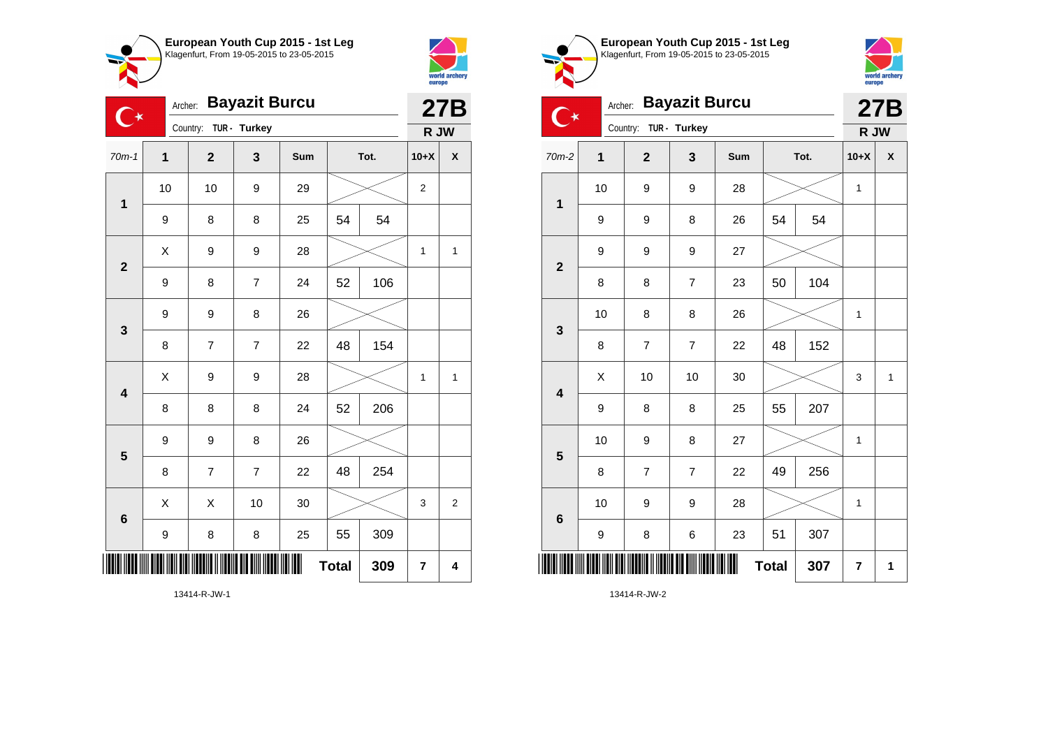**European Youth Cup 2015 - 1st Leg**
Klagenfurt, From 19-05-2015 to 23-05-2015

Archer: **Bayazit Burcu**
Country: TUR - Turkey
**27B**
**R JW**

| 70m-1 | 1 | 2 | 3 | Sum | Tot. | | 10+X | X |
|---|---|---|---|---|---|---|---|---|
| **1** | 10 | 10 | 9 | 29 | | | 2 | |
| | 9 | 8 | 8 | 25 | 54 | 54 | | |
| **2** | X | 9 | 9 | 28 | | | 1 | 1 |
| | 9 | 8 | 7 | 24 | 52 | 106 | | |
| **3** | 9 | 9 | 8 | 26 | | | | |
| | 8 | 7 | 7 | 22 | 48 | 154 | | |
| **4** | X | 9 | 9 | 28 | | | 1 | 1 |
| | 8 | 8 | 8 | 24 | 52 | 206 | | |
| **5** | 9 | 9 | 8 | 26 | | | | |
| | 8 | 7 | 7 | 22 | 48 | 254 | | |
| **6** | X | X | 10 | 30 | | | 3 | 2 |
| | 9 | 8 | 8 | 25 | 55 | 309 | | |
| | | | | **Total** | | **309** | **7** | **4** |

13414-R-JW-1

**European Youth Cup 2015 - 1st Leg**
Klagenfurt, From 19-05-2015 to 23-05-2015

Archer: **Bayazit Burcu**
Country: TUR - Turkey
**27B**
**R JW**

| 70m-2 | 1 | 2 | 3 | Sum | Tot. | | 10+X | X |
|---|---|---|---|---|---|---|---|---|
| **1** | 10 | 9 | 9 | 28 | | | 1 | |
| | 9 | 9 | 8 | 26 | 54 | 54 | | |
| **2** | 9 | 9 | 9 | 27 | | | | |
| | 8 | 8 | 7 | 23 | 50 | 104 | | |
| **3** | 10 | 8 | 8 | 26 | | | 1 | |
| | 8 | 7 | 7 | 22 | 48 | 152 | | |
| **4** | X | 10 | 10 | 30 | | | 3 | 1 |
| | 9 | 8 | 8 | 25 | 55 | 207 | | |
| **5** | 10 | 9 | 8 | 27 | | | 1 | |
| | 8 | 7 | 7 | 22 | 49 | 256 | | |
| **6** | 10 | 9 | 9 | 28 | | | 1 | |
| | 9 | 8 | 6 | 23 | 51 | 307 | | |
| | | | | **Total** | | **307** | **7** | **1** |

13414-R-JW-2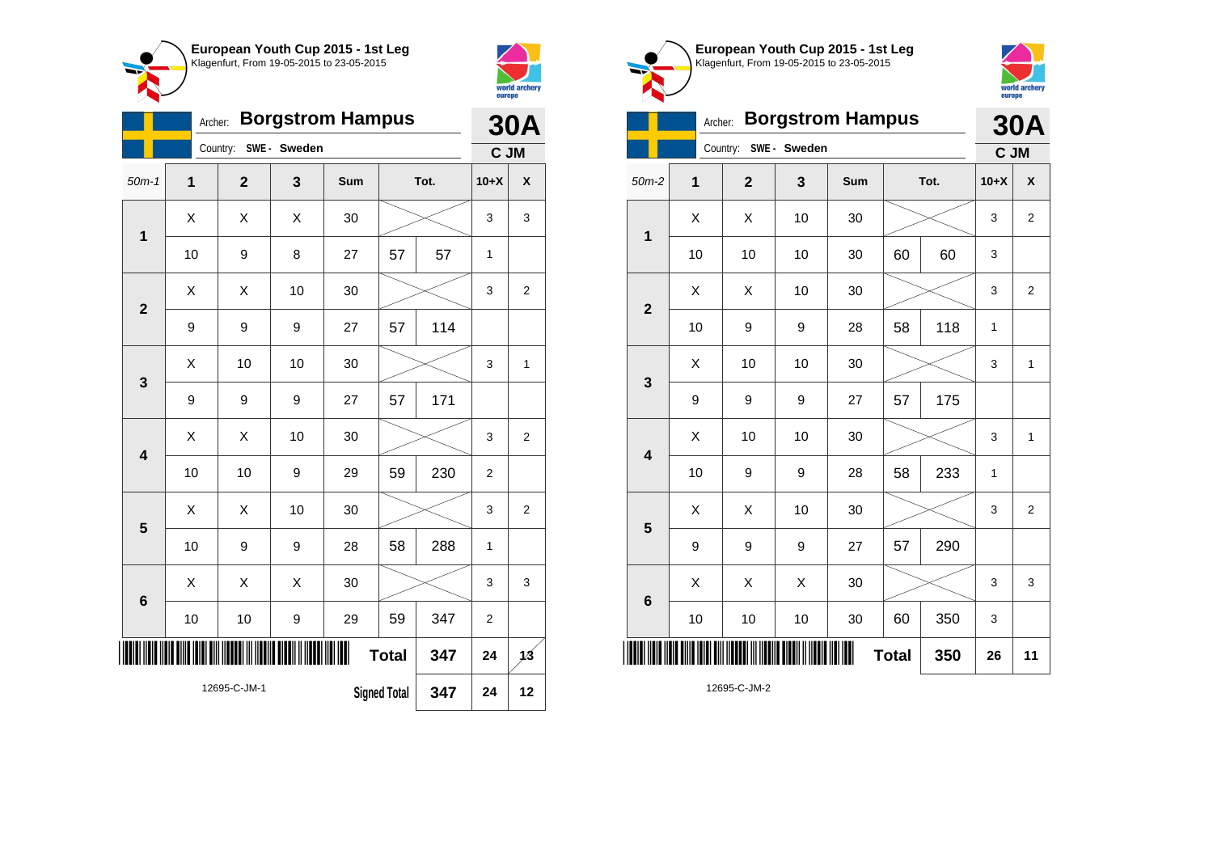**European Youth Cup 2015 - 1st Leg**
Klagenfurt, From 19-05-2015 to 23-05-2015

Archer: **Borgstrom Hampus**
Country: SWE - Sweden

**30A**
**C JM**

| 50m-1 | 1 | 2 | 3 | Sum | Tot. | | 10+X | X |
|---|---|---|---|---|---|---|---|---|
| 1 | X | X | X | 30 | | | 3 | 3 |
| | 10 | 9 | 8 | 27 | 57 | 57 | 1 | |
| 2 | X | X | 10 | 30 | | | 3 | 2 |
| | 9 | 9 | 9 | 27 | 57 | 114 | | |
| 3 | X | 10 | 10 | 30 | | | 3 | 1 |
| | 9 | 9 | 9 | 27 | 57 | 171 | | |
| 4 | X | X | 10 | 30 | | | 3 | 2 |
| | 10 | 10 | 9 | 29 | 59 | 230 | 2 | |
| 5 | X | X | 10 | 30 | | | 3 | 2 |
| | 10 | 9 | 9 | 28 | 58 | 288 | 1 | |
| 6 | X | X | X | 30 | | | 3 | 3 |
| | 10 | 10 | 9 | 29 | 59 | 347 | 2 | |
| | | | | | Total | 347 | 24 | 13 |
| | | | | | Signed Total | 347 | 24 | 12 |

12695-C-JM-1

**European Youth Cup 2015 - 1st Leg**
Klagenfurt, From 19-05-2015 to 23-05-2015

Archer: **Borgstrom Hampus**
Country: SWE - Sweden

**30A**
**C JM**

| 50m-2 | 1 | 2 | 3 | Sum | Tot. | | 10+X | X |
|---|---|---|---|---|---|---|---|---|
| 1 | X | X | 10 | 30 | | | 3 | 2 |
| | 10 | 10 | 10 | 30 | 60 | 60 | 3 | |
| 2 | X | X | 10 | 30 | | | 3 | 2 |
| | 10 | 9 | 9 | 28 | 58 | 118 | 1 | |
| 3 | X | 10 | 10 | 30 | | | 3 | 1 |
| | 9 | 9 | 9 | 27 | 57 | 175 | | |
| 4 | X | 10 | 10 | 30 | | | 3 | 1 |
| | 10 | 9 | 9 | 28 | 58 | 233 | 1 | |
| 5 | X | X | 10 | 30 | | | 3 | 2 |
| | 9 | 9 | 9 | 27 | 57 | 290 | | |
| 6 | X | X | X | 30 | | | 3 | 3 |
| | 10 | 10 | 10 | 30 | 60 | 350 | 3 | |
| | | | | | Total | 350 | 26 | 11 |

12695-C-JM-2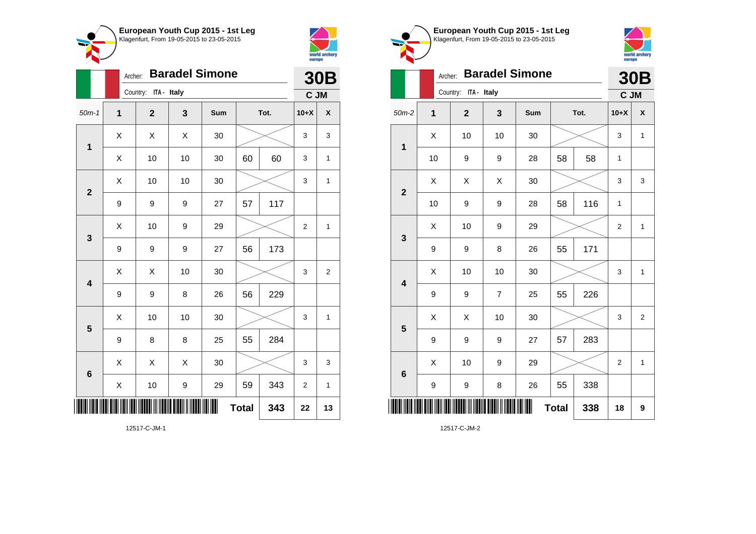## European Youth Cup 2015 - 1st Leg
Klagenfurt, From 19-05-2015 to 23-05-2015

Archer: **Baradel Simone**
Country: ITA - Italy

**30B**
**C JM**

| 50m-1 | 1 | 2 | 3 | Sum | Tot. | | 10+X | X |
|---|---|---|---|---|---|---|---|---|
| 1 | X | X | X | 30 | | | 3 | 3 |
| | X | 10 | 10 | 30 | 60 | 60 | 3 | 1 |
| 2 | X | 10 | 10 | 30 | | | 3 | 1 |
| | 9 | 9 | 9 | 27 | 57 | 117 | | |
| 3 | X | 10 | 9 | 29 | | | 2 | 1 |
| | 9 | 9 | 9 | 27 | 56 | 173 | | |
| 4 | X | X | 10 | 30 | | | 3 | 2 |
| | 9 | 9 | 8 | 26 | 56 | 229 | | |
| 5 | X | 10 | 10 | 30 | | | 3 | 1 |
| | 9 | 8 | 8 | 25 | 55 | 284 | | |
| 6 | X | X | X | 30 | | | 3 | 3 |
| | X | 10 | 9 | 29 | 59 | 343 | 2 | 1 |
| | | | | | Total | 343 | 22 | 13 |

12517-C-JM-1

## European Youth Cup 2015 - 1st Leg
Klagenfurt, From 19-05-2015 to 23-05-2015

Archer: **Baradel Simone**
Country: ITA - Italy

**30B**
**C JM**

| 50m-2 | 1 | 2 | 3 | Sum | Tot. | | 10+X | X |
|---|---|---|---|---|---|---|---|---|
| 1 | X | 10 | 10 | 30 | | | 3 | 1 |
| | 10 | 9 | 9 | 28 | 58 | 58 | 1 | |
| 2 | X | X | X | 30 | | | 3 | 3 |
| | 10 | 9 | 9 | 28 | 58 | 116 | 1 | |
| 3 | X | 10 | 9 | 29 | | | 2 | 1 |
| | 9 | 9 | 8 | 26 | 55 | 171 | | |
| 4 | X | 10 | 10 | 30 | | | 3 | 1 |
| | 9 | 9 | 7 | 25 | 55 | 226 | | |
| 5 | X | X | 10 | 30 | | | 3 | 2 |
| | 9 | 9 | 9 | 27 | 57 | 283 | | |
| 6 | X | 10 | 9 | 29 | | | 2 | 1 |
| | 9 | 9 | 8 | 26 | 55 | 338 | | |
| | | | | | Total | 338 | 18 | 9 |

12517-C-JM-2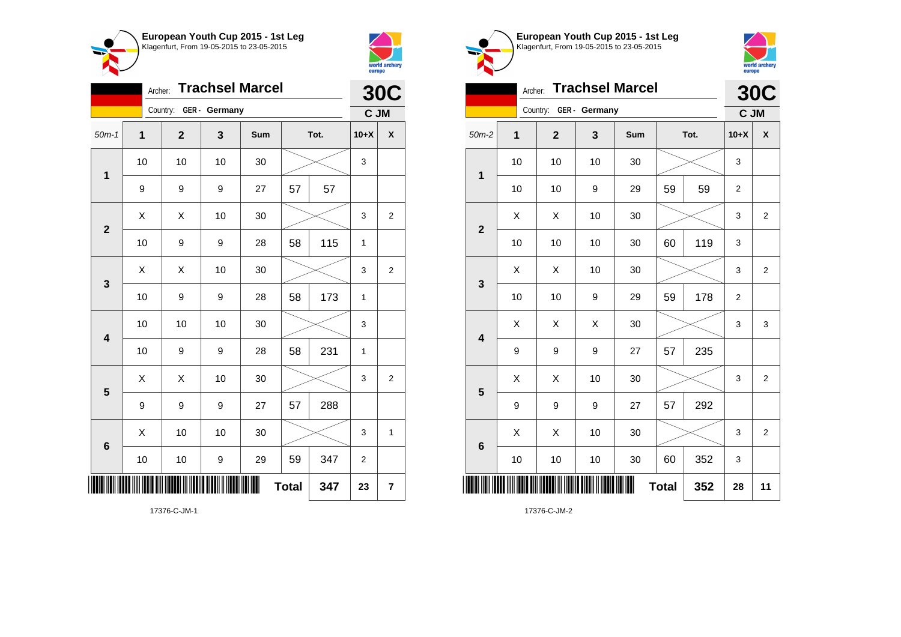**European Youth Cup 2015 - 1st Leg**
Klagenfurt, From 19-05-2015 to 23-05-2015

Archer: **Trachsel Marcel**
Country: GER - Germany

**30C**
**C JM**

| 50m-1 | 1 | 2 | 3 | Sum | Tot. | | 10+X | X |
|---|---|---|---|---|---|---|---|---|
| 1 | 10 | 10 | 10 | 30 | | | 3 | |
| | 9 | 9 | 9 | 27 | 57 | 57 | | |
| 2 | X | X | 10 | 30 | | | 3 | 2 |
| | 10 | 9 | 9 | 28 | 58 | 115 | 1 | |
| 3 | X | X | 10 | 30 | | | 3 | 2 |
| | 10 | 9 | 9 | 28 | 58 | 173 | 1 | |
| 4 | 10 | 10 | 10 | 30 | | | 3 | |
| | 10 | 9 | 9 | 28 | 58 | 231 | 1 | |
| 5 | X | X | 10 | 30 | | | 3 | 2 |
| | 9 | 9 | 9 | 27 | 57 | 288 | | |
| 6 | X | 10 | 10 | 30 | | | 3 | 1 |
| | 10 | 10 | 9 | 29 | 59 | 347 | 2 | |
| | | | | | **Total** | **347** | **23** | **7** |

17376-C-JM-1

**European Youth Cup 2015 - 1st Leg**
Klagenfurt, From 19-05-2015 to 23-05-2015

Archer: **Trachsel Marcel**
Country: GER - Germany

**30C**
**C JM**

| 50m-2 | 1 | 2 | 3 | Sum | Tot. | | 10+X | X |
|---|---|---|---|---|---|---|---|---|
| 1 | 10 | 10 | 10 | 30 | | | 3 | |
| | 10 | 10 | 9 | 29 | 59 | 59 | 2 | |
| 2 | X | X | 10 | 30 | | | 3 | 2 |
| | 10 | 10 | 10 | 30 | 60 | 119 | 3 | |
| 3 | X | X | 10 | 30 | | | 3 | 2 |
| | 10 | 10 | 9 | 29 | 59 | 178 | 2 | |
| 4 | X | X | X | 30 | | | 3 | 3 |
| | 9 | 9 | 9 | 27 | 57 | 235 | | |
| 5 | X | X | 10 | 30 | | | 3 | 2 |
| | 9 | 9 | 9 | 27 | 57 | 292 | | |
| 6 | X | X | 10 | 30 | | | 3 | 2 |
| | 10 | 10 | 10 | 30 | 60 | 352 | 3 | |
| | | | | | **Total** | **352** | **28** | **11** |

17376-C-JM-2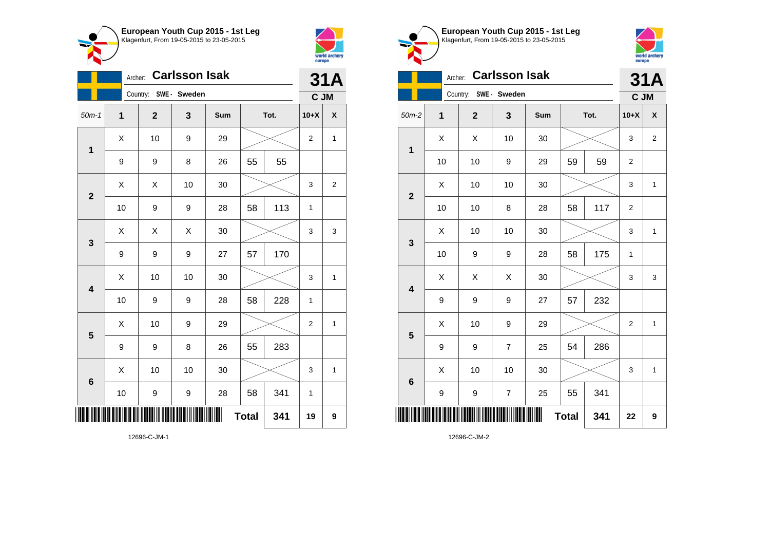**European Youth Cup 2015 - 1st Leg**
Klagenfurt, From 19-05-2015 to 23-05-2015

Archer: **Carlsson Isak**
Country: SWE - Sweden

**31A**
C JM

| 50m-1 | 1 | 2 | 3 | Sum | Tot. | | 10+X | X |
|---|---|---|---|---|---|---|---|---|
| 1 | X | 10 | 9 | 29 | | | 2 | 1 |
| | 9 | 9 | 8 | 26 | 55 | 55 | | |
| 2 | X | X | 10 | 30 | | | 3 | 2 |
| | 10 | 9 | 9 | 28 | 58 | 113 | 1 | |
| 3 | X | X | X | 30 | | | 3 | 3 |
| | 9 | 9 | 9 | 27 | 57 | 170 | | |
| 4 | X | 10 | 10 | 30 | | | 3 | 1 |
| | 10 | 9 | 9 | 28 | 58 | 228 | 1 | |
| 5 | X | 10 | 9 | 29 | | | 2 | 1 |
| | 9 | 9 | 8 | 26 | 55 | 283 | | |
| 6 | X | 10 | 10 | 30 | | | 3 | 1 |
| | 10 | 9 | 9 | 28 | 58 | 341 | 1 | |
| | | | | | **Total** | 341 | 19 | 9 |

12696-C-JM-1

**European Youth Cup 2015 - 1st Leg**
Klagenfurt, From 19-05-2015 to 23-05-2015

Archer: **Carlsson Isak**
Country: SWE - Sweden

**31A**
C JM

| 50m-2 | 1 | 2 | 3 | Sum | Tot. | | 10+X | X |
|---|---|---|---|---|---|---|---|---|
| 1 | X | X | 10 | 30 | | | 3 | 2 |
| | 10 | 10 | 9 | 29 | 59 | 59 | 2 | |
| 2 | X | 10 | 10 | 30 | | | 3 | 1 |
| | 10 | 10 | 8 | 28 | 58 | 117 | 2 | |
| 3 | X | 10 | 10 | 30 | | | 3 | 1 |
| | 10 | 9 | 9 | 28 | 58 | 175 | 1 | |
| 4 | X | X | X | 30 | | | 3 | 3 |
| | 9 | 9 | 9 | 27 | 57 | 232 | | |
| 5 | X | 10 | 9 | 29 | | | 2 | 1 |
| | 9 | 9 | 7 | 25 | 54 | 286 | | |
| 6 | X | 10 | 10 | 30 | | | 3 | 1 |
| | 9 | 9 | 7 | 25 | 55 | 341 | | |
| | | | | | **Total** | 341 | 22 | 9 |

12696-C-JM-2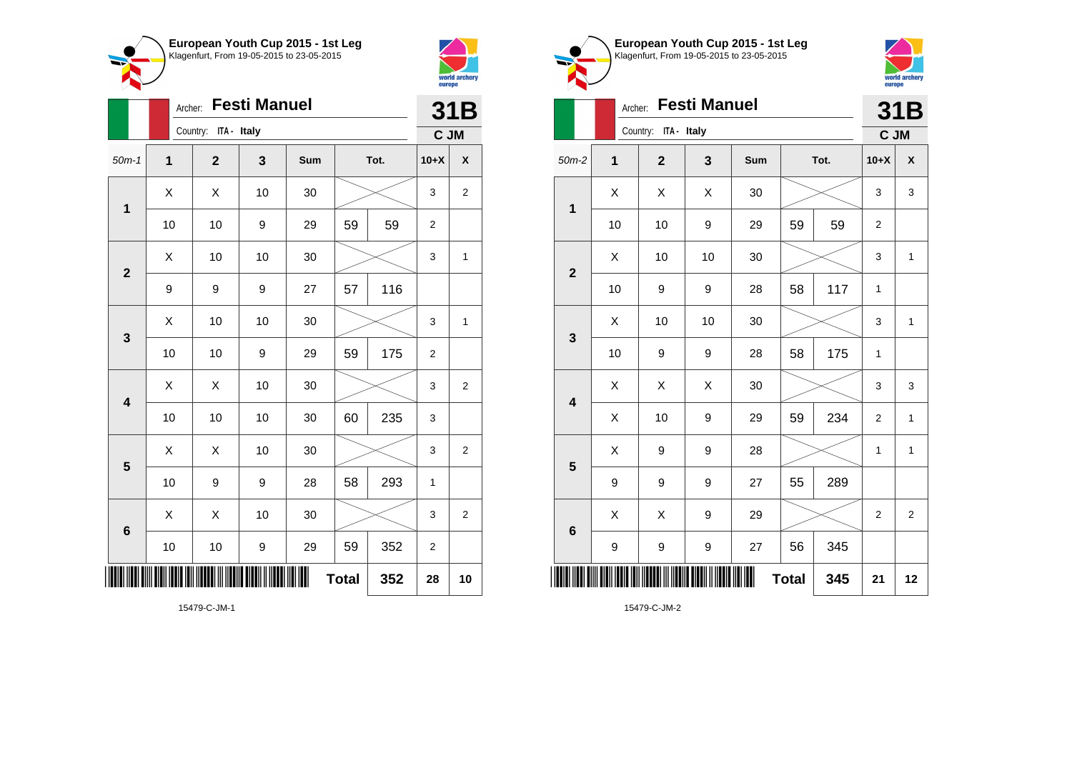## European Youth Cup 2015 - 1st Leg

Klagenfurt, From 19-05-2015 to 23-05-2015

Archer: **Festi Manuel** — **31B**

Country: ITA - Italy — C JM

| 50m-1 | 1 | 2 | 3 | Sum | Tot. | | 10+X | X |
|---|---|---|---|---|---|---|---|---|
| 1 | X | X | 10 | 30 | | | 3 | 2 |
| | 10 | 10 | 9 | 29 | 59 | 59 | 2 | |
| 2 | X | 10 | 10 | 30 | | | 3 | 1 |
| | 9 | 9 | 9 | 27 | 57 | 116 | | |
| 3 | X | 10 | 10 | 30 | | | 3 | 1 |
| | 10 | 10 | 9 | 29 | 59 | 175 | 2 | |
| 4 | X | X | 10 | 30 | | | 3 | 2 |
| | 10 | 10 | 10 | 30 | 60 | 235 | 3 | |
| 5 | X | X | 10 | 30 | | | 3 | 2 |
| | 10 | 9 | 9 | 28 | 58 | 293 | 1 | |
| 6 | X | X | 10 | 30 | | | 3 | 2 |
| | 10 | 10 | 9 | 29 | 59 | 352 | 2 | |
| | | | | | **Total** | **352** | **28** | **10** |

15479-C-JM-1

## European Youth Cup 2015 - 1st Leg

Klagenfurt, From 19-05-2015 to 23-05-2015

Archer: **Festi Manuel** — **31B**

Country: ITA - Italy — C JM

| 50m-2 | 1 | 2 | 3 | Sum | Tot. | | 10+X | X |
|---|---|---|---|---|---|---|---|---|
| 1 | X | X | X | 30 | | | 3 | 3 |
| | 10 | 10 | 9 | 29 | 59 | 59 | 2 | |
| 2 | X | 10 | 10 | 30 | | | 3 | 1 |
| | 10 | 9 | 9 | 28 | 58 | 117 | 1 | |
| 3 | X | 10 | 10 | 30 | | | 3 | 1 |
| | 10 | 9 | 9 | 28 | 58 | 175 | 1 | |
| 4 | X | X | X | 30 | | | 3 | 3 |
| | X | 10 | 9 | 29 | 59 | 234 | 2 | 1 |
| 5 | X | 9 | 9 | 28 | | | 1 | 1 |
| | 9 | 9 | 9 | 27 | 55 | 289 | | |
| 6 | X | X | 9 | 29 | | | 2 | 2 |
| | 9 | 9 | 9 | 27 | 56 | 345 | | |
| | | | | | **Total** | **345** | **21** | **12** |

15479-C-JM-2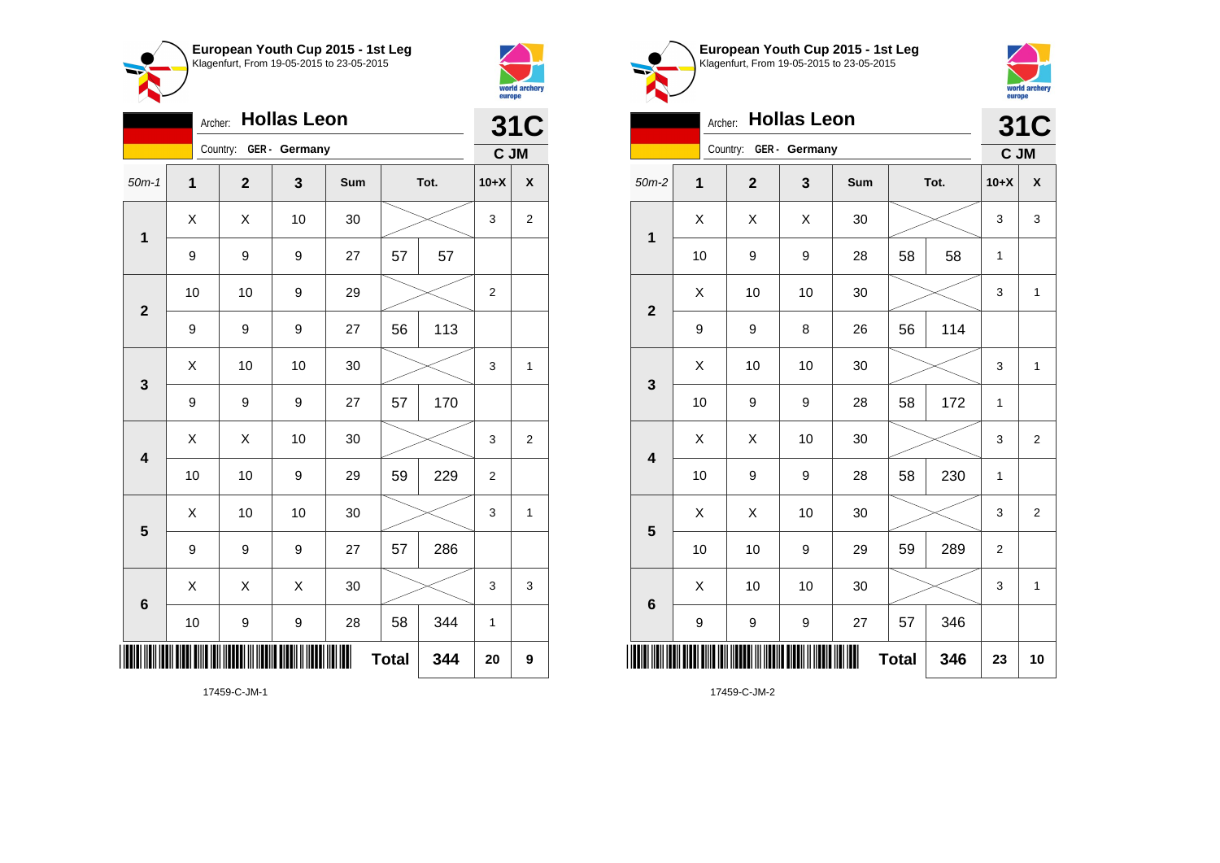## European Youth Cup 2015 - 1st Leg
Klagenfurt, From 19-05-2015 to 23-05-2015

Archer: **Hollas Leon**
Country: **GER - Germany**

**31C**
**C JM**

| 50m-1 | 1 | 2 | 3 | Sum | Tot. | | 10+X | X |
|---|---|---|---|---|---|---|---|---|
| 1 | X | X | 10 | 30 | | | 3 | 2 |
| | 9 | 9 | 9 | 27 | 57 | 57 | | |
| 2 | 10 | 10 | 9 | 29 | | | 2 | |
| | 9 | 9 | 9 | 27 | 56 | 113 | | |
| 3 | X | 10 | 10 | 30 | | | 3 | 1 |
| | 9 | 9 | 9 | 27 | 57 | 170 | | |
| 4 | X | X | 10 | 30 | | | 3 | 2 |
| | 10 | 10 | 9 | 29 | 59 | 229 | 2 | |
| 5 | X | 10 | 10 | 30 | | | 3 | 1 |
| | 9 | 9 | 9 | 27 | 57 | 286 | | |
| 6 | X | X | X | 30 | | | 3 | 3 |
| | 10 | 9 | 9 | 28 | 58 | 344 | 1 | |
| | | | | | **Total** | **344** | **20** | **9** |

17459-C-JM-1

## European Youth Cup 2015 - 1st Leg
Klagenfurt, From 19-05-2015 to 23-05-2015

Archer: **Hollas Leon**
Country: **GER - Germany**

**31C**
**C JM**

| 50m-2 | 1 | 2 | 3 | Sum | Tot. | | 10+X | X |
|---|---|---|---|---|---|---|---|---|
| 1 | X | X | X | 30 | | | 3 | 3 |
| | 10 | 9 | 9 | 28 | 58 | 58 | 1 | |
| 2 | X | 10 | 10 | 30 | | | 3 | 1 |
| | 9 | 9 | 8 | 26 | 56 | 114 | | |
| 3 | X | 10 | 10 | 30 | | | 3 | 1 |
| | 10 | 9 | 9 | 28 | 58 | 172 | 1 | |
| 4 | X | X | 10 | 30 | | | 3 | 2 |
| | 10 | 9 | 9 | 28 | 58 | 230 | 1 | |
| 5 | X | X | 10 | 30 | | | 3 | 2 |
| | 10 | 10 | 9 | 29 | 59 | 289 | 2 | |
| 6 | X | 10 | 10 | 30 | | | 3 | 1 |
| | 9 | 9 | 9 | 27 | 57 | 346 | | |
| | | | | | **Total** | **346** | **23** | **10** |

17459-C-JM-2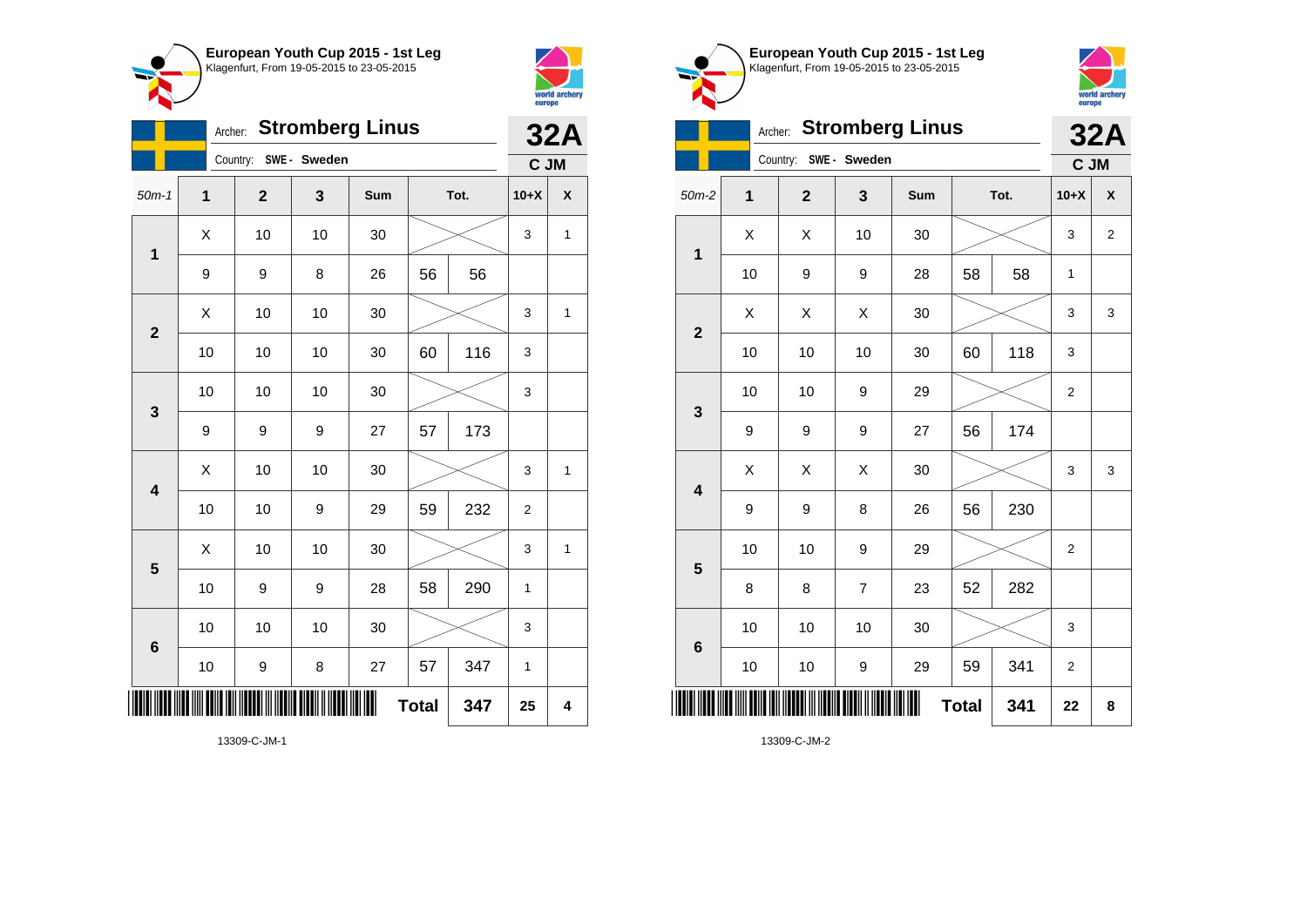**European Youth Cup 2015 - 1st Leg**
Klagenfurt, From 19-05-2015 to 23-05-2015

Archer: **Stromberg Linus**
Country: SWE - Sweden

**32A**
**C JM**

| 50m-1 | 1 | 2 | 3 | Sum | Tot. | | 10+X | X |
|---|---|---|---|---|---|---|---|---|
| 1 | X | 10 | 10 | 30 | | | 3 | 1 |
| | 9 | 9 | 8 | 26 | 56 | 56 | | |
| 2 | X | 10 | 10 | 30 | | | 3 | 1 |
| | 10 | 10 | 10 | 30 | 60 | 116 | 3 | |
| 3 | 10 | 10 | 10 | 30 | | | 3 | |
| | 9 | 9 | 9 | 27 | 57 | 173 | | |
| 4 | X | 10 | 10 | 30 | | | 3 | 1 |
| | 10 | 10 | 9 | 29 | 59 | 232 | 2 | |
| 5 | X | 10 | 10 | 30 | | | 3 | 1 |
| | 10 | 9 | 9 | 28 | 58 | 290 | 1 | |
| 6 | 10 | 10 | 10 | 30 | | | 3 | |
| | 10 | 9 | 8 | 27 | 57 | 347 | 1 | |
| | | | | | **Total** | **347** | **25** | **4** |

13309-C-JM-1

**European Youth Cup 2015 - 1st Leg**
Klagenfurt, From 19-05-2015 to 23-05-2015

Archer: **Stromberg Linus**
Country: SWE - Sweden

**32A**
**C JM**

| 50m-2 | 1 | 2 | 3 | Sum | Tot. | | 10+X | X |
|---|---|---|---|---|---|---|---|---|
| 1 | X | X | 10 | 30 | | | 3 | 2 |
| | 10 | 9 | 9 | 28 | 58 | 58 | 1 | |
| 2 | X | X | X | 30 | | | 3 | 3 |
| | 10 | 10 | 10 | 30 | 60 | 118 | 3 | |
| 3 | 10 | 10 | 9 | 29 | | | 2 | |
| | 9 | 9 | 9 | 27 | 56 | 174 | | |
| 4 | X | X | X | 30 | | | 3 | 3 |
| | 9 | 9 | 8 | 26 | 56 | 230 | | |
| 5 | 10 | 10 | 9 | 29 | | | 2 | |
| | 8 | 8 | 7 | 23 | 52 | 282 | | |
| 6 | 10 | 10 | 10 | 30 | | | 3 | |
| | 10 | 10 | 9 | 29 | 59 | 341 | 2 | |
| | | | | | **Total** | **341** | **22** | **8** |

13309-C-JM-2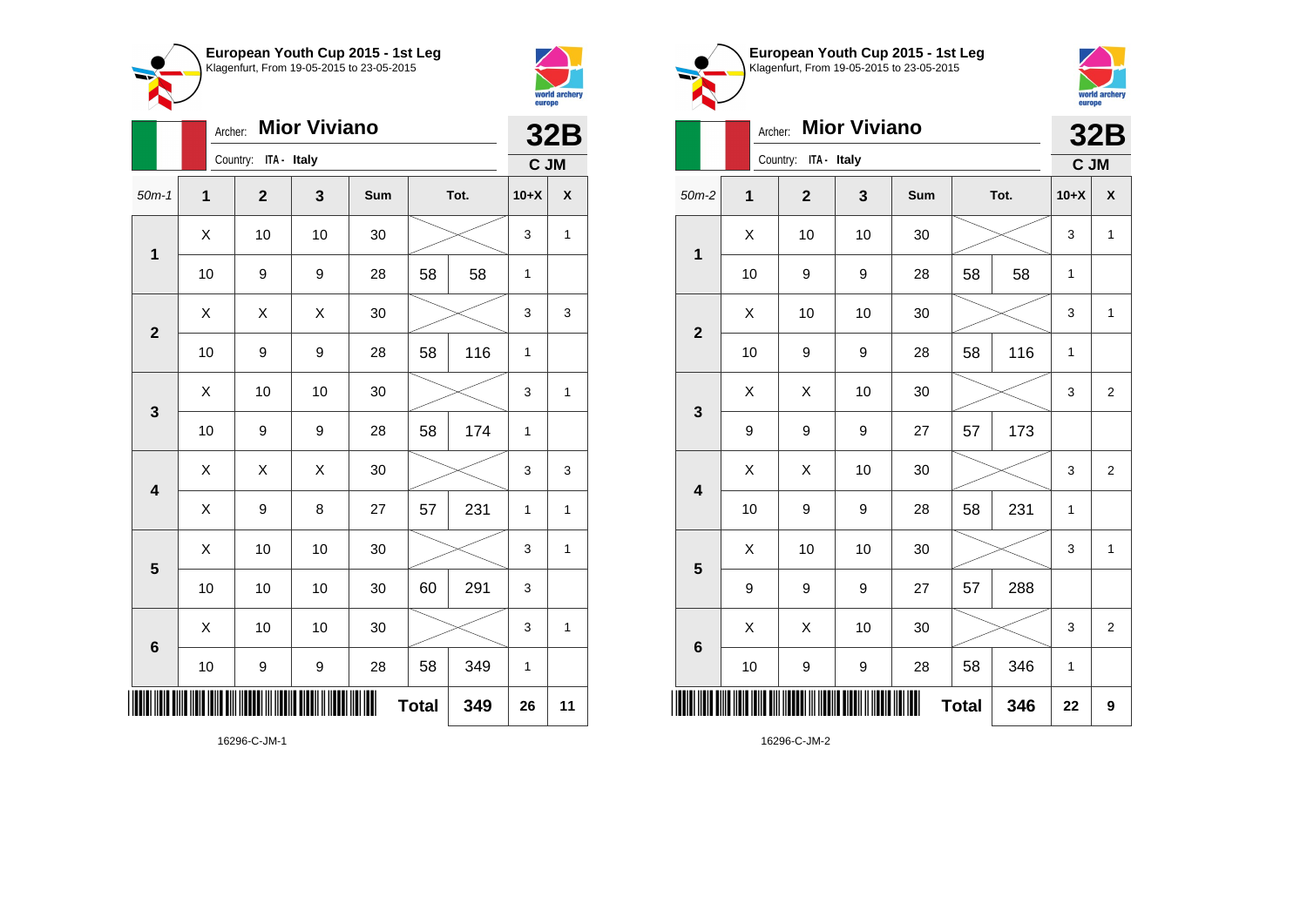## European Youth Cup 2015 - 1st Leg

Klagenfurt, From 19-05-2015 to 23-05-2015

Archer: **Mior Viviano**

Country: ITA - Italy

**32B**

**C JM**

| 50m-1 | 1 | 2 | 3 | Sum | Tot. | | 10+X | X |
|---|---|---|---|---|---|---|---|---|
| 1 | X | 10 | 10 | 30 | | | 3 | 1 |
| | 10 | 9 | 9 | 28 | 58 | 58 | 1 | |
| 2 | X | X | X | 30 | | | 3 | 3 |
| | 10 | 9 | 9 | 28 | 58 | 116 | 1 | |
| 3 | X | 10 | 10 | 30 | | | 3 | 1 |
| | 10 | 9 | 9 | 28 | 58 | 174 | 1 | |
| 4 | X | X | X | 30 | | | 3 | 3 |
| | X | 9 | 8 | 27 | 57 | 231 | 1 | 1 |
| 5 | X | 10 | 10 | 30 | | | 3 | 1 |
| | 10 | 10 | 10 | 30 | 60 | 291 | 3 | |
| 6 | X | 10 | 10 | 30 | | | 3 | 1 |
| | 10 | 9 | 9 | 28 | 58 | 349 | 1 | |
| | | | | | **Total** | **349** | **26** | **11** |

16296-C-JM-1

## European Youth Cup 2015 - 1st Leg

Klagenfurt, From 19-05-2015 to 23-05-2015

Archer: **Mior Viviano**

Country: ITA - Italy

**32B**

**C JM**

| 50m-2 | 1 | 2 | 3 | Sum | Tot. | | 10+X | X |
|---|---|---|---|---|---|---|---|---|
| 1 | X | 10 | 10 | 30 | | | 3 | 1 |
| | 10 | 9 | 9 | 28 | 58 | 58 | 1 | |
| 2 | X | 10 | 10 | 30 | | | 3 | 1 |
| | 10 | 9 | 9 | 28 | 58 | 116 | 1 | |
| 3 | X | X | 10 | 30 | | | 3 | 2 |
| | 9 | 9 | 9 | 27 | 57 | 173 | | |
| 4 | X | X | 10 | 30 | | | 3 | 2 |
| | 10 | 9 | 9 | 28 | 58 | 231 | 1 | |
| 5 | X | 10 | 10 | 30 | | | 3 | 1 |
| | 9 | 9 | 9 | 27 | 57 | 288 | | |
| 6 | X | X | 10 | 30 | | | 3 | 2 |
| | 10 | 9 | 9 | 28 | 58 | 346 | 1 | |
| | | | | | **Total** | **346** | **22** | **9** |

16296-C-JM-2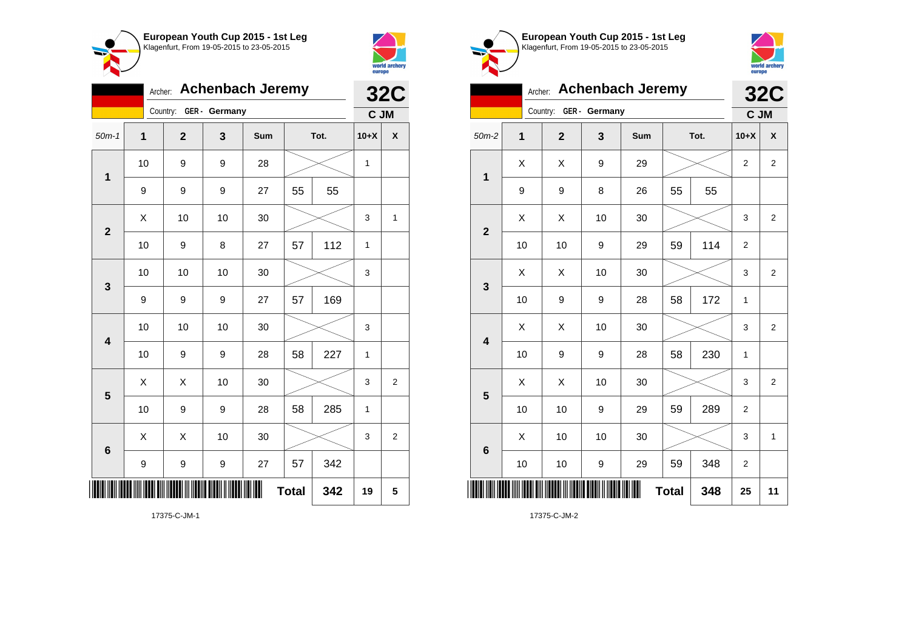**European Youth Cup 2015 - 1st Leg**
Klagenfurt, From 19-05-2015 to 23-05-2015

Archer: **Achenbach Jeremy** — **32C**
Country: GER - Germany — C JM

| 50m-1 | 1 | 2 | 3 | Sum | Tot. | | 10+X | X |
|---|---|---|---|---|---|---|---|---|
| 1 | 10 | 9 | 9 | 28 | | | 1 | |
| | 9 | 9 | 9 | 27 | 55 | 55 | | |
| 2 | X | 10 | 10 | 30 | | | 3 | 1 |
| | 10 | 9 | 8 | 27 | 57 | 112 | 1 | |
| 3 | 10 | 10 | 10 | 30 | | | 3 | |
| | 9 | 9 | 9 | 27 | 57 | 169 | | |
| 4 | 10 | 10 | 10 | 30 | | | 3 | |
| | 10 | 9 | 9 | 28 | 58 | 227 | 1 | |
| 5 | X | X | 10 | 30 | | | 3 | 2 |
| | 10 | 9 | 9 | 28 | 58 | 285 | 1 | |
| 6 | X | X | 10 | 30 | | | 3 | 2 |
| | 9 | 9 | 9 | 27 | 57 | 342 | | |
| | | | | | Total | 342 | 19 | 5 |

17375-C-JM-1

**European Youth Cup 2015 - 1st Leg**
Klagenfurt, From 19-05-2015 to 23-05-2015

Archer: **Achenbach Jeremy** — **32C**
Country: GER - Germany — C JM

| 50m-2 | 1 | 2 | 3 | Sum | Tot. | | 10+X | X |
|---|---|---|---|---|---|---|---|---|
| 1 | X | X | 9 | 29 | | | 2 | 2 |
| | 9 | 9 | 8 | 26 | 55 | 55 | | |
| 2 | X | X | 10 | 30 | | | 3 | 2 |
| | 10 | 10 | 9 | 29 | 59 | 114 | 2 | |
| 3 | X | X | 10 | 30 | | | 3 | 2 |
| | 10 | 9 | 9 | 28 | 58 | 172 | 1 | |
| 4 | X | X | 10 | 30 | | | 3 | 2 |
| | 10 | 9 | 9 | 28 | 58 | 230 | 1 | |
| 5 | X | X | 10 | 30 | | | 3 | 2 |
| | 10 | 10 | 9 | 29 | 59 | 289 | 2 | |
| 6 | X | 10 | 10 | 30 | | | 3 | 1 |
| | 10 | 10 | 9 | 29 | 59 | 348 | 2 | |
| | | | | | Total | 348 | 25 | 11 |

17375-C-JM-2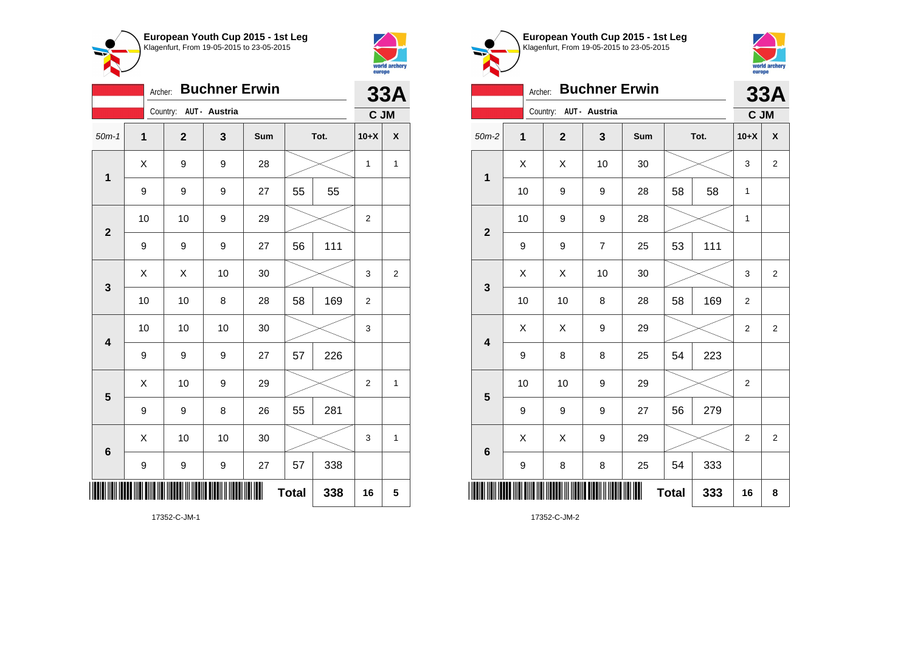**European Youth Cup 2015 - 1st Leg**
Klagenfurt, From 19-05-2015 to 23-05-2015

Archer: **Buchner Erwin**
Country: AUT - Austria

**33A**
**C JM**

| 50m-1 | 1 | 2 | 3 | Sum | Tot. | | 10+X | X |
|---|---|---|---|---|---|---|---|---|
| 1 | X | 9 | 9 | 28 | | | 1 | 1 |
| | 9 | 9 | 9 | 27 | 55 | 55 | | |
| 2 | 10 | 10 | 9 | 29 | | | 2 | |
| | 9 | 9 | 9 | 27 | 56 | 111 | | |
| 3 | X | X | 10 | 30 | | | 3 | 2 |
| | 10 | 10 | 8 | 28 | 58 | 169 | 2 | |
| 4 | 10 | 10 | 10 | 30 | | | 3 | |
| | 9 | 9 | 9 | 27 | 57 | 226 | | |
| 5 | X | 10 | 9 | 29 | | | 2 | 1 |
| | 9 | 9 | 8 | 26 | 55 | 281 | | |
| 6 | X | 10 | 10 | 30 | | | 3 | 1 |
| | 9 | 9 | 9 | 27 | 57 | 338 | | |
| | | | | | **Total** | **338** | **16** | **5** |

17352-C-JM-1

**European Youth Cup 2015 - 1st Leg**
Klagenfurt, From 19-05-2015 to 23-05-2015

Archer: **Buchner Erwin**
Country: AUT - Austria

**33A**
**C JM**

| 50m-2 | 1 | 2 | 3 | Sum | Tot. | | 10+X | X |
|---|---|---|---|---|---|---|---|---|
| 1 | X | X | 10 | 30 | | | 3 | 2 |
| | 10 | 9 | 9 | 28 | 58 | 58 | 1 | |
| 2 | 10 | 9 | 9 | 28 | | | 1 | |
| | 9 | 9 | 7 | 25 | 53 | 111 | | |
| 3 | X | X | 10 | 30 | | | 3 | 2 |
| | 10 | 10 | 8 | 28 | 58 | 169 | 2 | |
| 4 | X | X | 9 | 29 | | | 2 | 2 |
| | 9 | 8 | 8 | 25 | 54 | 223 | | |
| 5 | 10 | 10 | 9 | 29 | | | 2 | |
| | 9 | 9 | 9 | 27 | 56 | 279 | | |
| 6 | X | X | 9 | 29 | | | 2 | 2 |
| | 9 | 8 | 8 | 25 | 54 | 333 | | |
| | | | | | **Total** | **333** | **16** | **8** |

17352-C-JM-2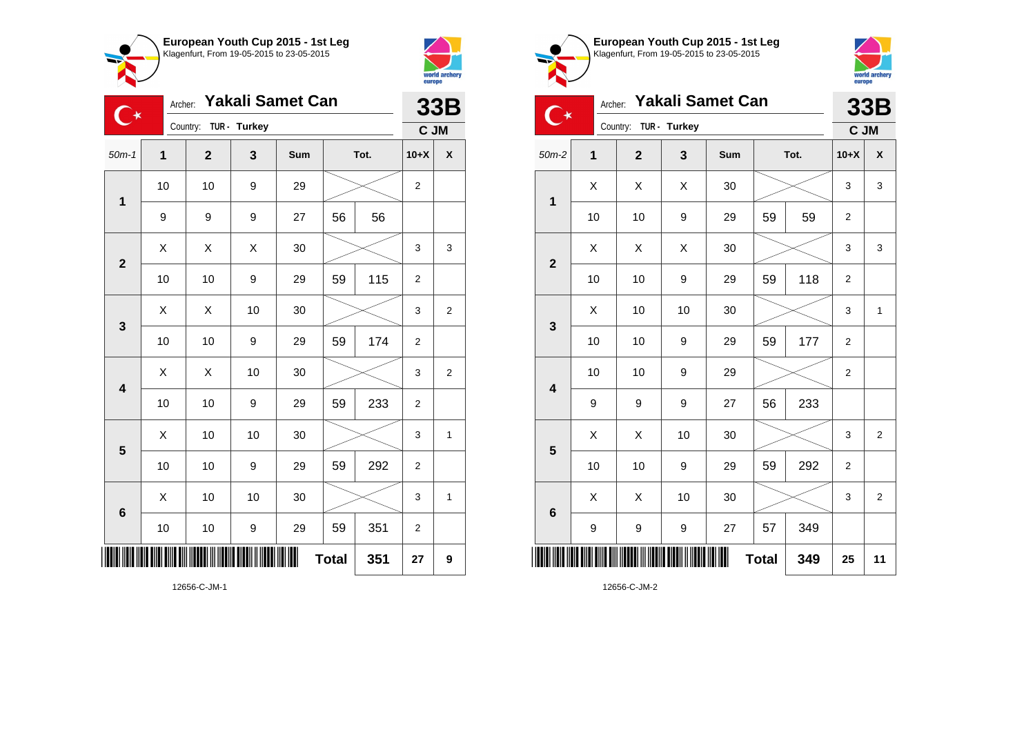## European Youth Cup 2015 - 1st Leg
Klagenfurt, From 19-05-2015 to 23-05-2015

Archer: **Yakali Samet Can** — **33B**
Country: TUR - Turkey — **C JM**

| 50m-1 | 1 | 2 | 3 | Sum | Tot. | | 10+X | X |
|---|---|---|---|---|---|---|---|---|
| 1 | 10 | 10 | 9 | 29 | | | 2 | |
| | 9 | 9 | 9 | 27 | 56 | 56 | | |
| 2 | X | X | X | 30 | | | 3 | 3 |
| | 10 | 10 | 9 | 29 | 59 | 115 | 2 | |
| 3 | X | X | 10 | 30 | | | 3 | 2 |
| | 10 | 10 | 9 | 29 | 59 | 174 | 2 | |
| 4 | X | X | 10 | 30 | | | 3 | 2 |
| | 10 | 10 | 9 | 29 | 59 | 233 | 2 | |
| 5 | X | 10 | 10 | 30 | | | 3 | 1 |
| | 10 | 10 | 9 | 29 | 59 | 292 | 2 | |
| 6 | X | 10 | 10 | 30 | | | 3 | 1 |
| | 10 | 10 | 9 | 29 | 59 | 351 | 2 | |
| | | | | | **Total** | **351** | **27** | **9** |

12656-C-JM-1

## European Youth Cup 2015 - 1st Leg
Klagenfurt, From 19-05-2015 to 23-05-2015

Archer: **Yakali Samet Can** — **33B**
Country: TUR - Turkey — **C JM**

| 50m-2 | 1 | 2 | 3 | Sum | Tot. | | 10+X | X |
|---|---|---|---|---|---|---|---|---|
| 1 | X | X | X | 30 | | | 3 | 3 |
| | 10 | 10 | 9 | 29 | 59 | 59 | 2 | |
| 2 | X | X | X | 30 | | | 3 | 3 |
| | 10 | 10 | 9 | 29 | 59 | 118 | 2 | |
| 3 | X | 10 | 10 | 30 | | | 3 | 1 |
| | 10 | 10 | 9 | 29 | 59 | 177 | 2 | |
| 4 | 10 | 10 | 9 | 29 | | | 2 | |
| | 9 | 9 | 9 | 27 | 56 | 233 | | |
| 5 | X | X | 10 | 30 | | | 3 | 2 |
| | 10 | 10 | 9 | 29 | 59 | 292 | 2 | |
| 6 | X | X | 10 | 30 | | | 3 | 2 |
| | 9 | 9 | 9 | 27 | 57 | 349 | | |
| | | | | | **Total** | **349** | **25** | **11** |

12656-C-JM-2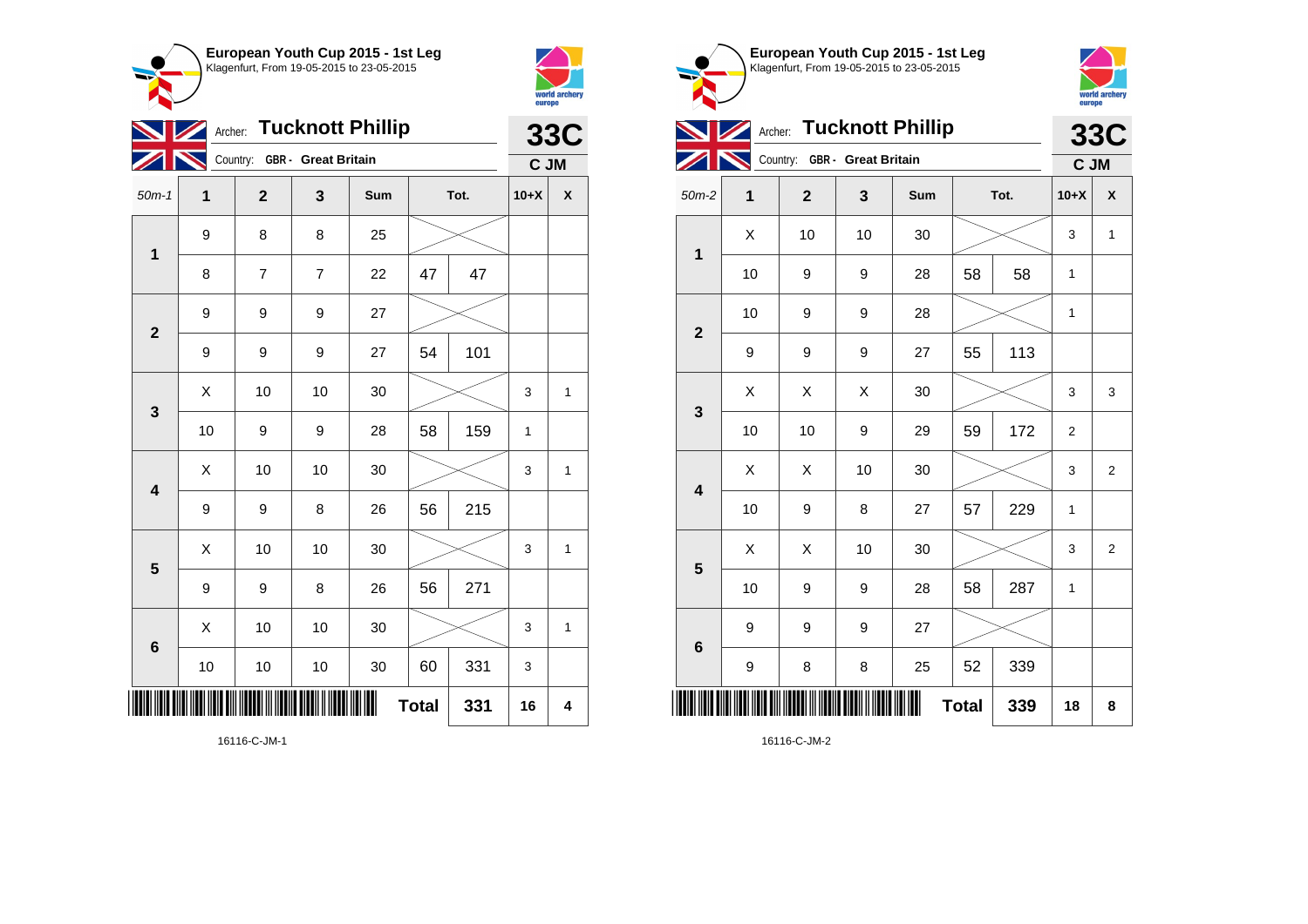## European Youth Cup 2015 - 1st Leg
Klagenfurt, From 19-05-2015 to 23-05-2015

Archer: **Tucknott Phillip** — **33C**

Country: GBR - Great Britain — **C JM**

| 50m-1 | 1 | 2 | 3 | Sum | Tot. | | 10+X | X |
|---|---|---|---|---|---|---|---|---|
| 1 | 9 | 8 | 8 | 25 | | | | |
| | 8 | 7 | 7 | 22 | 47 | 47 | | |
| 2 | 9 | 9 | 9 | 27 | | | | |
| | 9 | 9 | 9 | 27 | 54 | 101 | | |
| 3 | X | 10 | 10 | 30 | | | 3 | 1 |
| | 10 | 9 | 9 | 28 | 58 | 159 | 1 | |
| 4 | X | 10 | 10 | 30 | | | 3 | 1 |
| | 9 | 9 | 8 | 26 | 56 | 215 | | |
| 5 | X | 10 | 10 | 30 | | | 3 | 1 |
| | 9 | 9 | 8 | 26 | 56 | 271 | | |
| 6 | X | 10 | 10 | 30 | | | 3 | 1 |
| | 10 | 10 | 10 | 30 | 60 | 331 | 3 | |
| | | | | | **Total** | **331** | **16** | **4** |

16116-C-JM-1

## European Youth Cup 2015 - 1st Leg
Klagenfurt, From 19-05-2015 to 23-05-2015

Archer: **Tucknott Phillip** — **33C**

Country: GBR - Great Britain — **C JM**

| 50m-2 | 1 | 2 | 3 | Sum | Tot. | | 10+X | X |
|---|---|---|---|---|---|---|---|---|
| 1 | X | 10 | 10 | 30 | | | 3 | 1 |
| | 10 | 9 | 9 | 28 | 58 | 58 | 1 | |
| 2 | 10 | 9 | 9 | 28 | | | 1 | |
| | 9 | 9 | 9 | 27 | 55 | 113 | | |
| 3 | X | X | X | 30 | | | 3 | 3 |
| | 10 | 10 | 9 | 29 | 59 | 172 | 2 | |
| 4 | X | X | 10 | 30 | | | 3 | 2 |
| | 10 | 9 | 8 | 27 | 57 | 229 | 1 | |
| 5 | X | X | 10 | 30 | | | 3 | 2 |
| | 10 | 9 | 9 | 28 | 58 | 287 | 1 | |
| 6 | 9 | 9 | 9 | 27 | | | | |
| | 9 | 8 | 8 | 25 | 52 | 339 | | |
| | | | | | **Total** | **339** | **18** | **8** |

16116-C-JM-2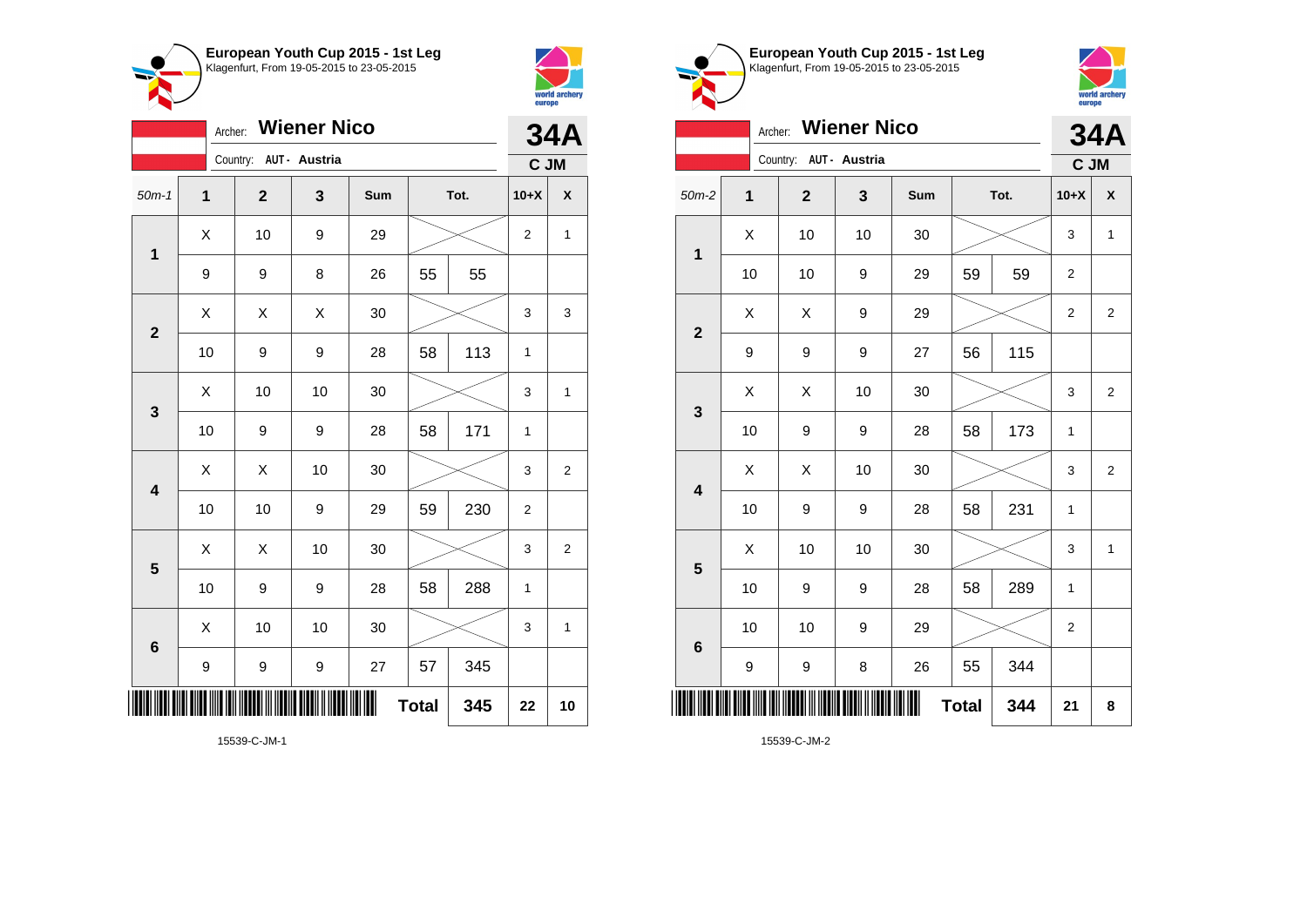## European Youth Cup 2015 - 1st Leg

Klagenfurt, From 19-05-2015 to 23-05-2015

Archer: **Wiener Nico**

Country: AUT - Austria

**34A**

**C JM**

| 50m-1 | 1 | 2 | 3 | Sum | Tot. | | 10+X | X |
|---|---|---|---|---|---|---|---|---|
| 1 | X | 10 | 9 | 29 | | | 2 | 1 |
| | 9 | 9 | 8 | 26 | 55 | 55 | | |
| 2 | X | X | X | 30 | | | 3 | 3 |
| | 10 | 9 | 9 | 28 | 58 | 113 | 1 | |
| 3 | X | 10 | 10 | 30 | | | 3 | 1 |
| | 10 | 9 | 9 | 28 | 58 | 171 | 1 | |
| 4 | X | X | 10 | 30 | | | 3 | 2 |
| | 10 | 10 | 9 | 29 | 59 | 230 | 2 | |
| 5 | X | X | 10 | 30 | | | 3 | 2 |
| | 10 | 9 | 9 | 28 | 58 | 288 | 1 | |
| 6 | X | 10 | 10 | 30 | | | 3 | 1 |
| | 9 | 9 | 9 | 27 | 57 | 345 | | |
| | | | | | **Total** | **345** | **22** | **10** |

15539-C-JM-1

## European Youth Cup 2015 - 1st Leg

Klagenfurt, From 19-05-2015 to 23-05-2015

Archer: **Wiener Nico**

Country: AUT - Austria

**34A**

**C JM**

| 50m-2 | 1 | 2 | 3 | Sum | Tot. | | 10+X | X |
|---|---|---|---|---|---|---|---|---|
| 1 | X | 10 | 10 | 30 | | | 3 | 1 |
| | 10 | 10 | 9 | 29 | 59 | 59 | 2 | |
| 2 | X | X | 9 | 29 | | | 2 | 2 |
| | 9 | 9 | 9 | 27 | 56 | 115 | | |
| 3 | X | X | 10 | 30 | | | 3 | 2 |
| | 10 | 9 | 9 | 28 | 58 | 173 | 1 | |
| 4 | X | X | 10 | 30 | | | 3 | 2 |
| | 10 | 9 | 9 | 28 | 58 | 231 | 1 | |
| 5 | X | 10 | 10 | 30 | | | 3 | 1 |
| | 10 | 9 | 9 | 28 | 58 | 289 | 1 | |
| 6 | 10 | 10 | 9 | 29 | | | 2 | |
| | 9 | 9 | 8 | 26 | 55 | 344 | | |
| | | | | | **Total** | **344** | **21** | **8** |

15539-C-JM-2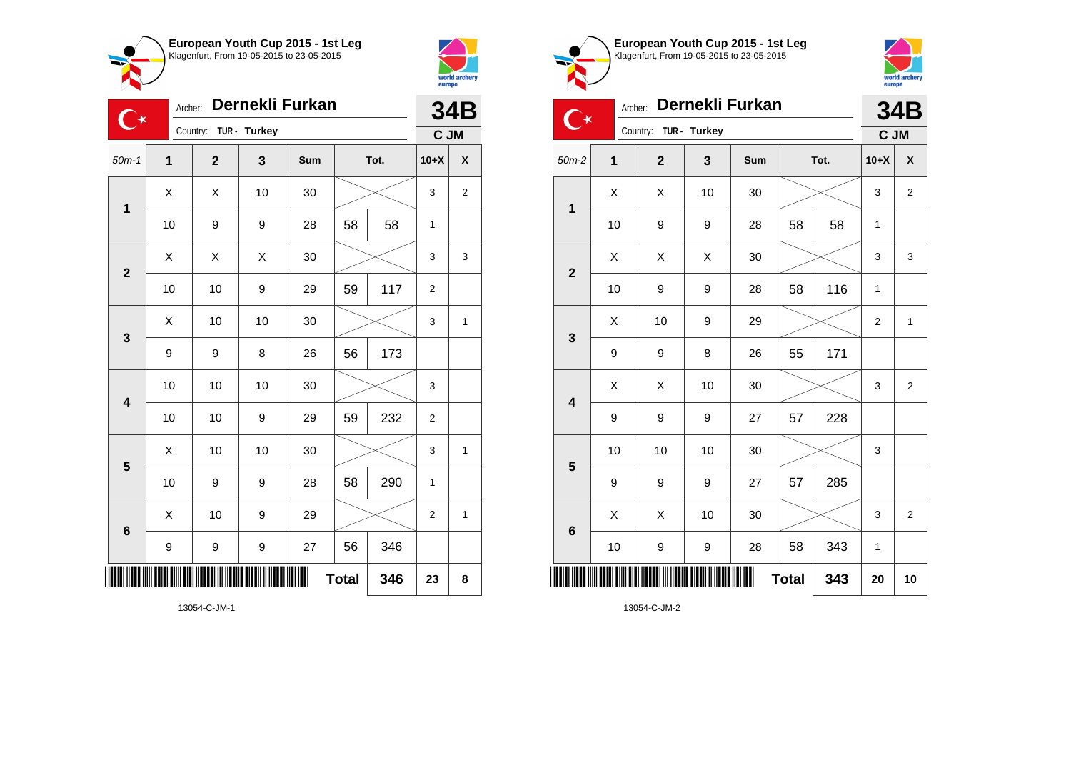## European Youth Cup 2015 - 1st Leg

Klagenfurt, From 19-05-2015 to 23-05-2015

Archer: **Dernekli Furkan**

Country: TUR - Turkey

**34B**

**C JM**

| 50m-1 | 1 | 2 | 3 | Sum | | Tot. | 10+X | X |
|---|---|---|---|---|---|---|---|---|
| 1 | X | X | 10 | 30 | | | 3 | 2 |
| | 10 | 9 | 9 | 28 | 58 | 58 | 1 | |
| 2 | X | X | X | 30 | | | 3 | 3 |
| | 10 | 10 | 9 | 29 | 59 | 117 | 2 | |
| 3 | X | 10 | 10 | 30 | | | 3 | 1 |
| | 9 | 9 | 8 | 26 | 56 | 173 | | |
| 4 | 10 | 10 | 10 | 30 | | | 3 | |
| | 10 | 10 | 9 | 29 | 59 | 232 | 2 | |
| 5 | X | 10 | 10 | 30 | | | 3 | 1 |
| | 10 | 9 | 9 | 28 | 58 | 290 | 1 | |
| 6 | X | 10 | 9 | 29 | | | 2 | 1 |
| | 9 | 9 | 9 | 27 | 56 | 346 | | |
| | | | | | Total | 346 | 23 | 8 |

13054-C-JM-1

## European Youth Cup 2015 - 1st Leg

Klagenfurt, From 19-05-2015 to 23-05-2015

Archer: **Dernekli Furkan**

Country: TUR - Turkey

**34B**

**C JM**

| 50m-2 | 1 | 2 | 3 | Sum | | Tot. | 10+X | X |
|---|---|---|---|---|---|---|---|---|
| 1 | X | X | 10 | 30 | | | 3 | 2 |
| | 10 | 9 | 9 | 28 | 58 | 58 | 1 | |
| 2 | X | X | X | 30 | | | 3 | 3 |
| | 10 | 9 | 9 | 28 | 58 | 116 | 1 | |
| 3 | X | 10 | 9 | 29 | | | 2 | 1 |
| | 9 | 9 | 8 | 26 | 55 | 171 | | |
| 4 | X | X | 10 | 30 | | | 3 | 2 |
| | 9 | 9 | 9 | 27 | 57 | 228 | | |
| 5 | 10 | 10 | 10 | 30 | | | 3 | |
| | 9 | 9 | 9 | 27 | 57 | 285 | | |
| 6 | X | X | 10 | 30 | | | 3 | 2 |
| | 10 | 9 | 9 | 28 | 58 | 343 | 1 | |
| | | | | | Total | 343 | 20 | 10 |

13054-C-JM-2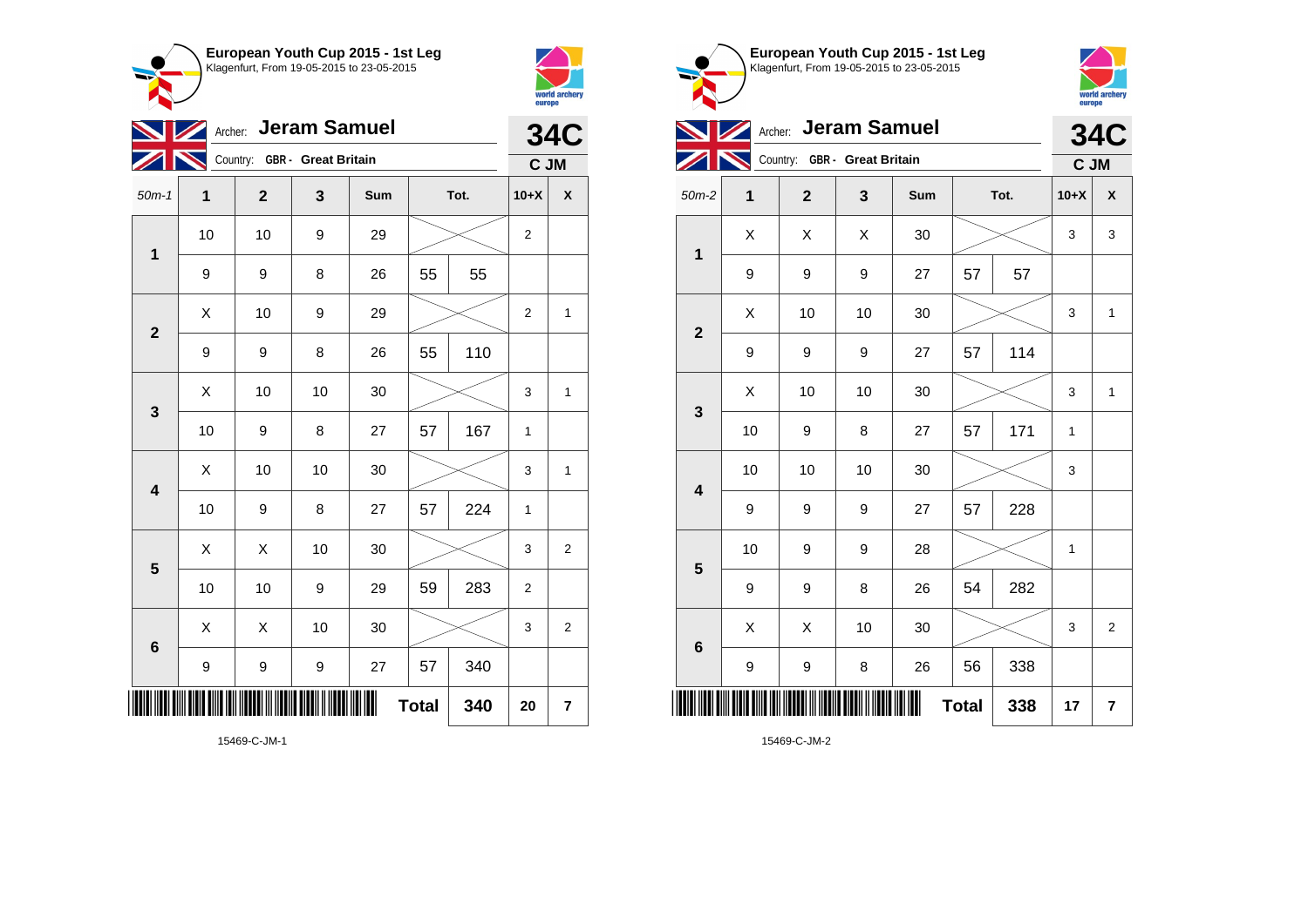**European Youth Cup 2015 - 1st Leg**
Klagenfurt, From 19-05-2015 to 23-05-2015

Archer: **Jeram Samuel**
Country: GBR - Great Britain

**34C**
C JM

| 50m-1 | 1 | 2 | 3 | Sum | Tot. | | 10+X | X |
|---|---|---|---|---|---|---|---|---|
| 1 | 10 | 10 | 9 | 29 | | | 2 | |
| | 9 | 9 | 8 | 26 | 55 | 55 | | |
| 2 | X | 10 | 9 | 29 | | | 2 | 1 |
| | 9 | 9 | 8 | 26 | 55 | 110 | | |
| 3 | X | 10 | 10 | 30 | | | 3 | 1 |
| | 10 | 9 | 8 | 27 | 57 | 167 | 1 | |
| 4 | X | 10 | 10 | 30 | | | 3 | 1 |
| | 10 | 9 | 8 | 27 | 57 | 224 | 1 | |
| 5 | X | X | 10 | 30 | | | 3 | 2 |
| | 10 | 10 | 9 | 29 | 59 | 283 | 2 | |
| 6 | X | X | 10 | 30 | | | 3 | 2 |
| | 9 | 9 | 9 | 27 | 57 | 340 | | |
| | | | | | **Total** | **340** | **20** | **7** |

15469-C-JM-1

**European Youth Cup 2015 - 1st Leg**
Klagenfurt, From 19-05-2015 to 23-05-2015

Archer: **Jeram Samuel**
Country: GBR - Great Britain

**34C**
C JM

| 50m-2 | 1 | 2 | 3 | Sum | Tot. | | 10+X | X |
|---|---|---|---|---|---|---|---|---|
| 1 | X | X | X | 30 | | | 3 | 3 |
| | 9 | 9 | 9 | 27 | 57 | 57 | | |
| 2 | X | 10 | 10 | 30 | | | 3 | 1 |
| | 9 | 9 | 9 | 27 | 57 | 114 | | |
| 3 | X | 10 | 10 | 30 | | | 3 | 1 |
| | 10 | 9 | 8 | 27 | 57 | 171 | 1 | |
| 4 | 10 | 10 | 10 | 30 | | | 3 | |
| | 9 | 9 | 9 | 27 | 57 | 228 | | |
| 5 | 10 | 9 | 9 | 28 | | | 1 | |
| | 9 | 9 | 8 | 26 | 54 | 282 | | |
| 6 | X | X | 10 | 30 | | | 3 | 2 |
| | 9 | 9 | 8 | 26 | 56 | 338 | | |
| | | | | | **Total** | **338** | **17** | **7** |

15469-C-JM-2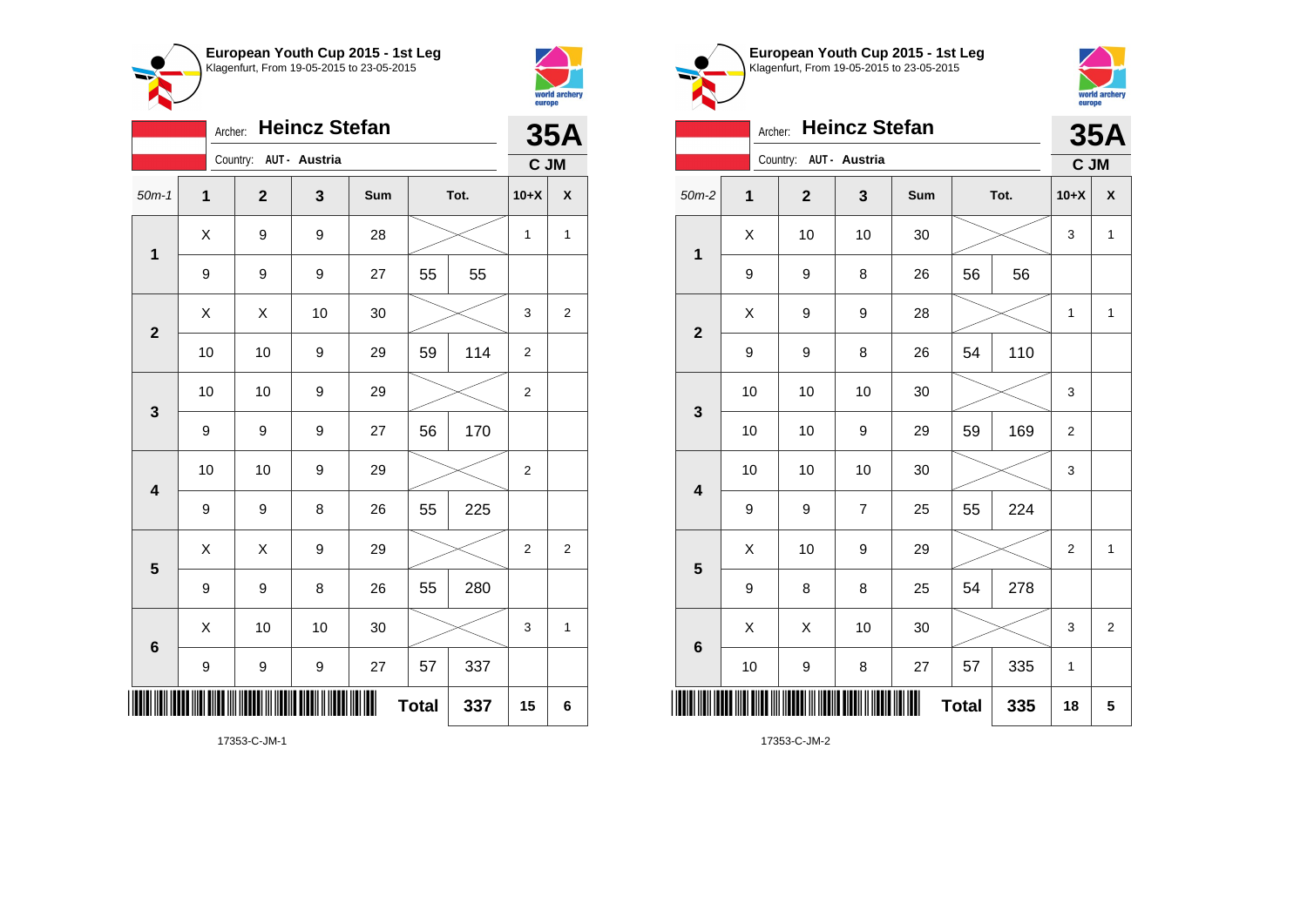**European Youth Cup 2015 - 1st Leg**
Klagenfurt, From 19-05-2015 to 23-05-2015

Archer: **Heincz Stefan**
Country: AUT - Austria

**35A**
**C JM**

| 50m-1 | 1 | 2 | 3 | Sum | Tot. | | 10+X | X |
|---|---|---|---|---|---|---|---|---|
| 1 | X | 9 | 9 | 28 | | | 1 | 1 |
| | 9 | 9 | 9 | 27 | 55 | 55 | | |
| 2 | X | X | 10 | 30 | | | 3 | 2 |
| | 10 | 10 | 9 | 29 | 59 | 114 | 2 | |
| 3 | 10 | 10 | 9 | 29 | | | 2 | |
| | 9 | 9 | 9 | 27 | 56 | 170 | | |
| 4 | 10 | 10 | 9 | 29 | | | 2 | |
| | 9 | 9 | 8 | 26 | 55 | 225 | | |
| 5 | X | X | 9 | 29 | | | 2 | 2 |
| | 9 | 9 | 8 | 26 | 55 | 280 | | |
| 6 | X | 10 | 10 | 30 | | | 3 | 1 |
| | 9 | 9 | 9 | 27 | 57 | 337 | | |
| | | | | | **Total** | **337** | **15** | **6** |

17353-C-JM-1

**European Youth Cup 2015 - 1st Leg**
Klagenfurt, From 19-05-2015 to 23-05-2015

Archer: **Heincz Stefan**
Country: AUT - Austria

**35A**
**C JM**

| 50m-2 | 1 | 2 | 3 | Sum | Tot. | | 10+X | X |
|---|---|---|---|---|---|---|---|---|
| 1 | X | 10 | 10 | 30 | | | 3 | 1 |
| | 9 | 9 | 8 | 26 | 56 | 56 | | |
| 2 | X | 9 | 9 | 28 | | | 1 | 1 |
| | 9 | 9 | 8 | 26 | 54 | 110 | | |
| 3 | 10 | 10 | 10 | 30 | | | 3 | |
| | 10 | 10 | 9 | 29 | 59 | 169 | 2 | |
| 4 | 10 | 10 | 10 | 30 | | | 3 | |
| | 9 | 9 | 7 | 25 | 55 | 224 | | |
| 5 | X | 10 | 9 | 29 | | | 2 | 1 |
| | 9 | 8 | 8 | 25 | 54 | 278 | | |
| 6 | X | X | 10 | 30 | | | 3 | 2 |
| | 10 | 9 | 8 | 27 | 57 | 335 | 1 | |
| | | | | | **Total** | **335** | **18** | **5** |

17353-C-JM-2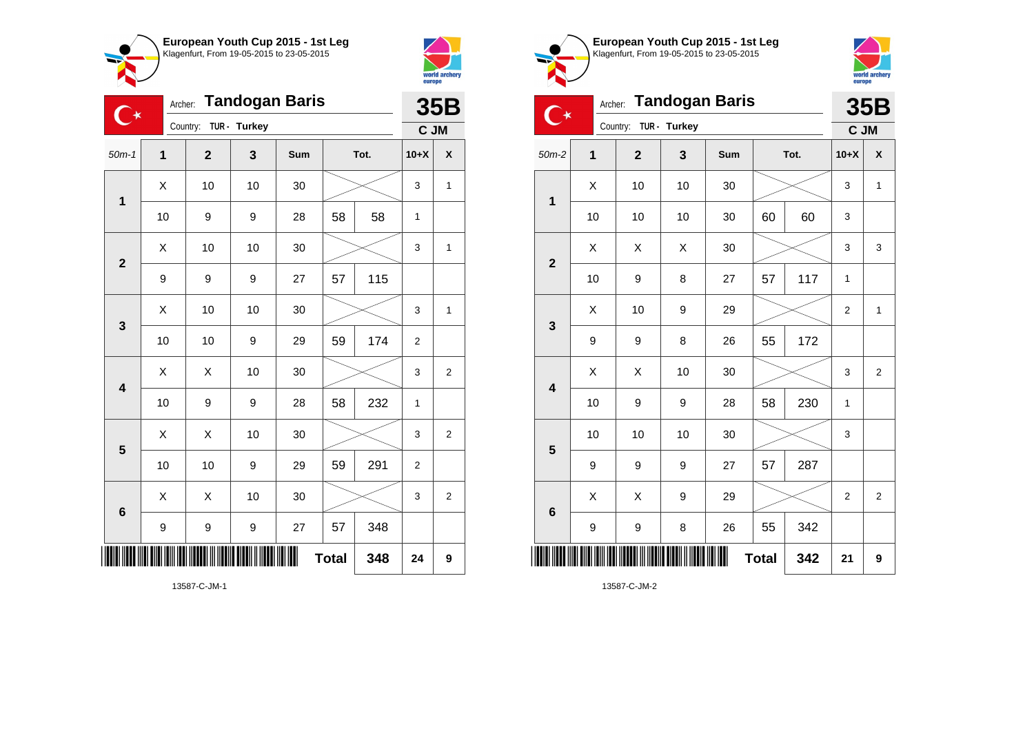## European Youth Cup 2015 - 1st Leg
Klagenfurt, From 19-05-2015 to 23-05-2015

Archer: **Tandogan Baris**
Country: TUR - Turkey

**35B**
C JM

| 50m-1 | 1 | 2 | 3 | Sum | Tot. | | 10+X | X |
|---|---|---|---|---|---|---|---|---|
| 1 | X | 10 | 10 | 30 | | | 3 | 1 |
| | 10 | 9 | 9 | 28 | 58 | 58 | 1 | |
| 2 | X | 10 | 10 | 30 | | | 3 | 1 |
| | 9 | 9 | 9 | 27 | 57 | 115 | | |
| 3 | X | 10 | 10 | 30 | | | 3 | 1 |
| | 10 | 10 | 9 | 29 | 59 | 174 | 2 | |
| 4 | X | X | 10 | 30 | | | 3 | 2 |
| | 10 | 9 | 9 | 28 | 58 | 232 | 1 | |
| 5 | X | X | 10 | 30 | | | 3 | 2 |
| | 10 | 10 | 9 | 29 | 59 | 291 | 2 | |
| 6 | X | X | 10 | 30 | | | 3 | 2 |
| | 9 | 9 | 9 | 27 | 57 | 348 | | |
| | | | | | **Total** | **348** | **24** | **9** |

13587-C-JM-1

## European Youth Cup 2015 - 1st Leg
Klagenfurt, From 19-05-2015 to 23-05-2015

Archer: **Tandogan Baris**
Country: TUR - Turkey

**35B**
C JM

| 50m-2 | 1 | 2 | 3 | Sum | Tot. | | 10+X | X |
|---|---|---|---|---|---|---|---|---|
| 1 | X | 10 | 10 | 30 | | | 3 | 1 |
| | 10 | 10 | 10 | 30 | 60 | 60 | 3 | |
| 2 | X | X | X | 30 | | | 3 | 3 |
| | 10 | 9 | 8 | 27 | 57 | 117 | 1 | |
| 3 | X | 10 | 9 | 29 | | | 2 | 1 |
| | 9 | 9 | 8 | 26 | 55 | 172 | | |
| 4 | X | X | 10 | 30 | | | 3 | 2 |
| | 10 | 9 | 9 | 28 | 58 | 230 | 1 | |
| 5 | 10 | 10 | 10 | 30 | | | 3 | |
| | 9 | 9 | 9 | 27 | 57 | 287 | | |
| 6 | X | X | 9 | 29 | | | 2 | 2 |
| | 9 | 9 | 8 | 26 | 55 | 342 | | |
| | | | | | **Total** | **342** | **21** | **9** |

13587-C-JM-2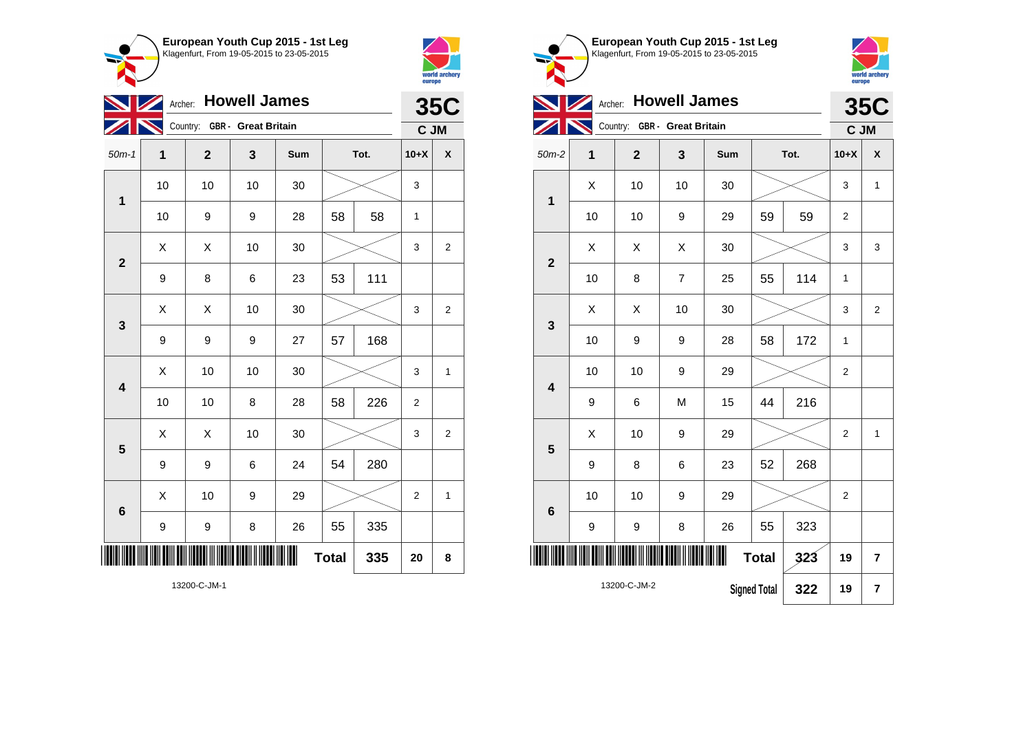## European Youth Cup 2015 - 1st Leg

Klagenfurt, From 19-05-2015 to 23-05-2015

Archer: **Howell James**

Country: GBR - Great Britain

**35C**

**C JM**

| 50m-1 | 1 | 2 | 3 | Sum | Tot. | | 10+X | X |
|---|---|---|---|---|---|---|---|---|
| 1 | 10 | 10 | 10 | 30 | | | 3 | |
| | 10 | 9 | 9 | 28 | 58 | 58 | 1 | |
| 2 | X | X | 10 | 30 | | | 3 | 2 |
| | 9 | 8 | 6 | 23 | 53 | 111 | | |
| 3 | X | X | 10 | 30 | | | 3 | 2 |
| | 9 | 9 | 9 | 27 | 57 | 168 | | |
| 4 | X | 10 | 10 | 30 | | | 3 | 1 |
| | 10 | 10 | 8 | 28 | 58 | 226 | 2 | |
| 5 | X | X | 10 | 30 | | | 3 | 2 |
| | 9 | 9 | 6 | 24 | 54 | 280 | | |
| 6 | X | 10 | 9 | 29 | | | 2 | 1 |
| | 9 | 9 | 8 | 26 | 55 | 335 | | |
| | | | | | Total | 335 | 20 | 8 |

13200-C-JM-1

## European Youth Cup 2015 - 1st Leg

Klagenfurt, From 19-05-2015 to 23-05-2015

Archer: **Howell James**

Country: GBR - Great Britain

**35C**

**C JM**

| 50m-2 | 1 | 2 | 3 | Sum | Tot. | | 10+X | X |
|---|---|---|---|---|---|---|---|---|
| 1 | X | 10 | 10 | 30 | | | 3 | 1 |
| | 10 | 10 | 9 | 29 | 59 | 59 | 2 | |
| 2 | X | X | X | 30 | | | 3 | 3 |
| | 10 | 8 | 7 | 25 | 55 | 114 | 1 | |
| 3 | X | X | 10 | 30 | | | 3 | 2 |
| | 10 | 9 | 9 | 28 | 58 | 172 | 1 | |
| 4 | 10 | 10 | 9 | 29 | | | 2 | |
| | 9 | 6 | M | 15 | 44 | 216 | | |
| 5 | X | 10 | 9 | 29 | | | 2 | 1 |
| | 9 | 8 | 6 | 23 | 52 | 268 | | |
| 6 | 10 | 10 | 9 | 29 | | | 2 | |
| | 9 | 9 | 8 | 26 | 55 | 323 | | |
| | | | | | Total | ~~323~~ | 19 | 7 |
| | | | | | Signed Total | 322 | 19 | 7 |

13200-C-JM-2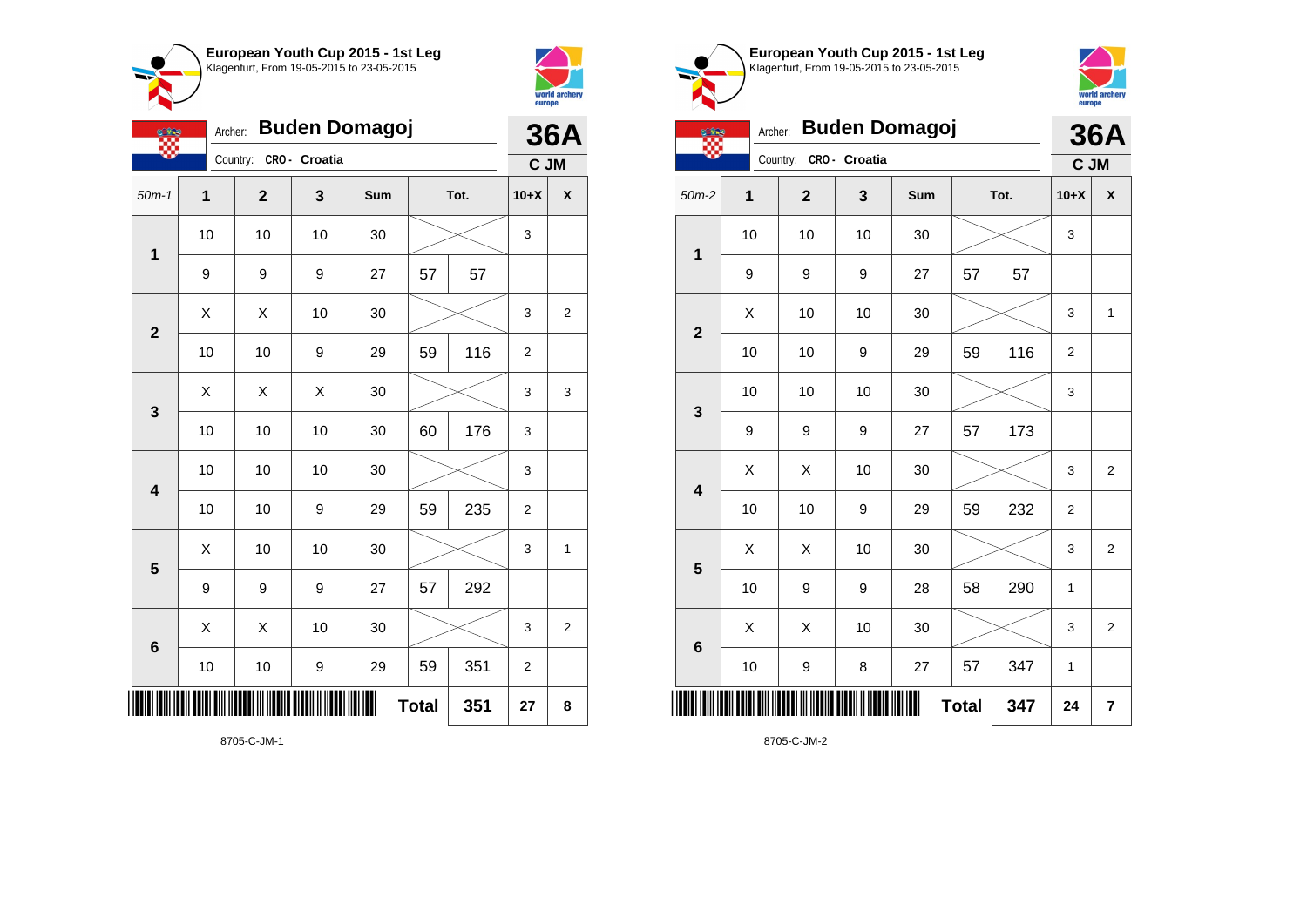**European Youth Cup 2015 - 1st Leg**
Klagenfurt, From 19-05-2015 to 23-05-2015

Archer: **Buden Domagoj**
Country: CRO - Croatia

**36A**
C JM

| 50m-1 | 1 | 2 | 3 | Sum | Tot. | | 10+X | X |
|---|---|---|---|---|---|---|---|---|
| 1 | 10 | 10 | 10 | 30 | | | 3 | |
| | 9 | 9 | 9 | 27 | 57 | 57 | | |
| 2 | X | X | 10 | 30 | | | 3 | 2 |
| | 10 | 10 | 9 | 29 | 59 | 116 | 2 | |
| 3 | X | X | X | 30 | | | 3 | 3 |
| | 10 | 10 | 10 | 30 | 60 | 176 | 3 | |
| 4 | 10 | 10 | 10 | 30 | | | 3 | |
| | 10 | 10 | 9 | 29 | 59 | 235 | 2 | |
| 5 | X | 10 | 10 | 30 | | | 3 | 1 |
| | 9 | 9 | 9 | 27 | 57 | 292 | | |
| 6 | X | X | 10 | 30 | | | 3 | 2 |
| | 10 | 10 | 9 | 29 | 59 | 351 | 2 | |
| | | | | | Total | 351 | 27 | 8 |

8705-C-JM-1

**European Youth Cup 2015 - 1st Leg**
Klagenfurt, From 19-05-2015 to 23-05-2015

Archer: **Buden Domagoj**
Country: CRO - Croatia

**36A**
C JM

| 50m-2 | 1 | 2 | 3 | Sum | Tot. | | 10+X | X |
|---|---|---|---|---|---|---|---|---|
| 1 | 10 | 10 | 10 | 30 | | | 3 | |
| | 9 | 9 | 9 | 27 | 57 | 57 | | |
| 2 | X | 10 | 10 | 30 | | | 3 | 1 |
| | 10 | 10 | 9 | 29 | 59 | 116 | 2 | |
| 3 | 10 | 10 | 10 | 30 | | | 3 | |
| | 9 | 9 | 9 | 27 | 57 | 173 | | |
| 4 | X | X | 10 | 30 | | | 3 | 2 |
| | 10 | 10 | 9 | 29 | 59 | 232 | 2 | |
| 5 | X | X | 10 | 30 | | | 3 | 2 |
| | 10 | 9 | 9 | 28 | 58 | 290 | 1 | |
| 6 | X | X | 10 | 30 | | | 3 | 2 |
| | 10 | 9 | 8 | 27 | 57 | 347 | 1 | |
| | | | | | Total | 347 | 24 | 7 |

8705-C-JM-2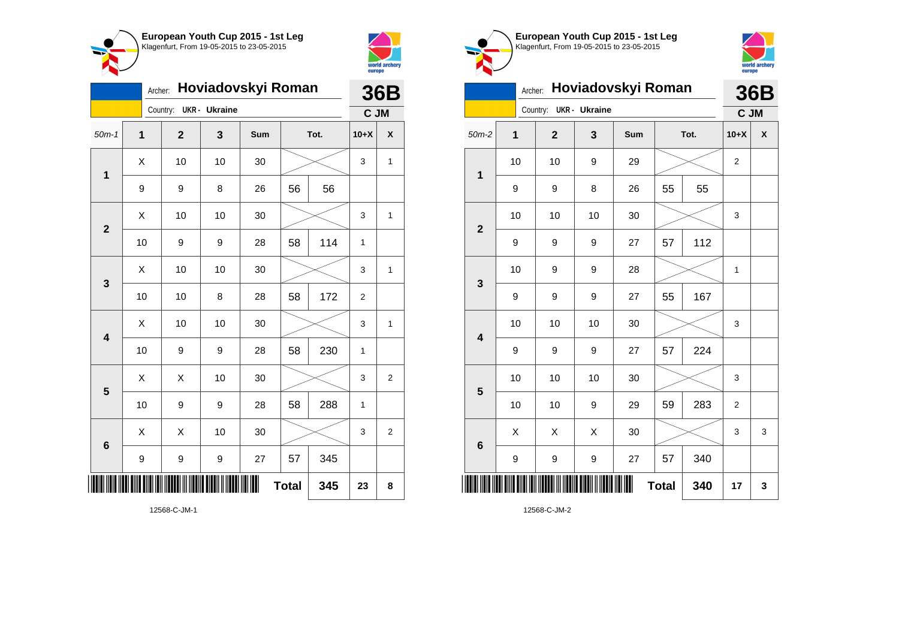**European Youth Cup 2015 - 1st Leg**
Klagenfurt, From 19-05-2015 to 23-05-2015

Archer: **Hoviadovskyi Roman** — **36B**

Country: UKR - Ukraine — **C JM**

| 50m-1 | 1 | 2 | 3 | Sum | Tot. | | 10+X | X |
|---|---|---|---|---|---|---|---|---|
| 1 | X | 10 | 10 | 30 | | | 3 | 1 |
| | 9 | 9 | 8 | 26 | 56 | 56 | | |
| 2 | X | 10 | 10 | 30 | | | 3 | 1 |
| | 10 | 9 | 9 | 28 | 58 | 114 | 1 | |
| 3 | X | 10 | 10 | 30 | | | 3 | 1 |
| | 10 | 10 | 8 | 28 | 58 | 172 | 2 | |
| 4 | X | 10 | 10 | 30 | | | 3 | 1 |
| | 10 | 9 | 9 | 28 | 58 | 230 | 1 | |
| 5 | X | X | 10 | 30 | | | 3 | 2 |
| | 10 | 9 | 9 | 28 | 58 | 288 | 1 | |
| 6 | X | X | 10 | 30 | | | 3 | 2 |
| | 9 | 9 | 9 | 27 | 57 | 345 | | |
| | | | | | **Total** | **345** | **23** | **8** |

12568-C-JM-1

**European Youth Cup 2015 - 1st Leg**
Klagenfurt, From 19-05-2015 to 23-05-2015

Archer: **Hoviadovskyi Roman** — **36B**

Country: UKR - Ukraine — **C JM**

| 50m-2 | 1 | 2 | 3 | Sum | Tot. | | 10+X | X |
|---|---|---|---|---|---|---|---|---|
| 1 | 10 | 10 | 9 | 29 | | | 2 | |
| | 9 | 9 | 8 | 26 | 55 | 55 | | |
| 2 | 10 | 10 | 10 | 30 | | | 3 | |
| | 9 | 9 | 9 | 27 | 57 | 112 | | |
| 3 | 10 | 9 | 9 | 28 | | | 1 | |
| | 9 | 9 | 9 | 27 | 55 | 167 | | |
| 4 | 10 | 10 | 10 | 30 | | | 3 | |
| | 9 | 9 | 9 | 27 | 57 | 224 | | |
| 5 | 10 | 10 | 10 | 30 | | | 3 | |
| | 10 | 10 | 9 | 29 | 59 | 283 | 2 | |
| 6 | X | X | X | 30 | | | 3 | 3 |
| | 9 | 9 | 9 | 27 | 57 | 340 | | |
| | | | | | **Total** | **340** | **17** | **3** |

12568-C-JM-2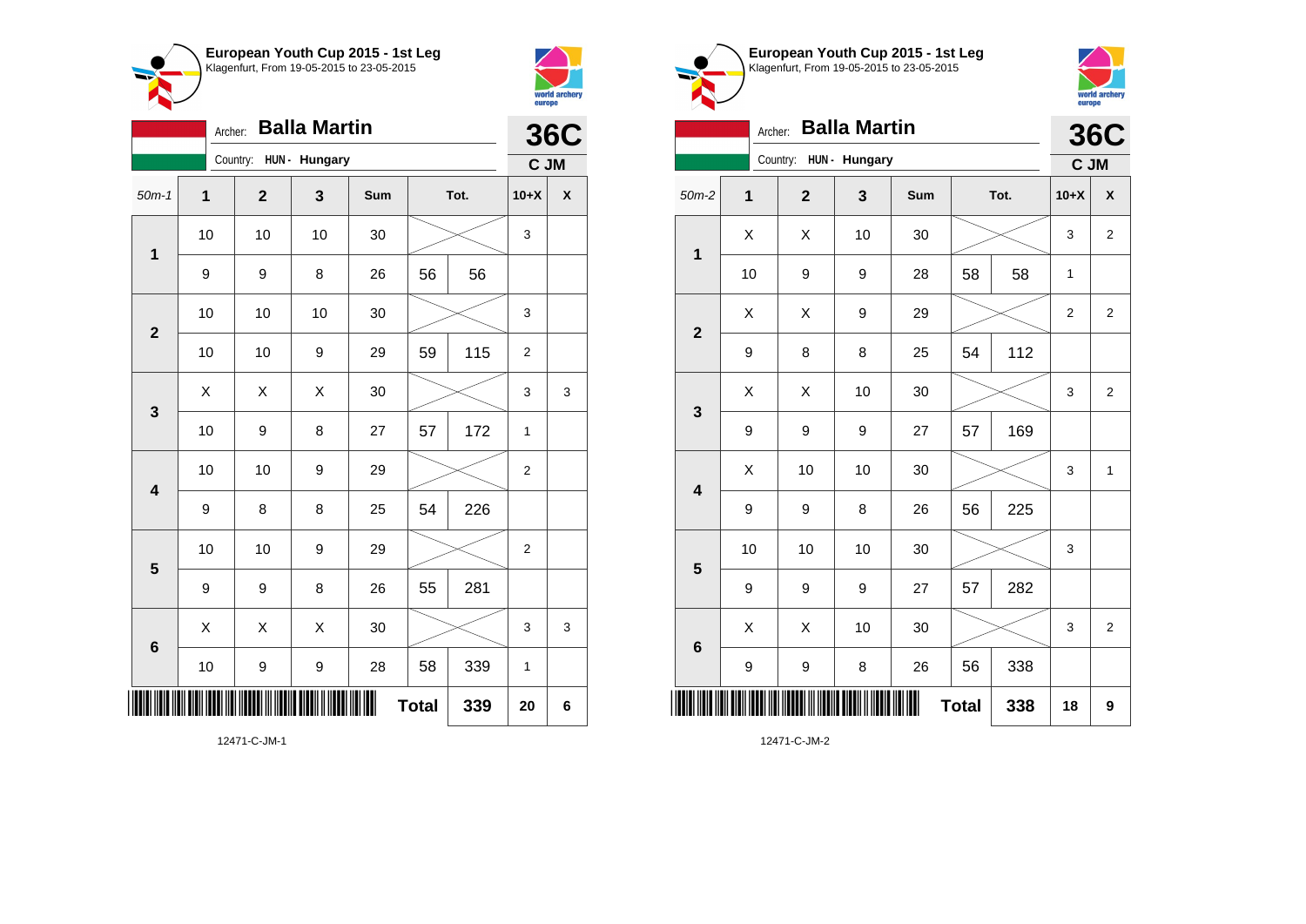## European Youth Cup 2015 - 1st Leg
Klagenfurt, From 19-05-2015 to 23-05-2015

Archer: **Balla Martin**
Country: HUN - Hungary

**36C**
**C JM**

| 50m-1 | 1 | 2 | 3 | Sum | Tot. | | 10+X | X |
|---|---|---|---|---|---|---|---|---|
| 1 | 10 | 10 | 10 | 30 | | | 3 | |
| | 9 | 9 | 8 | 26 | 56 | 56 | | |
| 2 | 10 | 10 | 10 | 30 | | | 3 | |
| | 10 | 10 | 9 | 29 | 59 | 115 | 2 | |
| 3 | X | X | X | 30 | | | 3 | 3 |
| | 10 | 9 | 8 | 27 | 57 | 172 | 1 | |
| 4 | 10 | 10 | 9 | 29 | | | 2 | |
| | 9 | 8 | 8 | 25 | 54 | 226 | | |
| 5 | 10 | 10 | 9 | 29 | | | 2 | |
| | 9 | 9 | 8 | 26 | 55 | 281 | | |
| 6 | X | X | X | 30 | | | 3 | 3 |
| | 10 | 9 | 9 | 28 | 58 | 339 | 1 | |
| | | | | | **Total** | **339** | **20** | **6** |

12471-C-JM-1

## European Youth Cup 2015 - 1st Leg
Klagenfurt, From 19-05-2015 to 23-05-2015

Archer: **Balla Martin**
Country: HUN - Hungary

**36C**
**C JM**

| 50m-2 | 1 | 2 | 3 | Sum | Tot. | | 10+X | X |
|---|---|---|---|---|---|---|---|---|
| 1 | X | X | 10 | 30 | | | 3 | 2 |
| | 10 | 9 | 9 | 28 | 58 | 58 | 1 | |
| 2 | X | X | 9 | 29 | | | 2 | 2 |
| | 9 | 8 | 8 | 25 | 54 | 112 | | |
| 3 | X | X | 10 | 30 | | | 3 | 2 |
| | 9 | 9 | 9 | 27 | 57 | 169 | | |
| 4 | X | 10 | 10 | 30 | | | 3 | 1 |
| | 9 | 9 | 8 | 26 | 56 | 225 | | |
| 5 | 10 | 10 | 10 | 30 | | | 3 | |
| | 9 | 9 | 9 | 27 | 57 | 282 | | |
| 6 | X | X | 10 | 30 | | | 3 | 2 |
| | 9 | 9 | 8 | 26 | 56 | 338 | | |
| | | | | | **Total** | **338** | **18** | **9** |

12471-C-JM-2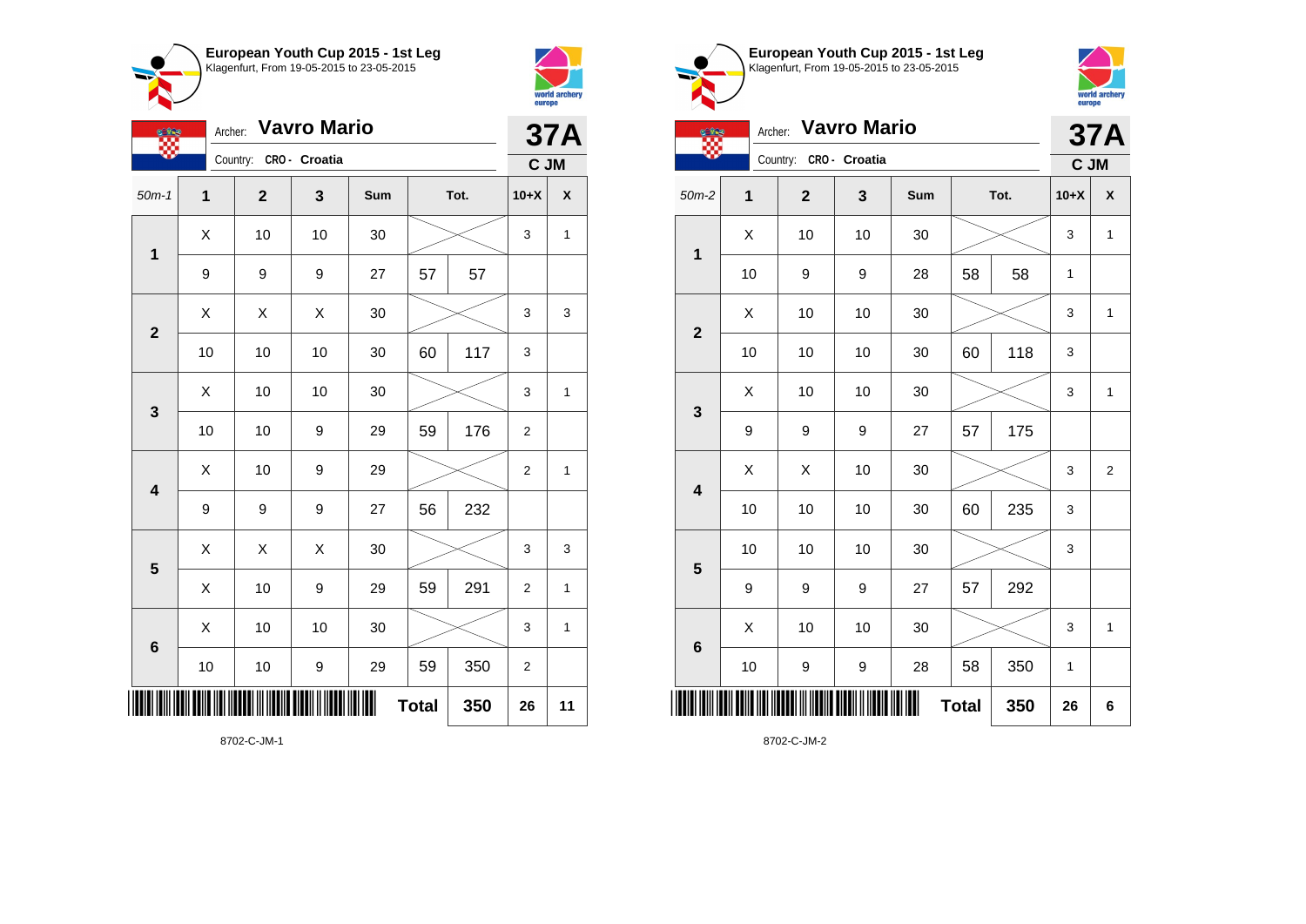**European Youth Cup 2015 - 1st Leg**
Klagenfurt, From 19-05-2015 to 23-05-2015

Archer: **Vavro Mario**
Country: CRO - Croatia

**37A**
**C JM**

| 50m-1 | 1 | 2 | 3 | Sum | Tot. | | 10+X | X |
|---|---|---|---|---|---|---|---|---|
| 1 | X | 10 | 10 | 30 | | | 3 | 1 |
| | 9 | 9 | 9 | 27 | 57 | 57 | | |
| 2 | X | X | X | 30 | | | 3 | 3 |
| | 10 | 10 | 10 | 30 | 60 | 117 | 3 | |
| 3 | X | 10 | 10 | 30 | | | 3 | 1 |
| | 10 | 10 | 9 | 29 | 59 | 176 | 2 | |
| 4 | X | 10 | 9 | 29 | | | 2 | 1 |
| | 9 | 9 | 9 | 27 | 56 | 232 | | |
| 5 | X | X | X | 30 | | | 3 | 3 |
| | X | 10 | 9 | 29 | 59 | 291 | 2 | 1 |
| 6 | X | 10 | 10 | 30 | | | 3 | 1 |
| | 10 | 10 | 9 | 29 | 59 | 350 | 2 | |
| | | | | | **Total** | **350** | **26** | **11** |

8702-C-JM-1

**European Youth Cup 2015 - 1st Leg**
Klagenfurt, From 19-05-2015 to 23-05-2015

Archer: **Vavro Mario**
Country: CRO - Croatia

**37A**
**C JM**

| 50m-2 | 1 | 2 | 3 | Sum | Tot. | | 10+X | X |
|---|---|---|---|---|---|---|---|---|
| 1 | X | 10 | 10 | 30 | | | 3 | 1 |
| | 10 | 9 | 9 | 28 | 58 | 58 | 1 | |
| 2 | X | 10 | 10 | 30 | | | 3 | 1 |
| | 10 | 10 | 10 | 30 | 60 | 118 | 3 | |
| 3 | X | 10 | 10 | 30 | | | 3 | 1 |
| | 9 | 9 | 9 | 27 | 57 | 175 | | |
| 4 | X | X | 10 | 30 | | | 3 | 2 |
| | 10 | 10 | 10 | 30 | 60 | 235 | 3 | |
| 5 | 10 | 10 | 10 | 30 | | | 3 | |
| | 9 | 9 | 9 | 27 | 57 | 292 | | |
| 6 | X | 10 | 10 | 30 | | | 3 | 1 |
| | 10 | 9 | 9 | 28 | 58 | 350 | 1 | |
| | | | | | **Total** | **350** | **26** | **6** |

8702-C-JM-2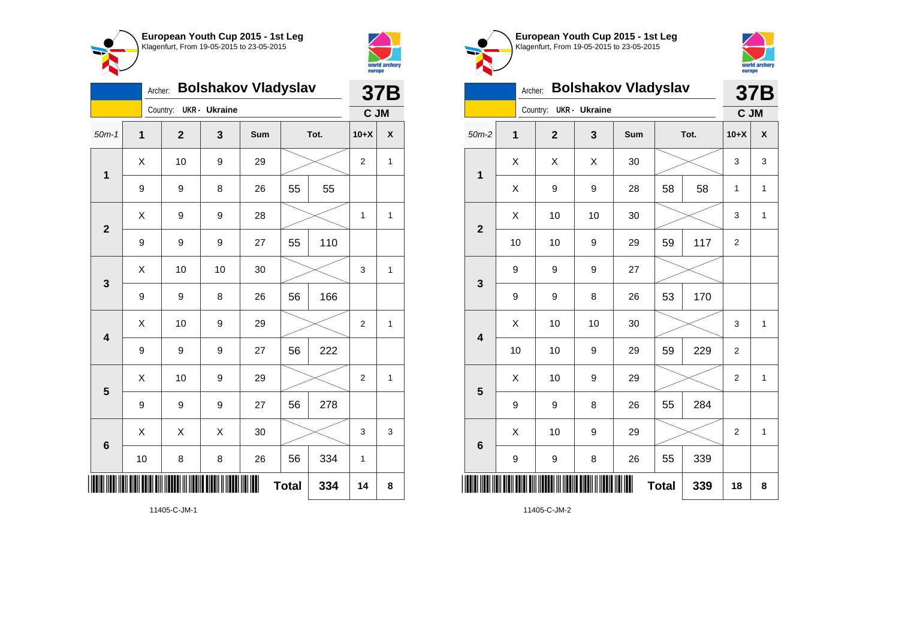**European Youth Cup 2015 - 1st Leg**
Klagenfurt, From 19-05-2015 to 23-05-2015

Archer: **Bolshakov Vladyslav**
Country: UKR - Ukraine

**37B**
**C JM**

| 50m-1 | 1 | 2 | 3 | Sum | Tot. | | 10+X | X |
|---|---|---|---|---|---|---|---|---|
| 1 | X | 10 | 9 | 29 | | | 2 | 1 |
| | 9 | 9 | 8 | 26 | 55 | 55 | | |
| 2 | X | 9 | 9 | 28 | | | 1 | 1 |
| | 9 | 9 | 9 | 27 | 55 | 110 | | |
| 3 | X | 10 | 10 | 30 | | | 3 | 1 |
| | 9 | 9 | 8 | 26 | 56 | 166 | | |
| 4 | X | 10 | 9 | 29 | | | 2 | 1 |
| | 9 | 9 | 9 | 27 | 56 | 222 | | |
| 5 | X | 10 | 9 | 29 | | | 2 | 1 |
| | 9 | 9 | 9 | 27 | 56 | 278 | | |
| 6 | X | X | X | 30 | | | 3 | 3 |
| | 10 | 8 | 8 | 26 | 56 | 334 | 1 | |
| | | | | | **Total** | 334 | 14 | 8 |

11405-C-JM-1

**European Youth Cup 2015 - 1st Leg**
Klagenfurt, From 19-05-2015 to 23-05-2015

Archer: **Bolshakov Vladyslav**
Country: UKR - Ukraine

**37B**
**C JM**

| 50m-2 | 1 | 2 | 3 | Sum | Tot. | | 10+X | X |
|---|---|---|---|---|---|---|---|---|
| 1 | X | X | X | 30 | | | 3 | 3 |
| | X | 9 | 9 | 28 | 58 | 58 | 1 | 1 |
| 2 | X | 10 | 10 | 30 | | | 3 | 1 |
| | 10 | 10 | 9 | 29 | 59 | 117 | 2 | |
| 3 | 9 | 9 | 9 | 27 | | | | |
| | 9 | 9 | 8 | 26 | 53 | 170 | | |
| 4 | X | 10 | 10 | 30 | | | 3 | 1 |
| | 10 | 10 | 9 | 29 | 59 | 229 | 2 | |
| 5 | X | 10 | 9 | 29 | | | 2 | 1 |
| | 9 | 9 | 8 | 26 | 55 | 284 | | |
| 6 | X | 10 | 9 | 29 | | | 2 | 1 |
| | 9 | 9 | 8 | 26 | 55 | 339 | | |
| | | | | | **Total** | 339 | 18 | 8 |

11405-C-JM-2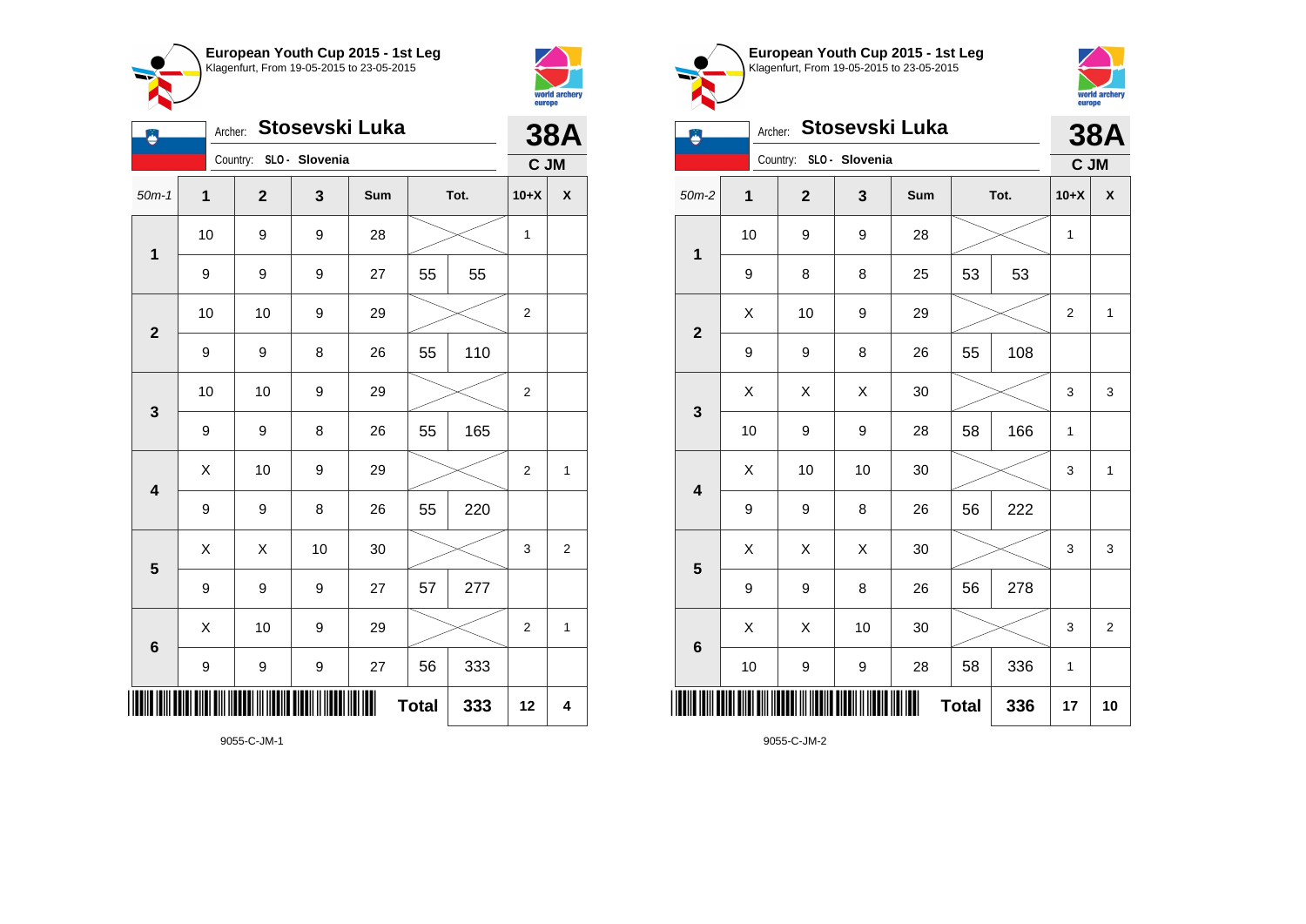**European Youth Cup 2015 - 1st Leg**
Klagenfurt, From 19-05-2015 to 23-05-2015

Archer: **Stosevski Luka**
Country: SLO - Slovenia

**38A**
**C JM**

| 50m-1 | 1 | 2 | 3 | Sum | Tot. | | 10+X | X |
|---|---|---|---|---|---|---|---|---|
| 1 | 10 | 9 | 9 | 28 | | | 1 | |
| | 9 | 9 | 9 | 27 | 55 | 55 | | |
| 2 | 10 | 10 | 9 | 29 | | | 2 | |
| | 9 | 9 | 8 | 26 | 55 | 110 | | |
| 3 | 10 | 10 | 9 | 29 | | | 2 | |
| | 9 | 9 | 8 | 26 | 55 | 165 | | |
| 4 | X | 10 | 9 | 29 | | | 2 | 1 |
| | 9 | 9 | 8 | 26 | 55 | 220 | | |
| 5 | X | X | 10 | 30 | | | 3 | 2 |
| | 9 | 9 | 9 | 27 | 57 | 277 | | |
| 6 | X | 10 | 9 | 29 | | | 2 | 1 |
| | 9 | 9 | 9 | 27 | 56 | 333 | | |
| | | | | | **Total** | **333** | **12** | **4** |

9055-C-JM-1

**European Youth Cup 2015 - 1st Leg**
Klagenfurt, From 19-05-2015 to 23-05-2015

Archer: **Stosevski Luka**
Country: SLO - Slovenia

**38A**
**C JM**

| 50m-2 | 1 | 2 | 3 | Sum | Tot. | | 10+X | X |
|---|---|---|---|---|---|---|---|---|
| 1 | 10 | 9 | 9 | 28 | | | 1 | |
| | 9 | 8 | 8 | 25 | 53 | 53 | | |
| 2 | X | 10 | 9 | 29 | | | 2 | 1 |
| | 9 | 9 | 8 | 26 | 55 | 108 | | |
| 3 | X | X | X | 30 | | | 3 | 3 |
| | 10 | 9 | 9 | 28 | 58 | 166 | 1 | |
| 4 | X | 10 | 10 | 30 | | | 3 | 1 |
| | 9 | 9 | 8 | 26 | 56 | 222 | | |
| 5 | X | X | X | 30 | | | 3 | 3 |
| | 9 | 9 | 8 | 26 | 56 | 278 | | |
| 6 | X | X | 10 | 30 | | | 3 | 2 |
| | 10 | 9 | 9 | 28 | 58 | 336 | 1 | |
| | | | | | **Total** | **336** | **17** | **10** |

9055-C-JM-2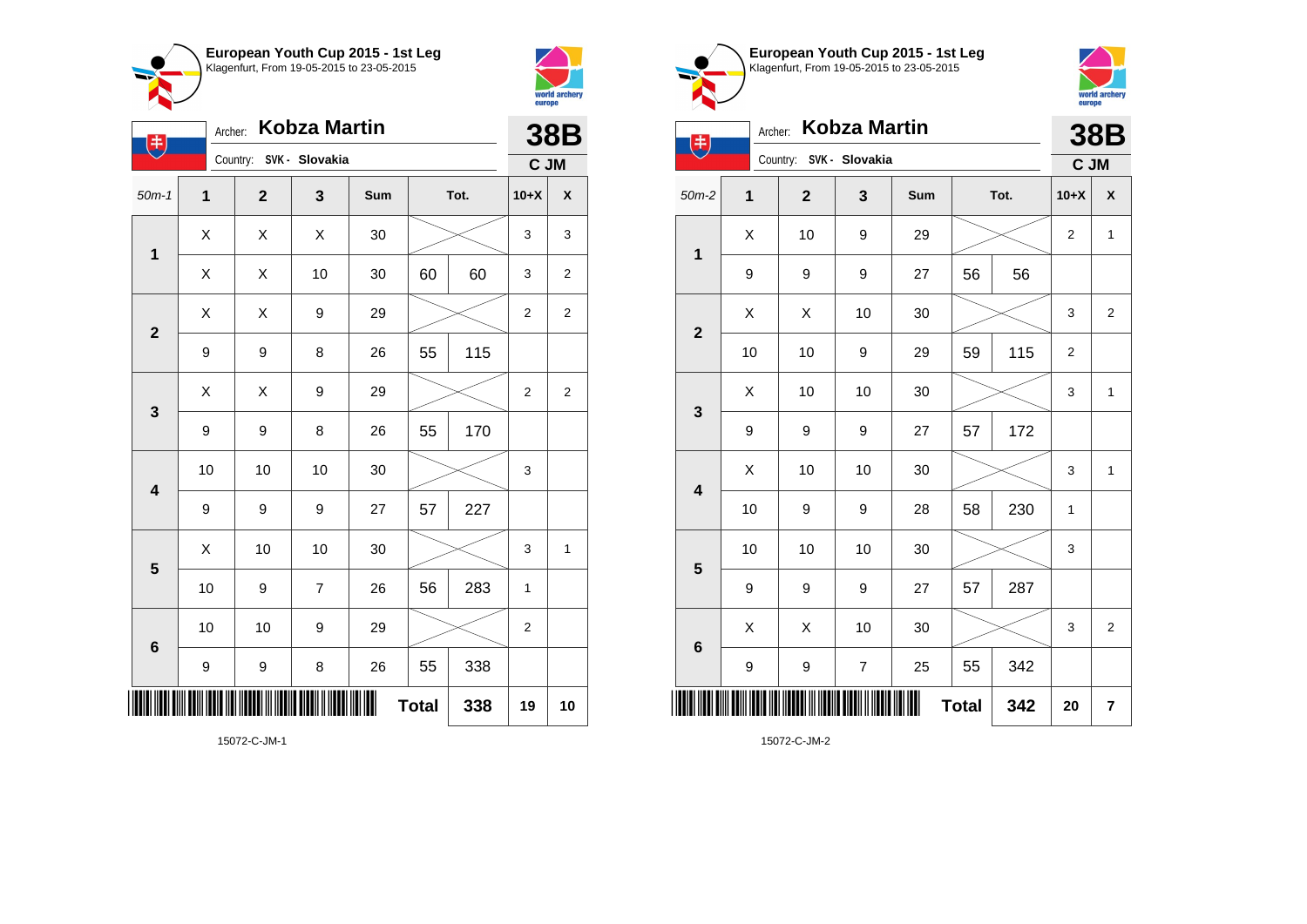**European Youth Cup 2015 - 1st Leg**
Klagenfurt, From 19-05-2015 to 23-05-2015

Archer: **Kobza Martin**
Country: SVK - Slovakia

**38B**
**C JM**

| 50m-1 | 1 | 2 | 3 | Sum | Tot. | | 10+X | X |
|---|---|---|---|---|---|---|---|---|
| 1 | X | X | X | 30 | | | 3 | 3 |
| | X | X | 10 | 30 | 60 | 60 | 3 | 2 |
| 2 | X | X | 9 | 29 | | | 2 | 2 |
| | 9 | 9 | 8 | 26 | 55 | 115 | | |
| 3 | X | X | 9 | 29 | | | 2 | 2 |
| | 9 | 9 | 8 | 26 | 55 | 170 | | |
| 4 | 10 | 10 | 10 | 30 | | | 3 | |
| | 9 | 9 | 9 | 27 | 57 | 227 | | |
| 5 | X | 10 | 10 | 30 | | | 3 | 1 |
| | 10 | 9 | 7 | 26 | 56 | 283 | 1 | |
| 6 | 10 | 10 | 9 | 29 | | | 2 | |
| | 9 | 9 | 8 | 26 | 55 | 338 | | |
| | | | | | Total | 338 | 19 | 10 |

15072-C-JM-1

**European Youth Cup 2015 - 1st Leg**
Klagenfurt, From 19-05-2015 to 23-05-2015

Archer: **Kobza Martin**
Country: SVK - Slovakia

**38B**
**C JM**

| 50m-2 | 1 | 2 | 3 | Sum | Tot. | | 10+X | X |
|---|---|---|---|---|---|---|---|---|
| 1 | X | 10 | 9 | 29 | | | 2 | 1 |
| | 9 | 9 | 9 | 27 | 56 | 56 | | |
| 2 | X | X | 10 | 30 | | | 3 | 2 |
| | 10 | 10 | 9 | 29 | 59 | 115 | 2 | |
| 3 | X | 10 | 10 | 30 | | | 3 | 1 |
| | 9 | 9 | 9 | 27 | 57 | 172 | | |
| 4 | X | 10 | 10 | 30 | | | 3 | 1 |
| | 10 | 9 | 9 | 28 | 58 | 230 | 1 | |
| 5 | 10 | 10 | 10 | 30 | | | 3 | |
| | 9 | 9 | 9 | 27 | 57 | 287 | | |
| 6 | X | X | 10 | 30 | | | 3 | 2 |
| | 9 | 9 | 7 | 25 | 55 | 342 | | |
| | | | | | Total | 342 | 20 | 7 |

15072-C-JM-2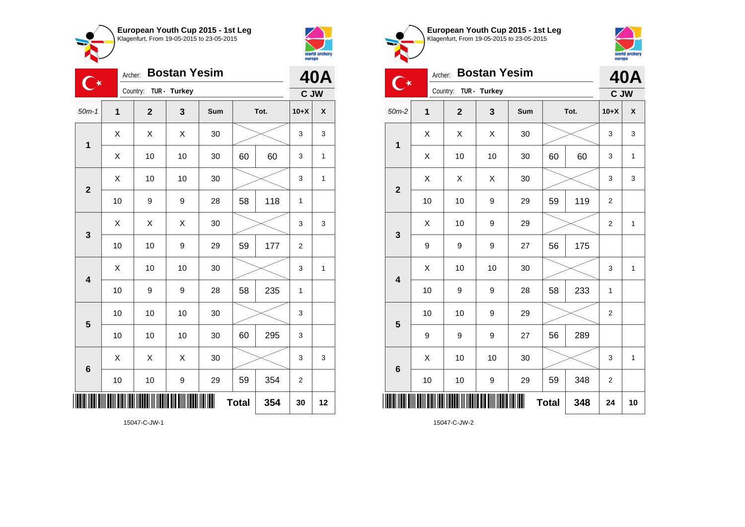**European Youth Cup 2015 - 1st Leg**
Klagenfurt, From 19-05-2015 to 23-05-2015

Archer: **Bostan Yesim**
Country: **TUR - Turkey**

**40A**
**C JW**

| 50m-1 | 1 | 2 | 3 | Sum | Tot. | | 10+X | X |
|---|---|---|---|---|---|---|---|---|
| 1 | X | X | X | 30 | | | 3 | 3 |
| | X | 10 | 10 | 30 | 60 | 60 | 3 | 1 |
| 2 | X | 10 | 10 | 30 | | | 3 | 1 |
| | 10 | 9 | 9 | 28 | 58 | 118 | 1 | |
| 3 | X | X | X | 30 | | | 3 | 3 |
| | 10 | 10 | 9 | 29 | 59 | 177 | 2 | |
| 4 | X | 10 | 10 | 30 | | | 3 | 1 |
| | 10 | 9 | 9 | 28 | 58 | 235 | 1 | |
| 5 | 10 | 10 | 10 | 30 | | | 3 | |
| | 10 | 10 | 10 | 30 | 60 | 295 | 3 | |
| 6 | X | X | X | 30 | | | 3 | 3 |
| | 10 | 10 | 9 | 29 | 59 | 354 | 2 | |
| | | | | | **Total** | 354 | 30 | 12 |

15047-C-JW-1

**European Youth Cup 2015 - 1st Leg**
Klagenfurt, From 19-05-2015 to 23-05-2015

Archer: **Bostan Yesim**
Country: **TUR - Turkey**

**40A**
**C JW**

| 50m-2 | 1 | 2 | 3 | Sum | Tot. | | 10+X | X |
|---|---|---|---|---|---|---|---|---|
| 1 | X | X | X | 30 | | | 3 | 3 |
| | X | 10 | 10 | 30 | 60 | 60 | 3 | 1 |
| 2 | X | X | X | 30 | | | 3 | 3 |
| | 10 | 10 | 9 | 29 | 59 | 119 | 2 | |
| 3 | X | 10 | 9 | 29 | | | 2 | 1 |
| | 9 | 9 | 9 | 27 | 56 | 175 | | |
| 4 | X | 10 | 10 | 30 | | | 3 | 1 |
| | 10 | 9 | 9 | 28 | 58 | 233 | 1 | |
| 5 | 10 | 10 | 9 | 29 | | | 2 | |
| | 9 | 9 | 9 | 27 | 56 | 289 | | |
| 6 | X | 10 | 10 | 30 | | | 3 | 1 |
| | 10 | 10 | 9 | 29 | 59 | 348 | 2 | |
| | | | | | **Total** | 348 | 24 | 10 |

15047-C-JW-2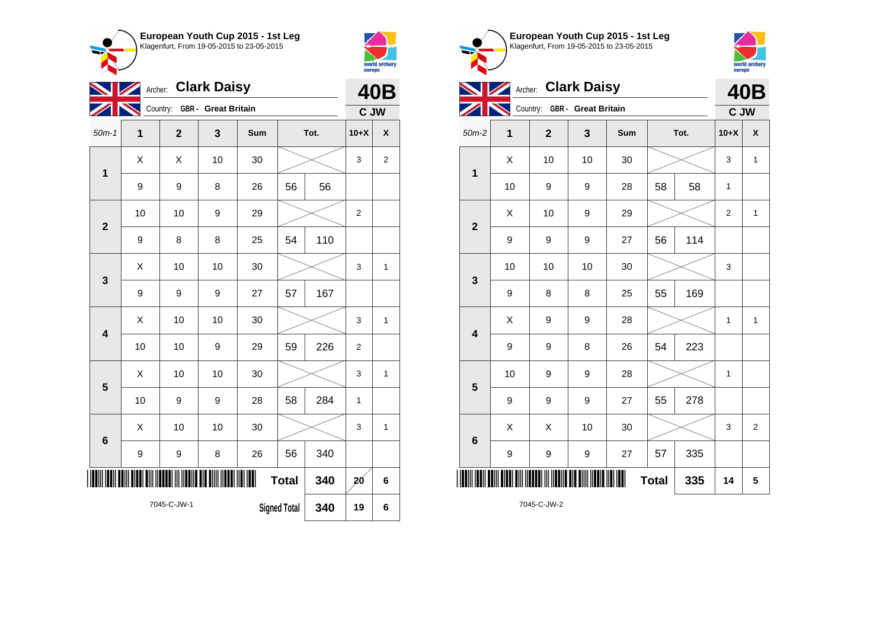**European Youth Cup 2015 - 1st Leg**
Klagenfurt, From 19-05-2015 to 23-05-2015

Archer: **Clark Daisy**
Country: GBR - Great Britain

**40B**
C JW

| 50m-1 | 1 | 2 | 3 | Sum | Tot. | | 10+X | X |
|---|---|---|---|---|---|---|---|---|
| 1 | X | X | 10 | 30 | | | 3 | 2 |
| | 9 | 9 | 8 | 26 | 56 | 56 | | |
| 2 | 10 | 10 | 9 | 29 | | | 2 | |
| | 9 | 8 | 8 | 25 | 54 | 110 | | |
| 3 | X | 10 | 10 | 30 | | | 3 | 1 |
| | 9 | 9 | 9 | 27 | 57 | 167 | | |
| 4 | X | 10 | 10 | 30 | | | 3 | 1 |
| | 10 | 10 | 9 | 29 | 59 | 226 | 2 | |
| 5 | X | 10 | 10 | 30 | | | 3 | 1 |
| | 10 | 9 | 9 | 28 | 58 | 284 | 1 | |
| 6 | X | 10 | 10 | 30 | | | 3 | 1 |
| | 9 | 9 | 8 | 26 | 56 | 340 | | |
| | | | | | Total | 340 | 20 | 6 |
| | | | | | Signed Total | 340 | 19 | 6 |

7045-C-JW-1

**European Youth Cup 2015 - 1st Leg**
Klagenfurt, From 19-05-2015 to 23-05-2015

Archer: **Clark Daisy**
Country: GBR - Great Britain

**40B**
C JW

| 50m-2 | 1 | 2 | 3 | Sum | Tot. | | 10+X | X |
|---|---|---|---|---|---|---|---|---|
| 1 | X | 10 | 10 | 30 | | | 3 | 1 |
| | 10 | 9 | 9 | 28 | 58 | 58 | 1 | |
| 2 | X | 10 | 9 | 29 | | | 2 | 1 |
| | 9 | 9 | 9 | 27 | 56 | 114 | | |
| 3 | 10 | 10 | 10 | 30 | | | 3 | |
| | 9 | 8 | 8 | 25 | 55 | 169 | | |
| 4 | X | 9 | 9 | 28 | | | 1 | 1 |
| | 9 | 9 | 8 | 26 | 54 | 223 | | |
| 5 | 10 | 9 | 9 | 28 | | | 1 | |
| | 9 | 9 | 9 | 27 | 55 | 278 | | |
| 6 | X | X | 10 | 30 | | | 3 | 2 |
| | 9 | 9 | 9 | 27 | 57 | 335 | | |
| | | | | | Total | 335 | 14 | 5 |

7045-C-JW-2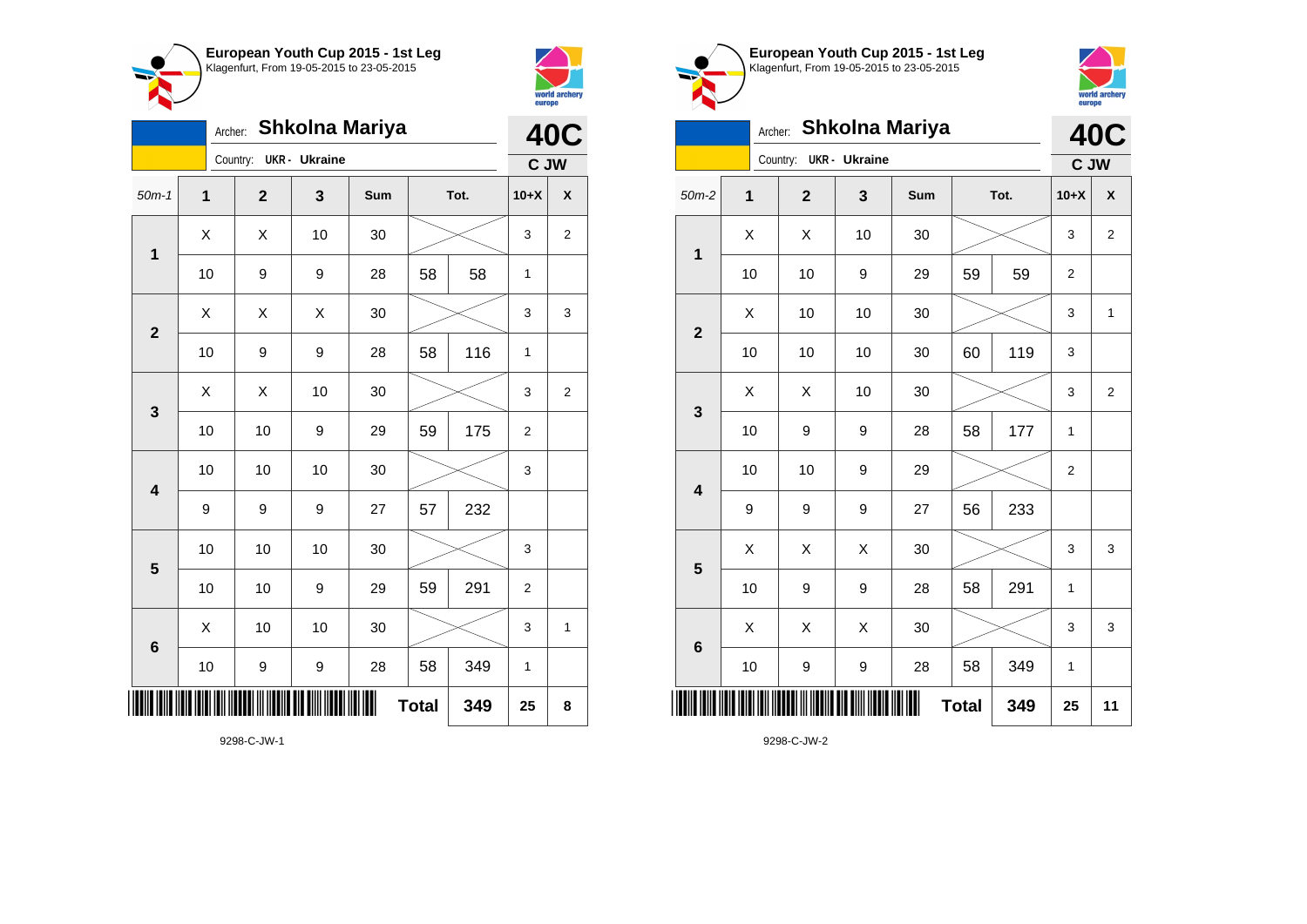**European Youth Cup 2015 - 1st Leg**
Klagenfurt, From 19-05-2015 to 23-05-2015

Archer: **Shkolna Mariya**
Country: **UKR - Ukraine**

**40C**
**C JW**

| 50m-1 | 1 | 2 | 3 | Sum | Tot. | | 10+X | X |
|---|---|---|---|---|---|---|---|---|
| 1 | X | X | 10 | 30 | | | 3 | 2 |
| | 10 | 9 | 9 | 28 | 58 | 58 | 1 | |
| 2 | X | X | X | 30 | | | 3 | 3 |
| | 10 | 9 | 9 | 28 | 58 | 116 | 1 | |
| 3 | X | X | 10 | 30 | | | 3 | 2 |
| | 10 | 10 | 9 | 29 | 59 | 175 | 2 | |
| 4 | 10 | 10 | 10 | 30 | | | 3 | |
| | 9 | 9 | 9 | 27 | 57 | 232 | | |
| 5 | 10 | 10 | 10 | 30 | | | 3 | |
| | 10 | 10 | 9 | 29 | 59 | 291 | 2 | |
| 6 | X | 10 | 10 | 30 | | | 3 | 1 |
| | 10 | 9 | 9 | 28 | 58 | 349 | 1 | |
| | | | | | **Total** | **349** | **25** | **8** |

9298-C-JW-1

**European Youth Cup 2015 - 1st Leg**
Klagenfurt, From 19-05-2015 to 23-05-2015

Archer: **Shkolna Mariya**
Country: **UKR - Ukraine**

**40C**
**C JW**

| 50m-2 | 1 | 2 | 3 | Sum | Tot. | | 10+X | X |
|---|---|---|---|---|---|---|---|---|
| 1 | X | X | 10 | 30 | | | 3 | 2 |
| | 10 | 10 | 9 | 29 | 59 | 59 | 2 | |
| 2 | X | 10 | 10 | 30 | | | 3 | 1 |
| | 10 | 10 | 10 | 30 | 60 | 119 | 3 | |
| 3 | X | X | 10 | 30 | | | 3 | 2 |
| | 10 | 9 | 9 | 28 | 58 | 177 | 1 | |
| 4 | 10 | 10 | 9 | 29 | | | 2 | |
| | 9 | 9 | 9 | 27 | 56 | 233 | | |
| 5 | X | X | X | 30 | | | 3 | 3 |
| | 10 | 9 | 9 | 28 | 58 | 291 | 1 | |
| 6 | X | X | X | 30 | | | 3 | 3 |
| | 10 | 9 | 9 | 28 | 58 | 349 | 1 | |
| | | | | | **Total** | **349** | **25** | **11** |

9298-C-JW-2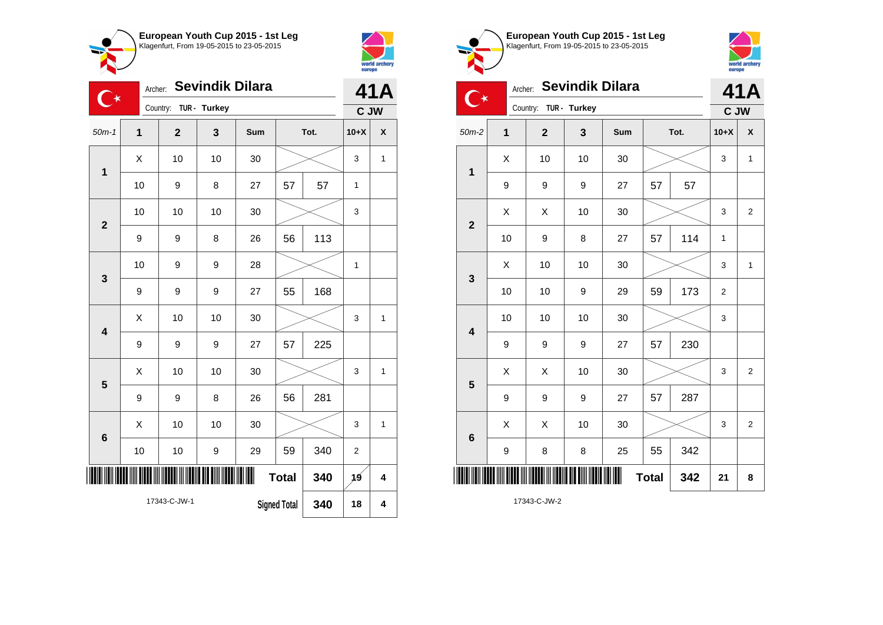## European Youth Cup 2015 - 1st Leg
Klagenfurt, From 19-05-2015 to 23-05-2015

Archer: **Sevindik Dilara**
Country: TUR - Turkey

**41A**
**C JW**

| 50m-1 | 1 | 2 | 3 | Sum | Tot. | | 10+X | X |
|---|---|---|---|---|---|---|---|---|
| 1 | X | 10 | 10 | 30 | | | 3 | 1 |
| | 10 | 9 | 8 | 27 | 57 | 57 | 1 | |
| 2 | 10 | 10 | 10 | 30 | | | 3 | |
| | 9 | 9 | 8 | 26 | 56 | 113 | | |
| 3 | 10 | 9 | 9 | 28 | | | 1 | |
| | 9 | 9 | 9 | 27 | 55 | 168 | | |
| 4 | X | 10 | 10 | 30 | | | 3 | 1 |
| | 9 | 9 | 9 | 27 | 57 | 225 | | |
| 5 | X | 10 | 10 | 30 | | | 3 | 1 |
| | 9 | 9 | 8 | 26 | 56 | 281 | | |
| 6 | X | 10 | 10 | 30 | | | 3 | 1 |
| | 10 | 10 | 9 | 29 | 59 | 340 | 2 | |
| | | | | | Total | 340 | 19 | 4 |
| | | | | | Signed Total | 340 | 18 | 4 |

17343-C-JW-1

## European Youth Cup 2015 - 1st Leg
Klagenfurt, From 19-05-2015 to 23-05-2015

Archer: **Sevindik Dilara**
Country: TUR - Turkey

**41A**
**C JW**

| 50m-2 | 1 | 2 | 3 | Sum | Tot. | | 10+X | X |
|---|---|---|---|---|---|---|---|---|
| 1 | X | 10 | 10 | 30 | | | 3 | 1 |
| | 9 | 9 | 9 | 27 | 57 | 57 | | |
| 2 | X | X | 10 | 30 | | | 3 | 2 |
| | 10 | 9 | 8 | 27 | 57 | 114 | 1 | |
| 3 | X | 10 | 10 | 30 | | | 3 | 1 |
| | 10 | 10 | 9 | 29 | 59 | 173 | 2 | |
| 4 | 10 | 10 | 10 | 30 | | | 3 | |
| | 9 | 9 | 9 | 27 | 57 | 230 | | |
| 5 | X | X | 10 | 30 | | | 3 | 2 |
| | 9 | 9 | 9 | 27 | 57 | 287 | | |
| 6 | X | X | 10 | 30 | | | 3 | 2 |
| | 9 | 8 | 8 | 25 | 55 | 342 | | |
| | | | | | Total | 342 | 21 | 8 |

17343-C-JW-2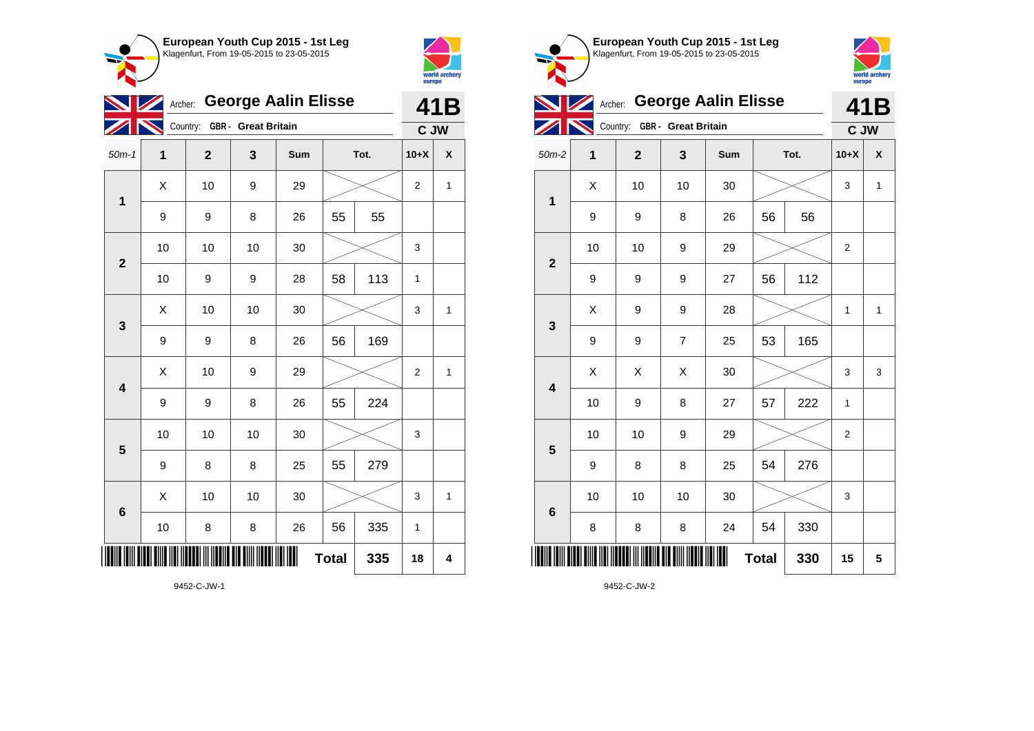**European Youth Cup 2015 - 1st Leg**
Klagenfurt, From 19-05-2015 to 23-05-2015

Archer: **George Aalin Elisse**
Country: GBR - Great Britain

**41B**
**C JW**

| 50m-1 | 1 | 2 | 3 | Sum | Tot. | | 10+X | X |
|---|---|---|---|---|---|---|---|---|
| 1 | X | 10 | 9 | 29 | | | 2 | 1 |
| | 9 | 9 | 8 | 26 | 55 | 55 | | |
| 2 | 10 | 10 | 10 | 30 | | | 3 | |
| | 10 | 9 | 9 | 28 | 58 | 113 | 1 | |
| 3 | X | 10 | 10 | 30 | | | 3 | 1 |
| | 9 | 9 | 8 | 26 | 56 | 169 | | |
| 4 | X | 10 | 9 | 29 | | | 2 | 1 |
| | 9 | 9 | 8 | 26 | 55 | 224 | | |
| 5 | 10 | 10 | 10 | 30 | | | 3 | |
| | 9 | 8 | 8 | 25 | 55 | 279 | | |
| 6 | X | 10 | 10 | 30 | | | 3 | 1 |
| | 10 | 8 | 8 | 26 | 56 | 335 | 1 | |
| | | | | | **Total** | 335 | 18 | 4 |

9452-C-JW-1

**European Youth Cup 2015 - 1st Leg**
Klagenfurt, From 19-05-2015 to 23-05-2015

Archer: **George Aalin Elisse**
Country: GBR - Great Britain

**41B**
**C JW**

| 50m-2 | 1 | 2 | 3 | Sum | Tot. | | 10+X | X |
|---|---|---|---|---|---|---|---|---|
| 1 | X | 10 | 10 | 30 | | | 3 | 1 |
| | 9 | 9 | 8 | 26 | 56 | 56 | | |
| 2 | 10 | 10 | 9 | 29 | | | 2 | |
| | 9 | 9 | 9 | 27 | 56 | 112 | | |
| 3 | X | 9 | 9 | 28 | | | 1 | 1 |
| | 9 | 9 | 7 | 25 | 53 | 165 | | |
| 4 | X | X | X | 30 | | | 3 | 3 |
| | 10 | 9 | 8 | 27 | 57 | 222 | 1 | |
| 5 | 10 | 10 | 9 | 29 | | | 2 | |
| | 9 | 8 | 8 | 25 | 54 | 276 | | |
| 6 | 10 | 10 | 10 | 30 | | | 3 | |
| | 8 | 8 | 8 | 24 | 54 | 330 | | |
| | | | | | **Total** | 330 | 15 | 5 |

9452-C-JW-2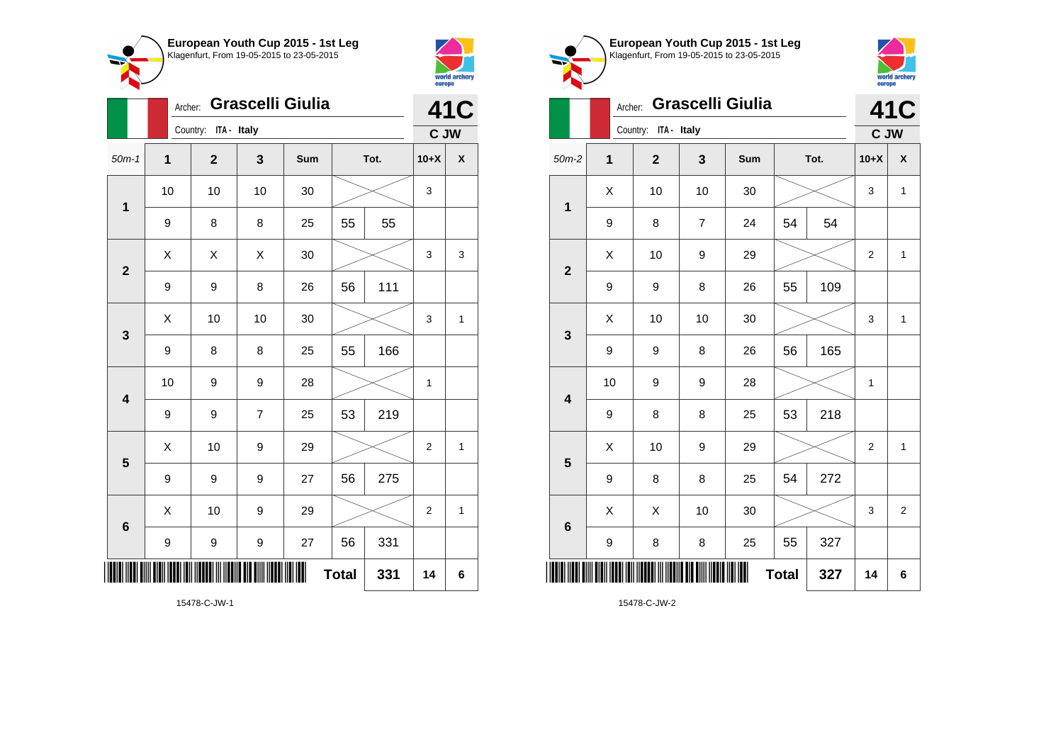## European Youth Cup 2015 - 1st Leg
Klagenfurt, From 19-05-2015 to 23-05-2015

Archer: **Grascelli Giulia**
Country: ITA - Italy

**41C**
**C JW**

| 50m-1 | 1 | 2 | 3 | Sum | Tot. | | 10+X | X |
|---|---|---|---|---|---|---|---|---|
| 1 | 10 | 10 | 10 | 30 | | | 3 | |
| | 9 | 8 | 8 | 25 | 55 | 55 | | |
| 2 | X | X | X | 30 | | | 3 | 3 |
| | 9 | 9 | 8 | 26 | 56 | 111 | | |
| 3 | X | 10 | 10 | 30 | | | 3 | 1 |
| | 9 | 8 | 8 | 25 | 55 | 166 | | |
| 4 | 10 | 9 | 9 | 28 | | | 1 | |
| | 9 | 9 | 7 | 25 | 53 | 219 | | |
| 5 | X | 10 | 9 | 29 | | | 2 | 1 |
| | 9 | 9 | 9 | 27 | 56 | 275 | | |
| 6 | X | 10 | 9 | 29 | | | 2 | 1 |
| | 9 | 9 | 9 | 27 | 56 | 331 | | |
| | | | | | **Total** | **331** | **14** | **6** |

15478-C-JW-1

## European Youth Cup 2015 - 1st Leg
Klagenfurt, From 19-05-2015 to 23-05-2015

Archer: **Grascelli Giulia**
Country: ITA - Italy

**41C**
**C JW**

| 50m-2 | 1 | 2 | 3 | Sum | Tot. | | 10+X | X |
|---|---|---|---|---|---|---|---|---|
| 1 | X | 10 | 10 | 30 | | | 3 | 1 |
| | 9 | 8 | 7 | 24 | 54 | 54 | | |
| 2 | X | 10 | 9 | 29 | | | 2 | 1 |
| | 9 | 9 | 8 | 26 | 55 | 109 | | |
| 3 | X | 10 | 10 | 30 | | | 3 | 1 |
| | 9 | 9 | 8 | 26 | 56 | 165 | | |
| 4 | 10 | 9 | 9 | 28 | | | 1 | |
| | 9 | 8 | 8 | 25 | 53 | 218 | | |
| 5 | X | 10 | 9 | 29 | | | 2 | 1 |
| | 9 | 8 | 8 | 25 | 54 | 272 | | |
| 6 | X | X | 10 | 30 | | | 3 | 2 |
| | 9 | 8 | 8 | 25 | 55 | 327 | | |
| | | | | | **Total** | **327** | **14** | **6** |

15478-C-JW-2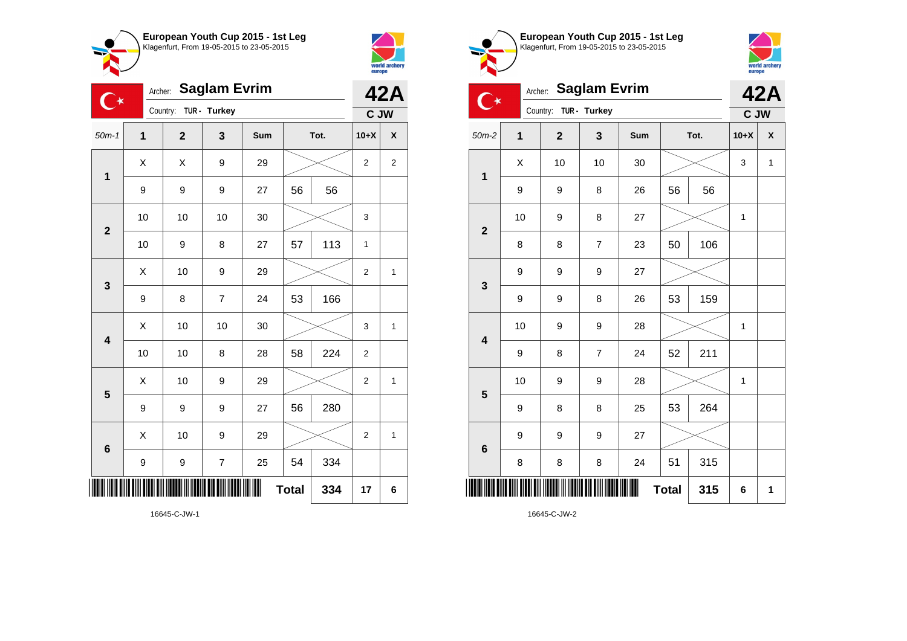## European Youth Cup 2015 - 1st Leg

Klagenfurt, From 19-05-2015 to 23-05-2015

Archer: **Saglam Evrim**

Country: TUR - Turkey

**42A**

**C JW**

| 50m-1 | 1 | 2 | 3 | Sum | Tot. | | 10+X | X |
|---|---|---|---|---|---|---|---|---|
| 1 | X | X | 9 | 29 | | | 2 | 2 |
| | 9 | 9 | 9 | 27 | 56 | 56 | | |
| 2 | 10 | 10 | 10 | 30 | | | 3 | |
| | 10 | 9 | 8 | 27 | 57 | 113 | 1 | |
| 3 | X | 10 | 9 | 29 | | | 2 | 1 |
| | 9 | 8 | 7 | 24 | 53 | 166 | | |
| 4 | X | 10 | 10 | 30 | | | 3 | 1 |
| | 10 | 10 | 8 | 28 | 58 | 224 | 2 | |
| 5 | X | 10 | 9 | 29 | | | 2 | 1 |
| | 9 | 9 | 9 | 27 | 56 | 280 | | |
| 6 | X | 10 | 9 | 29 | | | 2 | 1 |
| | 9 | 9 | 7 | 25 | 54 | 334 | | |
| | | | | | **Total** | **334** | **17** | **6** |

16645-C-JW-1

## European Youth Cup 2015 - 1st Leg

Klagenfurt, From 19-05-2015 to 23-05-2015

Archer: **Saglam Evrim**

Country: TUR - Turkey

**42A**

**C JW**

| 50m-2 | 1 | 2 | 3 | Sum | Tot. | | 10+X | X |
|---|---|---|---|---|---|---|---|---|
| 1 | X | 10 | 10 | 30 | | | 3 | 1 |
| | 9 | 9 | 8 | 26 | 56 | 56 | | |
| 2 | 10 | 9 | 8 | 27 | | | 1 | |
| | 8 | 8 | 7 | 23 | 50 | 106 | | |
| 3 | 9 | 9 | 9 | 27 | | | | |
| | 9 | 9 | 8 | 26 | 53 | 159 | | |
| 4 | 10 | 9 | 9 | 28 | | | 1 | |
| | 9 | 8 | 7 | 24 | 52 | 211 | | |
| 5 | 10 | 9 | 9 | 28 | | | 1 | |
| | 9 | 8 | 8 | 25 | 53 | 264 | | |
| 6 | 9 | 9 | 9 | 27 | | | | |
| | 8 | 8 | 8 | 24 | 51 | 315 | | |
| | | | | | **Total** | **315** | **6** | **1** |

16645-C-JW-2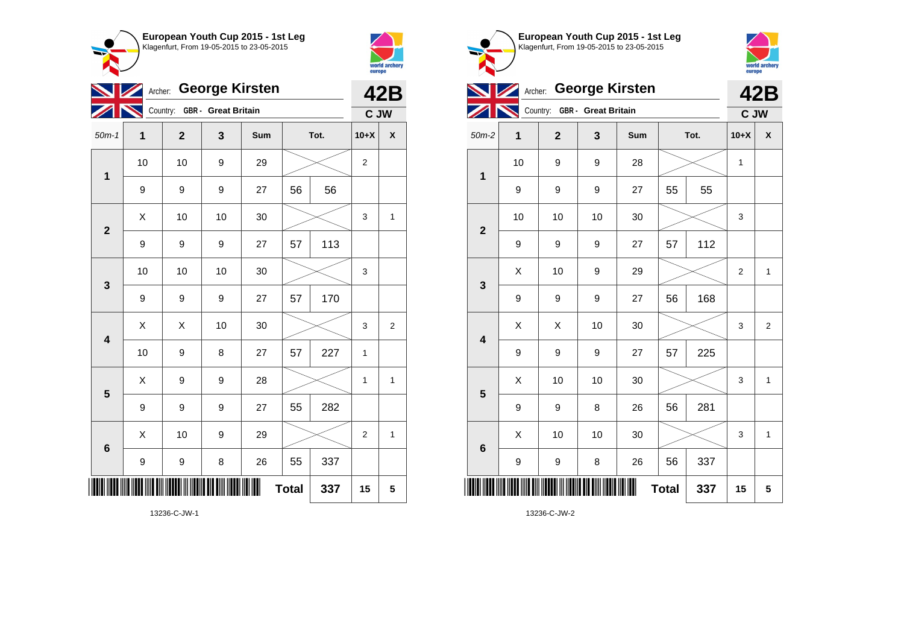## European Youth Cup 2015 - 1st Leg

Klagenfurt, From 19-05-2015 to 23-05-2015

Archer: **George Kirsten**

Country: GBR - Great Britain

**42B**

**C JW**

| 50m-1 | 1 | 2 | 3 | Sum | Tot. | | 10+X | X |
|---|---|---|---|---|---|---|---|---|
| 1 | 10 | 10 | 9 | 29 | | | 2 | |
| | 9 | 9 | 9 | 27 | 56 | 56 | | |
| 2 | X | 10 | 10 | 30 | | | 3 | 1 |
| | 9 | 9 | 9 | 27 | 57 | 113 | | |
| 3 | 10 | 10 | 10 | 30 | | | 3 | |
| | 9 | 9 | 9 | 27 | 57 | 170 | | |
| 4 | X | X | 10 | 30 | | | 3 | 2 |
| | 10 | 9 | 8 | 27 | 57 | 227 | 1 | |
| 5 | X | 9 | 9 | 28 | | | 1 | 1 |
| | 9 | 9 | 9 | 27 | 55 | 282 | | |
| 6 | X | 10 | 9 | 29 | | | 2 | 1 |
| | 9 | 9 | 8 | 26 | 55 | 337 | | |
| | | | | | **Total** | **337** | **15** | **5** |

13236-C-JW-1

## European Youth Cup 2015 - 1st Leg

Klagenfurt, From 19-05-2015 to 23-05-2015

Archer: **George Kirsten**

Country: GBR - Great Britain

**42B**

**C JW**

| 50m-2 | 1 | 2 | 3 | Sum | Tot. | | 10+X | X |
|---|---|---|---|---|---|---|---|---|
| 1 | 10 | 9 | 9 | 28 | | | 1 | |
| | 9 | 9 | 9 | 27 | 55 | 55 | | |
| 2 | 10 | 10 | 10 | 30 | | | 3 | |
| | 9 | 9 | 9 | 27 | 57 | 112 | | |
| 3 | X | 10 | 9 | 29 | | | 2 | 1 |
| | 9 | 9 | 9 | 27 | 56 | 168 | | |
| 4 | X | X | 10 | 30 | | | 3 | 2 |
| | 9 | 9 | 9 | 27 | 57 | 225 | | |
| 5 | X | 10 | 10 | 30 | | | 3 | 1 |
| | 9 | 9 | 8 | 26 | 56 | 281 | | |
| 6 | X | 10 | 10 | 30 | | | 3 | 1 |
| | 9 | 9 | 8 | 26 | 56 | 337 | | |
| | | | | | **Total** | **337** | **15** | **5** |

13236-C-JW-2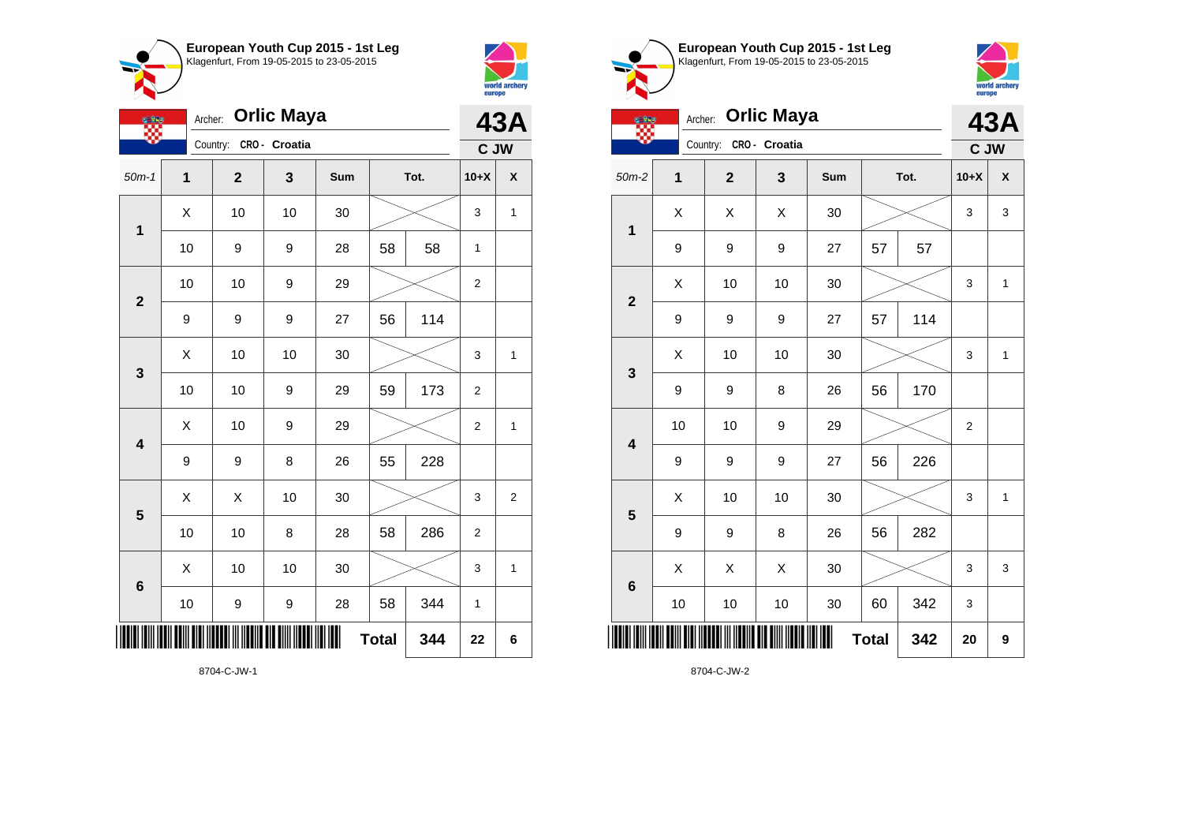## European Youth Cup 2015 - 1st Leg

Klagenfurt, From 19-05-2015 to 23-05-2015

Archer: **Orlic Maya**

Country: CRO - Croatia

**43A**

**C JW**

| 50m-1 | 1 | 2 | 3 | Sum | Tot. | | 10+X | X |
|---|---|---|---|---|---|---|---|---|
| 1 | X | 10 | 10 | 30 | | | 3 | 1 |
| | 10 | 9 | 9 | 28 | 58 | 58 | 1 | |
| 2 | 10 | 10 | 9 | 29 | | | 2 | |
| | 9 | 9 | 9 | 27 | 56 | 114 | | |
| 3 | X | 10 | 10 | 30 | | | 3 | 1 |
| | 10 | 10 | 9 | 29 | 59 | 173 | 2 | |
| 4 | X | 10 | 9 | 29 | | | 2 | 1 |
| | 9 | 9 | 8 | 26 | 55 | 228 | | |
| 5 | X | X | 10 | 30 | | | 3 | 2 |
| | 10 | 10 | 8 | 28 | 58 | 286 | 2 | |
| 6 | X | 10 | 10 | 30 | | | 3 | 1 |
| | 10 | 9 | 9 | 28 | 58 | 344 | 1 | |
| | | | | | **Total** | **344** | **22** | **6** |

8704-C-JW-1

## European Youth Cup 2015 - 1st Leg

Klagenfurt, From 19-05-2015 to 23-05-2015

Archer: **Orlic Maya**

Country: CRO - Croatia

**43A**

**C JW**

| 50m-2 | 1 | 2 | 3 | Sum | Tot. | | 10+X | X |
|---|---|---|---|---|---|---|---|---|
| 1 | X | X | X | 30 | | | 3 | 3 |
| | 9 | 9 | 9 | 27 | 57 | 57 | | |
| 2 | X | 10 | 10 | 30 | | | 3 | 1 |
| | 9 | 9 | 9 | 27 | 57 | 114 | | |
| 3 | X | 10 | 10 | 30 | | | 3 | 1 |
| | 9 | 9 | 8 | 26 | 56 | 170 | | |
| 4 | 10 | 10 | 9 | 29 | | | 2 | |
| | 9 | 9 | 9 | 27 | 56 | 226 | | |
| 5 | X | 10 | 10 | 30 | | | 3 | 1 |
| | 9 | 9 | 8 | 26 | 56 | 282 | | |
| 6 | X | X | X | 30 | | | 3 | 3 |
| | 10 | 10 | 10 | 30 | 60 | 342 | 3 | |
| | | | | | **Total** | **342** | **20** | **9** |

8704-C-JW-2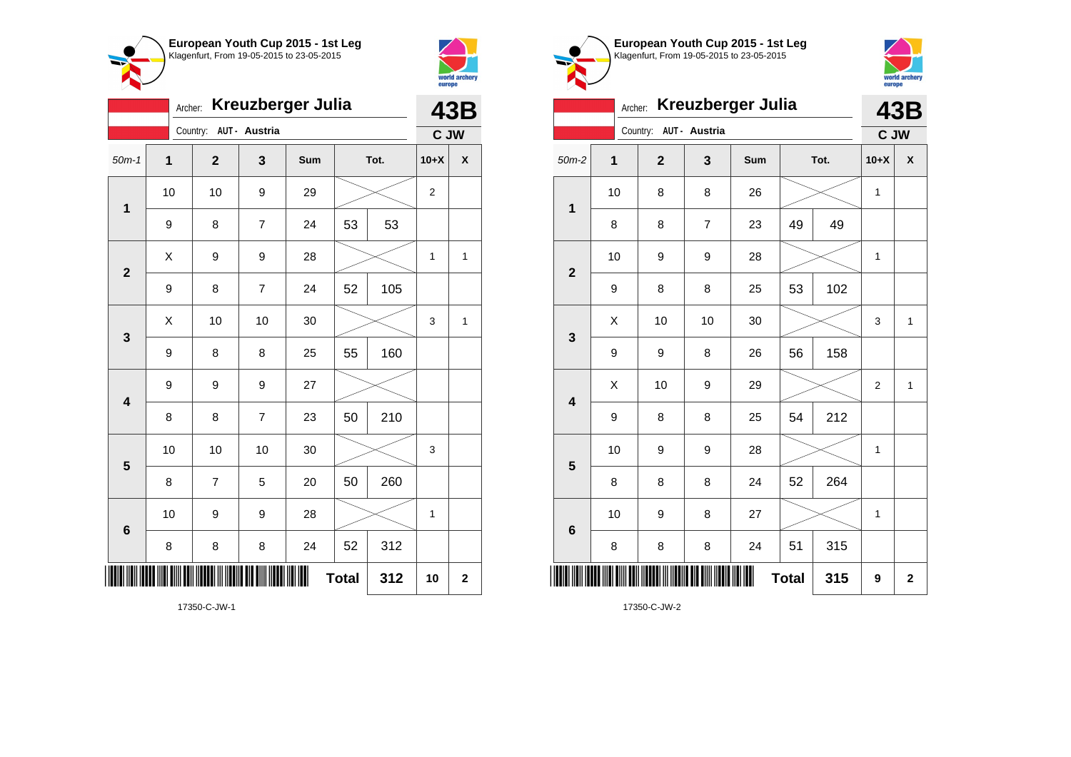**European Youth Cup 2015 - 1st Leg**
Klagenfurt, From 19-05-2015 to 23-05-2015

Archer: **Kreuzberger Julia**
Country: AUT - Austria

**43B**
**C JW**

| 50m-1 | 1 | 2 | 3 | Sum | Tot. | | 10+X | X |
|---|---|---|---|---|---|---|---|---|
| 1 | 10 | 10 | 9 | 29 | | | 2 | |
| | 9 | 8 | 7 | 24 | 53 | 53 | | |
| 2 | X | 9 | 9 | 28 | | | 1 | 1 |
| | 9 | 8 | 7 | 24 | 52 | 105 | | |
| 3 | X | 10 | 10 | 30 | | | 3 | 1 |
| | 9 | 8 | 8 | 25 | 55 | 160 | | |
| 4 | 9 | 9 | 9 | 27 | | | | |
| | 8 | 8 | 7 | 23 | 50 | 210 | | |
| 5 | 10 | 10 | 10 | 30 | | | 3 | |
| | 8 | 7 | 5 | 20 | 50 | 260 | | |
| 6 | 10 | 9 | 9 | 28 | | | 1 | |
| | 8 | 8 | 8 | 24 | 52 | 312 | | |
| | | | | | **Total** | **312** | **10** | **2** |

17350-C-JW-1

**European Youth Cup 2015 - 1st Leg**
Klagenfurt, From 19-05-2015 to 23-05-2015

Archer: **Kreuzberger Julia**
Country: AUT - Austria

**43B**
**C JW**

| 50m-2 | 1 | 2 | 3 | Sum | Tot. | | 10+X | X |
|---|---|---|---|---|---|---|---|---|
| 1 | 10 | 8 | 8 | 26 | | | 1 | |
| | 8 | 8 | 7 | 23 | 49 | 49 | | |
| 2 | 10 | 9 | 9 | 28 | | | 1 | |
| | 9 | 8 | 8 | 25 | 53 | 102 | | |
| 3 | X | 10 | 10 | 30 | | | 3 | 1 |
| | 9 | 9 | 8 | 26 | 56 | 158 | | |
| 4 | X | 10 | 9 | 29 | | | 2 | 1 |
| | 9 | 8 | 8 | 25 | 54 | 212 | | |
| 5 | 10 | 9 | 9 | 28 | | | 1 | |
| | 8 | 8 | 8 | 24 | 52 | 264 | | |
| 6 | 10 | 9 | 8 | 27 | | | 1 | |
| | 8 | 8 | 8 | 24 | 51 | 315 | | |
| | | | | | **Total** | **315** | **9** | **2** |

17350-C-JW-2